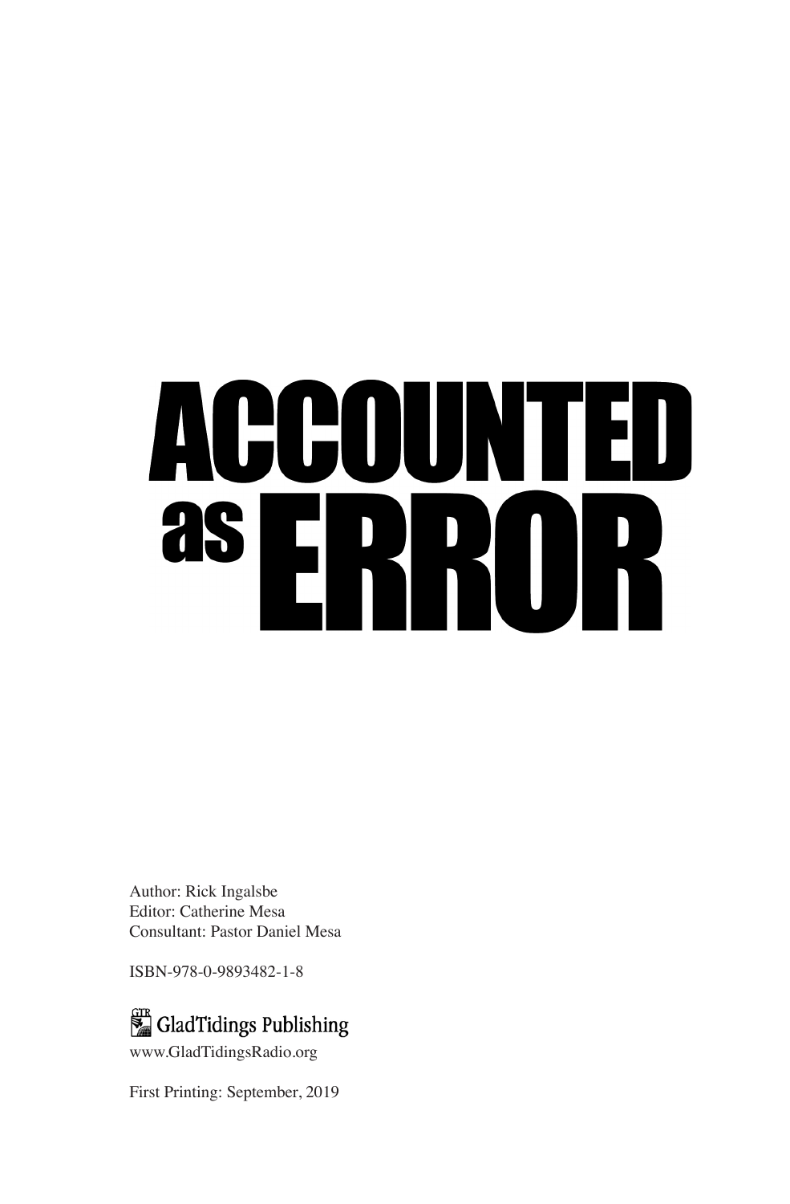# ACCOUNTED as ERROR

Author: Rick Ingalsbe
Editor: Catherine Mesa
Consultant: Pastor Daniel Mesa

ISBN-978-0-9893482-1-8

GladTidings Publishing
www.GladTidingsRadio.org

First Printing: September, 2019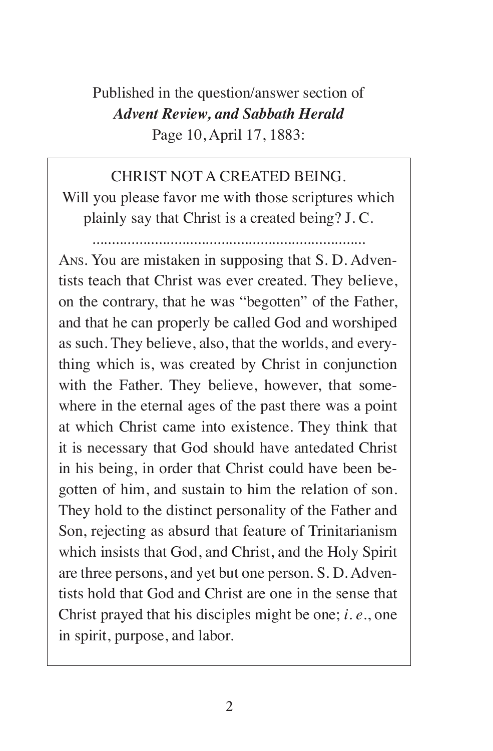Published in the question/answer section of
***Advent Review, and Sabbath Herald***
Page 10, April 17, 1883:

CHRIST NOT A CREATED BEING.

Will you please favor me with those scriptures which plainly say that Christ is a created being? J. C.

.......................................................................

ANS. You are mistaken in supposing that S. D. Adventists teach that Christ was ever created. They believe, on the contrary, that he was "begotten" of the Father, and that he can properly be called God and worshiped as such. They believe, also, that the worlds, and everything which is, was created by Christ in conjunction with the Father. They believe, however, that somewhere in the eternal ages of the past there was a point at which Christ came into existence. They think that it is necessary that God should have antedated Christ in his being, in order that Christ could have been begotten of him, and sustain to him the relation of son. They hold to the distinct personality of the Father and Son, rejecting as absurd that feature of Trinitarianism which insists that God, and Christ, and the Holy Spirit are three persons, and yet but one person. S. D. Adventists hold that God and Christ are one in the sense that Christ prayed that his disciples might be one; *i. e.*, one in spirit, purpose, and labor.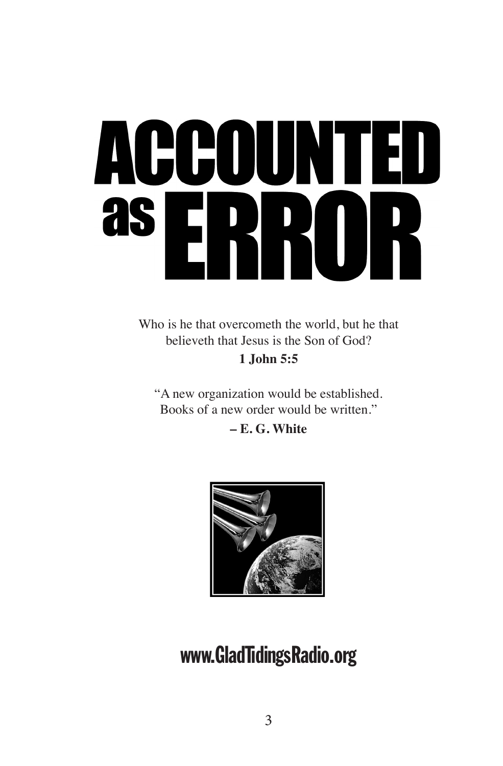# ACCOUNTED as ERROR

Who is he that overcometh the world, but he that believeth that Jesus is the Son of God?

**1 John 5:5**

"A new organization would be established. Books of a new order would be written."

**– E. G. White**

**www.GladTidingsRadio.org**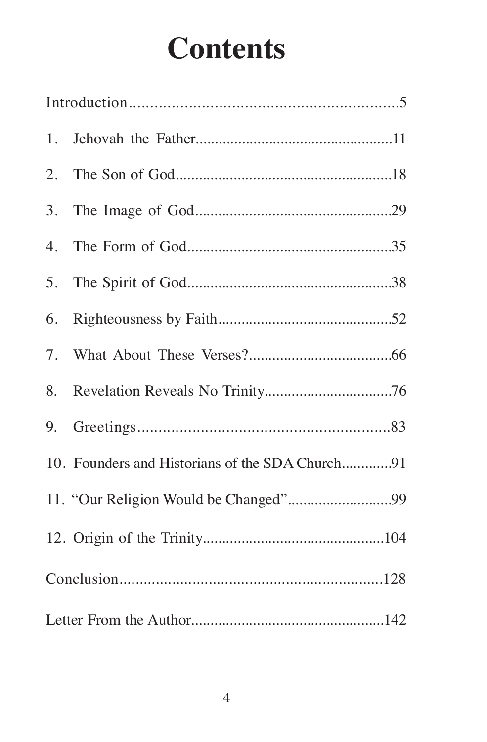# Contents

Introduction.................................................................5

1. Jehovah the Father...................................................11

2. The Son of God........................................................18

3. The Image of God...................................................29

4. The Form of God.....................................................35

5. The Spirit of God.....................................................38

6. Righteousness by Faith.............................................52

7. What About These Verses?.....................................66

8. Revelation Reveals No Trinity.................................76

9. Greetings..............................................................83

10. Founders and Historians of the SDA Church............91

11. "Our Religion Would be Changed"...........................99

12. Origin of the Trinity...............................................104

Conclusion.................................................................128

Letter From the Author..................................................142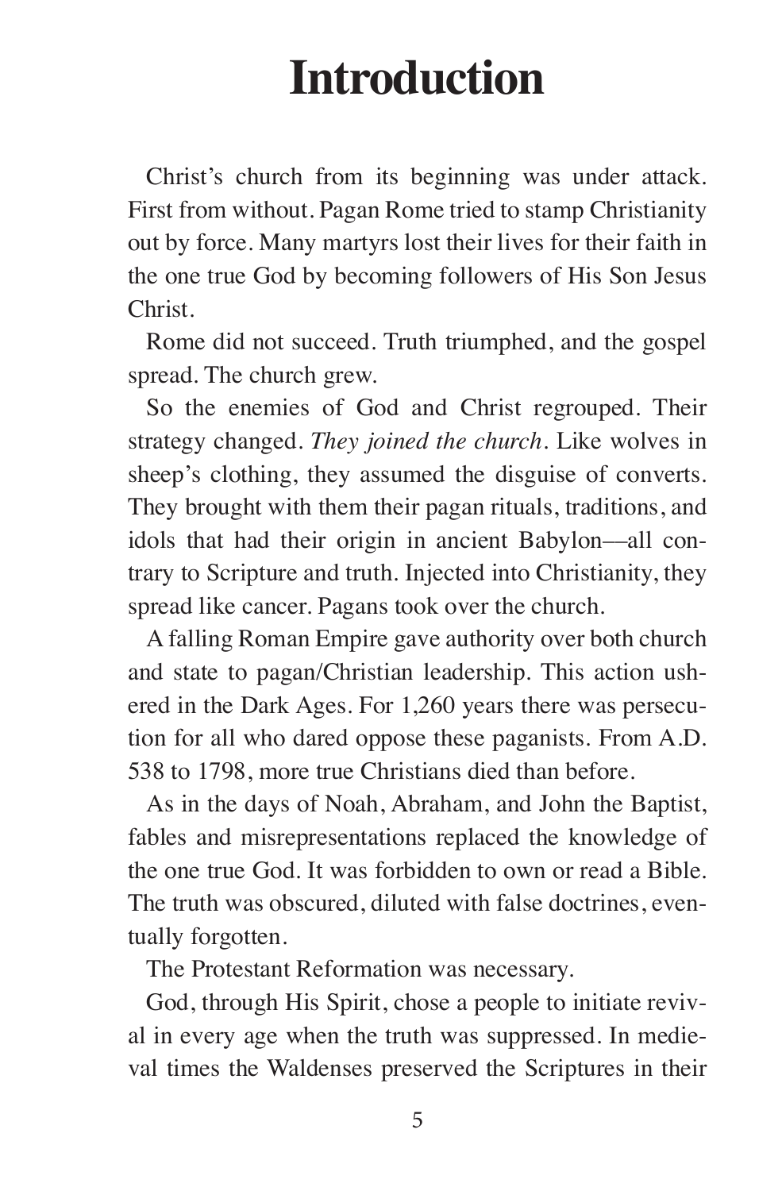# Introduction

Christ's church from its beginning was under attack. First from without. Pagan Rome tried to stamp Christianity out by force. Many martyrs lost their lives for their faith in the one true God by becoming followers of His Son Jesus Christ.

Rome did not succeed. Truth triumphed, and the gospel spread. The church grew.

So the enemies of God and Christ regrouped. Their strategy changed. *They joined the church*. Like wolves in sheep's clothing, they assumed the disguise of converts. They brought with them their pagan rituals, traditions, and idols that had their origin in ancient Babylon—all contrary to Scripture and truth. Injected into Christianity, they spread like cancer. Pagans took over the church.

A falling Roman Empire gave authority over both church and state to pagan/Christian leadership. This action ushered in the Dark Ages. For 1,260 years there was persecution for all who dared oppose these paganists. From A.D. 538 to 1798, more true Christians died than before.

As in the days of Noah, Abraham, and John the Baptist, fables and misrepresentations replaced the knowledge of the one true God. It was forbidden to own or read a Bible. The truth was obscured, diluted with false doctrines, eventually forgotten.

The Protestant Reformation was necessary.

God, through His Spirit, chose a people to initiate revival in every age when the truth was suppressed. In medieval times the Waldenses preserved the Scriptures in their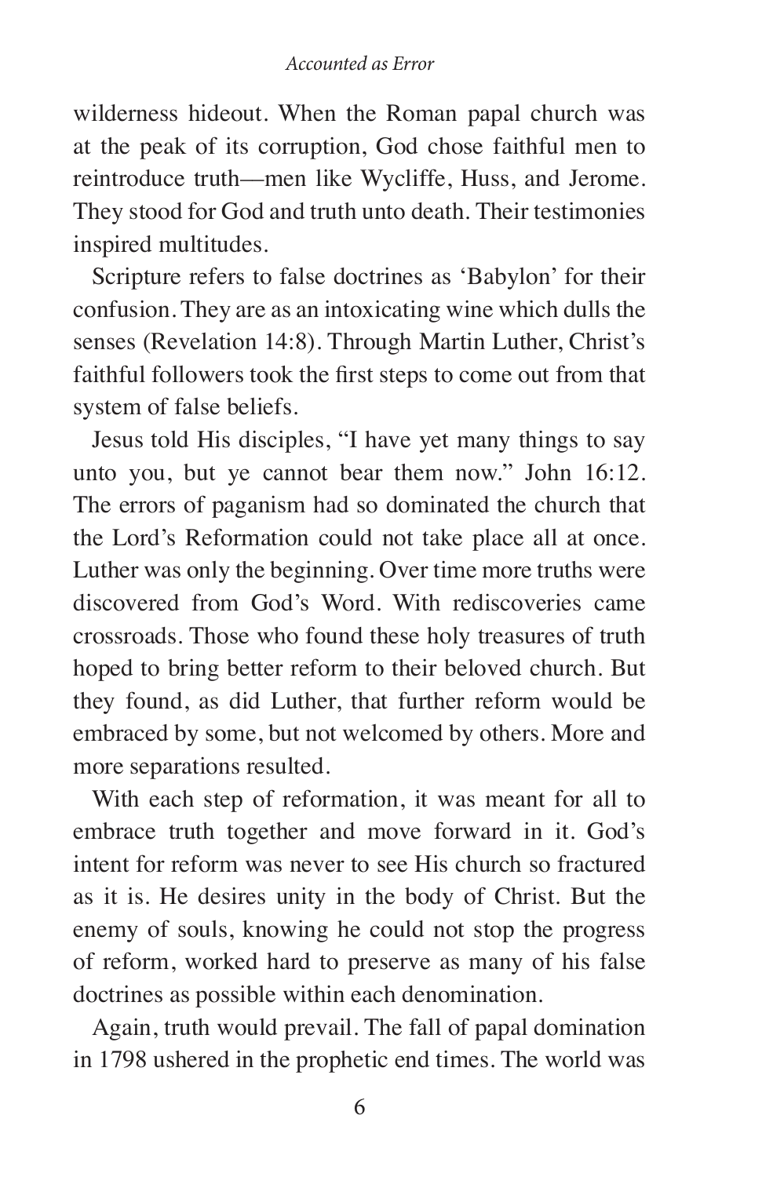wilderness hideout. When the Roman papal church was at the peak of its corruption, God chose faithful men to reintroduce truth—men like Wycliffe, Huss, and Jerome. They stood for God and truth unto death. Their testimonies inspired multitudes.

Scripture refers to false doctrines as 'Babylon' for their confusion. They are as an intoxicating wine which dulls the senses (Revelation 14:8). Through Martin Luther, Christ's faithful followers took the first steps to come out from that system of false beliefs.

Jesus told His disciples, "I have yet many things to say unto you, but ye cannot bear them now." John 16:12. The errors of paganism had so dominated the church that the Lord's Reformation could not take place all at once. Luther was only the beginning. Over time more truths were discovered from God's Word. With rediscoveries came crossroads. Those who found these holy treasures of truth hoped to bring better reform to their beloved church. But they found, as did Luther, that further reform would be embraced by some, but not welcomed by others. More and more separations resulted.

With each step of reformation, it was meant for all to embrace truth together and move forward in it. God's intent for reform was never to see His church so fractured as it is. He desires unity in the body of Christ. But the enemy of souls, knowing he could not stop the progress of reform, worked hard to preserve as many of his false doctrines as possible within each denomination.

Again, truth would prevail. The fall of papal domination in 1798 ushered in the prophetic end times. The world was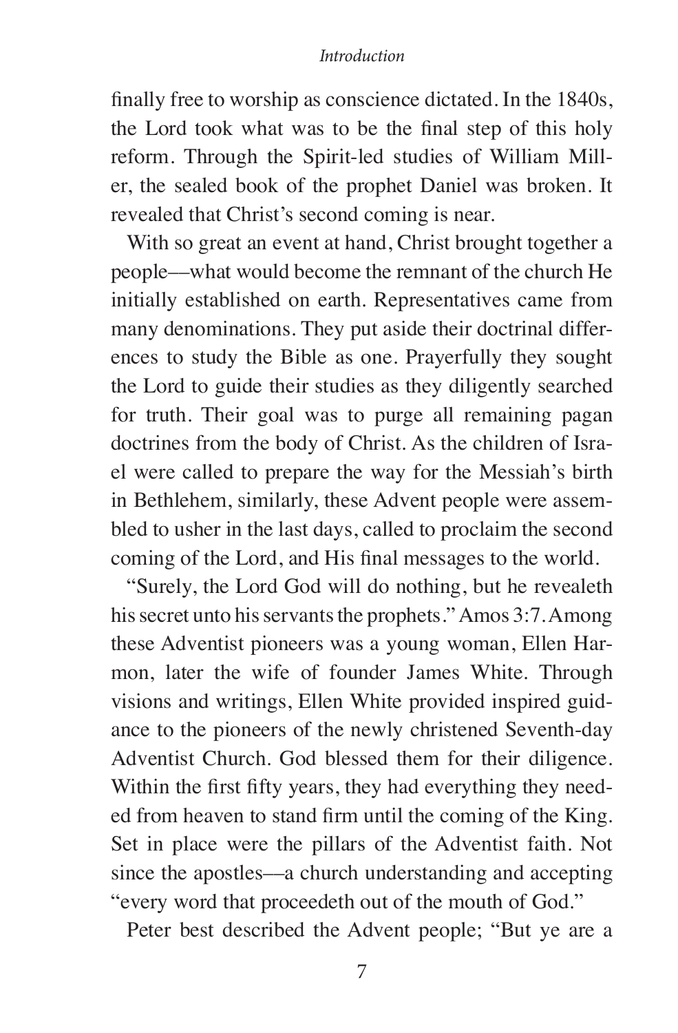finally free to worship as conscience dictated. In the 1840s, the Lord took what was to be the final step of this holy reform. Through the Spirit-led studies of William Miller, the sealed book of the prophet Daniel was broken. It revealed that Christ's second coming is near.

With so great an event at hand, Christ brought together a people—what would become the remnant of the church He initially established on earth. Representatives came from many denominations. They put aside their doctrinal differences to study the Bible as one. Prayerfully they sought the Lord to guide their studies as they diligently searched for truth. Their goal was to purge all remaining pagan doctrines from the body of Christ. As the children of Israel were called to prepare the way for the Messiah's birth in Bethlehem, similarly, these Advent people were assembled to usher in the last days, called to proclaim the second coming of the Lord, and His final messages to the world.

"Surely, the Lord God will do nothing, but he revealeth his secret unto his servants the prophets." Amos 3:7. Among these Adventist pioneers was a young woman, Ellen Harmon, later the wife of founder James White. Through visions and writings, Ellen White provided inspired guidance to the pioneers of the newly christened Seventh-day Adventist Church. God blessed them for their diligence. Within the first fifty years, they had everything they needed from heaven to stand firm until the coming of the King. Set in place were the pillars of the Adventist faith. Not since the apostles—a church understanding and accepting "every word that proceedeth out of the mouth of God."

Peter best described the Advent people; "But ye are a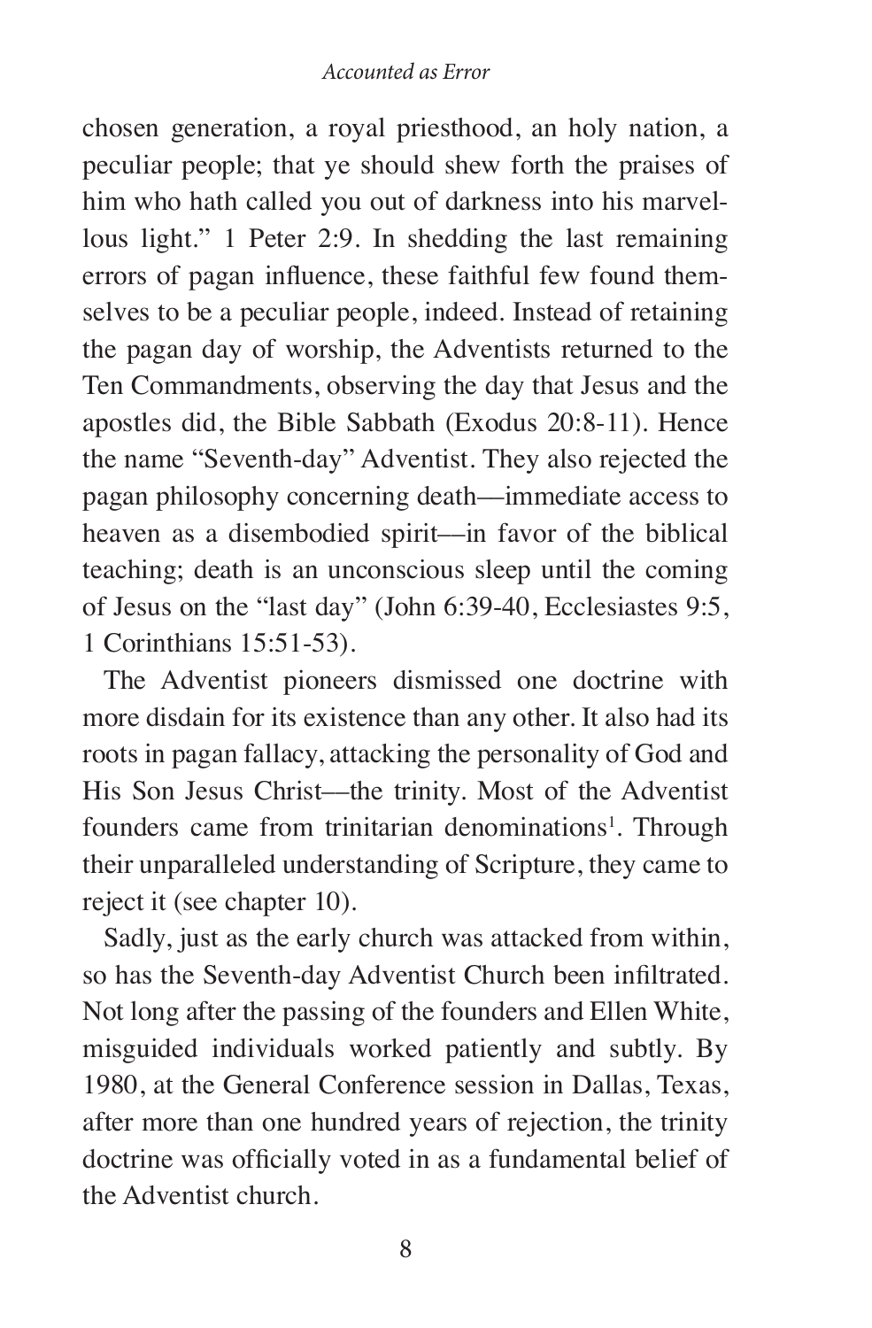chosen generation, a royal priesthood, an holy nation, a peculiar people; that ye should shew forth the praises of him who hath called you out of darkness into his marvellous light." 1 Peter 2:9. In shedding the last remaining errors of pagan influence, these faithful few found themselves to be a peculiar people, indeed. Instead of retaining the pagan day of worship, the Adventists returned to the Ten Commandments, observing the day that Jesus and the apostles did, the Bible Sabbath (Exodus 20:8-11). Hence the name "Seventh-day" Adventist. They also rejected the pagan philosophy concerning death—immediate access to heaven as a disembodied spirit—in favor of the biblical teaching; death is an unconscious sleep until the coming of Jesus on the "last day" (John 6:39-40, Ecclesiastes 9:5, 1 Corinthians 15:51-53).

The Adventist pioneers dismissed one doctrine with more disdain for its existence than any other. It also had its roots in pagan fallacy, attacking the personality of God and His Son Jesus Christ—the trinity. Most of the Adventist founders came from trinitarian denominations[1]. Through their unparalleled understanding of Scripture, they came to reject it (see chapter 10).

Sadly, just as the early church was attacked from within, so has the Seventh-day Adventist Church been infiltrated. Not long after the passing of the founders and Ellen White, misguided individuals worked patiently and subtly. By 1980, at the General Conference session in Dallas, Texas, after more than one hundred years of rejection, the trinity doctrine was officially voted in as a fundamental belief of the Adventist church.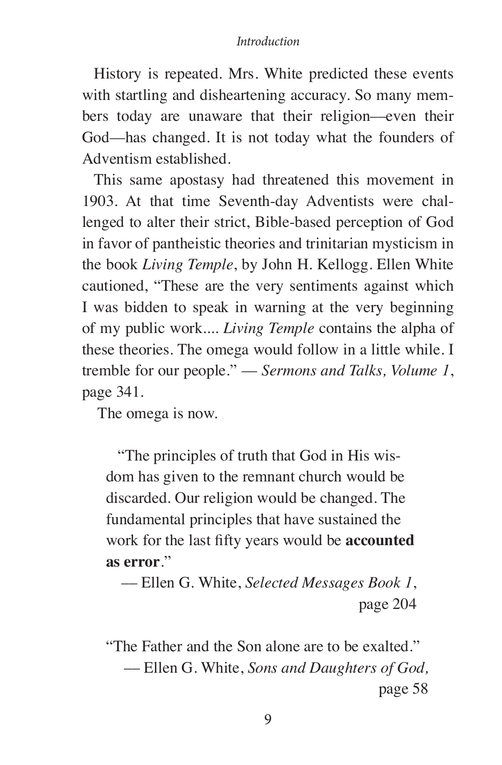History is repeated. Mrs. White predicted these events with startling and disheartening accuracy. So many members today are unaware that their religion—even their God—has changed. It is not today what the founders of Adventism established.

This same apostasy had threatened this movement in 1903. At that time Seventh-day Adventists were challenged to alter their strict, Bible-based perception of God in favor of pantheistic theories and trinitarian mysticism in the book *Living Temple*, by John H. Kellogg. Ellen White cautioned, "These are the very sentiments against which I was bidden to speak in warning at the very beginning of my public work.... *Living Temple* contains the alpha of these theories. The omega would follow in a little while. I tremble for our people." — *Sermons and Talks, Volume 1*, page 341.

The omega is now.

> "The principles of truth that God in His wisdom has given to the remnant church would be discarded. Our religion would be changed. The fundamental principles that have sustained the work for the last fifty years would be **accounted as error**."
>
> — Ellen G. White, *Selected Messages Book 1*, page 204

> "The Father and the Son alone are to be exalted."
>
> — Ellen G. White, *Sons and Daughters of God,* page 58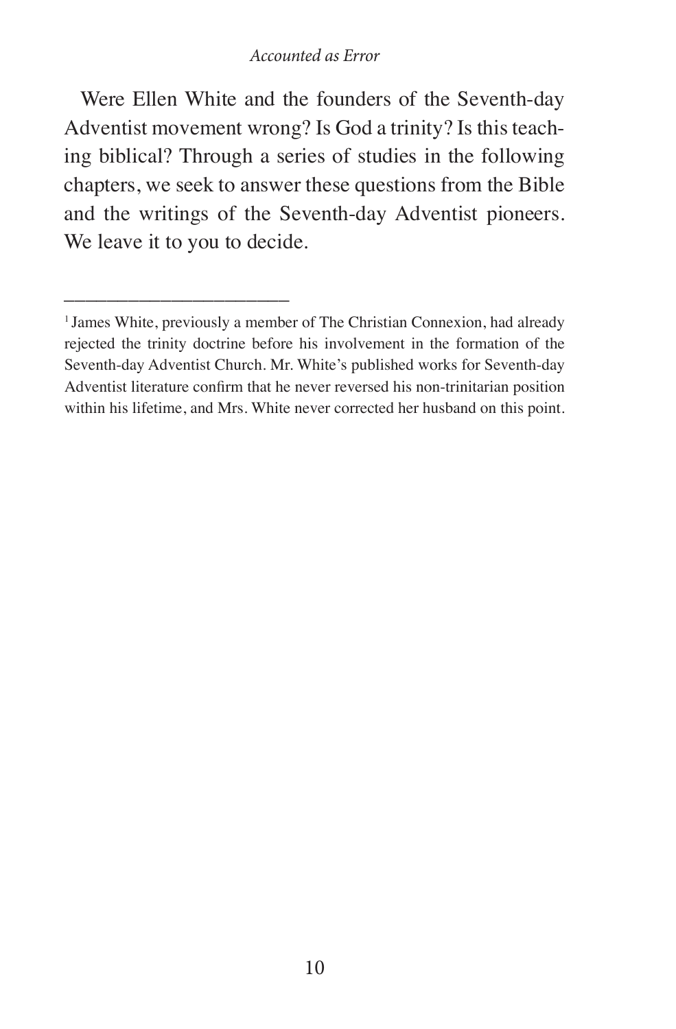Were Ellen White and the founders of the Seventh-day Adventist movement wrong? Is God a trinity? Is this teaching biblical? Through a series of studies in the following chapters, we seek to answer these questions from the Bible and the writings of the Seventh-day Adventist pioneers. We leave it to you to decide.

---

[1] James White, previously a member of The Christian Connexion, had already rejected the trinity doctrine before his involvement in the formation of the Seventh-day Adventist Church. Mr. White's published works for Seventh-day Adventist literature confirm that he never reversed his non-trinitarian position within his lifetime, and Mrs. White never corrected her husband on this point.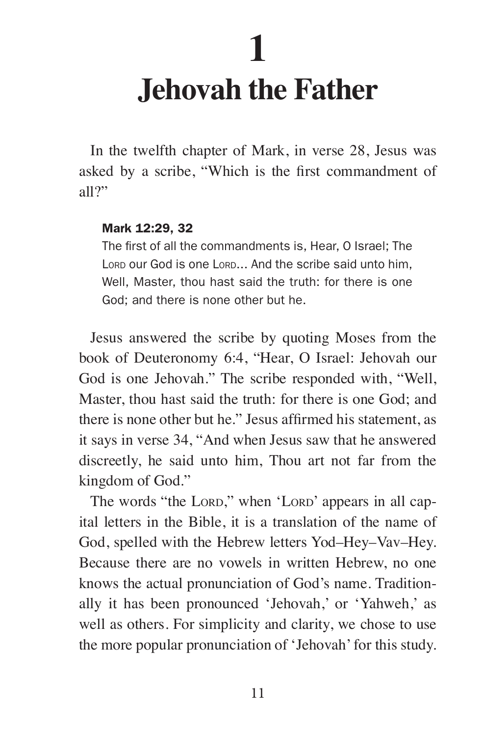# 1

# Jehovah the Father

In the twelfth chapter of Mark, in verse 28, Jesus was asked by a scribe, "Which is the first commandment of all?"

> **Mark 12:29, 32**
>
> The first of all the commandments is, Hear, O Israel; The LORD our God is one LORD... And the scribe said unto him, Well, Master, thou hast said the truth: for there is one God; and there is none other but he.

Jesus answered the scribe by quoting Moses from the book of Deuteronomy 6:4, "Hear, O Israel: Jehovah our God is one Jehovah." The scribe responded with, "Well, Master, thou hast said the truth: for there is one God; and there is none other but he." Jesus affirmed his statement, as it says in verse 34, "And when Jesus saw that he answered discreetly, he said unto him, Thou art not far from the kingdom of God."

The words "the LORD," when 'LORD' appears in all capital letters in the Bible, it is a translation of the name of God, spelled with the Hebrew letters Yod–Hey–Vav–Hey. Because there are no vowels in written Hebrew, no one knows the actual pronunciation of God's name. Traditionally it has been pronounced 'Jehovah,' or 'Yahweh,' as well as others. For simplicity and clarity, we chose to use the more popular pronunciation of 'Jehovah' for this study.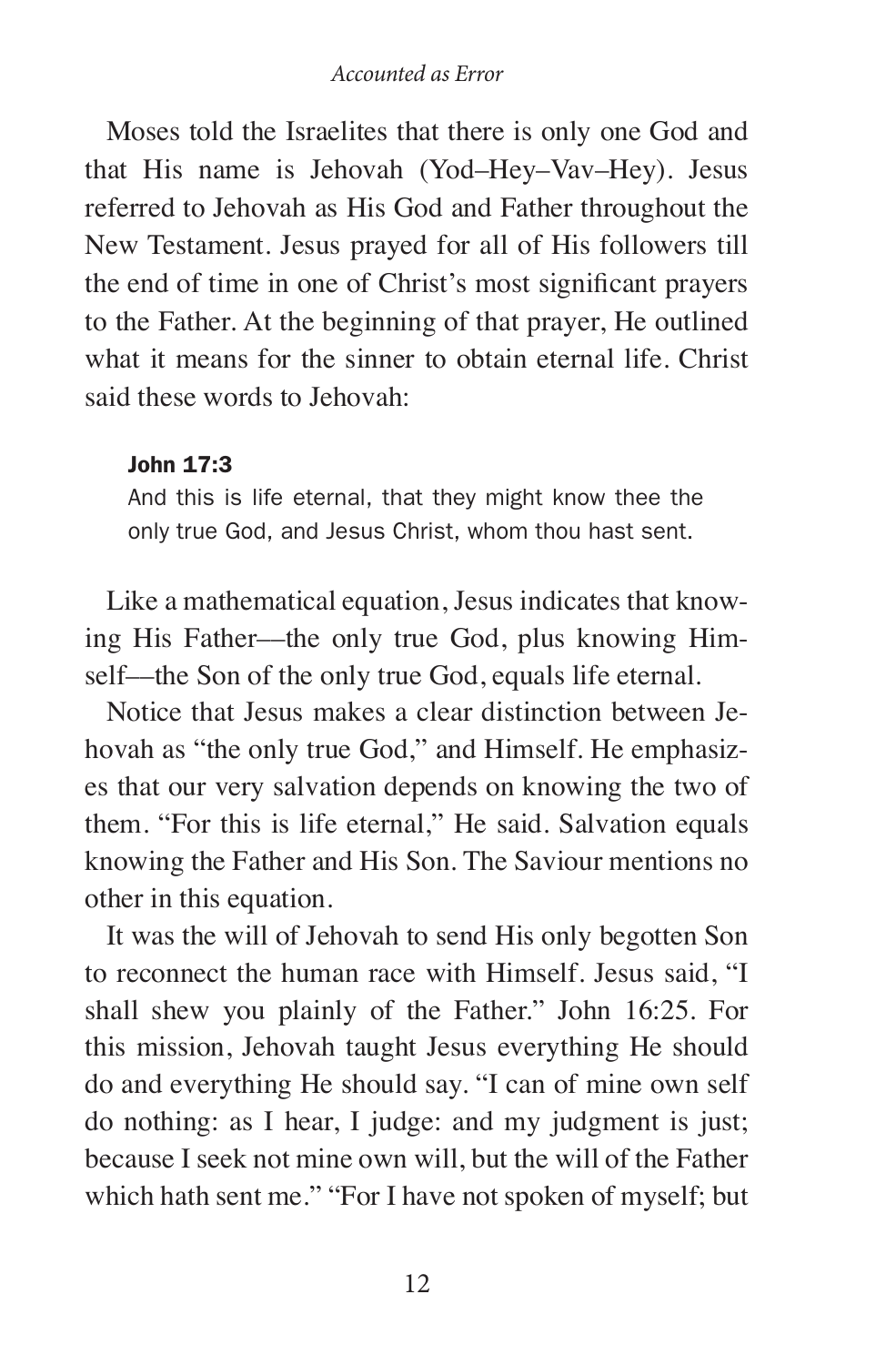Moses told the Israelites that there is only one God and that His name is Jehovah (Yod–Hey–Vav–Hey). Jesus referred to Jehovah as His God and Father throughout the New Testament. Jesus prayed for all of His followers till the end of time in one of Christ's most significant prayers to the Father. At the beginning of that prayer, He outlined what it means for the sinner to obtain eternal life. Christ said these words to Jehovah:

> **John 17:3**
> And this is life eternal, that they might know thee the only true God, and Jesus Christ, whom thou hast sent.

Like a mathematical equation, Jesus indicates that knowing His Father—the only true God, plus knowing Himself—the Son of the only true God, equals life eternal.

Notice that Jesus makes a clear distinction between Jehovah as "the only true God," and Himself. He emphasizes that our very salvation depends on knowing the two of them. "For this is life eternal," He said. Salvation equals knowing the Father and His Son. The Saviour mentions no other in this equation.

It was the will of Jehovah to send His only begotten Son to reconnect the human race with Himself. Jesus said, "I shall shew you plainly of the Father." John 16:25. For this mission, Jehovah taught Jesus everything He should do and everything He should say. "I can of mine own self do nothing: as I hear, I judge: and my judgment is just; because I seek not mine own will, but the will of the Father which hath sent me." "For I have not spoken of myself; but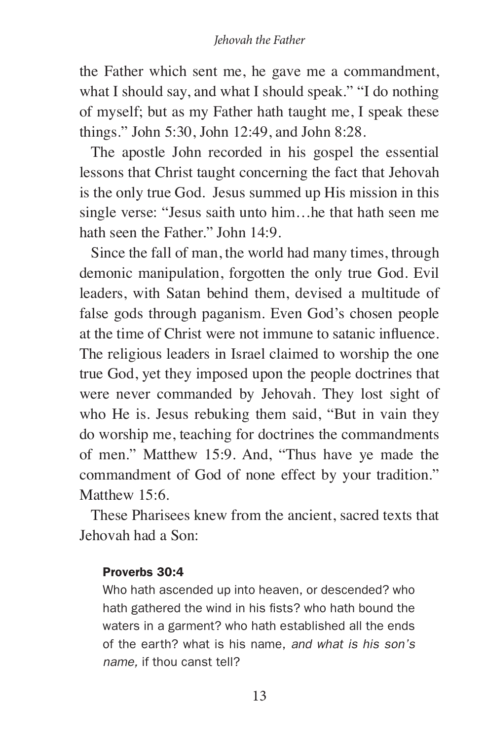the Father which sent me, he gave me a commandment, what I should say, and what I should speak." "I do nothing of myself; but as my Father hath taught me, I speak these things." John 5:30, John 12:49, and John 8:28.

The apostle John recorded in his gospel the essential lessons that Christ taught concerning the fact that Jehovah is the only true God. Jesus summed up His mission in this single verse: "Jesus saith unto him…he that hath seen me hath seen the Father." John 14:9.

Since the fall of man, the world had many times, through demonic manipulation, forgotten the only true God. Evil leaders, with Satan behind them, devised a multitude of false gods through paganism. Even God's chosen people at the time of Christ were not immune to satanic influence. The religious leaders in Israel claimed to worship the one true God, yet they imposed upon the people doctrines that were never commanded by Jehovah. They lost sight of who He is. Jesus rebuking them said, "But in vain they do worship me, teaching for doctrines the commandments of men." Matthew 15:9. And, "Thus have ye made the commandment of God of none effect by your tradition." Matthew 15:6.

These Pharisees knew from the ancient, sacred texts that Jehovah had a Son:

> **Proverbs 30:4**
>
> Who hath ascended up into heaven, or descended? who hath gathered the wind in his fists? who hath bound the waters in a garment? who hath established all the ends of the earth? what is his name, *and what is his son's name,* if thou canst tell?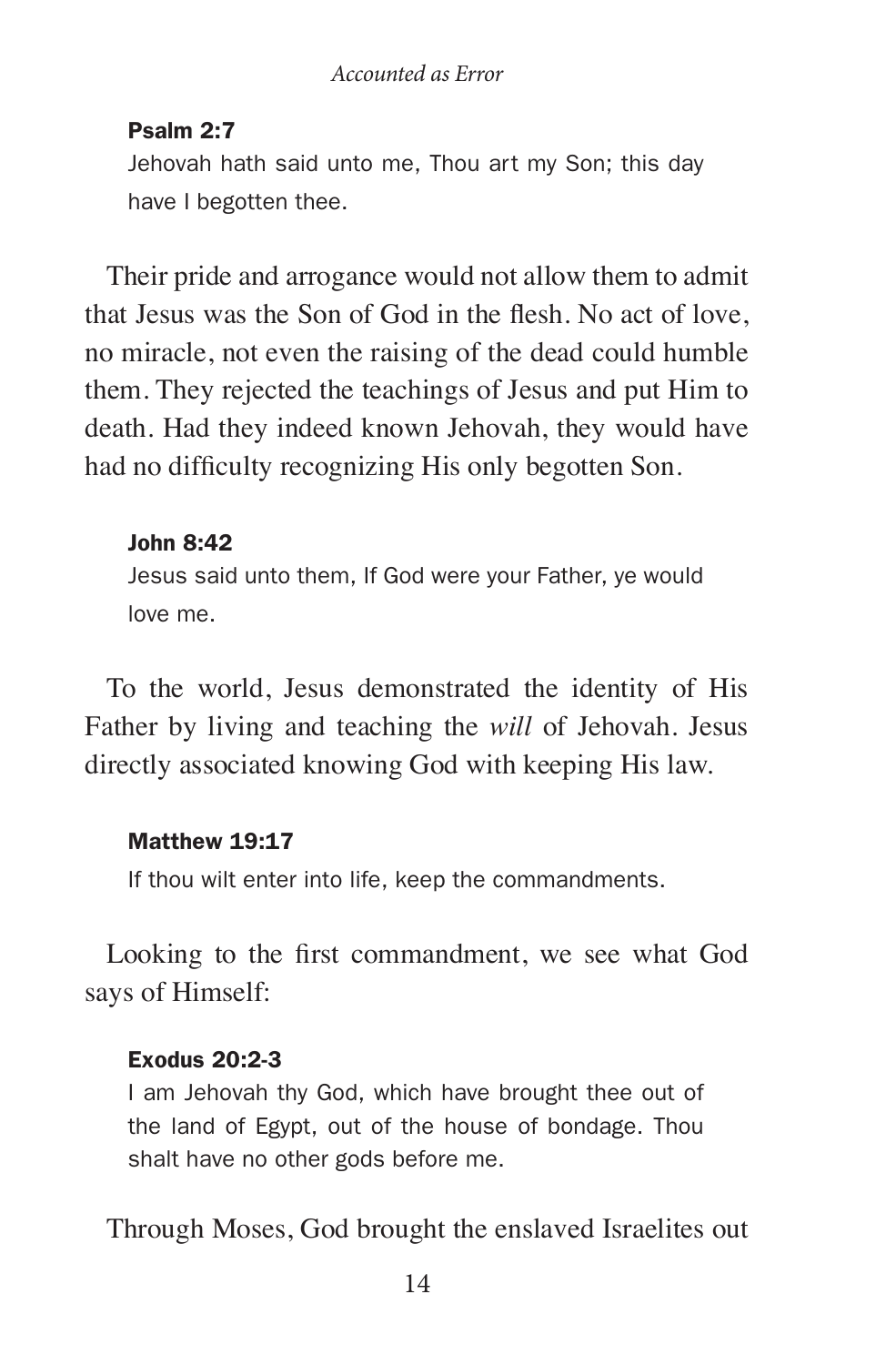**Psalm 2:7**

Jehovah hath said unto me, Thou art my Son; this day have I begotten thee.

Their pride and arrogance would not allow them to admit that Jesus was the Son of God in the flesh. No act of love, no miracle, not even the raising of the dead could humble them. They rejected the teachings of Jesus and put Him to death. Had they indeed known Jehovah, they would have had no difficulty recognizing His only begotten Son.

**John 8:42**

Jesus said unto them, If God were your Father, ye would love me.

To the world, Jesus demonstrated the identity of His Father by living and teaching the *will* of Jehovah. Jesus directly associated knowing God with keeping His law.

**Matthew 19:17**

If thou wilt enter into life, keep the commandments.

Looking to the first commandment, we see what God says of Himself:

**Exodus 20:2-3**

I am Jehovah thy God, which have brought thee out of the land of Egypt, out of the house of bondage. Thou shalt have no other gods before me.

Through Moses, God brought the enslaved Israelites out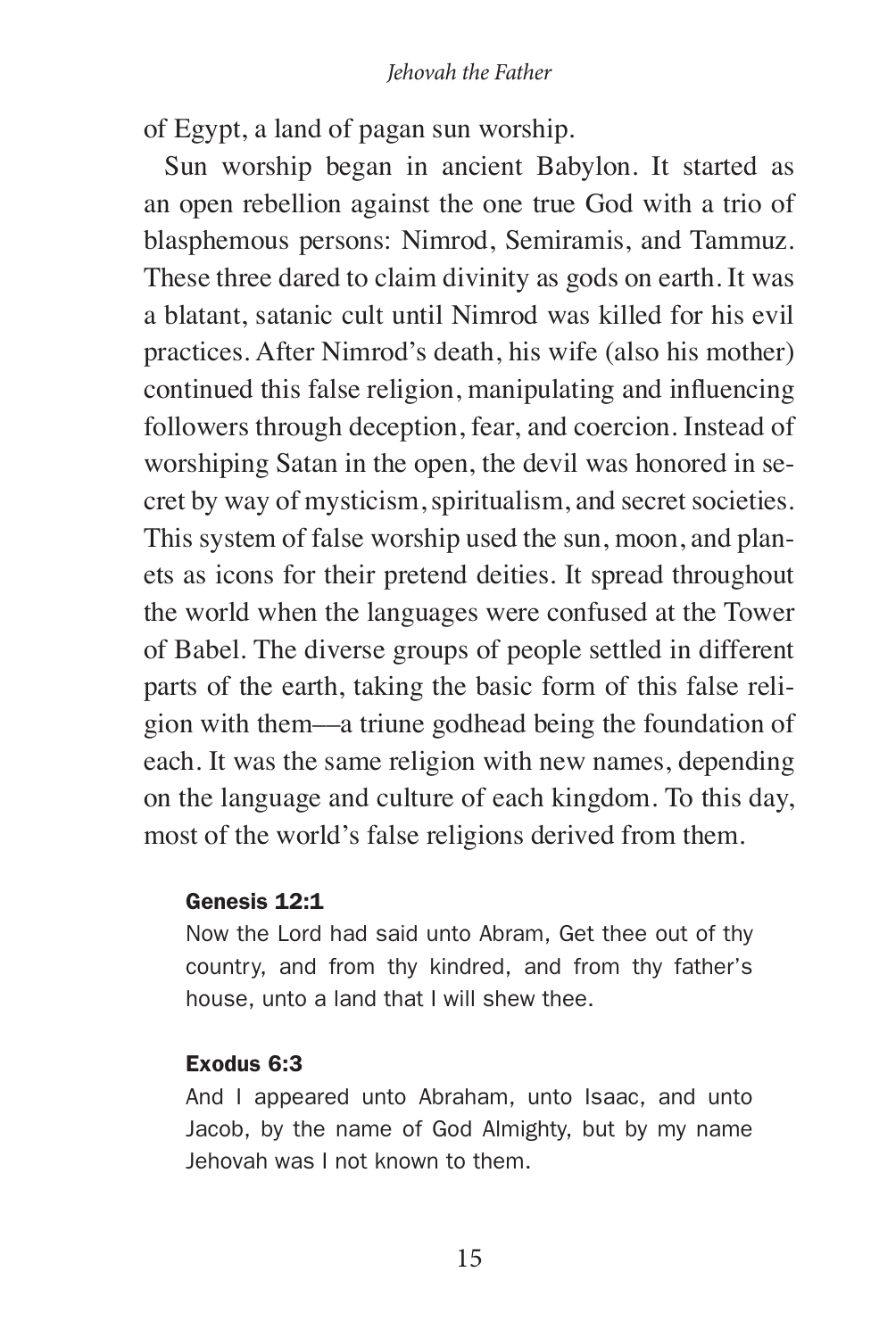of Egypt, a land of pagan sun worship.

Sun worship began in ancient Babylon. It started as an open rebellion against the one true God with a trio of blasphemous persons: Nimrod, Semiramis, and Tammuz. These three dared to claim divinity as gods on earth. It was a blatant, satanic cult until Nimrod was killed for his evil practices. After Nimrod's death, his wife (also his mother) continued this false religion, manipulating and influencing followers through deception, fear, and coercion. Instead of worshiping Satan in the open, the devil was honored in secret by way of mysticism, spiritualism, and secret societies. This system of false worship used the sun, moon, and planets as icons for their pretend deities. It spread throughout the world when the languages were confused at the Tower of Babel. The diverse groups of people settled in different parts of the earth, taking the basic form of this false religion with them—a triune godhead being the foundation of each. It was the same religion with new names, depending on the language and culture of each kingdom. To this day, most of the world's false religions derived from them.

> **Genesis 12:1**
> Now the Lord had said unto Abram, Get thee out of thy country, and from thy kindred, and from thy father's house, unto a land that I will shew thee.

> **Exodus 6:3**
> And I appeared unto Abraham, unto Isaac, and unto Jacob, by the name of God Almighty, but by my name Jehovah was I not known to them.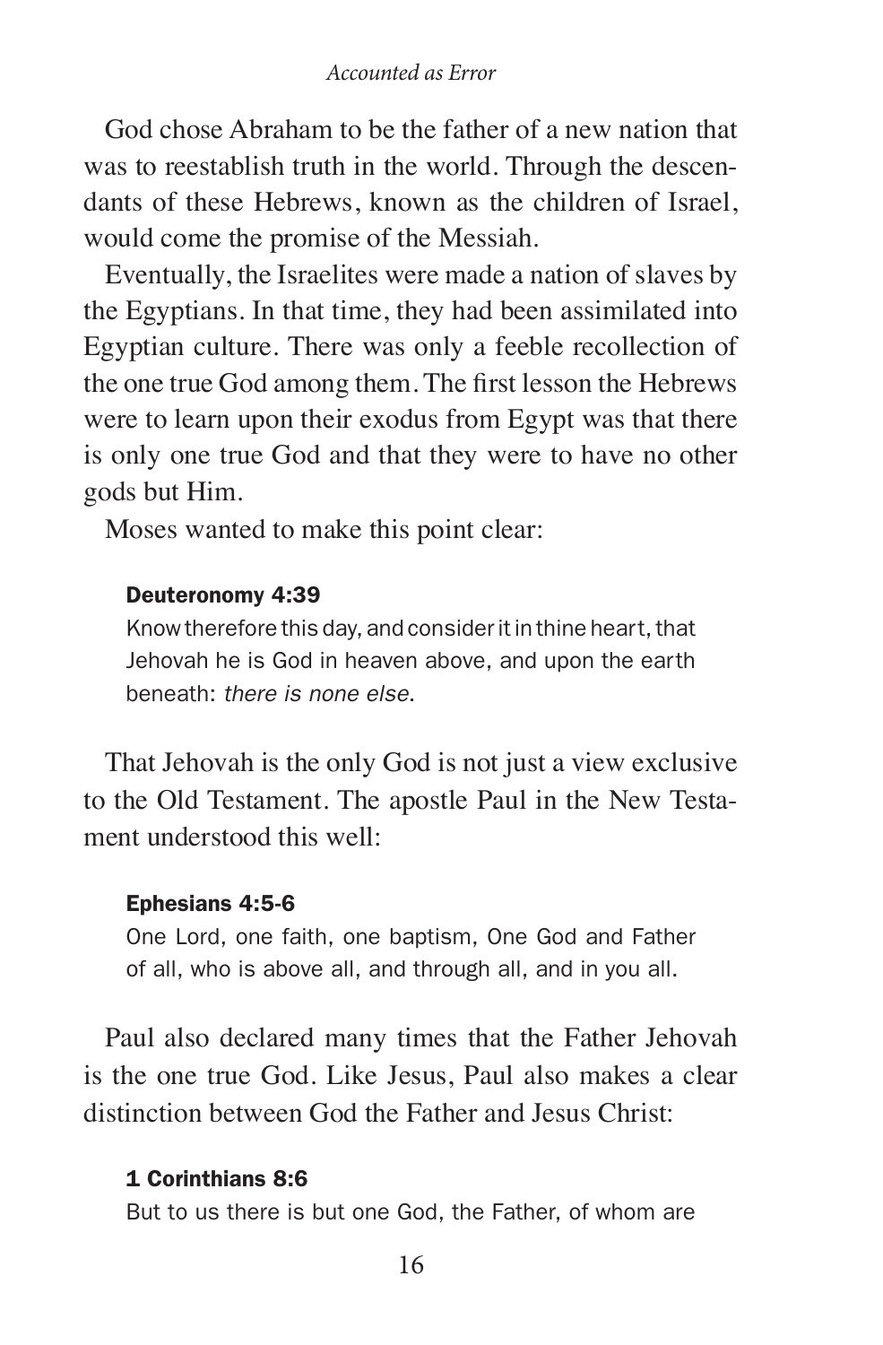God chose Abraham to be the father of a new nation that was to reestablish truth in the world. Through the descendants of these Hebrews, known as the children of Israel, would come the promise of the Messiah.

Eventually, the Israelites were made a nation of slaves by the Egyptians. In that time, they had been assimilated into Egyptian culture. There was only a feeble recollection of the one true God among them. The first lesson the Hebrews were to learn upon their exodus from Egypt was that there is only one true God and that they were to have no other gods but Him.

Moses wanted to make this point clear:

> **Deuteronomy 4:39**
> Know therefore this day, and consider it in thine heart, that Jehovah he is God in heaven above, and upon the earth beneath: *there is none else*.

That Jehovah is the only God is not just a view exclusive to the Old Testament. The apostle Paul in the New Testament understood this well:

> **Ephesians 4:5-6**
> One Lord, one faith, one baptism, One God and Father of all, who is above all, and through all, and in you all.

Paul also declared many times that the Father Jehovah is the one true God. Like Jesus, Paul also makes a clear distinction between God the Father and Jesus Christ:

> **1 Corinthians 8:6**
> But to us there is but one God, the Father, of whom are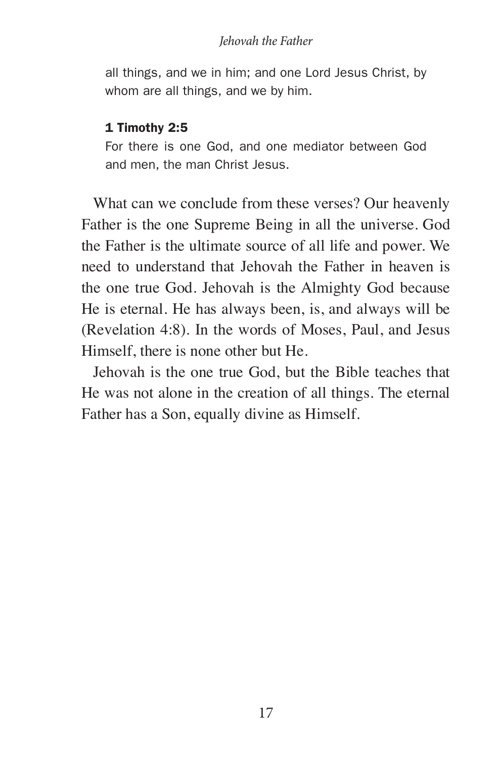all things, and we in him; and one Lord Jesus Christ, by whom are all things, and we by him.

**1 Timothy 2:5**

For there is one God, and one mediator between God and men, the man Christ Jesus.

What can we conclude from these verses? Our heavenly Father is the one Supreme Being in all the universe. God the Father is the ultimate source of all life and power. We need to understand that Jehovah the Father in heaven is the one true God. Jehovah is the Almighty God because He is eternal. He has always been, is, and always will be (Revelation 4:8). In the words of Moses, Paul, and Jesus Himself, there is none other but He.

Jehovah is the one true God, but the Bible teaches that He was not alone in the creation of all things. The eternal Father has a Son, equally divine as Himself.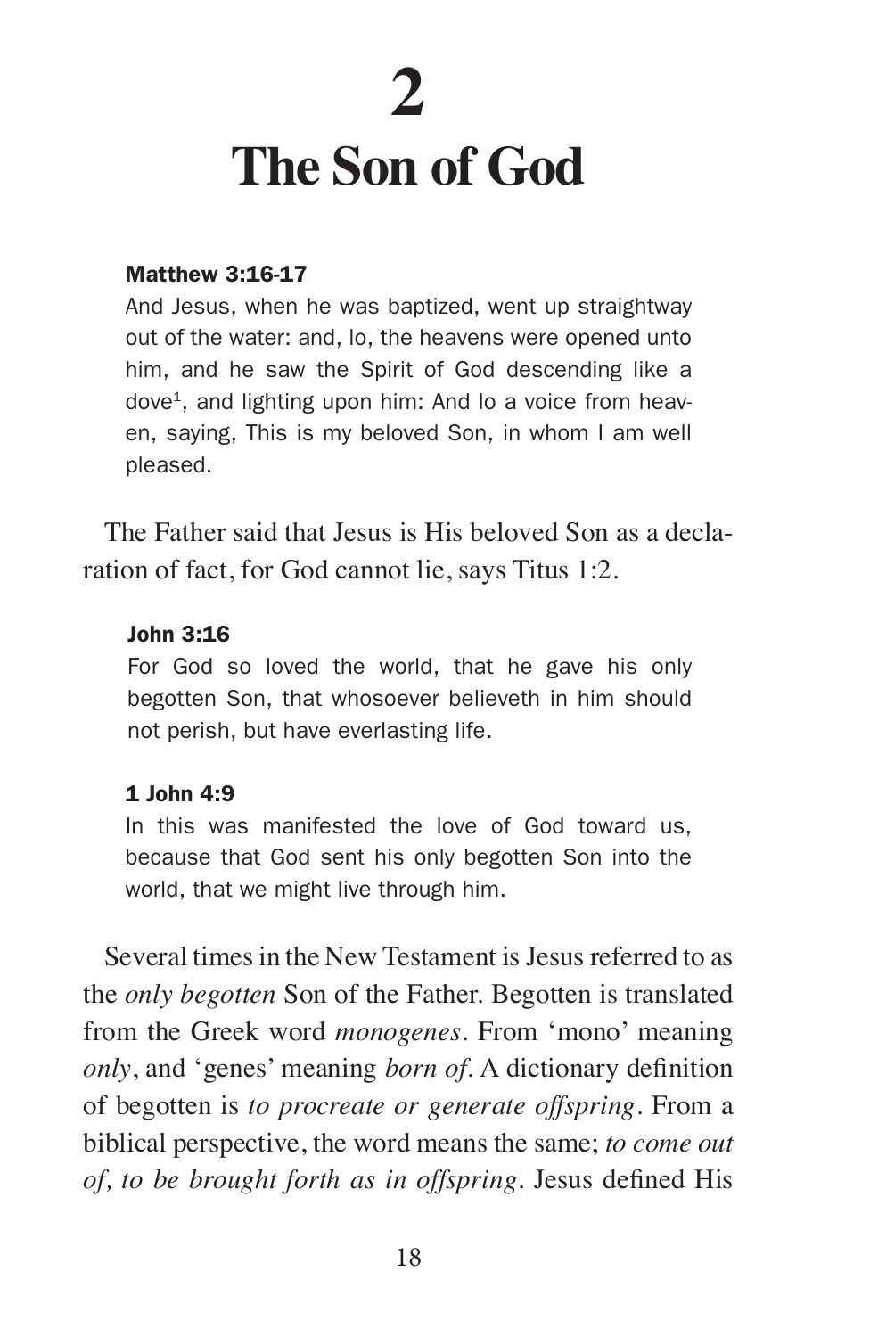# 2

# The Son of God

**Matthew 3:16-17**

And Jesus, when he was baptized, went up straightway out of the water: and, lo, the heavens were opened unto him, and he saw the Spirit of God descending like a dove[1], and lighting upon him: And lo a voice from heaven, saying, This is my beloved Son, in whom I am well pleased.

The Father said that Jesus is His beloved Son as a declaration of fact, for God cannot lie, says Titus 1:2.

**John 3:16**

For God so loved the world, that he gave his only begotten Son, that whosoever believeth in him should not perish, but have everlasting life.

**1 John 4:9**

In this was manifested the love of God toward us, because that God sent his only begotten Son into the world, that we might live through him.

Several times in the New Testament is Jesus referred to as the *only begotten* Son of the Father. Begotten is translated from the Greek word *monogenes*. From 'mono' meaning *only*, and 'genes' meaning *born of*. A dictionary definition of begotten is *to procreate or generate offspring*. From a biblical perspective, the word means the same; *to come out of, to be brought forth as in offspring*. Jesus defined His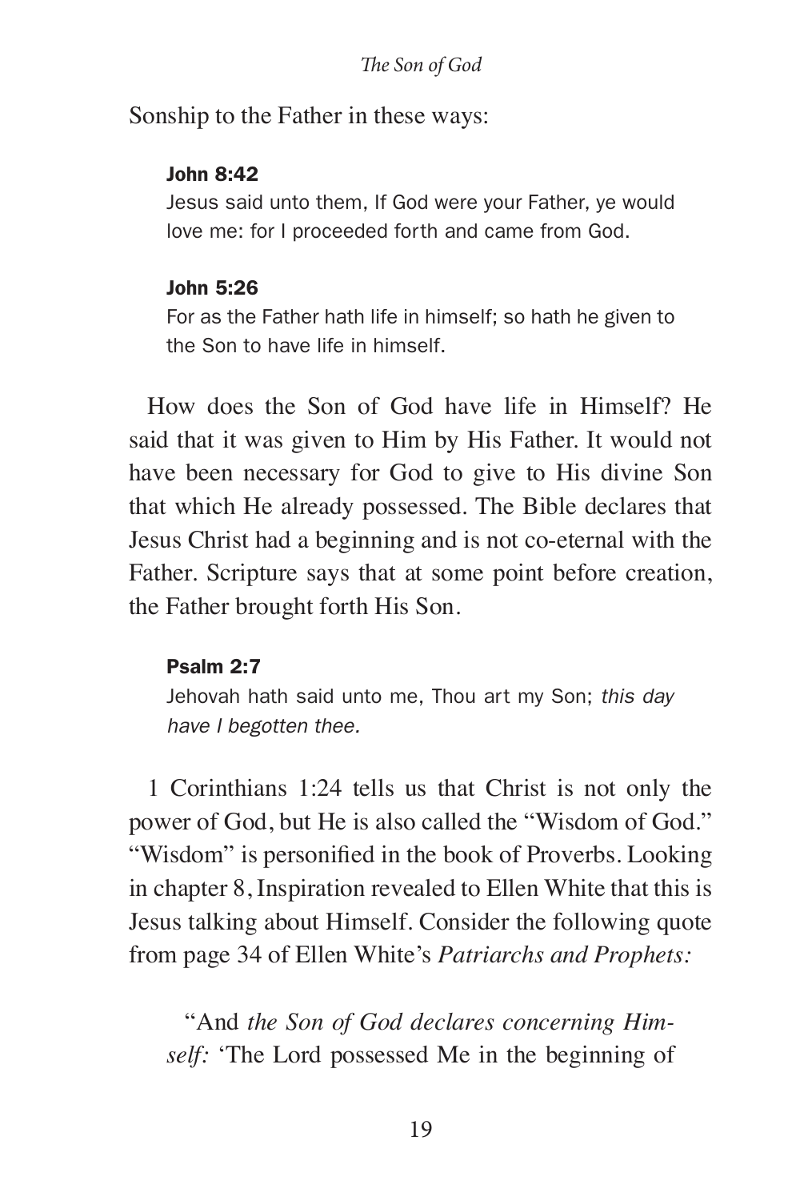Sonship to the Father in these ways:

> **John 8:42**
> Jesus said unto them, If God were your Father, ye would love me: for I proceeded forth and came from God.

> **John 5:26**
> For as the Father hath life in himself; so hath he given to the Son to have life in himself.

How does the Son of God have life in Himself? He said that it was given to Him by His Father. It would not have been necessary for God to give to His divine Son that which He already possessed. The Bible declares that Jesus Christ had a beginning and is not co-eternal with the Father. Scripture says that at some point before creation, the Father brought forth His Son.

> **Psalm 2:7**
> Jehovah hath said unto me, Thou art my Son; *this day have I begotten thee.*

1 Corinthians 1:24 tells us that Christ is not only the power of God, but He is also called the "Wisdom of God." "Wisdom" is personified in the book of Proverbs. Looking in chapter 8, Inspiration revealed to Ellen White that this is Jesus talking about Himself. Consider the following quote from page 34 of Ellen White's *Patriarchs and Prophets:*

> "And *the Son of God declares concerning Himself:* 'The Lord possessed Me in the beginning of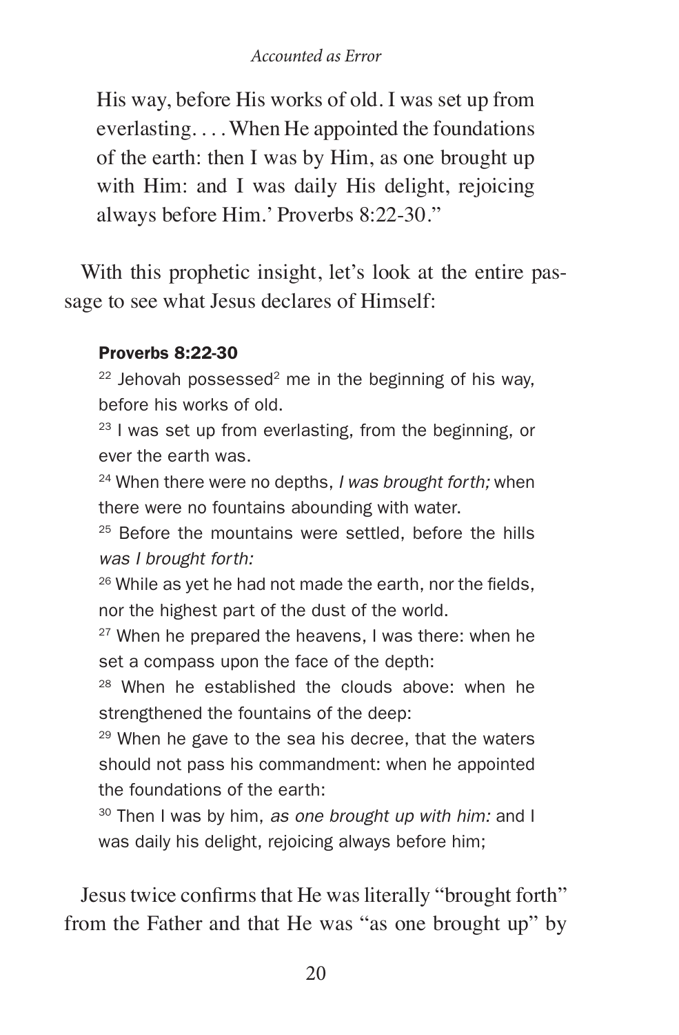His way, before His works of old. I was set up from everlasting. . . . When He appointed the foundations of the earth: then I was by Him, as one brought up with Him: and I was daily His delight, rejoicing always before Him.' Proverbs 8:22-30."

With this prophetic insight, let's look at the entire passage to see what Jesus declares of Himself:

**Proverbs 8:22-30**

22 Jehovah possessed[2] me in the beginning of his way, before his works of old.

23 I was set up from everlasting, from the beginning, or ever the earth was.

24 When there were no depths, *I was brought forth;* when there were no fountains abounding with water.

25 Before the mountains were settled, before the hills *was I brought forth:*

26 While as yet he had not made the earth, nor the fields, nor the highest part of the dust of the world.

27 When he prepared the heavens, I was there: when he set a compass upon the face of the depth:

28 When he established the clouds above: when he strengthened the fountains of the deep:

29 When he gave to the sea his decree, that the waters should not pass his commandment: when he appointed the foundations of the earth:

30 Then I was by him, *as one brought up with him:* and I was daily his delight, rejoicing always before him;

Jesus twice confirms that He was literally "brought forth" from the Father and that He was "as one brought up" by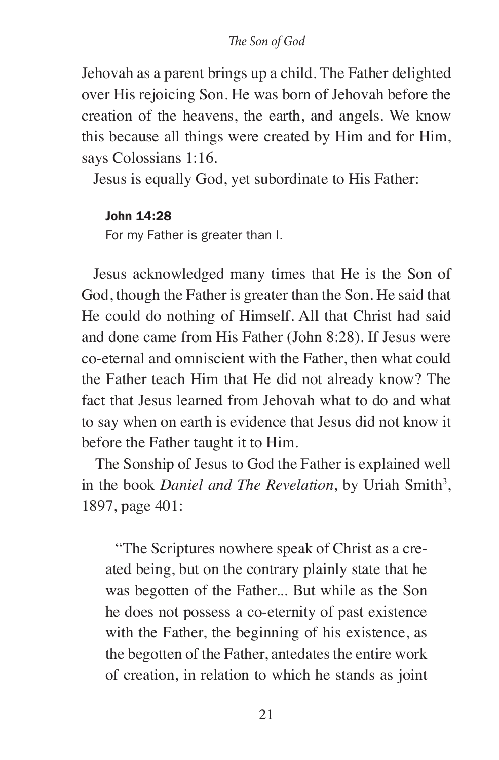Jehovah as a parent brings up a child. The Father delighted over His rejoicing Son. He was born of Jehovah before the creation of the heavens, the earth, and angels. We know this because all things were created by Him and for Him, says Colossians 1:16.

Jesus is equally God, yet subordinate to His Father:

> **John 14:28**
> For my Father is greater than I.

Jesus acknowledged many times that He is the Son of God, though the Father is greater than the Son. He said that He could do nothing of Himself. All that Christ had said and done came from His Father (John 8:28). If Jesus were co-eternal and omniscient with the Father, then what could the Father teach Him that He did not already know? The fact that Jesus learned from Jehovah what to do and what to say when on earth is evidence that Jesus did not know it before the Father taught it to Him.

The Sonship of Jesus to God the Father is explained well in the book *Daniel and The Revelation*, by Uriah Smith[3], 1897, page 401:

> "The Scriptures nowhere speak of Christ as a created being, but on the contrary plainly state that he was begotten of the Father... But while as the Son he does not possess a co-eternity of past existence with the Father, the beginning of his existence, as the begotten of the Father, antedates the entire work of creation, in relation to which he stands as joint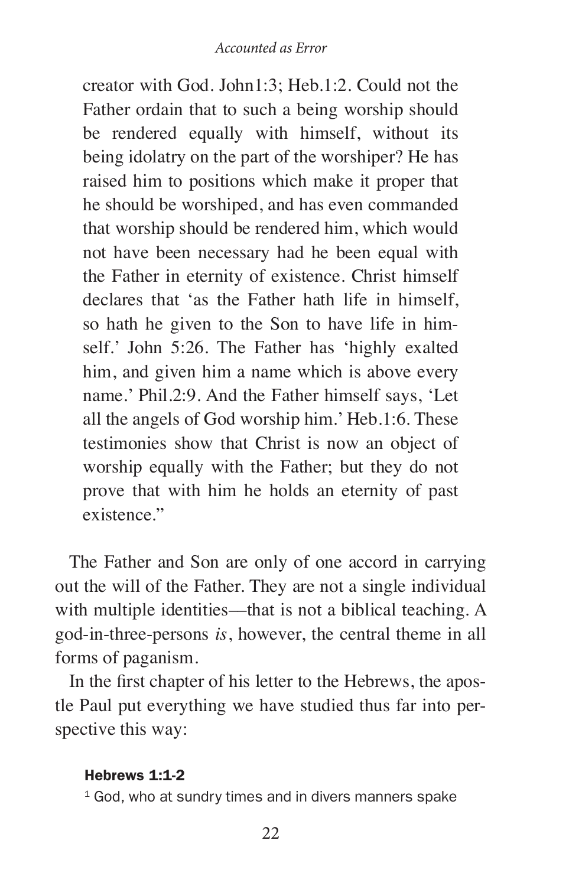> creator with God. John1:3; Heb.1:2. Could not the Father ordain that to such a being worship should be rendered equally with himself, without its being idolatry on the part of the worshiper? He has raised him to positions which make it proper that he should be worshiped, and has even commanded that worship should be rendered him, which would not have been necessary had he been equal with the Father in eternity of existence. Christ himself declares that 'as the Father hath life in himself, so hath he given to the Son to have life in himself.' John 5:26. The Father has 'highly exalted him, and given him a name which is above every name.' Phil.2:9. And the Father himself says, 'Let all the angels of God worship him.' Heb.1:6. These testimonies show that Christ is now an object of worship equally with the Father; but they do not prove that with him he holds an eternity of past existence."

The Father and Son are only of one accord in carrying out the will of the Father. They are not a single individual with multiple identities—that is not a biblical teaching. A god-in-three-persons *is*, however, the central theme in all forms of paganism.

In the first chapter of his letter to the Hebrews, the apostle Paul put everything we have studied thus far into perspective this way:

**Hebrews 1:1-2**

1 God, who at sundry times and in divers manners spake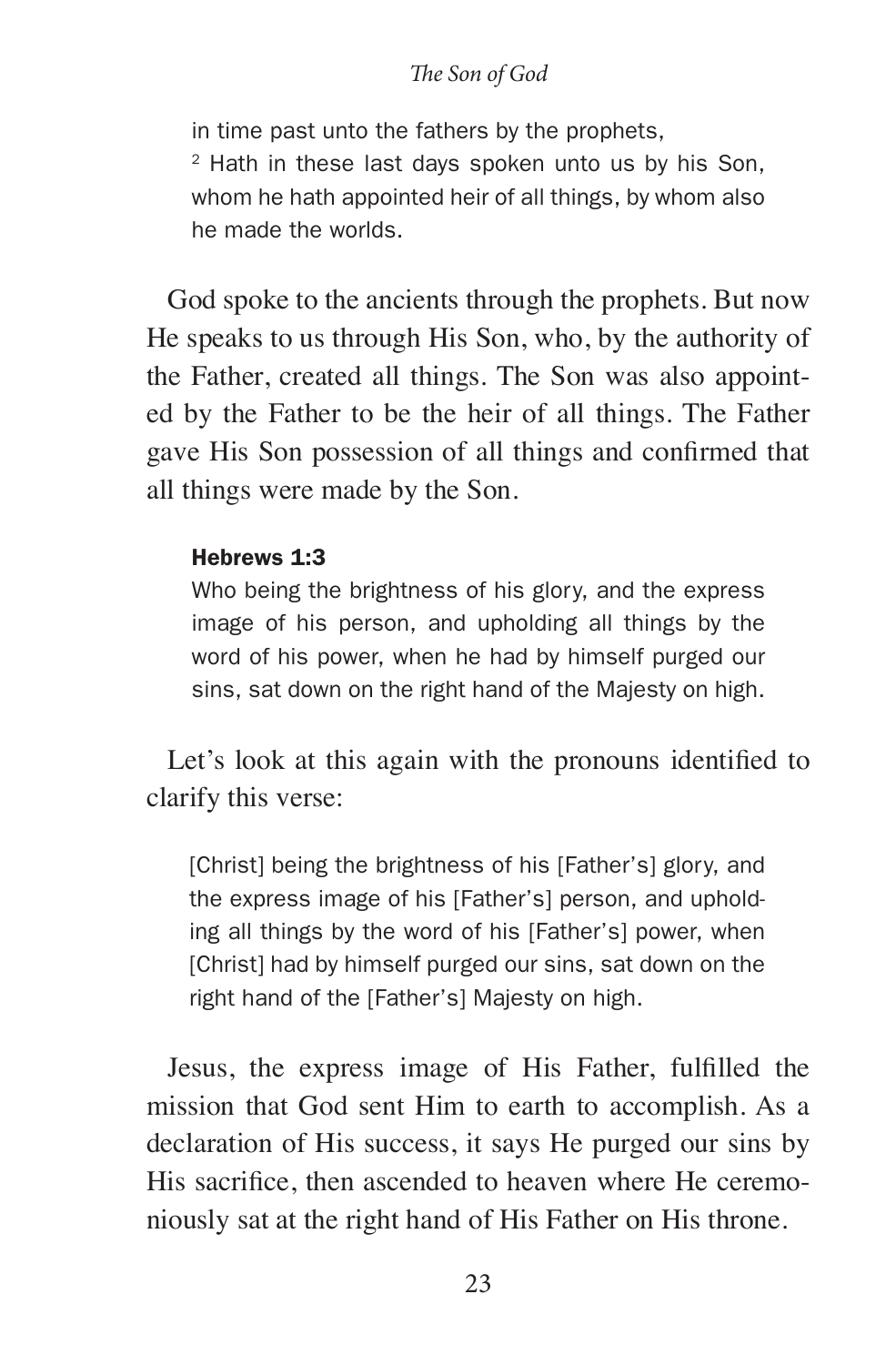in time past unto the fathers by the prophets,

[2] Hath in these last days spoken unto us by his Son, whom he hath appointed heir of all things, by whom also he made the worlds.

God spoke to the ancients through the prophets. But now He speaks to us through His Son, who, by the authority of the Father, created all things. The Son was also appointed by the Father to be the heir of all things. The Father gave His Son possession of all things and confirmed that all things were made by the Son.

**Hebrews 1:3**

Who being the brightness of his glory, and the express image of his person, and upholding all things by the word of his power, when he had by himself purged our sins, sat down on the right hand of the Majesty on high.

Let's look at this again with the pronouns identified to clarify this verse:

[Christ] being the brightness of his [Father's] glory, and the express image of his [Father's] person, and upholding all things by the word of his [Father's] power, when [Christ] had by himself purged our sins, sat down on the right hand of the [Father's] Majesty on high.

Jesus, the express image of His Father, fulfilled the mission that God sent Him to earth to accomplish. As a declaration of His success, it says He purged our sins by His sacrifice, then ascended to heaven where He ceremoniously sat at the right hand of His Father on His throne.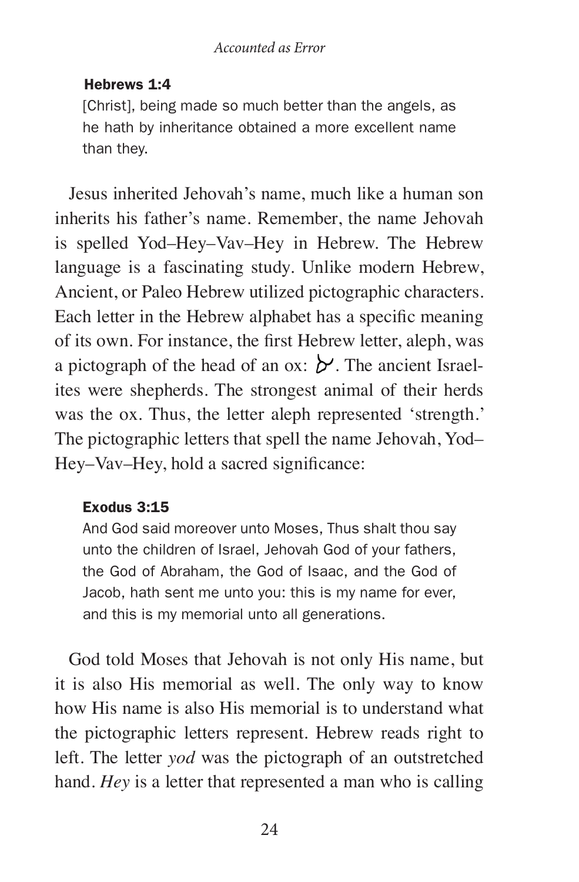**Hebrews 1:4**

[Christ], being made so much better than the angels, as he hath by inheritance obtained a more excellent name than they.

Jesus inherited Jehovah's name, much like a human son inherits his father's name. Remember, the name Jehovah is spelled Yod–Hey–Vav–Hey in Hebrew. The Hebrew language is a fascinating study. Unlike modern Hebrew, Ancient, or Paleo Hebrew utilized pictographic characters. Each letter in the Hebrew alphabet has a specific meaning of its own. For instance, the first Hebrew letter, aleph, was a pictograph of the head of an ox: 𐤀. The ancient Israelites were shepherds. The strongest animal of their herds was the ox. Thus, the letter aleph represented 'strength.' The pictographic letters that spell the name Jehovah, Yod–Hey–Vav–Hey, hold a sacred significance:

**Exodus 3:15**

And God said moreover unto Moses, Thus shalt thou say unto the children of Israel, Jehovah God of your fathers, the God of Abraham, the God of Isaac, and the God of Jacob, hath sent me unto you: this is my name for ever, and this is my memorial unto all generations.

God told Moses that Jehovah is not only His name, but it is also His memorial as well. The only way to know how His name is also His memorial is to understand what the pictographic letters represent. Hebrew reads right to left. The letter *yod* was the pictograph of an outstretched hand. *Hey* is a letter that represented a man who is calling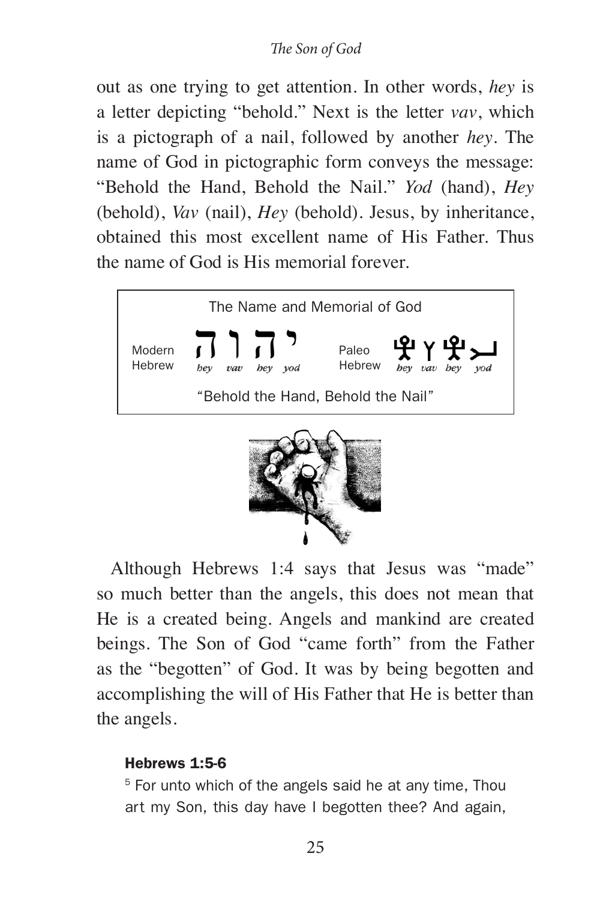out as one trying to get attention. In other words, *hey* is a letter depicting "behold." Next is the letter *vav*, which is a pictograph of a nail, followed by another *hey*. The name of God in pictographic form conveys the message: "Behold the Hand, Behold the Nail." *Yod* (hand), *Hey* (behold), *Vav* (nail), *Hey* (behold). Jesus, by inheritance, obtained this most excellent name of His Father. Thus the name of God is His memorial forever.

The Name and Memorial of God

Modern Hebrew: יהוה (*hey vav hey yod*)

Paleo Hebrew: (*hey vav hey yod*)

"Behold the Hand, Behold the Nail"

Although Hebrews 1:4 says that Jesus was "made" so much better than the angels, this does not mean that He is a created being. Angels and mankind are created beings. The Son of God "came forth" from the Father as the "begotten" of God. It was by being begotten and accomplishing the will of His Father that He is better than the angels.

**Hebrews 1:5-6**

[5] For unto which of the angels said he at any time, Thou art my Son, this day have I begotten thee? And again,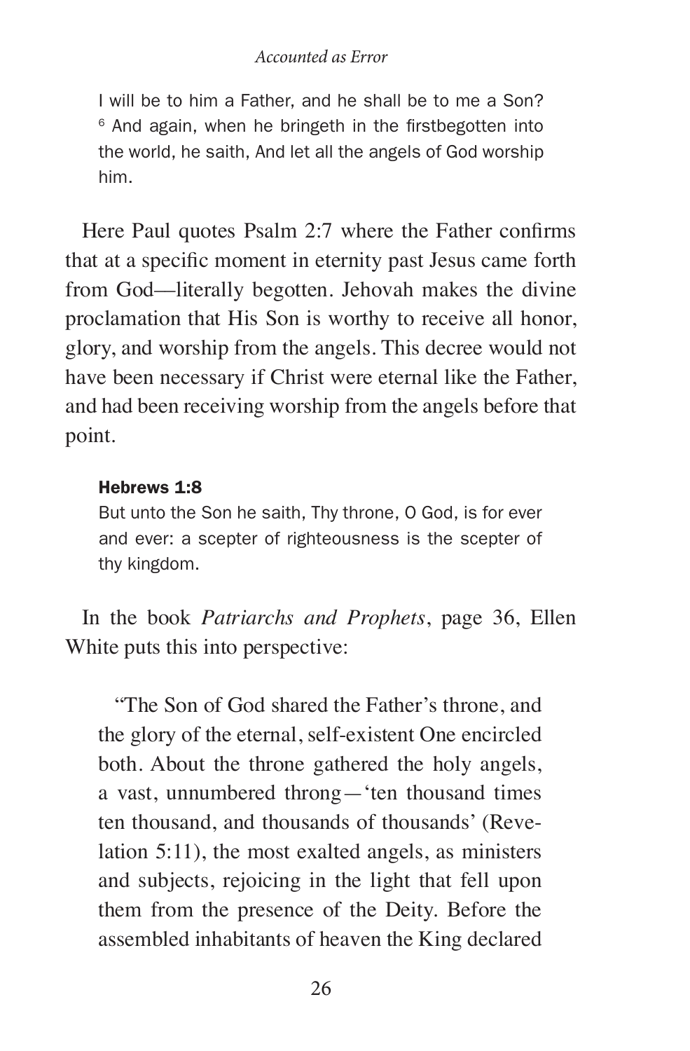I will be to him a Father, and he shall be to me a Son? [6] And again, when he bringeth in the firstbegotten into the world, he saith, And let all the angels of God worship him.

Here Paul quotes Psalm 2:7 where the Father confirms that at a specific moment in eternity past Jesus came forth from God—literally begotten. Jehovah makes the divine proclamation that His Son is worthy to receive all honor, glory, and worship from the angels. This decree would not have been necessary if Christ were eternal like the Father, and had been receiving worship from the angels before that point.

**Hebrews 1:8**

But unto the Son he saith, Thy throne, O God, is for ever and ever: a scepter of righteousness is the scepter of thy kingdom.

In the book *Patriarchs and Prophets*, page 36, Ellen White puts this into perspective:

> "The Son of God shared the Father's throne, and the glory of the eternal, self-existent One encircled both. About the throne gathered the holy angels, a vast, unnumbered throng—'ten thousand times ten thousand, and thousands of thousands' (Revelation 5:11), the most exalted angels, as ministers and subjects, rejoicing in the light that fell upon them from the presence of the Deity. Before the assembled inhabitants of heaven the King declared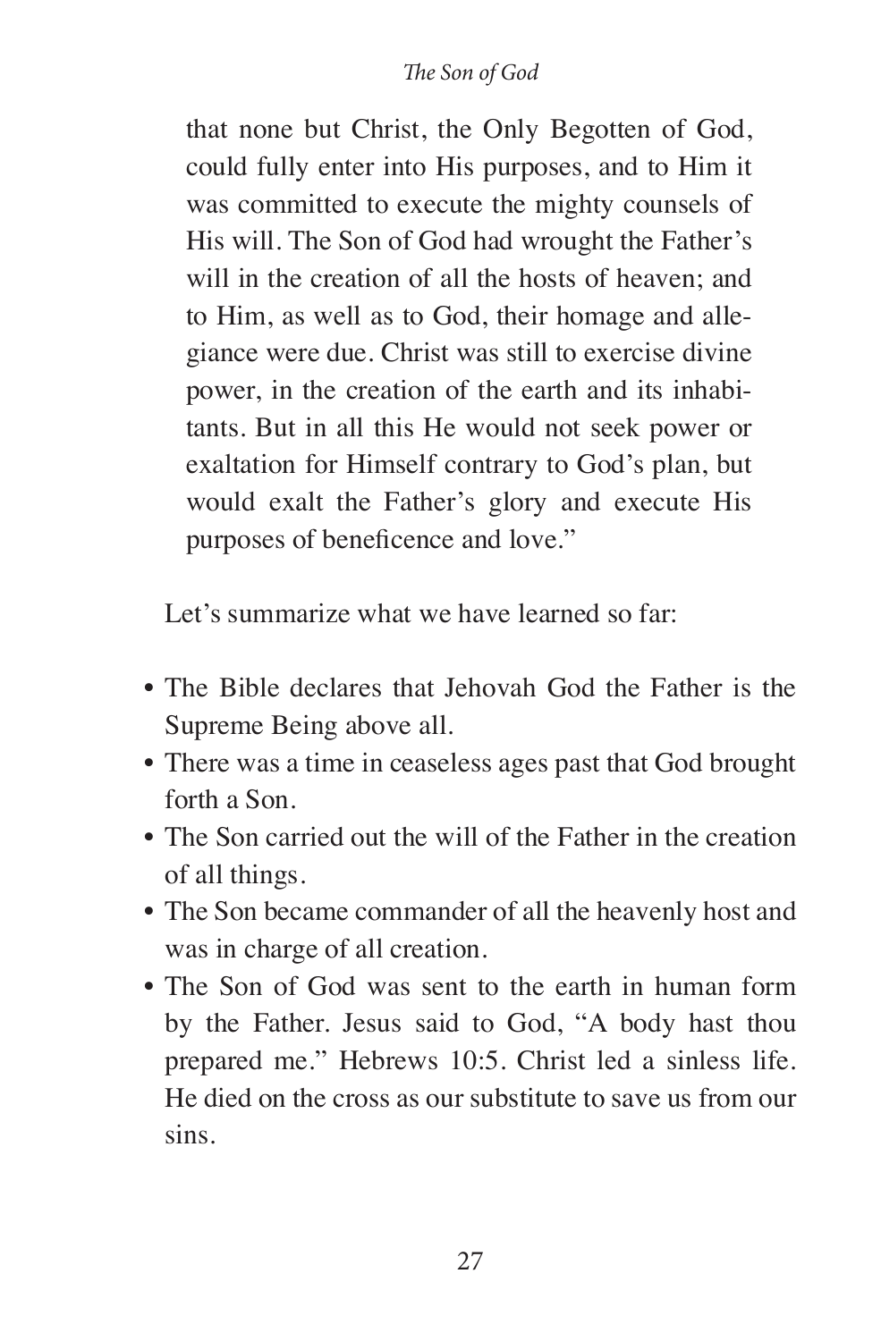> that none but Christ, the Only Begotten of God, could fully enter into His purposes, and to Him it was committed to execute the mighty counsels of His will. The Son of God had wrought the Father's will in the creation of all the hosts of heaven; and to Him, as well as to God, their homage and allegiance were due. Christ was still to exercise divine power, in the creation of the earth and its inhabitants. But in all this He would not seek power or exaltation for Himself contrary to God's plan, but would exalt the Father's glory and execute His purposes of beneficence and love."

Let's summarize what we have learned so far:

- The Bible declares that Jehovah God the Father is the Supreme Being above all.
- There was a time in ceaseless ages past that God brought forth a Son.
- The Son carried out the will of the Father in the creation of all things.
- The Son became commander of all the heavenly host and was in charge of all creation.
- The Son of God was sent to the earth in human form by the Father. Jesus said to God, "A body hast thou prepared me." Hebrews 10:5. Christ led a sinless life. He died on the cross as our substitute to save us from our sins.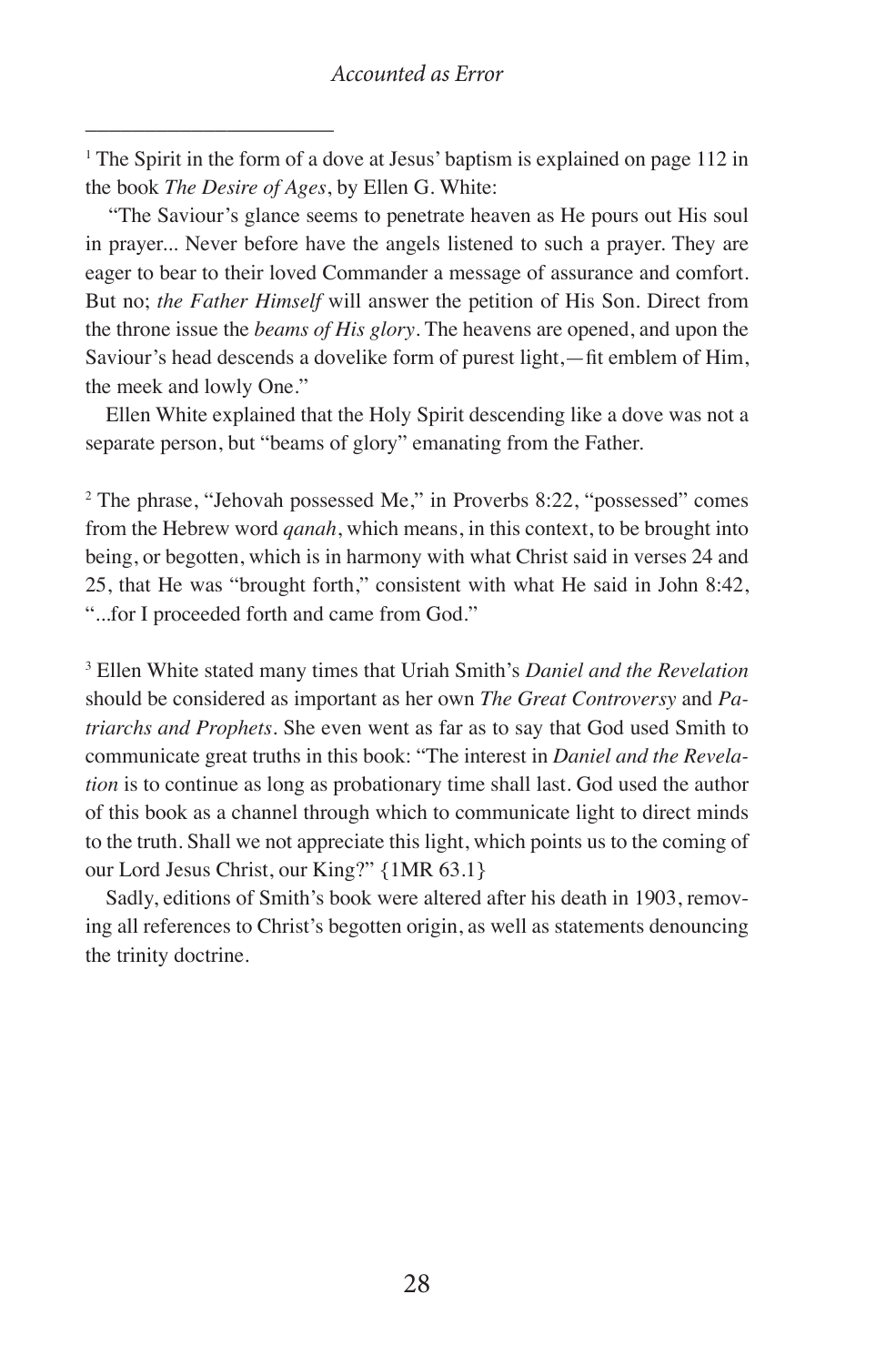[1] The Spirit in the form of a dove at Jesus' baptism is explained on page 112 in the book *The Desire of Ages*, by Ellen G. White:

"The Saviour's glance seems to penetrate heaven as He pours out His soul in prayer... Never before have the angels listened to such a prayer. They are eager to bear to their loved Commander a message of assurance and comfort. But no; *the Father Himself* will answer the petition of His Son. Direct from the throne issue the *beams of His glory*. The heavens are opened, and upon the Saviour's head descends a dovelike form of purest light,—fit emblem of Him, the meek and lowly One."

Ellen White explained that the Holy Spirit descending like a dove was not a separate person, but "beams of glory" emanating from the Father.

[2] The phrase, "Jehovah possessed Me," in Proverbs 8:22, "possessed" comes from the Hebrew word *qanah*, which means, in this context, to be brought into being, or begotten, which is in harmony with what Christ said in verses 24 and 25, that He was "brought forth," consistent with what He said in John 8:42, "...for I proceeded forth and came from God."

[3] Ellen White stated many times that Uriah Smith's *Daniel and the Revelation* should be considered as important as her own *The Great Controversy* and *Patriarchs and Prophets*. She even went as far as to say that God used Smith to communicate great truths in this book: "The interest in *Daniel and the Revelation* is to continue as long as probationary time shall last. God used the author of this book as a channel through which to communicate light to direct minds to the truth. Shall we not appreciate this light, which points us to the coming of our Lord Jesus Christ, our King?" {1MR 63.1}

Sadly, editions of Smith's book were altered after his death in 1903, removing all references to Christ's begotten origin, as well as statements denouncing the trinity doctrine.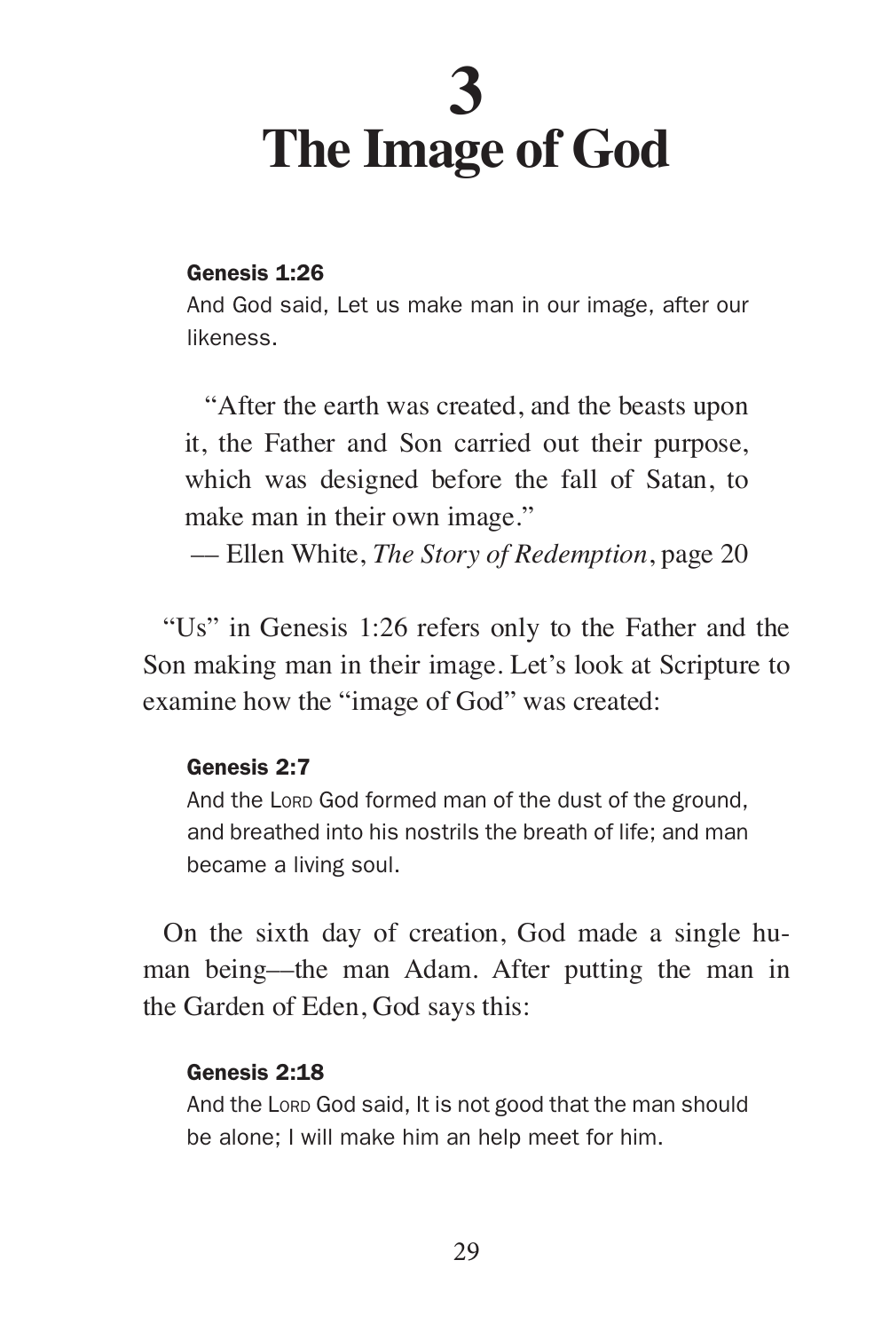# 3 The Image of God

**Genesis 1:26**

And God said, Let us make man in our image, after our likeness.

> "After the earth was created, and the beasts upon it, the Father and Son carried out their purpose, which was designed before the fall of Satan, to make man in their own image."
> — Ellen White, *The Story of Redemption*, page 20

"Us" in Genesis 1:26 refers only to the Father and the Son making man in their image. Let's look at Scripture to examine how the "image of God" was created:

**Genesis 2:7**

And the LORD God formed man of the dust of the ground, and breathed into his nostrils the breath of life; and man became a living soul.

On the sixth day of creation, God made a single human being—the man Adam. After putting the man in the Garden of Eden, God says this:

**Genesis 2:18**

And the LORD God said, It is not good that the man should be alone; I will make him an help meet for him.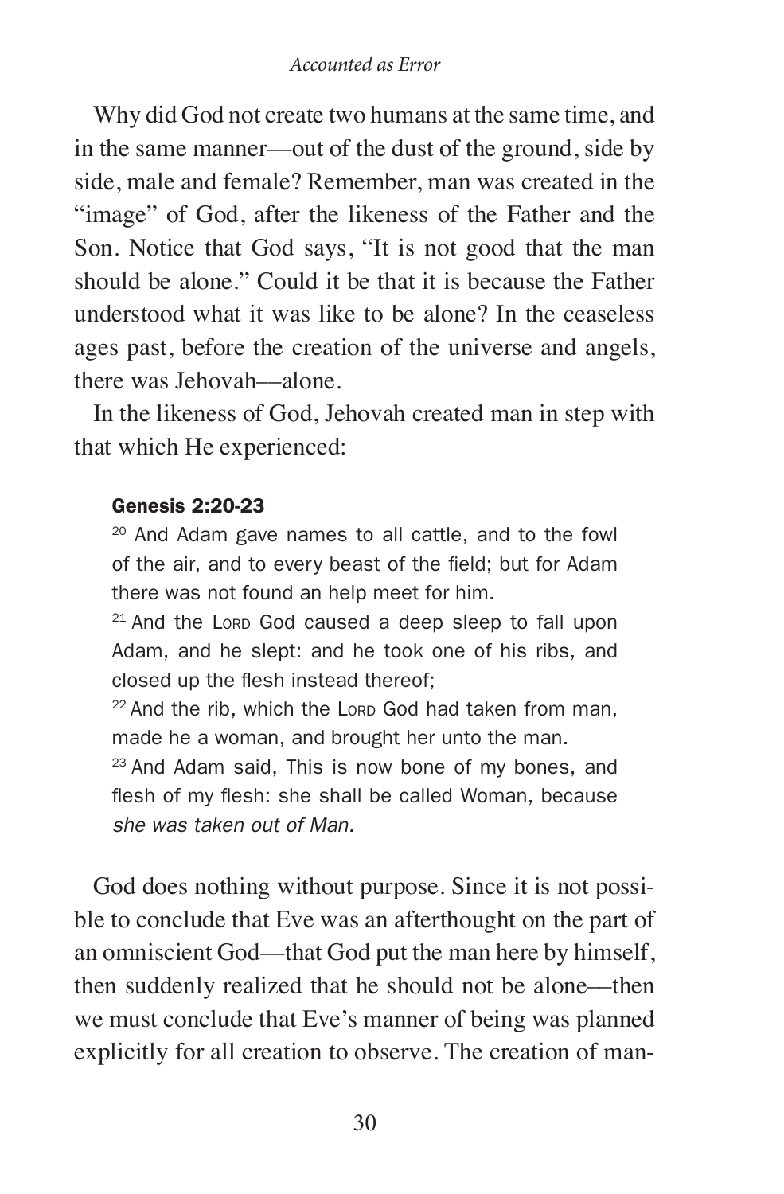Why did God not create two humans at the same time, and in the same manner—out of the dust of the ground, side by side, male and female? Remember, man was created in the "image" of God, after the likeness of the Father and the Son. Notice that God says, "It is not good that the man should be alone." Could it be that it is because the Father understood what it was like to be alone? In the ceaseless ages past, before the creation of the universe and angels, there was Jehovah—alone.

In the likeness of God, Jehovah created man in step with that which He experienced:

> **Genesis 2:20-23**
>
> [20] And Adam gave names to all cattle, and to the fowl of the air, and to every beast of the field; but for Adam there was not found an help meet for him.
>
> [21] And the LORD God caused a deep sleep to fall upon Adam, and he slept: and he took one of his ribs, and closed up the flesh instead thereof;
>
> [22] And the rib, which the LORD God had taken from man, made he a woman, and brought her unto the man.
>
> [23] And Adam said, This is now bone of my bones, and flesh of my flesh: she shall be called Woman, because *she was taken out of Man.*

God does nothing without purpose. Since it is not possible to conclude that Eve was an afterthought on the part of an omniscient God—that God put the man here by himself, then suddenly realized that he should not be alone—then we must conclude that Eve's manner of being was planned explicitly for all creation to observe. The creation of man-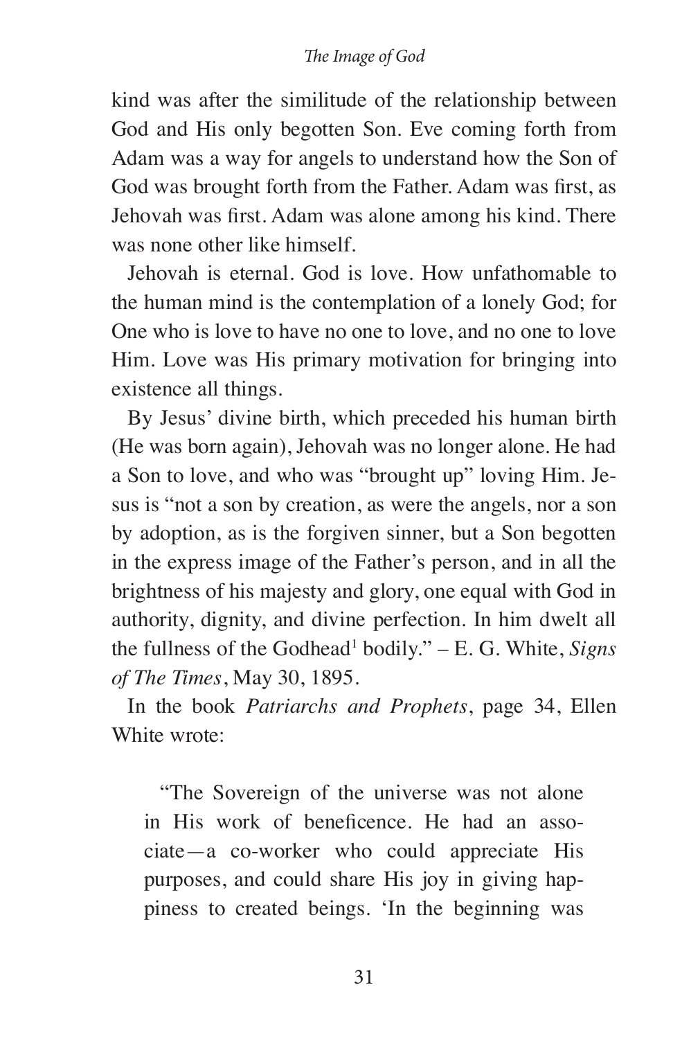kind was after the similitude of the relationship between God and His only begotten Son. Eve coming forth from Adam was a way for angels to understand how the Son of God was brought forth from the Father. Adam was first, as Jehovah was first. Adam was alone among his kind. There was none other like himself.

Jehovah is eternal. God is love. How unfathomable to the human mind is the contemplation of a lonely God; for One who is love to have no one to love, and no one to love Him. Love was His primary motivation for bringing into existence all things.

By Jesus' divine birth, which preceded his human birth (He was born again), Jehovah was no longer alone. He had a Son to love, and who was "brought up" loving Him. Jesus is "not a son by creation, as were the angels, nor a son by adoption, as is the forgiven sinner, but a Son begotten in the express image of the Father's person, and in all the brightness of his majesty and glory, one equal with God in authority, dignity, and divine perfection. In him dwelt all the fullness of the Godhead[1] bodily." – E. G. White, *Signs of The Times*, May 30, 1895.

In the book *Patriarchs and Prophets*, page 34, Ellen White wrote:

> "The Sovereign of the universe was not alone in His work of beneficence. He had an associate—a co-worker who could appreciate His purposes, and could share His joy in giving happiness to created beings. 'In the beginning was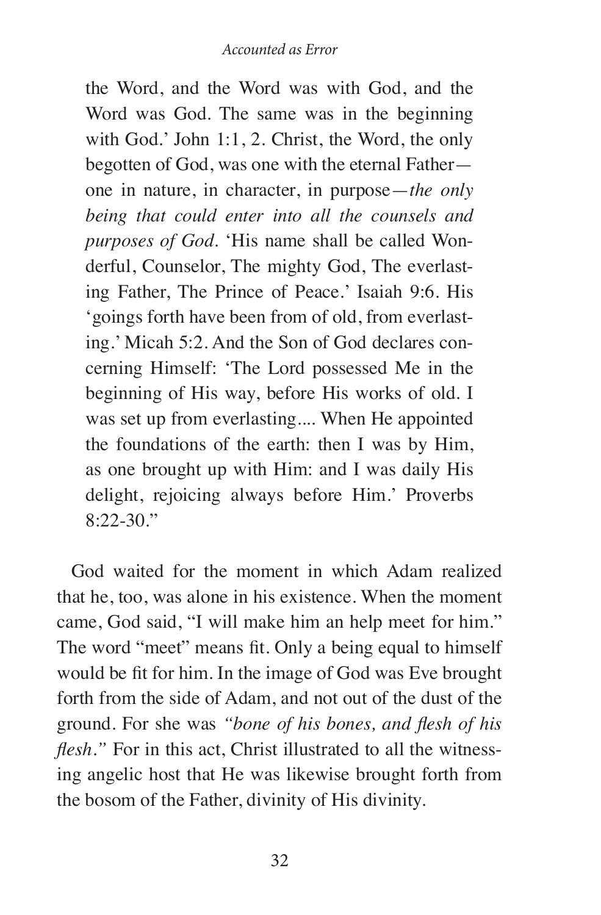> the Word, and the Word was with God, and the Word was God. The same was in the beginning with God.' John 1:1, 2. Christ, the Word, the only begotten of God, was one with the eternal Father—one in nature, in character, in purpose—*the only being that could enter into all the counsels and purposes of God*. 'His name shall be called Wonderful, Counselor, The mighty God, The everlasting Father, The Prince of Peace.' Isaiah 9:6. His 'goings forth have been from of old, from everlasting.' Micah 5:2. And the Son of God declares concerning Himself: 'The Lord possessed Me in the beginning of His way, before His works of old. I was set up from everlasting.... When He appointed the foundations of the earth: then I was by Him, as one brought up with Him: and I was daily His delight, rejoicing always before Him.' Proverbs 8:22-30."

God waited for the moment in which Adam realized that he, too, was alone in his existence. When the moment came, God said, "I will make him an help meet for him." The word "meet" means fit. Only a being equal to himself would be fit for him. In the image of God was Eve brought forth from the side of Adam, and not out of the dust of the ground. For she was *"bone of his bones, and flesh of his flesh."* For in this act, Christ illustrated to all the witnessing angelic host that He was likewise brought forth from the bosom of the Father, divinity of His divinity.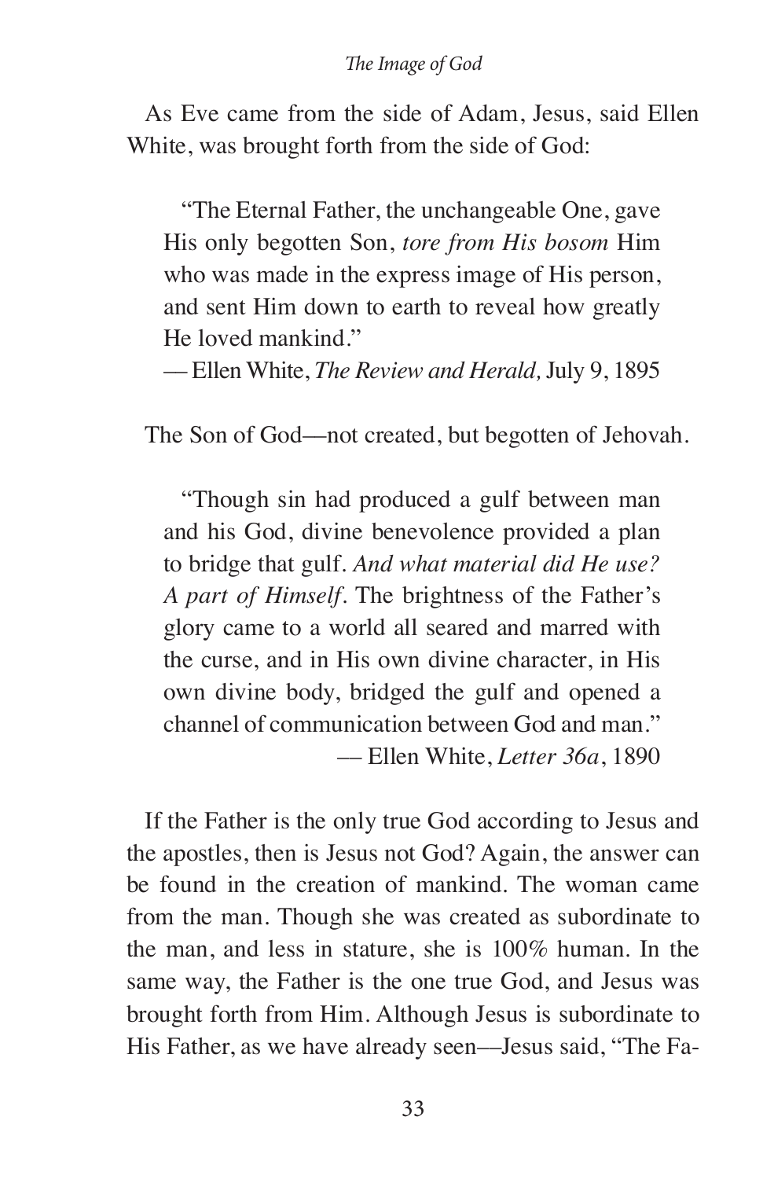As Eve came from the side of Adam, Jesus, said Ellen White, was brought forth from the side of God:

> "The Eternal Father, the unchangeable One, gave His only begotten Son, *tore from His bosom* Him who was made in the express image of His person, and sent Him down to earth to reveal how greatly He loved mankind."
>
> — Ellen White, *The Review and Herald,* July 9, 1895

The Son of God—not created, but begotten of Jehovah.

> "Though sin had produced a gulf between man and his God, divine benevolence provided a plan to bridge that gulf. *And what material did He use? A part of Himself*. The brightness of the Father's glory came to a world all seared and marred with the curse, and in His own divine character, in His own divine body, bridged the gulf and opened a channel of communication between God and man."
>
> — Ellen White, *Letter 36a*, 1890

If the Father is the only true God according to Jesus and the apostles, then is Jesus not God? Again, the answer can be found in the creation of mankind. The woman came from the man. Though she was created as subordinate to the man, and less in stature, she is 100% human. In the same way, the Father is the one true God, and Jesus was brought forth from Him. Although Jesus is subordinate to His Father, as we have already seen—Jesus said, "The Fa-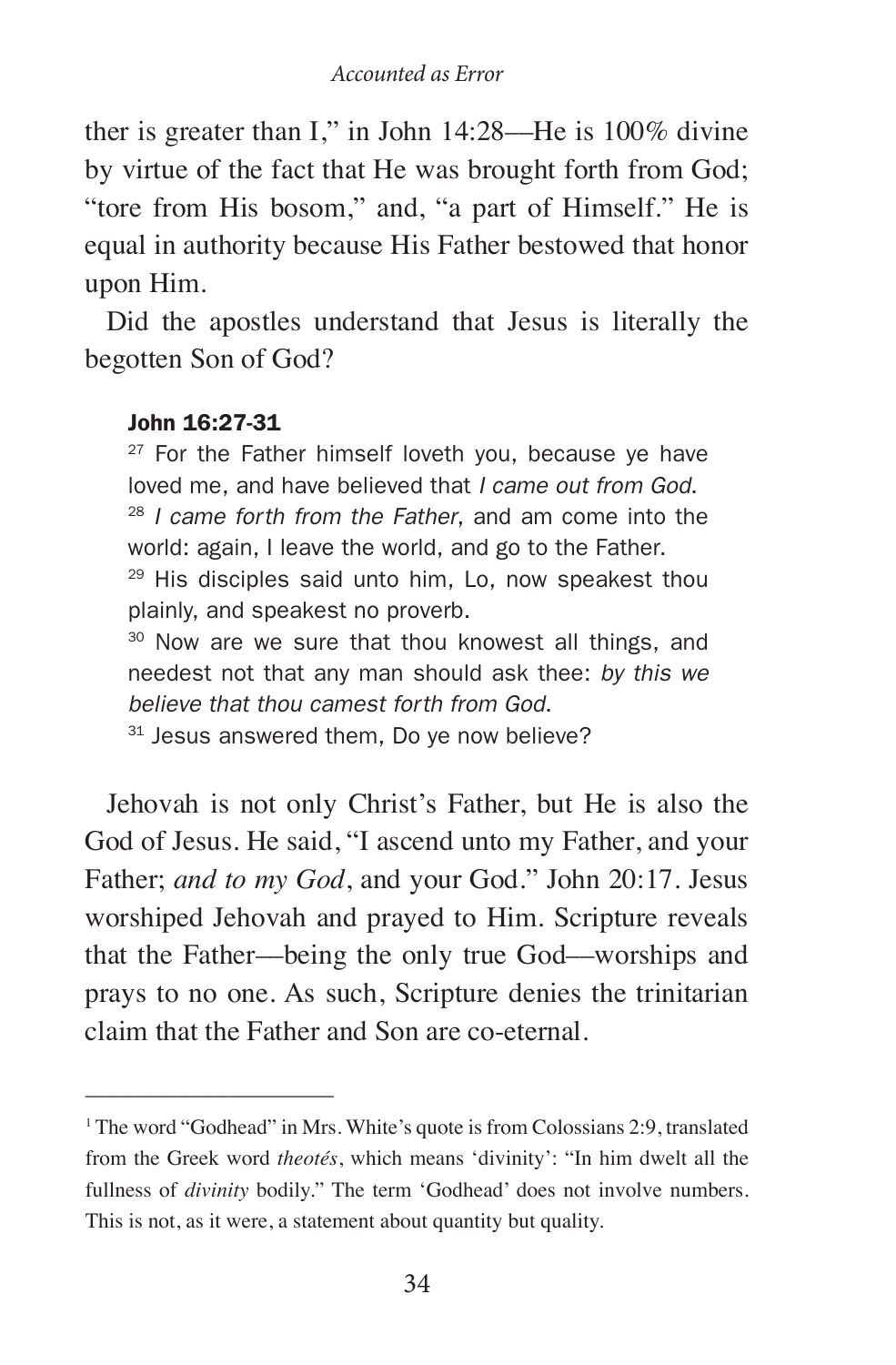ther is greater than I," in John 14:28—He is 100% divine by virtue of the fact that He was brought forth from God; "tore from His bosom," and, "a part of Himself." He is equal in authority because His Father bestowed that honor upon Him.

Did the apostles understand that Jesus is literally the begotten Son of God?

> **John 16:27-31**
>
> [27] For the Father himself loveth you, because ye have loved me, and have believed that *I came out from God*.
> [28] *I came forth from the Father*, and am come into the world: again, I leave the world, and go to the Father.
> [29] His disciples said unto him, Lo, now speakest thou plainly, and speakest no proverb.
> [30] Now are we sure that thou knowest all things, and needest not that any man should ask thee: *by this we believe that thou camest forth from God*.
> [31] Jesus answered them, Do ye now believe?

Jehovah is not only Christ's Father, but He is also the God of Jesus. He said, "I ascend unto my Father, and your Father; *and to my God*, and your God." John 20:17. Jesus worshiped Jehovah and prayed to Him. Scripture reveals that the Father—being the only true God—worships and prays to no one. As such, Scripture denies the trinitarian claim that the Father and Son are co-eternal.

---

[1] The word "Godhead" in Mrs. White's quote is from Colossians 2:9, translated from the Greek word *theotés*, which means 'divinity': "In him dwelt all the fullness of *divinity* bodily." The term 'Godhead' does not involve numbers. This is not, as it were, a statement about quantity but quality.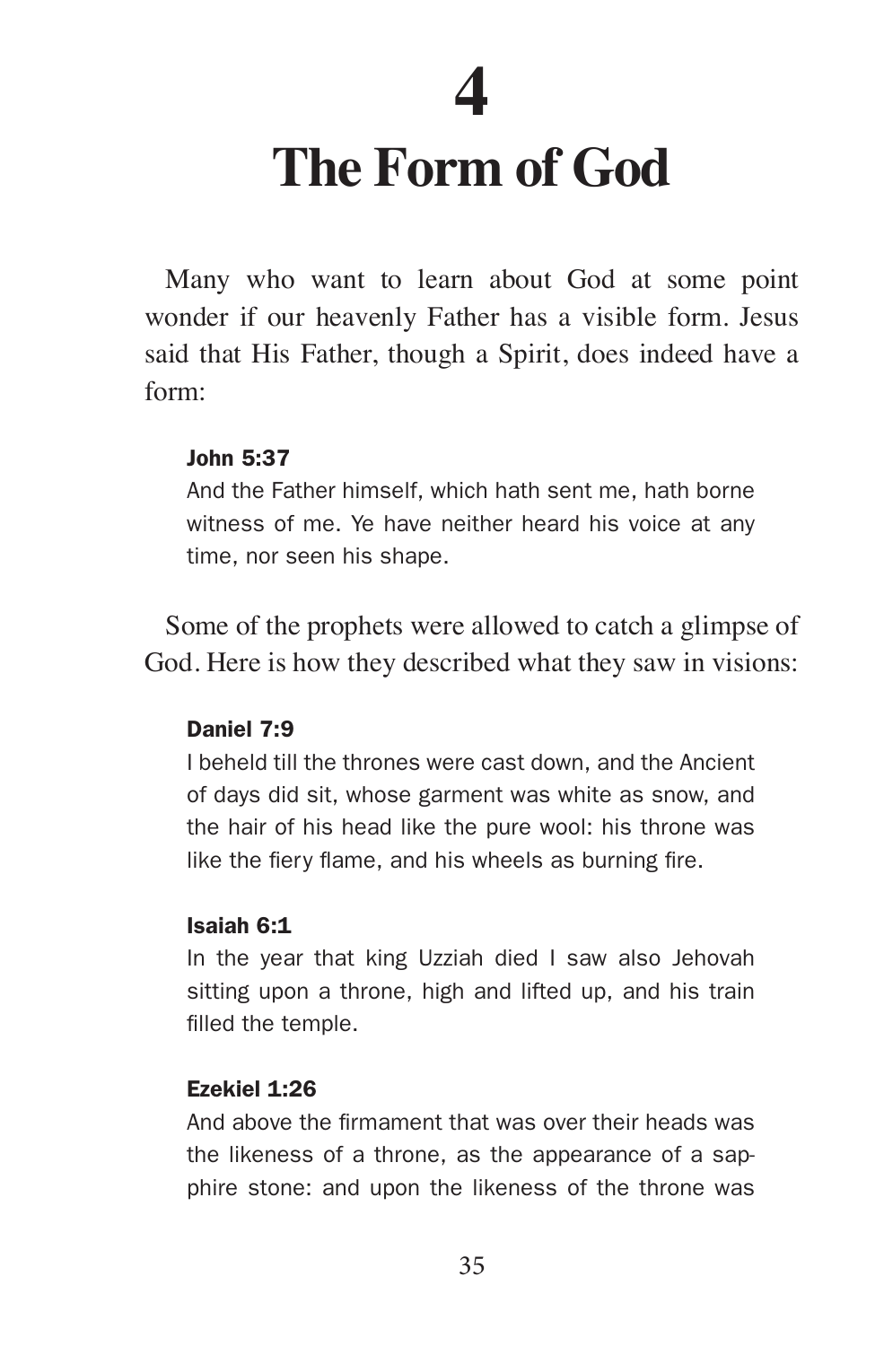# 4

# The Form of God

Many who want to learn about God at some point wonder if our heavenly Father has a visible form. Jesus said that His Father, though a Spirit, does indeed have a form:

> **John 5:37**
> And the Father himself, which hath sent me, hath borne witness of me. Ye have neither heard his voice at any time, nor seen his shape.

Some of the prophets were allowed to catch a glimpse of God. Here is how they described what they saw in visions:

> **Daniel 7:9**
> I beheld till the thrones were cast down, and the Ancient of days did sit, whose garment was white as snow, and the hair of his head like the pure wool: his throne was like the fiery flame, and his wheels as burning fire.

> **Isaiah 6:1**
> In the year that king Uzziah died I saw also Jehovah sitting upon a throne, high and lifted up, and his train filled the temple.

> **Ezekiel 1:26**
> And above the firmament that was over their heads was the likeness of a throne, as the appearance of a sapphire stone: and upon the likeness of the throne was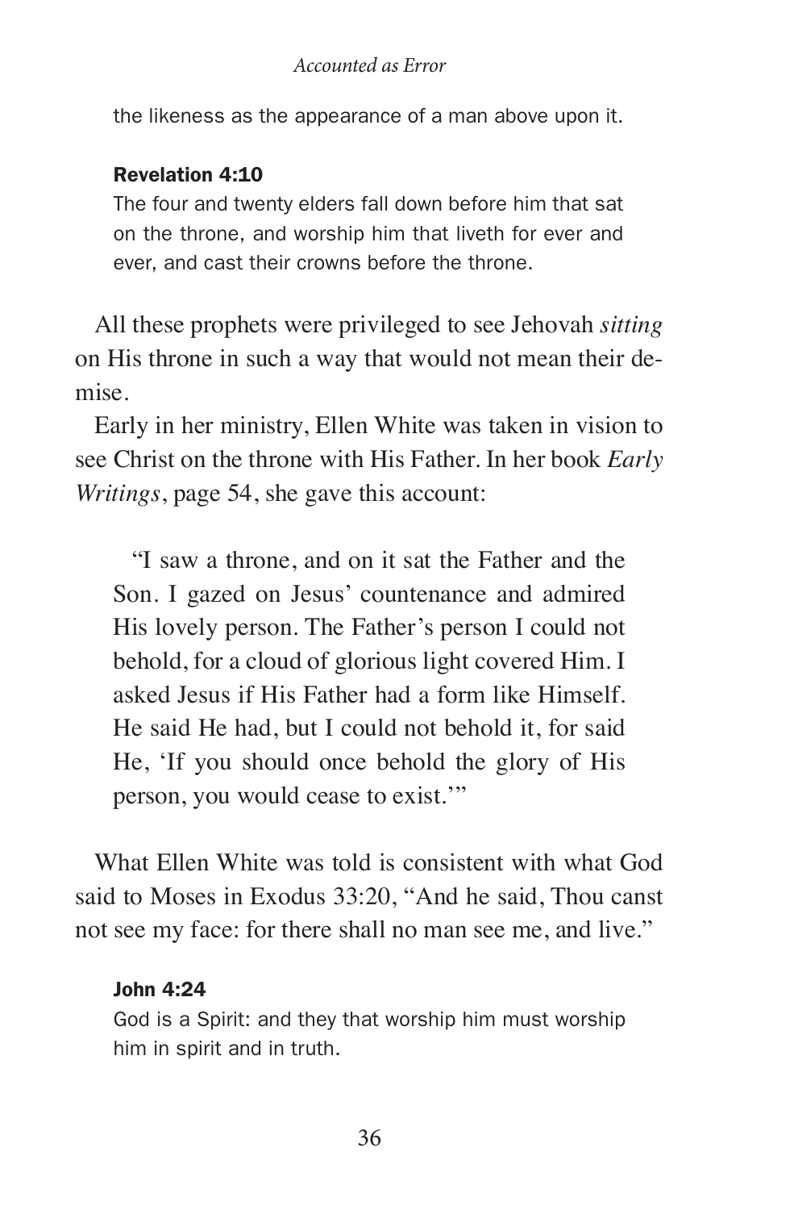the likeness as the appearance of a man above upon it.

**Revelation 4:10**
The four and twenty elders fall down before him that sat on the throne, and worship him that liveth for ever and ever, and cast their crowns before the throne.

All these prophets were privileged to see Jehovah *sitting* on His throne in such a way that would not mean their demise.

Early in her ministry, Ellen White was taken in vision to see Christ on the throne with His Father. In her book *Early Writings*, page 54, she gave this account:

> "I saw a throne, and on it sat the Father and the Son. I gazed on Jesus' countenance and admired His lovely person. The Father's person I could not behold, for a cloud of glorious light covered Him. I asked Jesus if His Father had a form like Himself. He said He had, but I could not behold it, for said He, 'If you should once behold the glory of His person, you would cease to exist.'"

What Ellen White was told is consistent with what God said to Moses in Exodus 33:20, "And he said, Thou canst not see my face: for there shall no man see me, and live."

**John 4:24**
God is a Spirit: and they that worship him must worship him in spirit and in truth.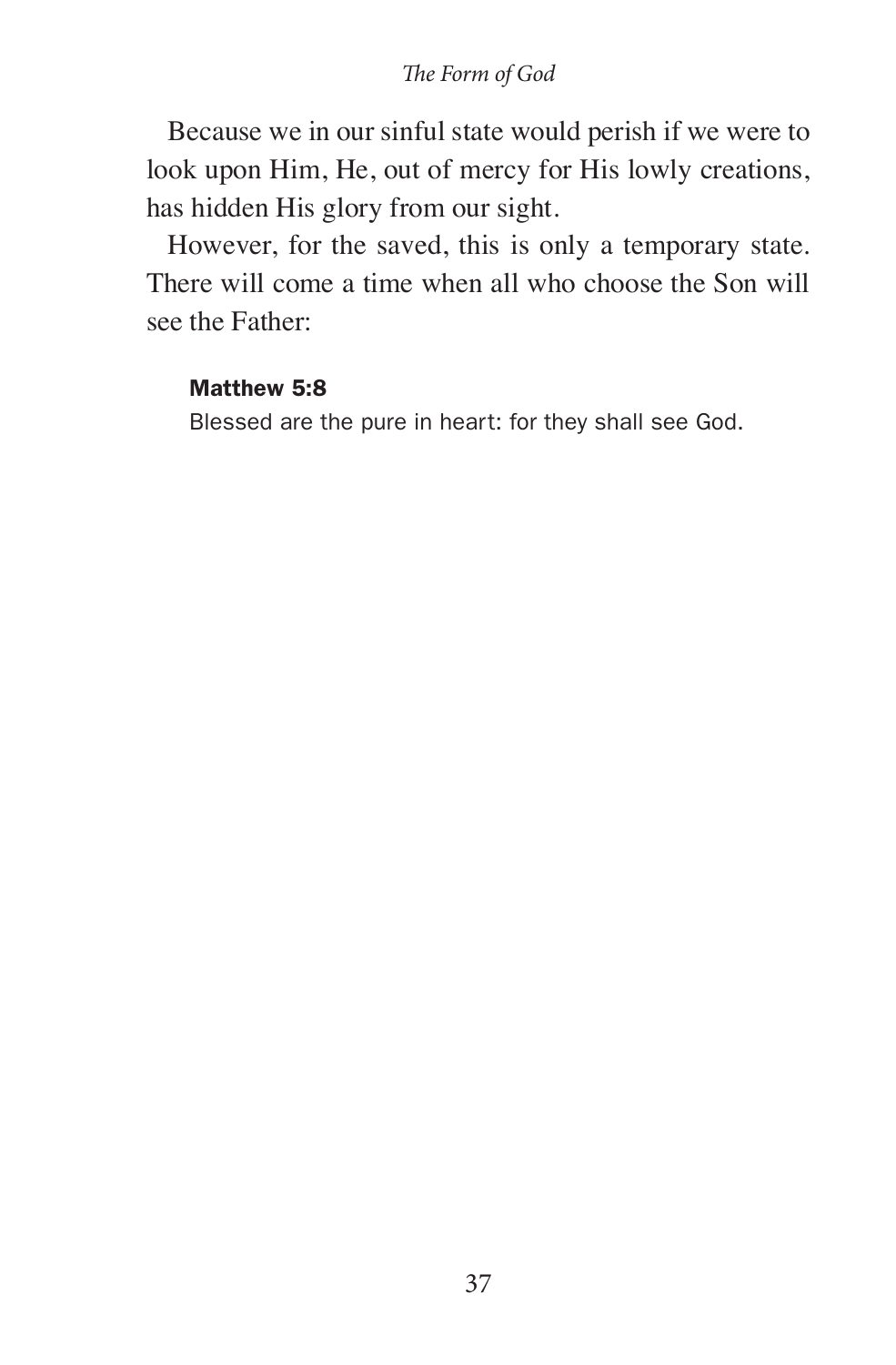Because we in our sinful state would perish if we were to look upon Him, He, out of mercy for His lowly creations, has hidden His glory from our sight.

However, for the saved, this is only a temporary state. There will come a time when all who choose the Son will see the Father:

> **Matthew 5:8**
> Blessed are the pure in heart: for they shall see God.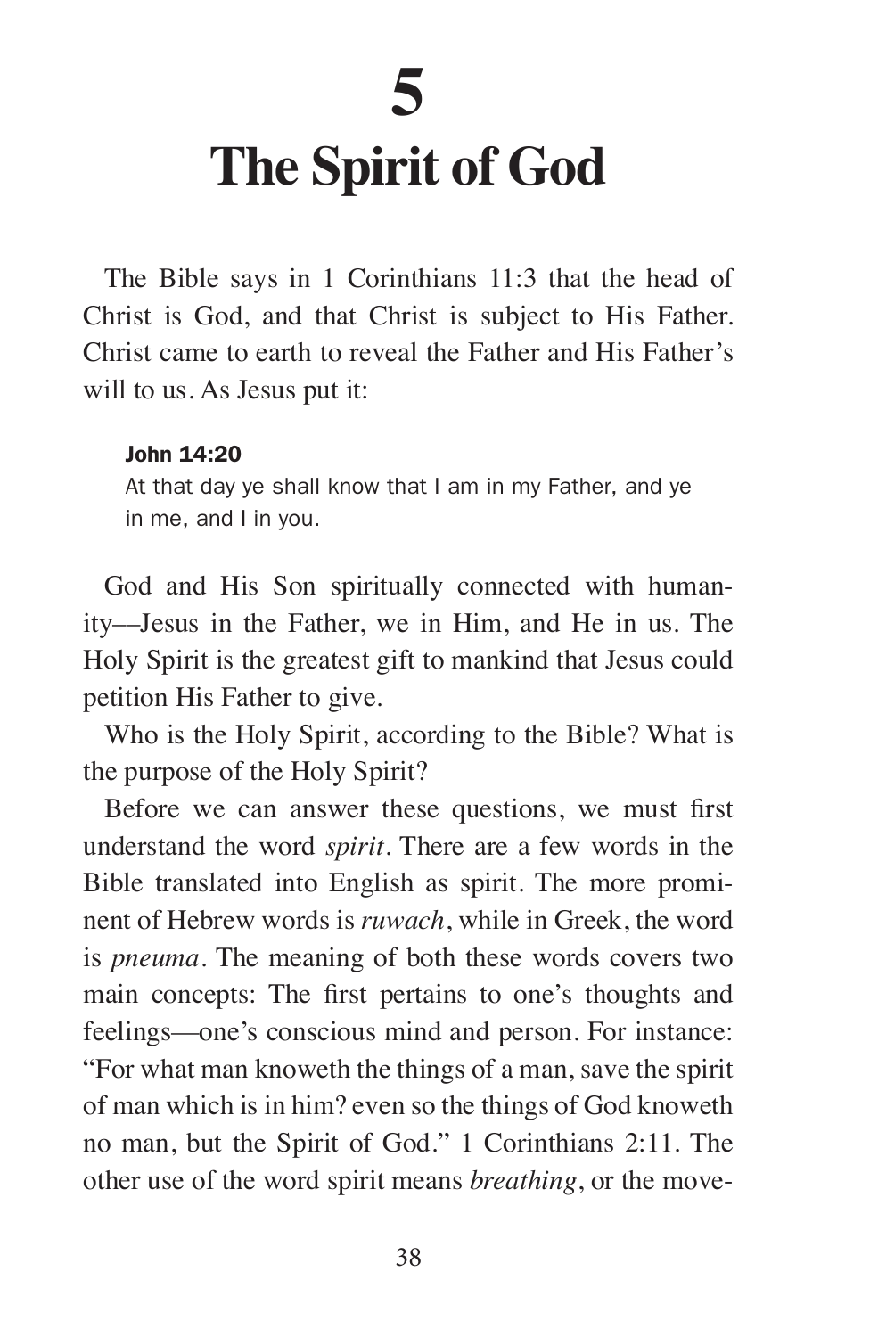# 5
# The Spirit of God

The Bible says in 1 Corinthians 11:3 that the head of Christ is God, and that Christ is subject to His Father. Christ came to earth to reveal the Father and His Father's will to us. As Jesus put it:

> **John 14:20**
> At that day ye shall know that I am in my Father, and ye in me, and I in you.

God and His Son spiritually connected with humanity—Jesus in the Father, we in Him, and He in us. The Holy Spirit is the greatest gift to mankind that Jesus could petition His Father to give.

Who is the Holy Spirit, according to the Bible? What is the purpose of the Holy Spirit?

Before we can answer these questions, we must first understand the word *spirit*. There are a few words in the Bible translated into English as spirit. The more prominent of Hebrew words is *ruwach*, while in Greek, the word is *pneuma*. The meaning of both these words covers two main concepts: The first pertains to one's thoughts and feelings—one's conscious mind and person. For instance: "For what man knoweth the things of a man, save the spirit of man which is in him? even so the things of God knoweth no man, but the Spirit of God." 1 Corinthians 2:11. The other use of the word spirit means *breathing*, or the move-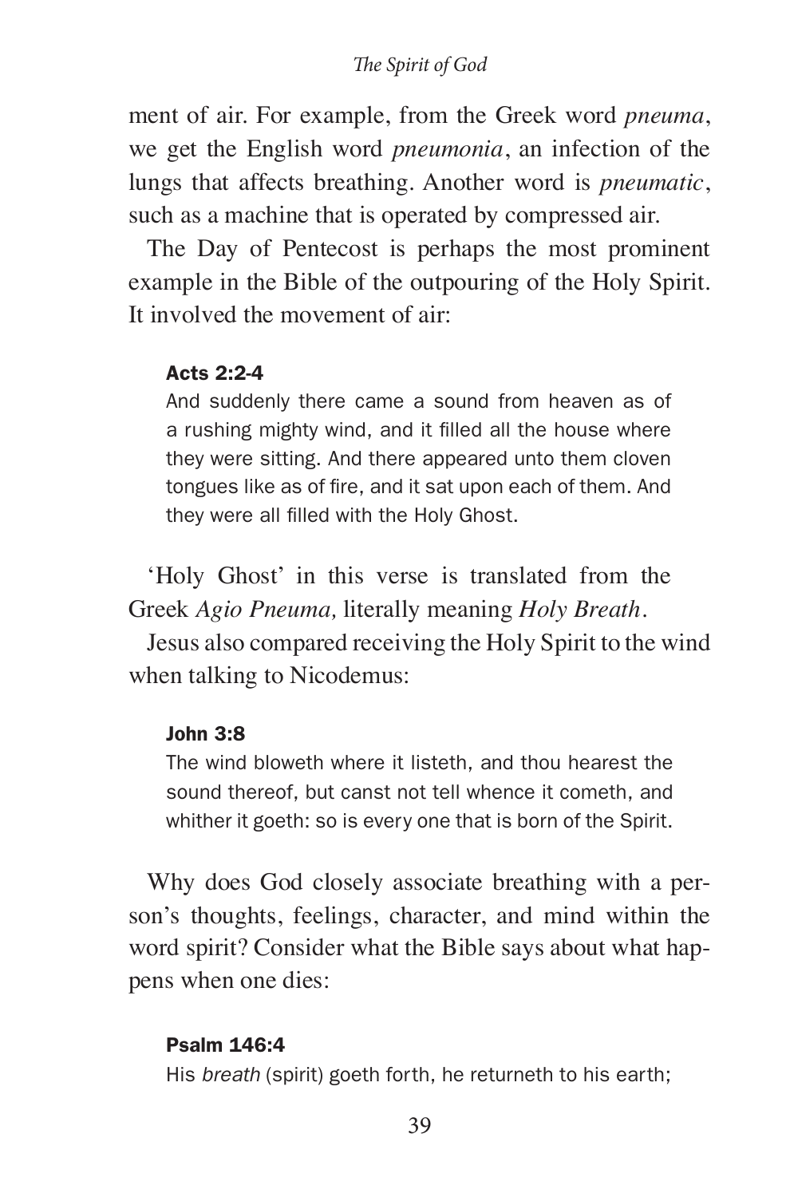ment of air. For example, from the Greek word *pneuma*, we get the English word *pneumonia*, an infection of the lungs that affects breathing. Another word is *pneumatic*, such as a machine that is operated by compressed air.

The Day of Pentecost is perhaps the most prominent example in the Bible of the outpouring of the Holy Spirit. It involved the movement of air:

> **Acts 2:2-4**
> And suddenly there came a sound from heaven as of a rushing mighty wind, and it filled all the house where they were sitting. And there appeared unto them cloven tongues like as of fire, and it sat upon each of them. And they were all filled with the Holy Ghost.

'Holy Ghost' in this verse is translated from the Greek *Agio Pneuma,* literally meaning *Holy Breath*.

Jesus also compared receiving the Holy Spirit to the wind when talking to Nicodemus:

> **John 3:8**
> The wind bloweth where it listeth, and thou hearest the sound thereof, but canst not tell whence it cometh, and whither it goeth: so is every one that is born of the Spirit.

Why does God closely associate breathing with a person's thoughts, feelings, character, and mind within the word spirit? Consider what the Bible says about what happens when one dies:

> **Psalm 146:4**
> His *breath* (spirit) goeth forth, he returneth to his earth;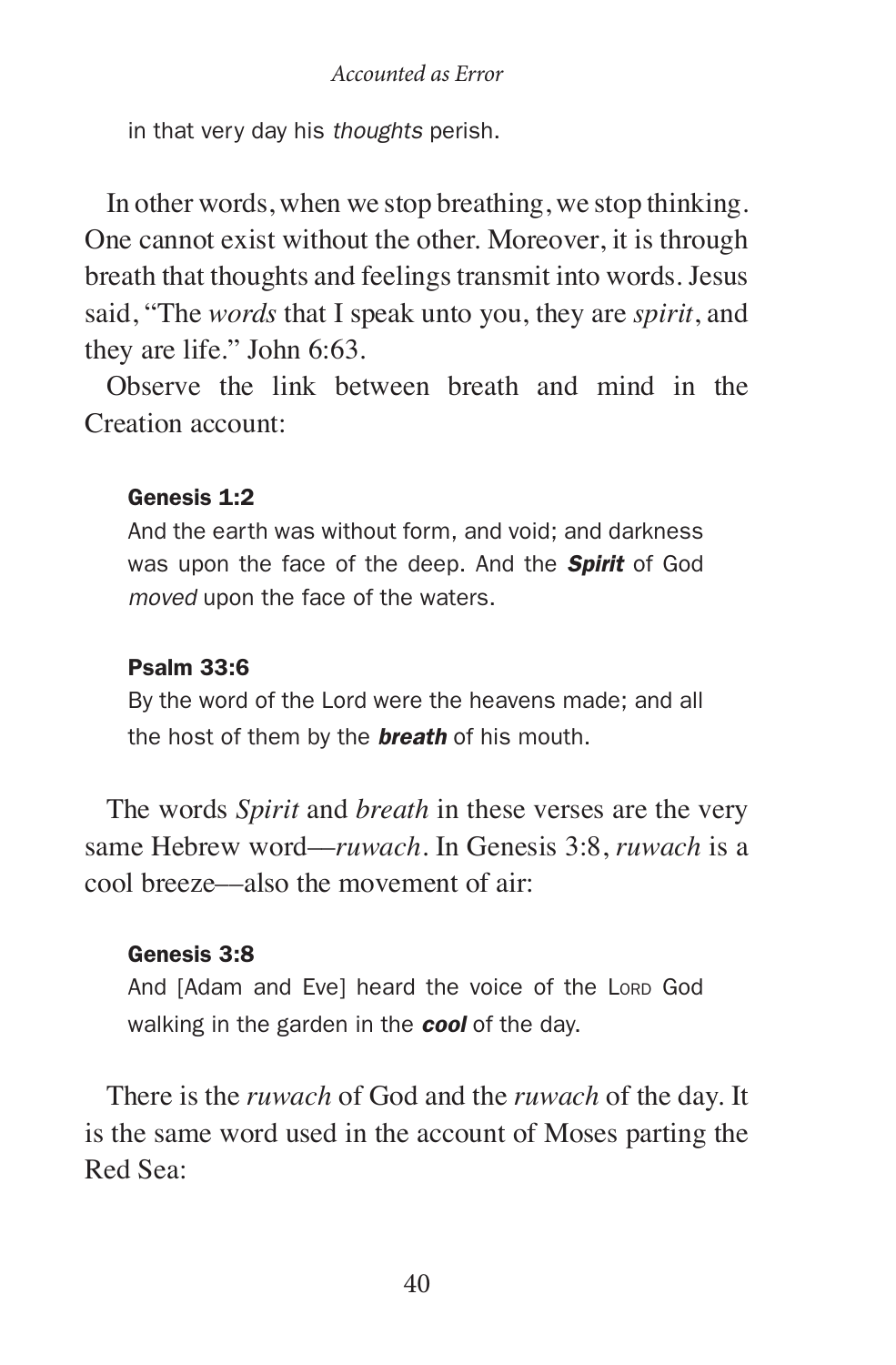in that very day his *thoughts* perish.

In other words, when we stop breathing, we stop thinking. One cannot exist without the other. Moreover, it is through breath that thoughts and feelings transmit into words. Jesus said, "The *words* that I speak unto you, they are *spirit*, and they are life." John 6:63.

Observe the link between breath and mind in the Creation account:

**Genesis 1:2**
And the earth was without form, and void; and darkness was upon the face of the deep. And the ***Spirit*** of God *moved* upon the face of the waters.

**Psalm 33:6**
By the word of the Lord were the heavens made; and all the host of them by the ***breath*** of his mouth.

The words *Spirit* and *breath* in these verses are the very same Hebrew word—*ruwach*. In Genesis 3:8, *ruwach* is a cool breeze—also the movement of air:

**Genesis 3:8**
And [Adam and Eve] heard the voice of the LORD God walking in the garden in the ***cool*** of the day.

There is the *ruwach* of God and the *ruwach* of the day. It is the same word used in the account of Moses parting the Red Sea: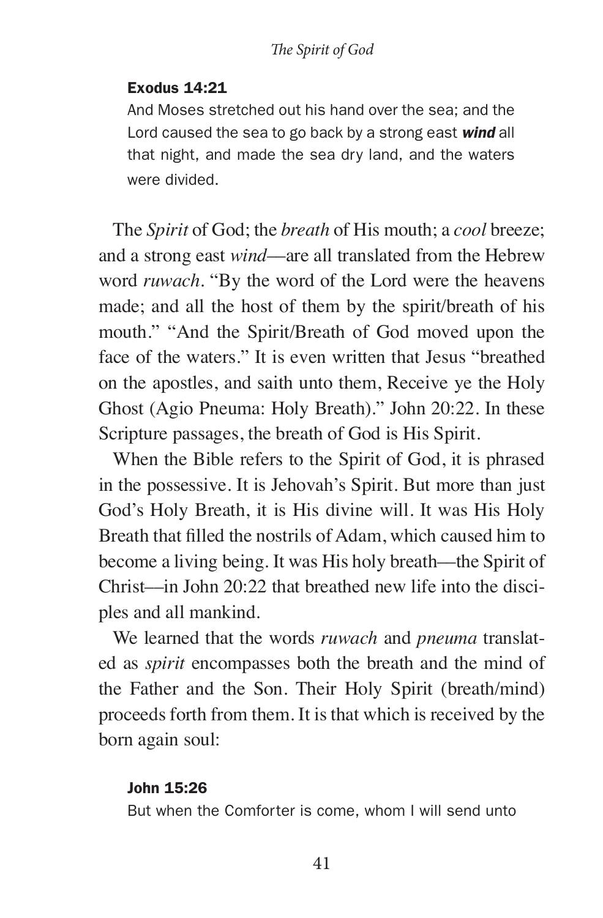**Exodus 14:21**

And Moses stretched out his hand over the sea; and the Lord caused the sea to go back by a strong east ***wind*** all that night, and made the sea dry land, and the waters were divided.

The *Spirit* of God; the *breath* of His mouth; a *cool* breeze; and a strong east *wind*—are all translated from the Hebrew word *ruwach*. "By the word of the Lord were the heavens made; and all the host of them by the spirit/breath of his mouth." "And the Spirit/Breath of God moved upon the face of the waters." It is even written that Jesus "breathed on the apostles, and saith unto them, Receive ye the Holy Ghost (Agio Pneuma: Holy Breath)." John 20:22. In these Scripture passages, the breath of God is His Spirit.

When the Bible refers to the Spirit of God, it is phrased in the possessive. It is Jehovah's Spirit. But more than just God's Holy Breath, it is His divine will. It was His Holy Breath that filled the nostrils of Adam, which caused him to become a living being. It was His holy breath—the Spirit of Christ—in John 20:22 that breathed new life into the disciples and all mankind.

We learned that the words *ruwach* and *pneuma* translated as *spirit* encompasses both the breath and the mind of the Father and the Son. Their Holy Spirit (breath/mind) proceeds forth from them. It is that which is received by the born again soul:

**John 15:26**

But when the Comforter is come, whom I will send unto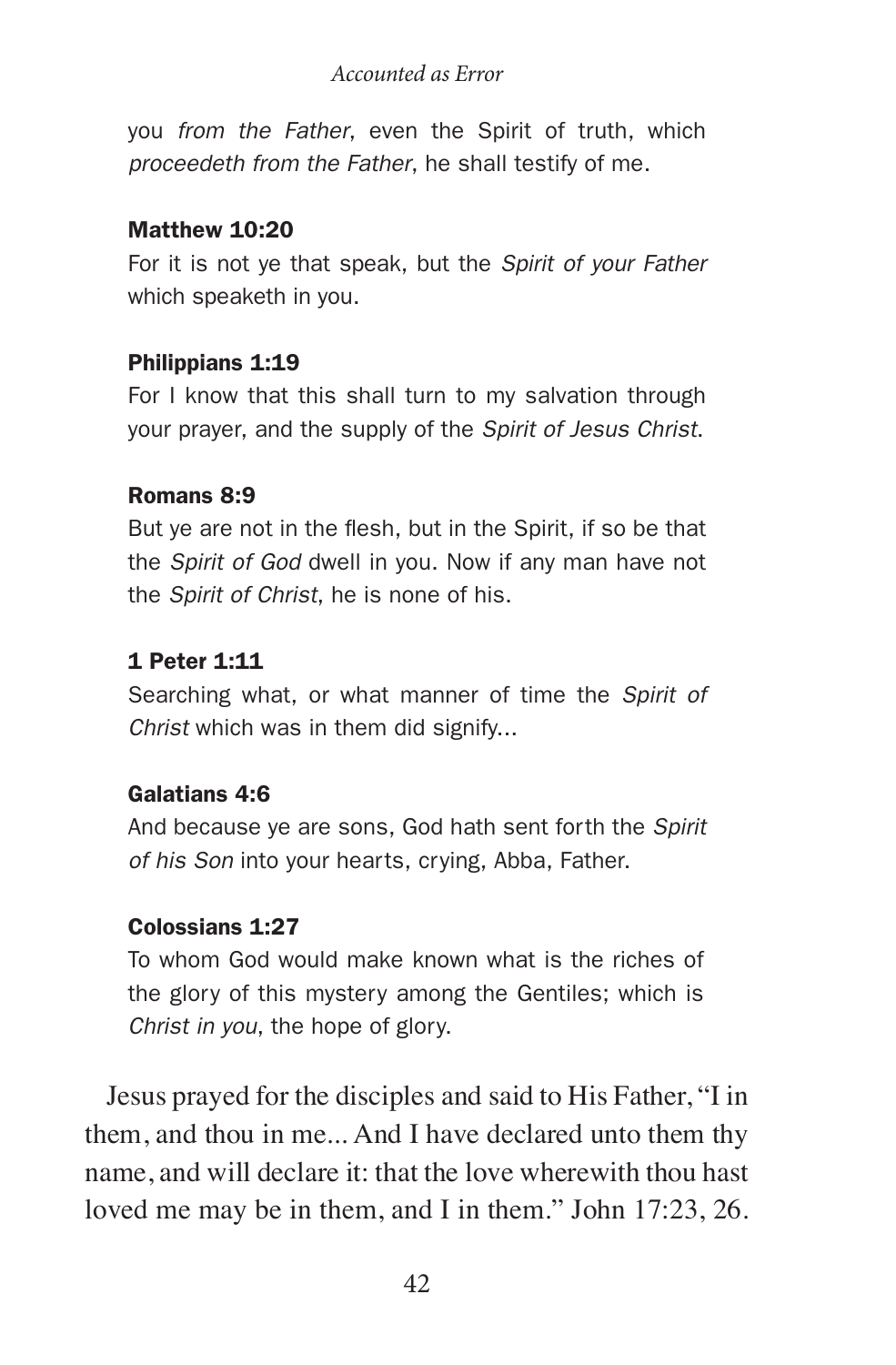you *from the Father*, even the Spirit of truth, which *proceedeth from the Father*, he shall testify of me.

**Matthew 10:20**

For it is not ye that speak, but the *Spirit of your Father* which speaketh in you.

**Philippians 1:19**

For I know that this shall turn to my salvation through your prayer, and the supply of the *Spirit of Jesus Christ*.

**Romans 8:9**

But ye are not in the flesh, but in the Spirit, if so be that the *Spirit of God* dwell in you. Now if any man have not the *Spirit of Christ*, he is none of his.

**1 Peter 1:11**

Searching what, or what manner of time the *Spirit of Christ* which was in them did signify...

**Galatians 4:6**

And because ye are sons, God hath sent forth the *Spirit of his Son* into your hearts, crying, Abba, Father.

**Colossians 1:27**

To whom God would make known what is the riches of the glory of this mystery among the Gentiles; which is *Christ in you*, the hope of glory.

Jesus prayed for the disciples and said to His Father, "I in them, and thou in me... And I have declared unto them thy name, and will declare it: that the love wherewith thou hast loved me may be in them, and I in them." John 17:23, 26.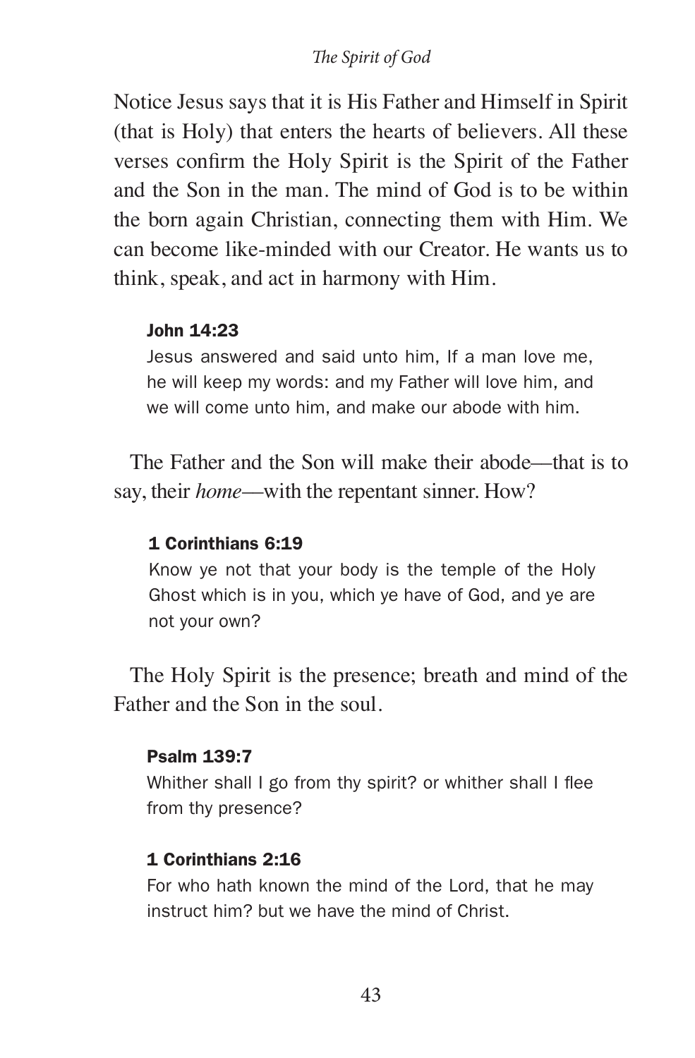Notice Jesus says that it is His Father and Himself in Spirit (that is Holy) that enters the hearts of believers. All these verses confirm the Holy Spirit is the Spirit of the Father and the Son in the man. The mind of God is to be within the born again Christian, connecting them with Him. We can become like-minded with our Creator. He wants us to think, speak, and act in harmony with Him.

> **John 14:23**
> Jesus answered and said unto him, If a man love me, he will keep my words: and my Father will love him, and we will come unto him, and make our abode with him.

The Father and the Son will make their abode—that is to say, their *home*—with the repentant sinner. How?

> **1 Corinthians 6:19**
> Know ye not that your body is the temple of the Holy Ghost which is in you, which ye have of God, and ye are not your own?

The Holy Spirit is the presence; breath and mind of the Father and the Son in the soul.

> **Psalm 139:7**
> Whither shall I go from thy spirit? or whither shall I flee from thy presence?

> **1 Corinthians 2:16**
> For who hath known the mind of the Lord, that he may instruct him? but we have the mind of Christ.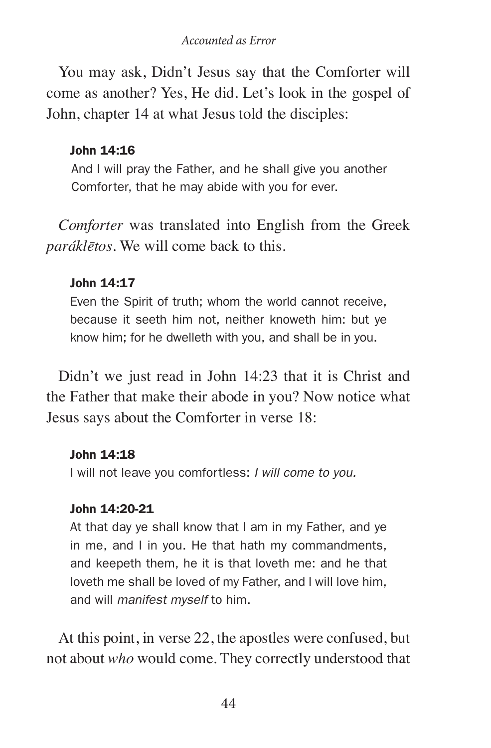You may ask, Didn't Jesus say that the Comforter will come as another? Yes, He did. Let's look in the gospel of John, chapter 14 at what Jesus told the disciples:

> **John 14:16**
> And I will pray the Father, and he shall give you another Comforter, that he may abide with you for ever.

*Comforter* was translated into English from the Greek *paráklētos*. We will come back to this.

> **John 14:17**
> Even the Spirit of truth; whom the world cannot receive, because it seeth him not, neither knoweth him: but ye know him; for he dwelleth with you, and shall be in you.

Didn't we just read in John 14:23 that it is Christ and the Father that make their abode in you? Now notice what Jesus says about the Comforter in verse 18:

> **John 14:18**
> I will not leave you comfortless: *I will come to you.*

> **John 14:20-21**
> At that day ye shall know that I am in my Father, and ye in me, and I in you. He that hath my commandments, and keepeth them, he it is that loveth me: and he that loveth me shall be loved of my Father, and I will love him, and will *manifest myself* to him.

At this point, in verse 22, the apostles were confused, but not about *who* would come. They correctly understood that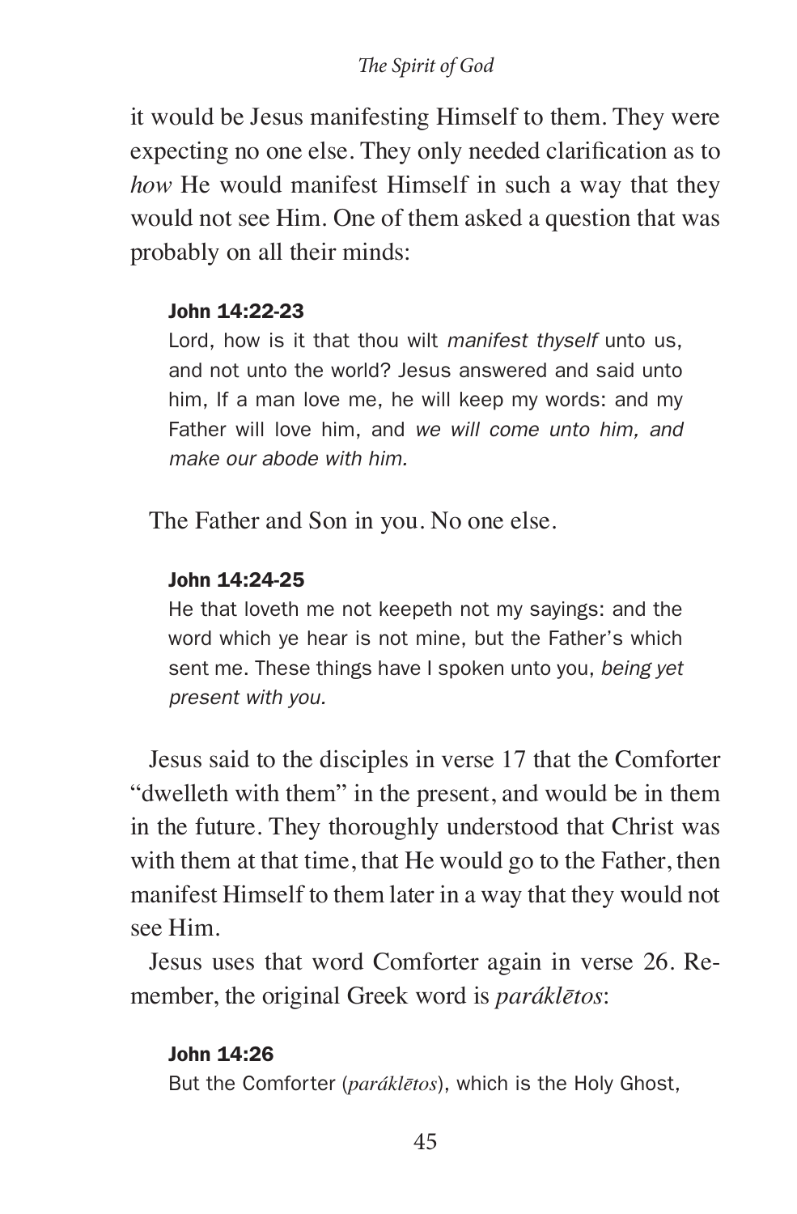it would be Jesus manifesting Himself to them. They were expecting no one else. They only needed clarification as to *how* He would manifest Himself in such a way that they would not see Him. One of them asked a question that was probably on all their minds:

> **John 14:22-23**
> Lord, how is it that thou wilt *manifest thyself* unto us, and not unto the world? Jesus answered and said unto him, If a man love me, he will keep my words: and my Father will love him, and *we will come unto him, and make our abode with him.*

The Father and Son in you. No one else.

> **John 14:24-25**
> He that loveth me not keepeth not my sayings: and the word which ye hear is not mine, but the Father's which sent me. These things have I spoken unto you, *being yet present with you.*

Jesus said to the disciples in verse 17 that the Comforter "dwelleth with them" in the present, and would be in them in the future. They thoroughly understood that Christ was with them at that time, that He would go to the Father, then manifest Himself to them later in a way that they would not see Him.

Jesus uses that word Comforter again in verse 26. Remember, the original Greek word is *paráklētos*:

> **John 14:26**
> But the Comforter (*paráklētos*), which is the Holy Ghost,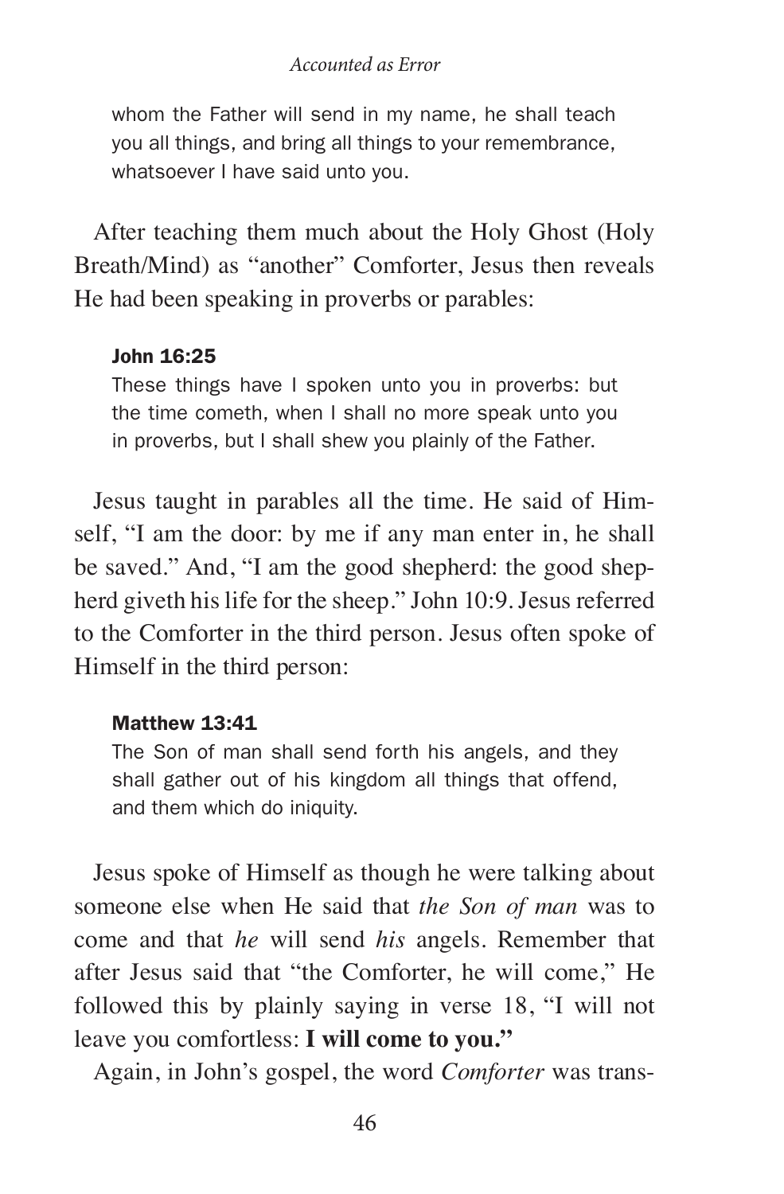> whom the Father will send in my name, he shall teach you all things, and bring all things to your remembrance, whatsoever I have said unto you.

After teaching them much about the Holy Ghost (Holy Breath/Mind) as "another" Comforter, Jesus then reveals He had been speaking in proverbs or parables:

> **John 16:25**
> These things have I spoken unto you in proverbs: but the time cometh, when I shall no more speak unto you in proverbs, but I shall shew you plainly of the Father.

Jesus taught in parables all the time. He said of Himself, "I am the door: by me if any man enter in, he shall be saved." And, "I am the good shepherd: the good shepherd giveth his life for the sheep." John 10:9. Jesus referred to the Comforter in the third person. Jesus often spoke of Himself in the third person:

> **Matthew 13:41**
> The Son of man shall send forth his angels, and they shall gather out of his kingdom all things that offend, and them which do iniquity.

Jesus spoke of Himself as though he were talking about someone else when He said that *the Son of man* was to come and that *he* will send *his* angels. Remember that after Jesus said that "the Comforter, he will come," He followed this by plainly saying in verse 18, "I will not leave you comfortless: **I will come to you.**"

Again, in John's gospel, the word *Comforter* was trans-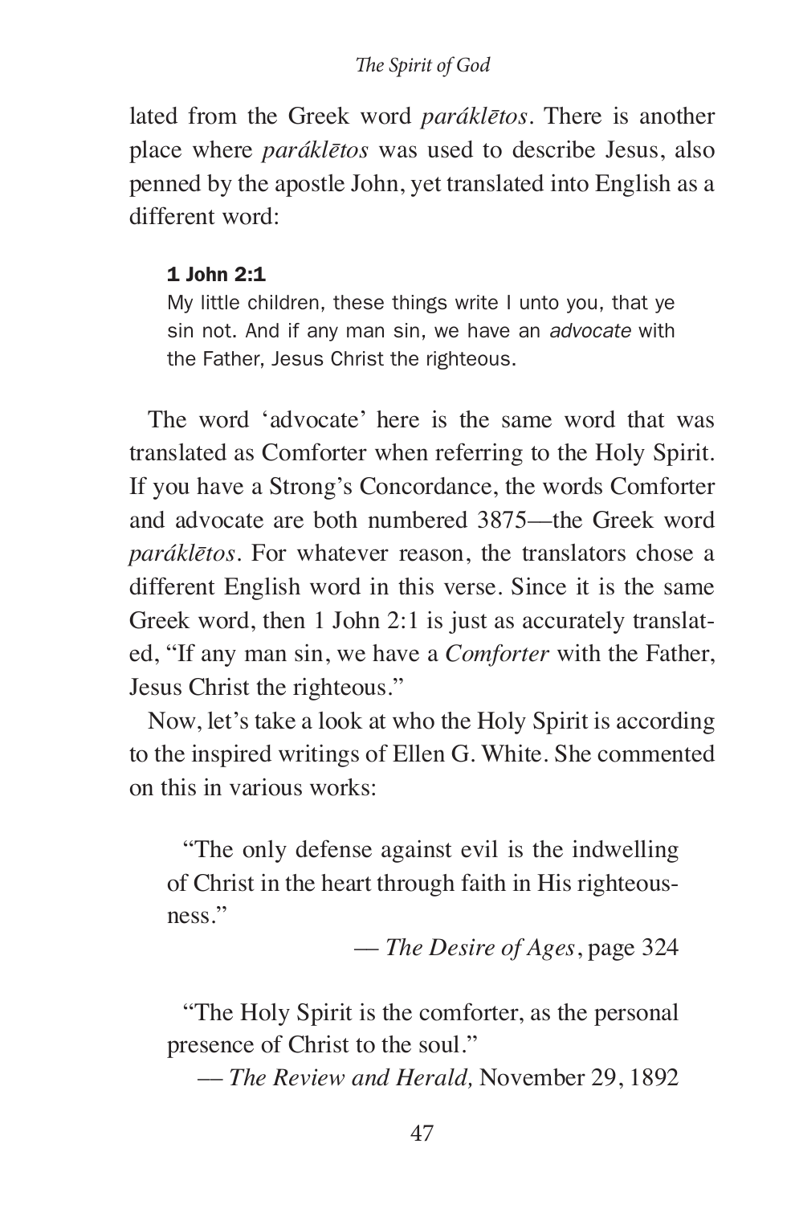lated from the Greek word *paráklētos*. There is another place where *paráklētos* was used to describe Jesus, also penned by the apostle John, yet translated into English as a different word:

> **1 John 2:1**
> My little children, these things write I unto you, that ye sin not. And if any man sin, we have an *advocate* with the Father, Jesus Christ the righteous.

The word 'advocate' here is the same word that was translated as Comforter when referring to the Holy Spirit. If you have a Strong's Concordance, the words Comforter and advocate are both numbered 3875—the Greek word *paráklētos*. For whatever reason, the translators chose a different English word in this verse. Since it is the same Greek word, then 1 John 2:1 is just as accurately translated, "If any man sin, we have a *Comforter* with the Father, Jesus Christ the righteous."

Now, let's take a look at who the Holy Spirit is according to the inspired writings of Ellen G. White. She commented on this in various works:

> "The only defense against evil is the indwelling of Christ in the heart through faith in His righteousness."
>
> — *The Desire of Ages*, page 324

> "The Holy Spirit is the comforter, as the personal presence of Christ to the soul."
>
> — *The Review and Herald,* November 29, 1892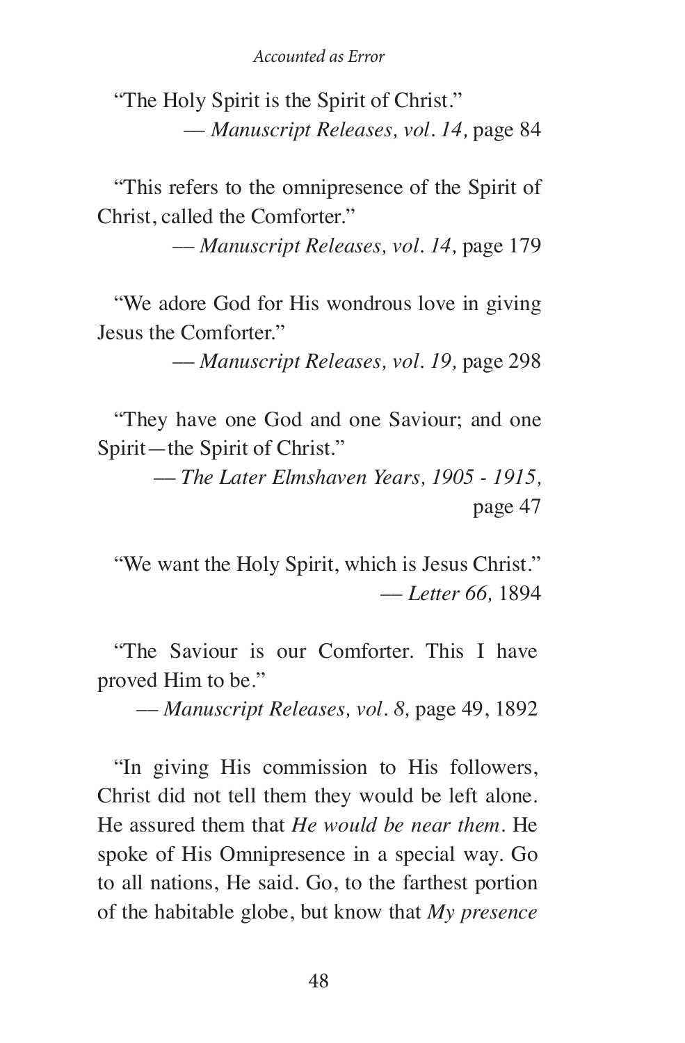"The Holy Spirit is the Spirit of Christ."
— *Manuscript Releases, vol. 14,* page 84

"This refers to the omnipresence of the Spirit of Christ, called the Comforter."
— *Manuscript Releases, vol. 14,* page 179

"We adore God for His wondrous love in giving Jesus the Comforter."
— *Manuscript Releases, vol. 19,* page 298

"They have one God and one Saviour; and one Spirit—the Spirit of Christ."
— *The Later Elmshaven Years, 1905 - 1915,* page 47

"We want the Holy Spirit, which is Jesus Christ."
— *Letter 66,* 1894

"The Saviour is our Comforter. This I have proved Him to be."
— *Manuscript Releases, vol. 8,* page 49, 1892

"In giving His commission to His followers, Christ did not tell them they would be left alone. He assured them that *He would be near them*. He spoke of His Omnipresence in a special way. Go to all nations, He said. Go, to the farthest portion of the habitable globe, but know that *My presence*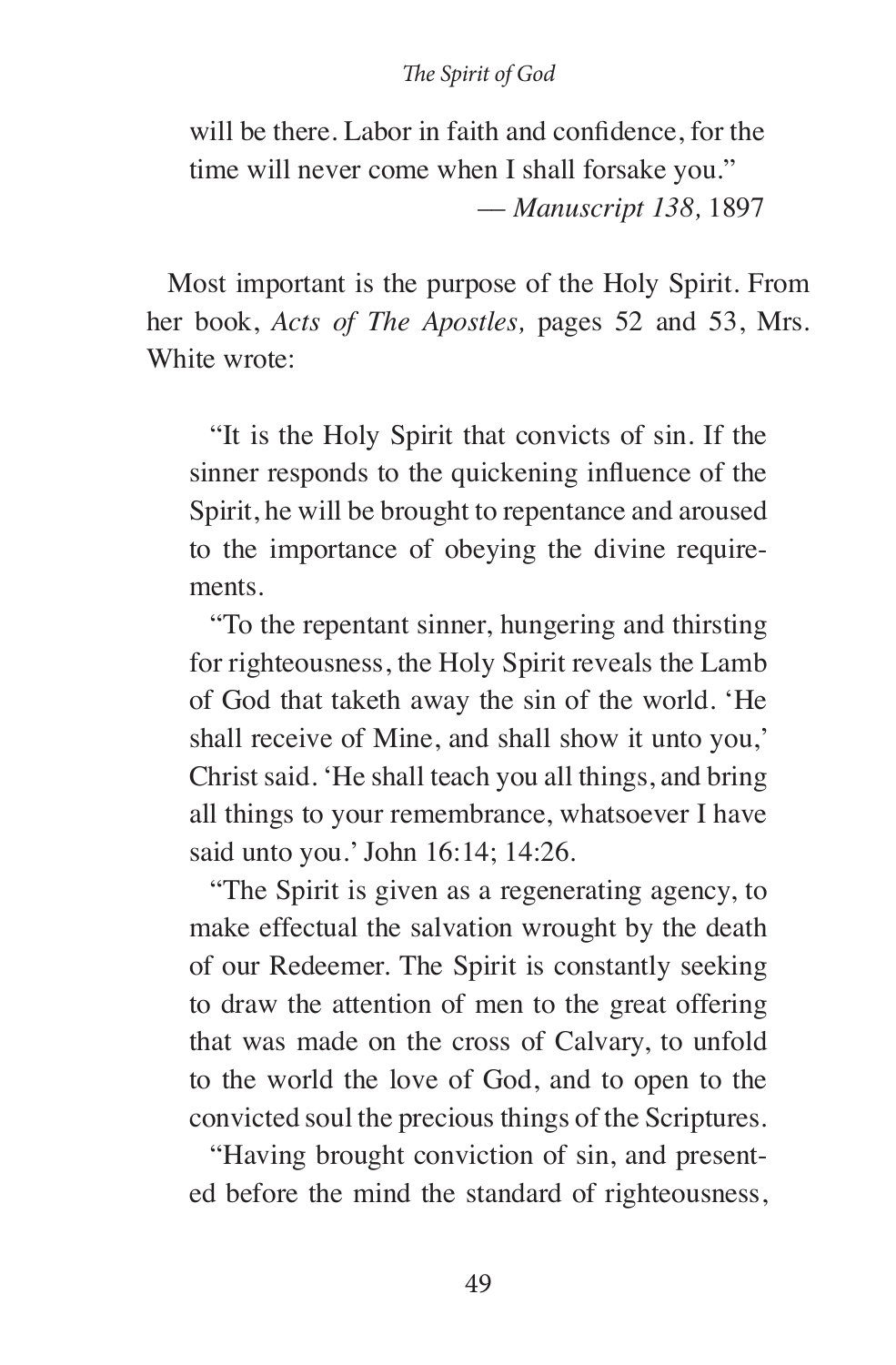> will be there. Labor in faith and confidence, for the time will never come when I shall forsake you."
>
> — *Manuscript 138,* 1897

Most important is the purpose of the Holy Spirit. From her book, *Acts of The Apostles,* pages 52 and 53, Mrs. White wrote:

> "It is the Holy Spirit that convicts of sin. If the sinner responds to the quickening influence of the Spirit, he will be brought to repentance and aroused to the importance of obeying the divine requirements.
>
> "To the repentant sinner, hungering and thirsting for righteousness, the Holy Spirit reveals the Lamb of God that taketh away the sin of the world. 'He shall receive of Mine, and shall show it unto you,' Christ said. 'He shall teach you all things, and bring all things to your remembrance, whatsoever I have said unto you.' John 16:14; 14:26.
>
> "The Spirit is given as a regenerating agency, to make effectual the salvation wrought by the death of our Redeemer. The Spirit is constantly seeking to draw the attention of men to the great offering that was made on the cross of Calvary, to unfold to the world the love of God, and to open to the convicted soul the precious things of the Scriptures.
>
> "Having brought conviction of sin, and presented before the mind the standard of righteousness,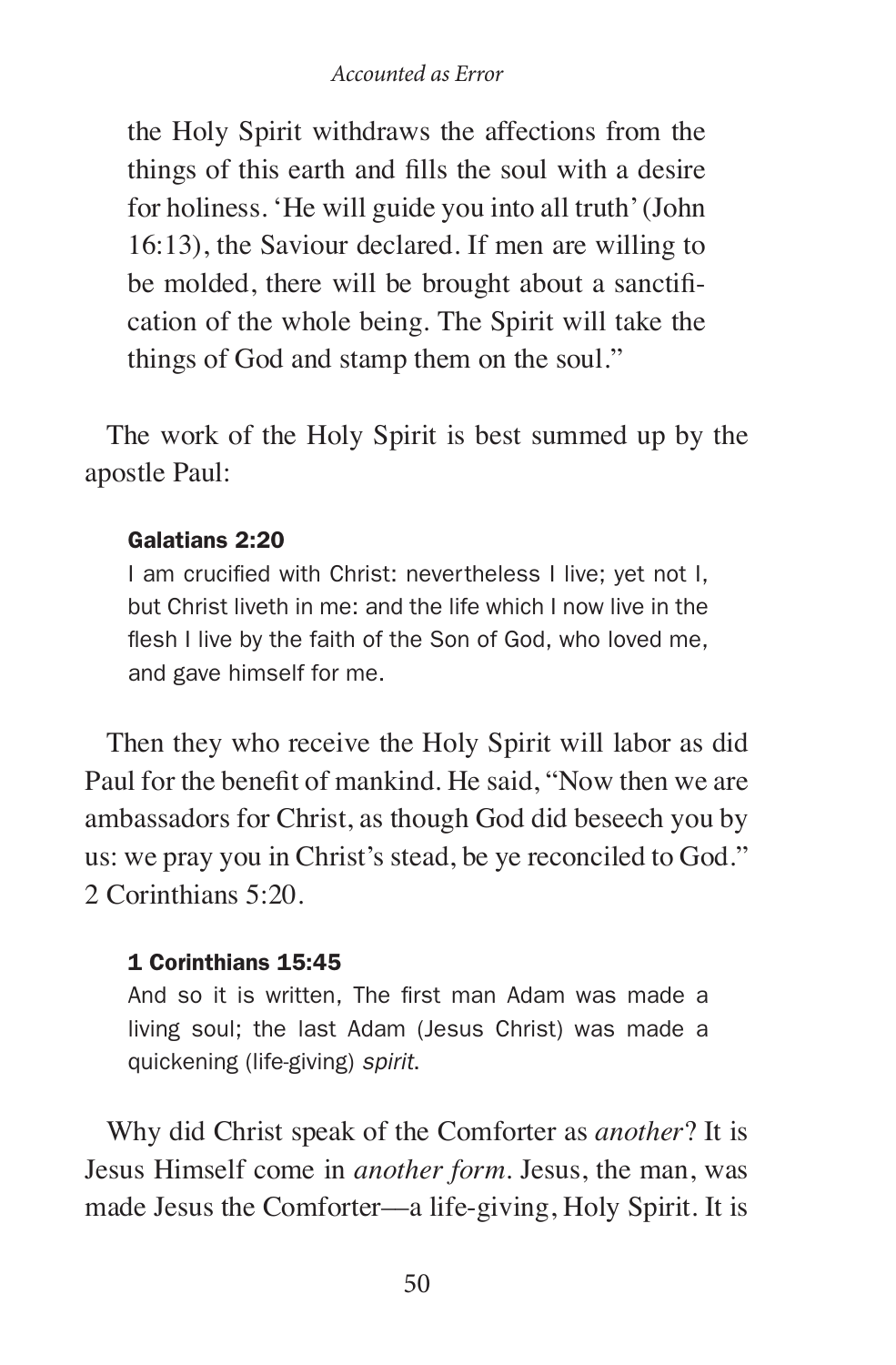> the Holy Spirit withdraws the affections from the things of this earth and fills the soul with a desire for holiness. 'He will guide you into all truth' (John 16:13), the Saviour declared. If men are willing to be molded, there will be brought about a sanctification of the whole being. The Spirit will take the things of God and stamp them on the soul."

The work of the Holy Spirit is best summed up by the apostle Paul:

> **Galatians 2:20**
> I am crucified with Christ: nevertheless I live; yet not I, but Christ liveth in me: and the life which I now live in the flesh I live by the faith of the Son of God, who loved me, and gave himself for me.

Then they who receive the Holy Spirit will labor as did Paul for the benefit of mankind. He said, "Now then we are ambassadors for Christ, as though God did beseech you by us: we pray you in Christ's stead, be ye reconciled to God." 2 Corinthians 5:20.

> **1 Corinthians 15:45**
> And so it is written, The first man Adam was made a living soul; the last Adam (Jesus Christ) was made a quickening (life-giving) *spirit*.

Why did Christ speak of the Comforter as *another*? It is Jesus Himself come in *another form*. Jesus, the man, was made Jesus the Comforter—a life-giving, Holy Spirit. It is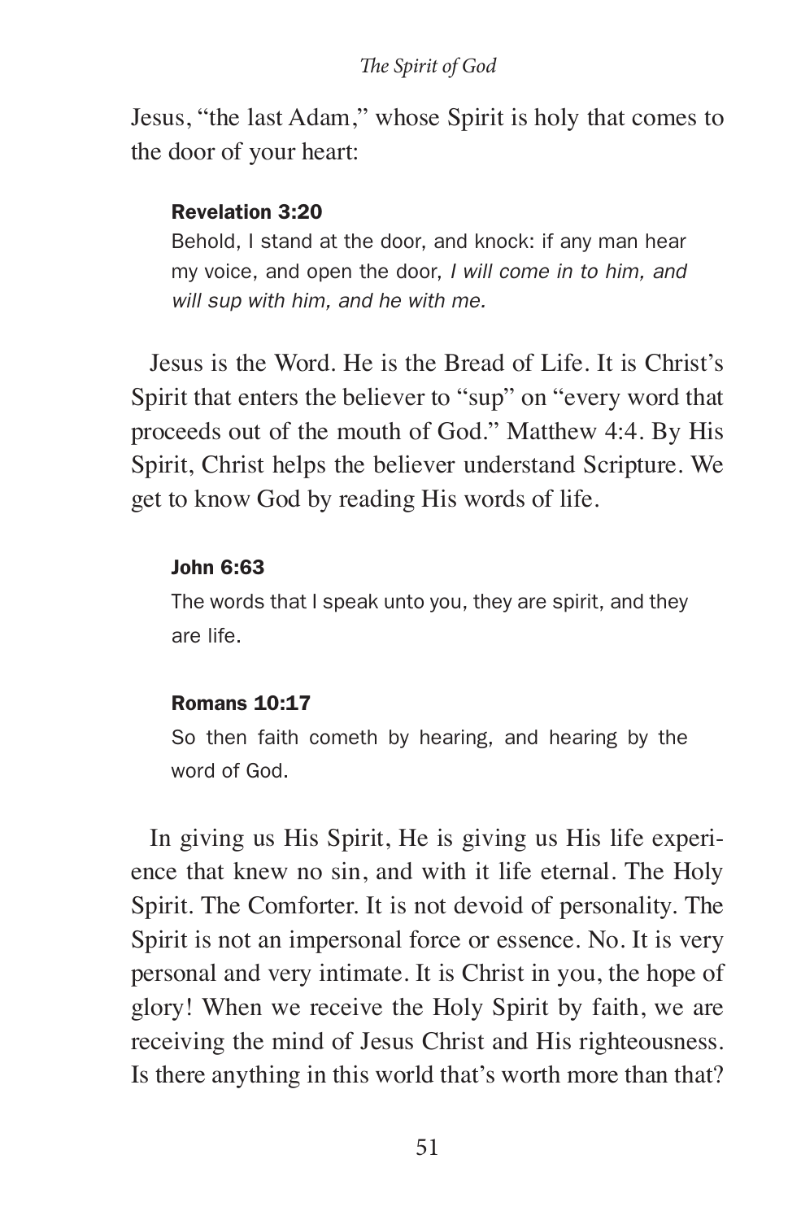Jesus, "the last Adam," whose Spirit is holy that comes to the door of your heart:

> **Revelation 3:20**
> Behold, I stand at the door, and knock: if any man hear my voice, and open the door, *I will come in to him, and will sup with him, and he with me.*

Jesus is the Word. He is the Bread of Life. It is Christ's Spirit that enters the believer to "sup" on "every word that proceeds out of the mouth of God." Matthew 4:4. By His Spirit, Christ helps the believer understand Scripture. We get to know God by reading His words of life.

> **John 6:63**
> The words that I speak unto you, they are spirit, and they are life.

> **Romans 10:17**
> So then faith cometh by hearing, and hearing by the word of God.

In giving us His Spirit, He is giving us His life experience that knew no sin, and with it life eternal. The Holy Spirit. The Comforter. It is not devoid of personality. The Spirit is not an impersonal force or essence. No. It is very personal and very intimate. It is Christ in you, the hope of glory! When we receive the Holy Spirit by faith, we are receiving the mind of Jesus Christ and His righteousness. Is there anything in this world that's worth more than that?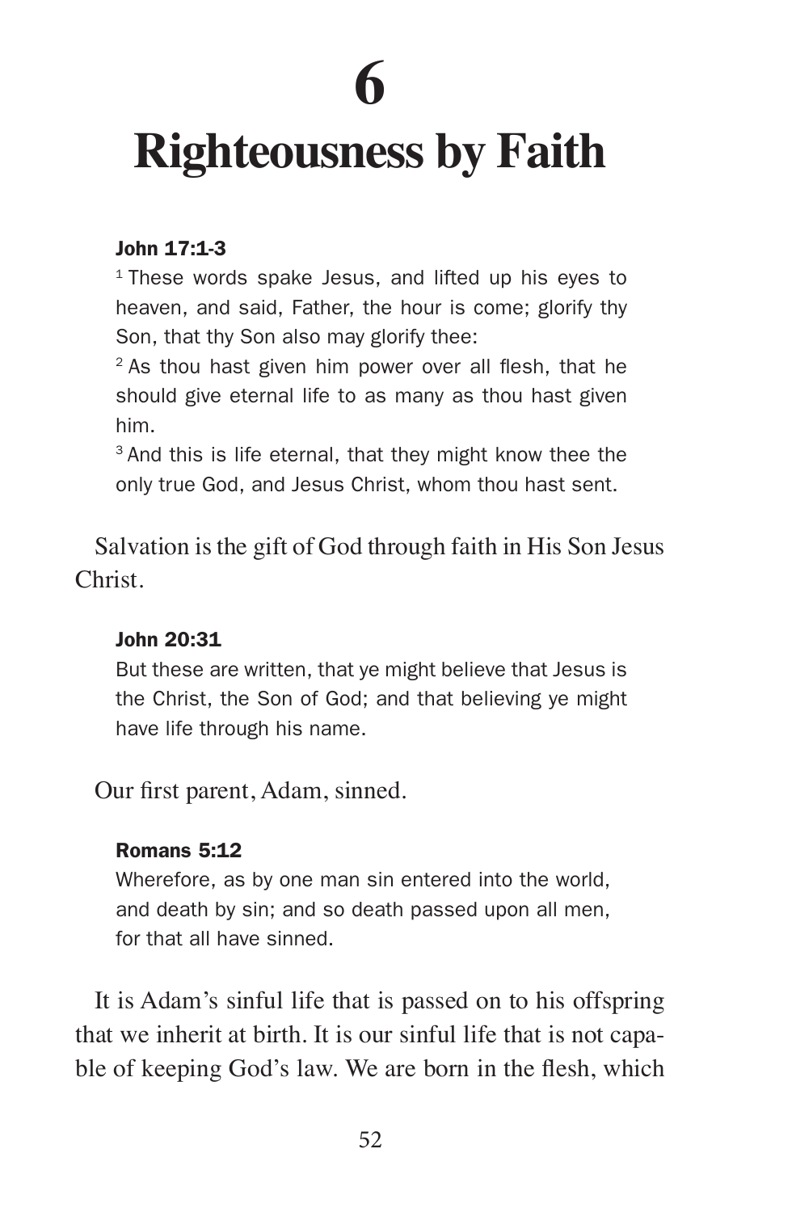# 6

# Righteousness by Faith

**John 17:1-3**

[1] These words spake Jesus, and lifted up his eyes to heaven, and said, Father, the hour is come; glorify thy Son, that thy Son also may glorify thee:
[2] As thou hast given him power over all flesh, that he should give eternal life to as many as thou hast given him.
[3] And this is life eternal, that they might know thee the only true God, and Jesus Christ, whom thou hast sent.

Salvation is the gift of God through faith in His Son Jesus Christ.

**John 20:31**

But these are written, that ye might believe that Jesus is the Christ, the Son of God; and that believing ye might have life through his name.

Our first parent, Adam, sinned.

**Romans 5:12**

Wherefore, as by one man sin entered into the world, and death by sin; and so death passed upon all men, for that all have sinned.

It is Adam's sinful life that is passed on to his offspring that we inherit at birth. It is our sinful life that is not capable of keeping God's law. We are born in the flesh, which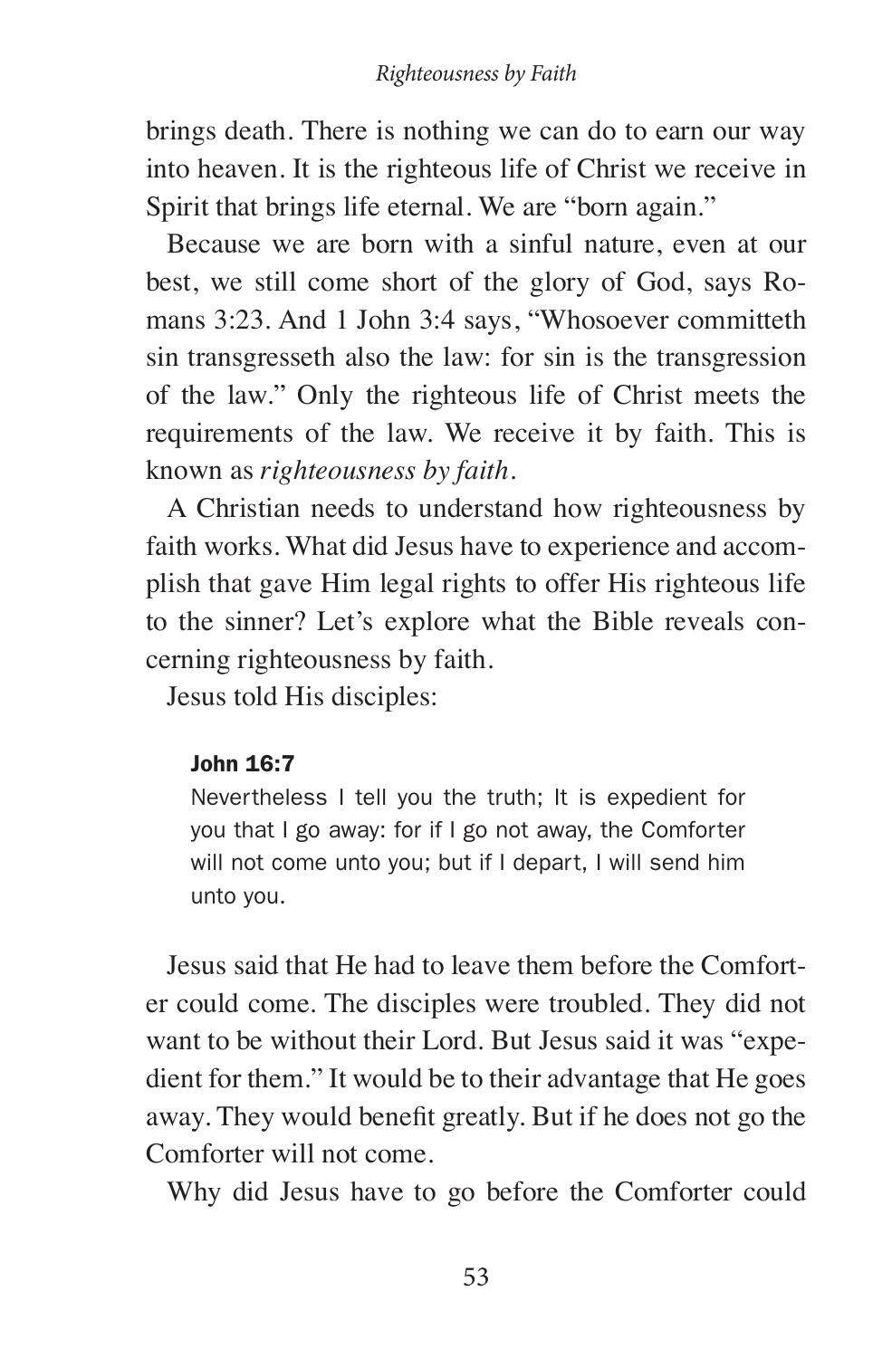brings death. There is nothing we can do to earn our way into heaven. It is the righteous life of Christ we receive in Spirit that brings life eternal. We are "born again."

Because we are born with a sinful nature, even at our best, we still come short of the glory of God, says Romans 3:23. And 1 John 3:4 says, "Whosoever committeth sin transgresseth also the law: for sin is the transgression of the law." Only the righteous life of Christ meets the requirements of the law. We receive it by faith. This is known as *righteousness by faith*.

A Christian needs to understand how righteousness by faith works. What did Jesus have to experience and accomplish that gave Him legal rights to offer His righteous life to the sinner? Let's explore what the Bible reveals concerning righteousness by faith.

Jesus told His disciples:

> **John 16:7**
> Nevertheless I tell you the truth; It is expedient for you that I go away: for if I go not away, the Comforter will not come unto you; but if I depart, I will send him unto you.

Jesus said that He had to leave them before the Comforter could come. The disciples were troubled. They did not want to be without their Lord. But Jesus said it was "expedient for them." It would be to their advantage that He goes away. They would benefit greatly. But if he does not go the Comforter will not come.

Why did Jesus have to go before the Comforter could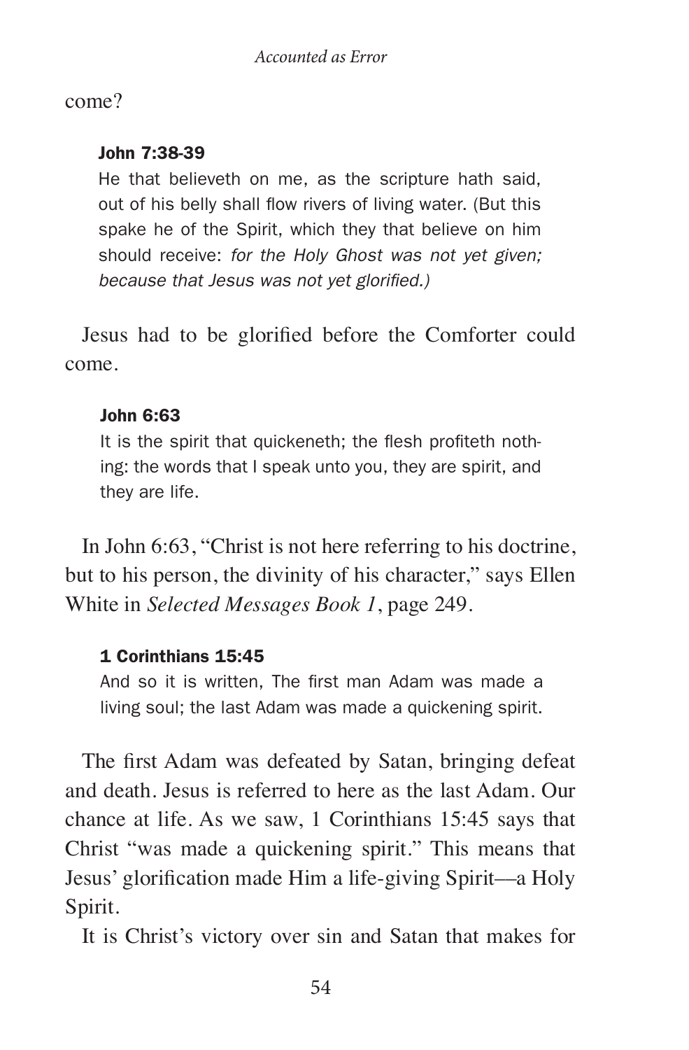come?

**John 7:38-39**

> He that believeth on me, as the scripture hath said, out of his belly shall flow rivers of living water. (But this spake he of the Spirit, which they that believe on him should receive: *for the Holy Ghost was not yet given; because that Jesus was not yet glorified.)*

Jesus had to be glorified before the Comforter could come.

**John 6:63**

> It is the spirit that quickeneth; the flesh profiteth nothing: the words that I speak unto you, they are spirit, and they are life.

In John 6:63, "Christ is not here referring to his doctrine, but to his person, the divinity of his character," says Ellen White in *Selected Messages Book 1*, page 249.

**1 Corinthians 15:45**

> And so it is written, The first man Adam was made a living soul; the last Adam was made a quickening spirit.

The first Adam was defeated by Satan, bringing defeat and death. Jesus is referred to here as the last Adam. Our chance at life. As we saw, 1 Corinthians 15:45 says that Christ "was made a quickening spirit." This means that Jesus' glorification made Him a life-giving Spirit—a Holy Spirit.

It is Christ's victory over sin and Satan that makes for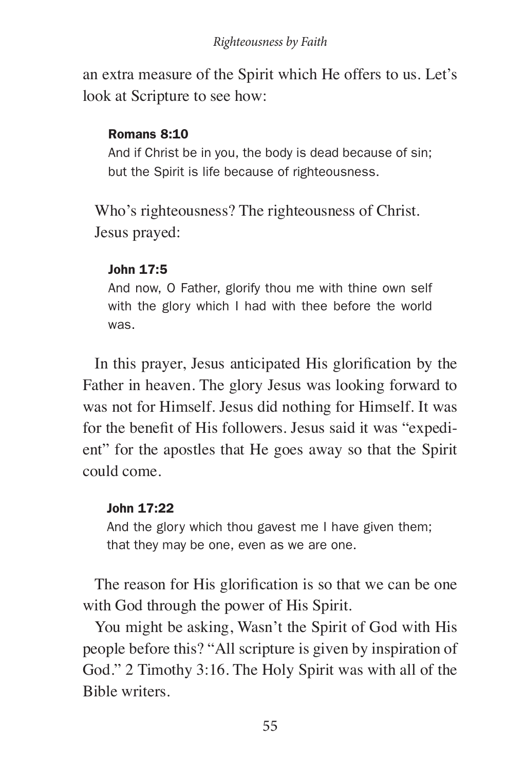an extra measure of the Spirit which He offers to us. Let's look at Scripture to see how:

> **Romans 8:10**
> And if Christ be in you, the body is dead because of sin; but the Spirit is life because of righteousness.

Who's righteousness? The righteousness of Christ. Jesus prayed:

> **John 17:5**
> And now, O Father, glorify thou me with thine own self with the glory which I had with thee before the world was.

In this prayer, Jesus anticipated His glorification by the Father in heaven. The glory Jesus was looking forward to was not for Himself. Jesus did nothing for Himself. It was for the benefit of His followers. Jesus said it was "expedient" for the apostles that He goes away so that the Spirit could come.

> **John 17:22**
> And the glory which thou gavest me I have given them; that they may be one, even as we are one.

The reason for His glorification is so that we can be one with God through the power of His Spirit.

You might be asking, Wasn't the Spirit of God with His people before this? "All scripture is given by inspiration of God." 2 Timothy 3:16. The Holy Spirit was with all of the Bible writers.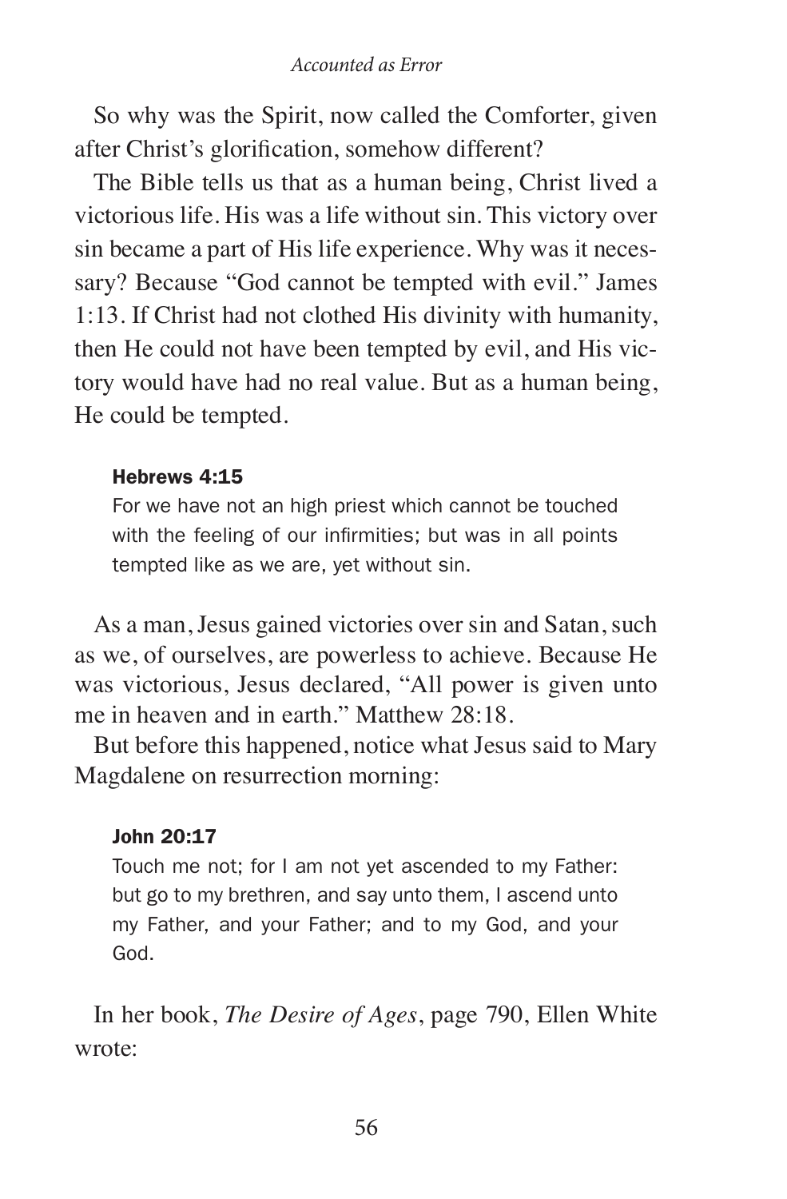So why was the Spirit, now called the Comforter, given after Christ's glorification, somehow different?

The Bible tells us that as a human being, Christ lived a victorious life. His was a life without sin. This victory over sin became a part of His life experience. Why was it necessary? Because "God cannot be tempted with evil." James 1:13. If Christ had not clothed His divinity with humanity, then He could not have been tempted by evil, and His victory would have had no real value. But as a human being, He could be tempted.

> **Hebrews 4:15**
>
> For we have not an high priest which cannot be touched with the feeling of our infirmities; but was in all points tempted like as we are, yet without sin.

As a man, Jesus gained victories over sin and Satan, such as we, of ourselves, are powerless to achieve. Because He was victorious, Jesus declared, "All power is given unto me in heaven and in earth." Matthew 28:18.

But before this happened, notice what Jesus said to Mary Magdalene on resurrection morning:

> **John 20:17**
>
> Touch me not; for I am not yet ascended to my Father: but go to my brethren, and say unto them, I ascend unto my Father, and your Father; and to my God, and your God.

In her book, *The Desire of Ages*, page 790, Ellen White wrote: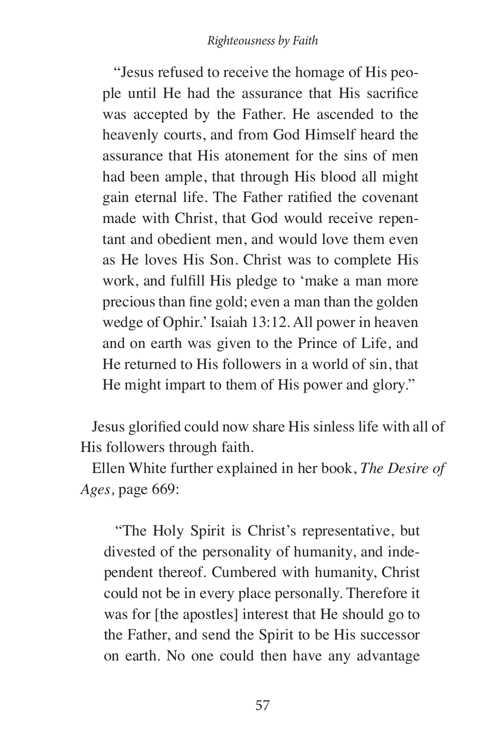> "Jesus refused to receive the homage of His people until He had the assurance that His sacrifice was accepted by the Father. He ascended to the heavenly courts, and from God Himself heard the assurance that His atonement for the sins of men had been ample, that through His blood all might gain eternal life. The Father ratified the covenant made with Christ, that God would receive repentant and obedient men, and would love them even as He loves His Son. Christ was to complete His work, and fulfill His pledge to 'make a man more precious than fine gold; even a man than the golden wedge of Ophir.' Isaiah 13:12. All power in heaven and on earth was given to the Prince of Life, and He returned to His followers in a world of sin, that He might impart to them of His power and glory."

Jesus glorified could now share His sinless life with all of His followers through faith.

Ellen White further explained in her book, *The Desire of Ages,* page 669:

> "The Holy Spirit is Christ's representative, but divested of the personality of humanity, and independent thereof. Cumbered with humanity, Christ could not be in every place personally. Therefore it was for [the apostles] interest that He should go to the Father, and send the Spirit to be His successor on earth. No one could then have any advantage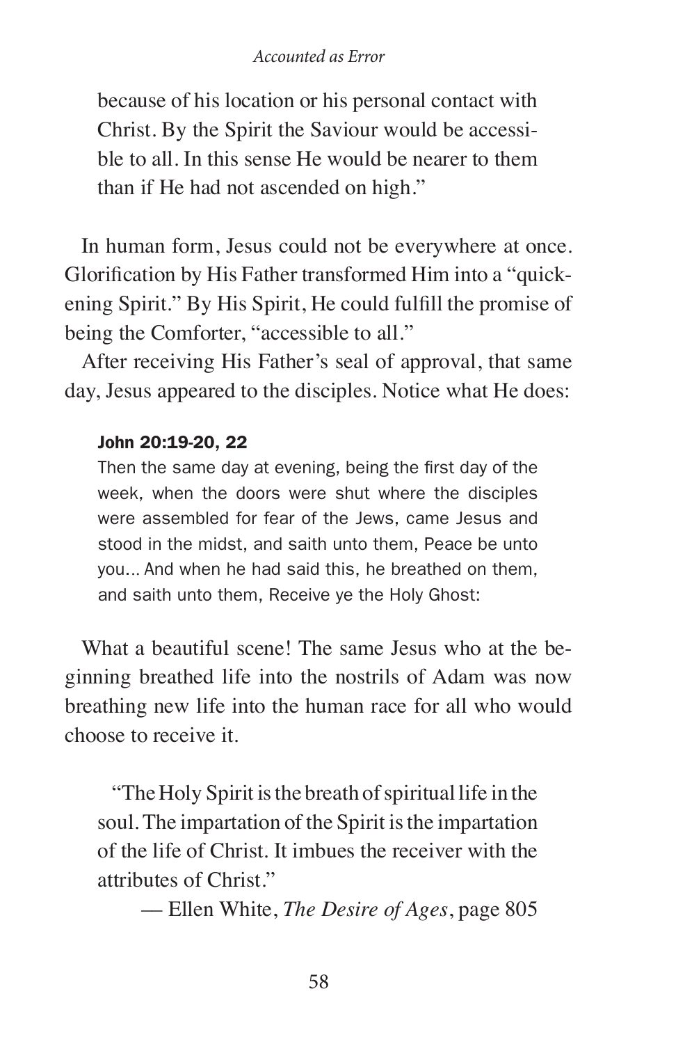> because of his location or his personal contact with Christ. By the Spirit the Saviour would be accessible to all. In this sense He would be nearer to them than if He had not ascended on high."

In human form, Jesus could not be everywhere at once. Glorification by His Father transformed Him into a "quickening Spirit." By His Spirit, He could fulfill the promise of being the Comforter, "accessible to all."

After receiving His Father's seal of approval, that same day, Jesus appeared to the disciples. Notice what He does:

> **John 20:19-20, 22**
>
> Then the same day at evening, being the first day of the week, when the doors were shut where the disciples were assembled for fear of the Jews, came Jesus and stood in the midst, and saith unto them, Peace be unto you... And when he had said this, he breathed on them, and saith unto them, Receive ye the Holy Ghost:

What a beautiful scene! The same Jesus who at the beginning breathed life into the nostrils of Adam was now breathing new life into the human race for all who would choose to receive it.

> "The Holy Spirit is the breath of spiritual life in the soul. The impartation of the Spirit is the impartation of the life of Christ. It imbues the receiver with the attributes of Christ."
>
> — Ellen White, *The Desire of Ages*, page 805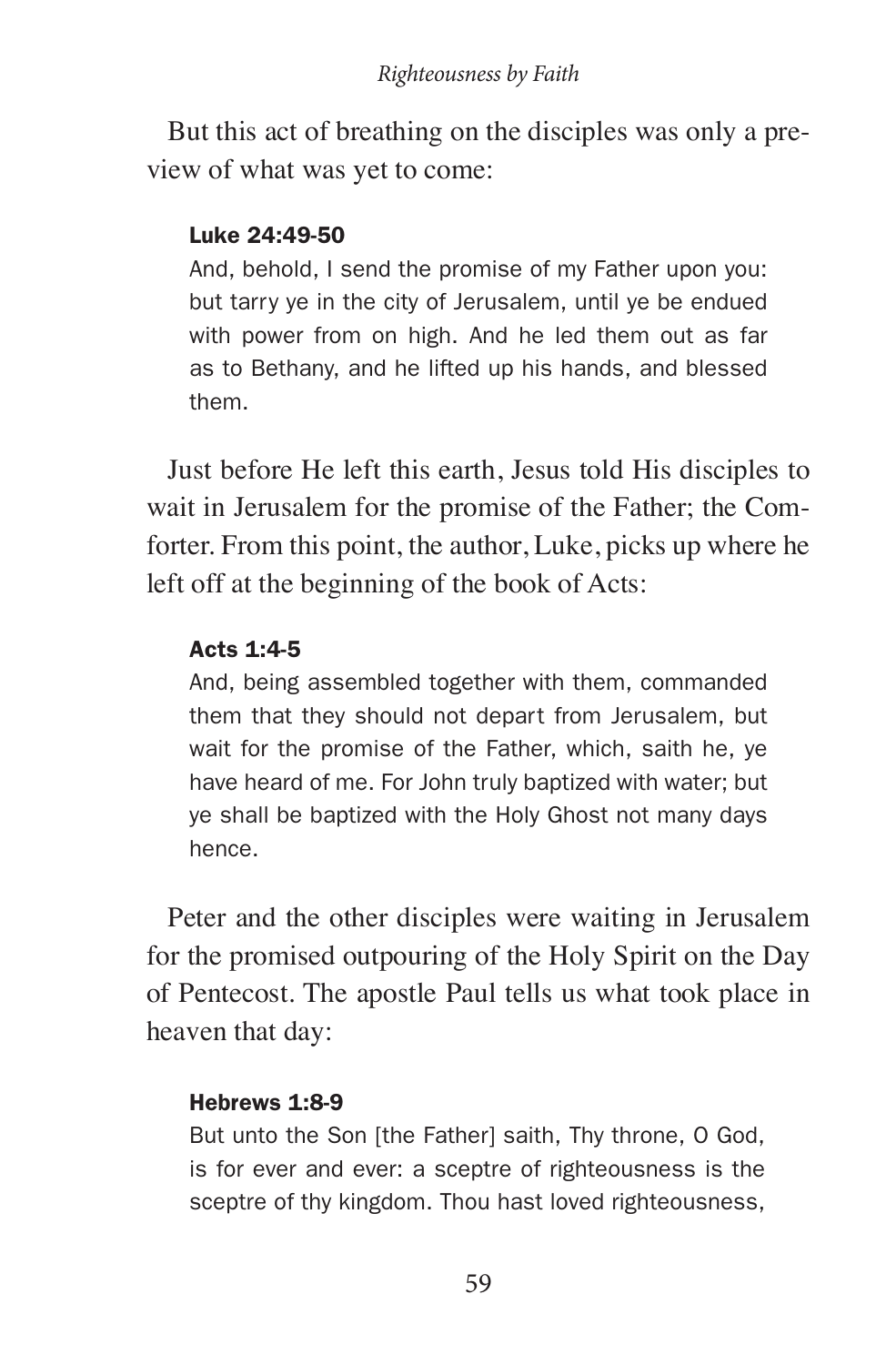But this act of breathing on the disciples was only a preview of what was yet to come:

> **Luke 24:49-50**
> And, behold, I send the promise of my Father upon you: but tarry ye in the city of Jerusalem, until ye be endued with power from on high. And he led them out as far as to Bethany, and he lifted up his hands, and blessed them.

Just before He left this earth, Jesus told His disciples to wait in Jerusalem for the promise of the Father; the Comforter. From this point, the author, Luke, picks up where he left off at the beginning of the book of Acts:

> **Acts 1:4-5**
> And, being assembled together with them, commanded them that they should not depart from Jerusalem, but wait for the promise of the Father, which, saith he, ye have heard of me. For John truly baptized with water; but ye shall be baptized with the Holy Ghost not many days hence.

Peter and the other disciples were waiting in Jerusalem for the promised outpouring of the Holy Spirit on the Day of Pentecost. The apostle Paul tells us what took place in heaven that day:

> **Hebrews 1:8-9**
> But unto the Son [the Father] saith, Thy throne, O God, is for ever and ever: a sceptre of righteousness is the sceptre of thy kingdom. Thou hast loved righteousness,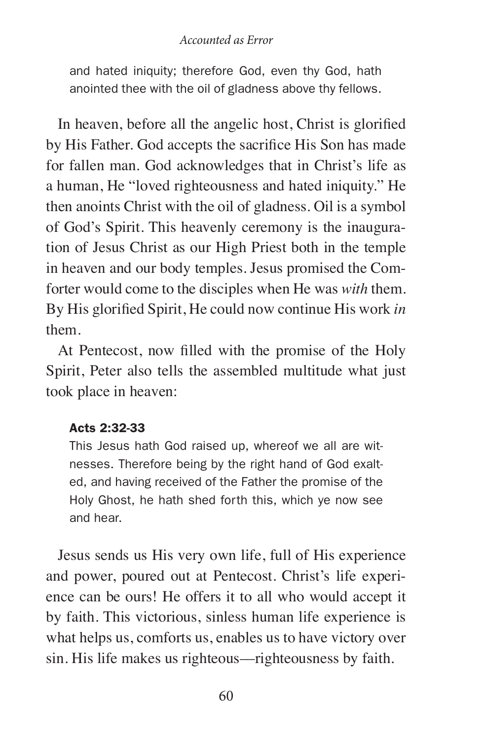> and hated iniquity; therefore God, even thy God, hath anointed thee with the oil of gladness above thy fellows.

In heaven, before all the angelic host, Christ is glorified by His Father. God accepts the sacrifice His Son has made for fallen man. God acknowledges that in Christ's life as a human, He "loved righteousness and hated iniquity." He then anoints Christ with the oil of gladness. Oil is a symbol of God's Spirit. This heavenly ceremony is the inauguration of Jesus Christ as our High Priest both in the temple in heaven and our body temples. Jesus promised the Comforter would come to the disciples when He was *with* them. By His glorified Spirit, He could now continue His work *in* them.

At Pentecost, now filled with the promise of the Holy Spirit, Peter also tells the assembled multitude what just took place in heaven:

> **Acts 2:32-33**
> This Jesus hath God raised up, whereof we all are witnesses. Therefore being by the right hand of God exalted, and having received of the Father the promise of the Holy Ghost, he hath shed forth this, which ye now see and hear.

Jesus sends us His very own life, full of His experience and power, poured out at Pentecost. Christ's life experience can be ours! He offers it to all who would accept it by faith. This victorious, sinless human life experience is what helps us, comforts us, enables us to have victory over sin. His life makes us righteous—righteousness by faith.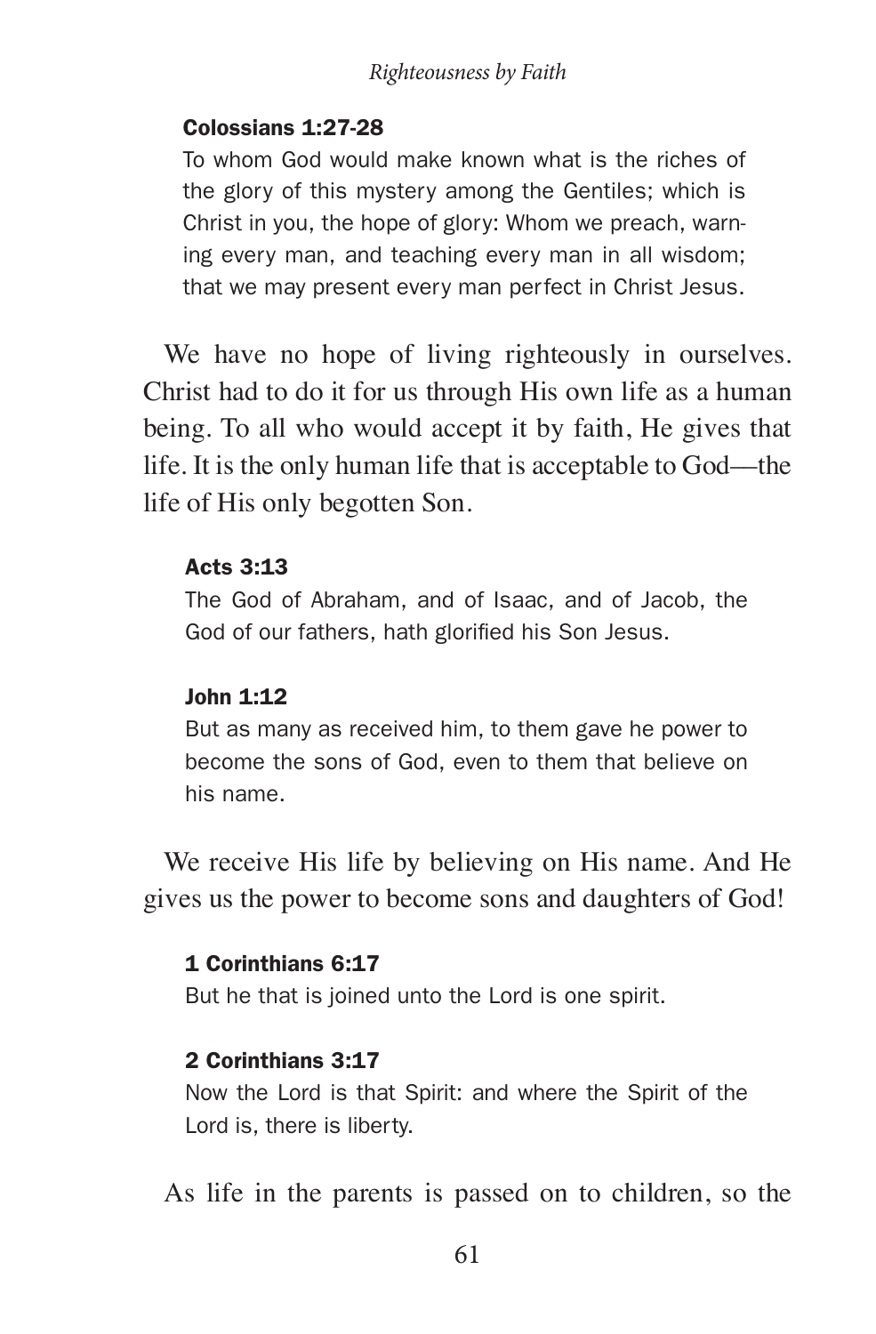**Colossians 1:27-28**

To whom God would make known what is the riches of the glory of this mystery among the Gentiles; which is Christ in you, the hope of glory: Whom we preach, warning every man, and teaching every man in all wisdom; that we may present every man perfect in Christ Jesus.

We have no hope of living righteously in ourselves. Christ had to do it for us through His own life as a human being. To all who would accept it by faith, He gives that life. It is the only human life that is acceptable to God—the life of His only begotten Son.

**Acts 3:13**

The God of Abraham, and of Isaac, and of Jacob, the God of our fathers, hath glorified his Son Jesus.

**John 1:12**

But as many as received him, to them gave he power to become the sons of God, even to them that believe on his name.

We receive His life by believing on His name. And He gives us the power to become sons and daughters of God!

**1 Corinthians 6:17**

But he that is joined unto the Lord is one spirit.

**2 Corinthians 3:17**

Now the Lord is that Spirit: and where the Spirit of the Lord is, there is liberty.

As life in the parents is passed on to children, so the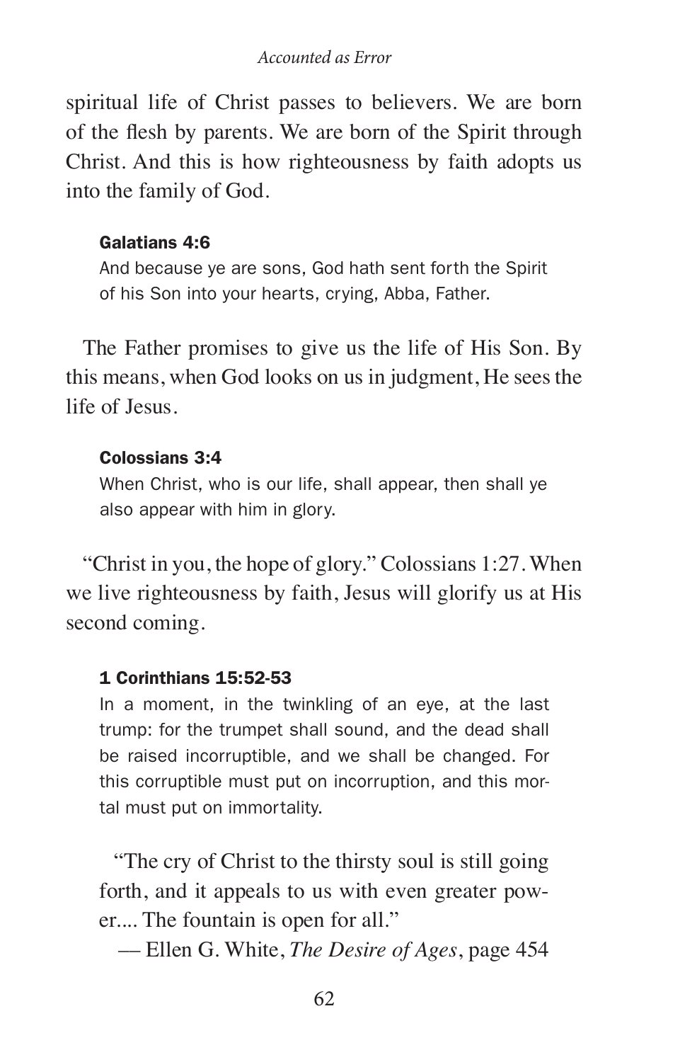spiritual life of Christ passes to believers. We are born of the flesh by parents. We are born of the Spirit through Christ. And this is how righteousness by faith adopts us into the family of God.

> **Galatians 4:6**
> And because ye are sons, God hath sent forth the Spirit of his Son into your hearts, crying, Abba, Father.

The Father promises to give us the life of His Son. By this means, when God looks on us in judgment, He sees the life of Jesus.

> **Colossians 3:4**
> When Christ, who is our life, shall appear, then shall ye also appear with him in glory.

"Christ in you, the hope of glory." Colossians 1:27. When we live righteousness by faith, Jesus will glorify us at His second coming.

> **1 Corinthians 15:52-53**
> In a moment, in the twinkling of an eye, at the last trump: for the trumpet shall sound, and the dead shall be raised incorruptible, and we shall be changed. For this corruptible must put on incorruption, and this mortal must put on immortality.

> "The cry of Christ to the thirsty soul is still going forth, and it appeals to us with even greater power.... The fountain is open for all."
>
> — Ellen G. White, *The Desire of Ages*, page 454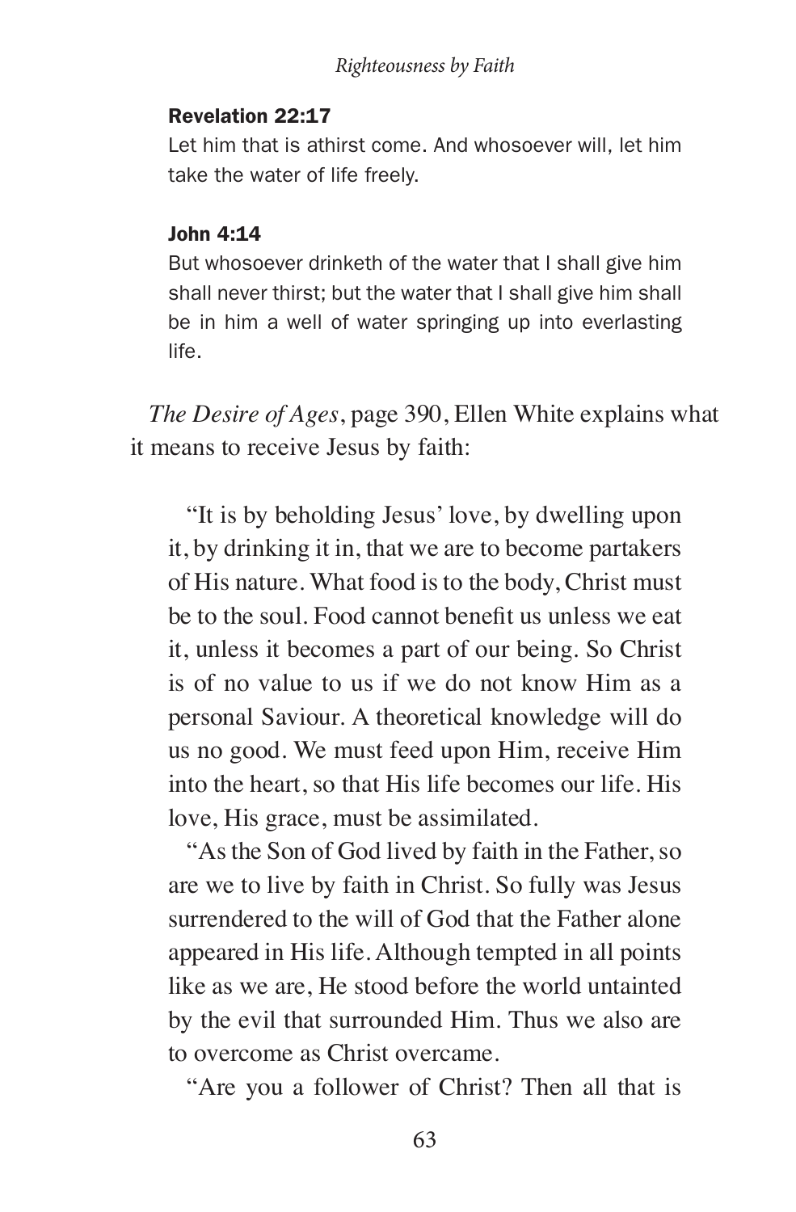**Revelation 22:17**

Let him that is athirst come. And whosoever will, let him take the water of life freely.

**John 4:14**

But whosoever drinketh of the water that I shall give him shall never thirst; but the water that I shall give him shall be in him a well of water springing up into everlasting life.

*The Desire of Ages*, page 390, Ellen White explains what it means to receive Jesus by faith:

> "It is by beholding Jesus' love, by dwelling upon it, by drinking it in, that we are to become partakers of His nature. What food is to the body, Christ must be to the soul. Food cannot benefit us unless we eat it, unless it becomes a part of our being. So Christ is of no value to us if we do not know Him as a personal Saviour. A theoretical knowledge will do us no good. We must feed upon Him, receive Him into the heart, so that His life becomes our life. His love, His grace, must be assimilated.
>
> "As the Son of God lived by faith in the Father, so are we to live by faith in Christ. So fully was Jesus surrendered to the will of God that the Father alone appeared in His life. Although tempted in all points like as we are, He stood before the world untainted by the evil that surrounded Him. Thus we also are to overcome as Christ overcame.
>
> "Are you a follower of Christ? Then all that is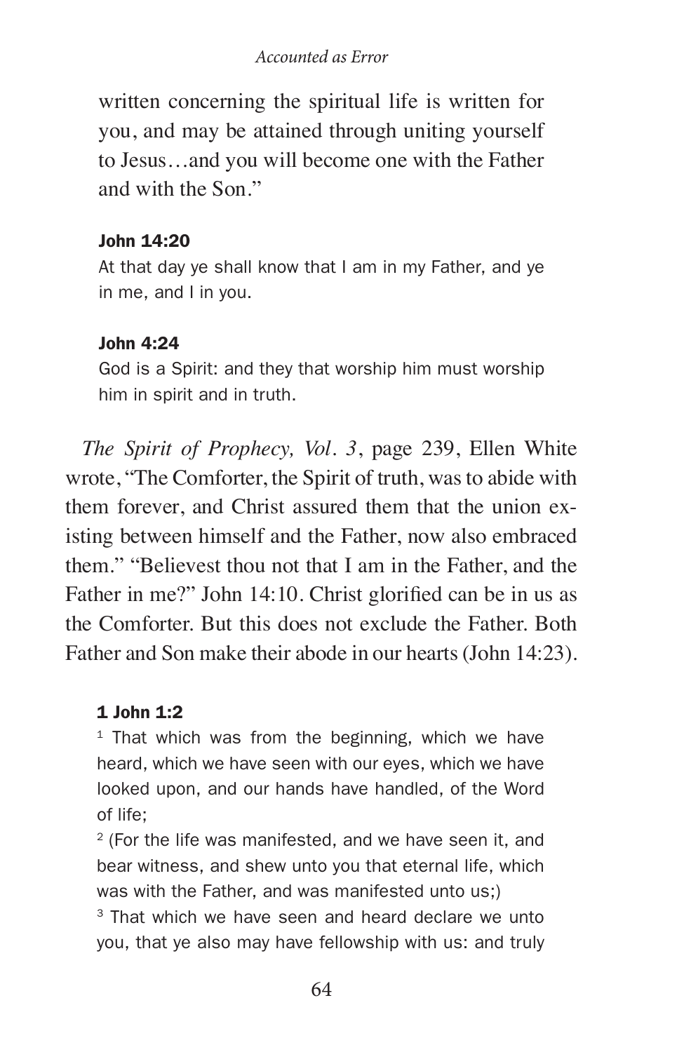written concerning the spiritual life is written for you, and may be attained through uniting yourself to Jesus…and you will become one with the Father and with the Son."

**John 14:20**

At that day ye shall know that I am in my Father, and ye in me, and I in you.

**John 4:24**

God is a Spirit: and they that worship him must worship him in spirit and in truth.

*The Spirit of Prophecy, Vol. 3*, page 239, Ellen White wrote, "The Comforter, the Spirit of truth, was to abide with them forever, and Christ assured them that the union existing between himself and the Father, now also embraced them." "Believest thou not that I am in the Father, and the Father in me?" John 14:10. Christ glorified can be in us as the Comforter. But this does not exclude the Father. Both Father and Son make their abode in our hearts (John 14:23).

**1 John 1:2**

[1] That which was from the beginning, which we have heard, which we have seen with our eyes, which we have looked upon, and our hands have handled, of the Word of life;

[2] (For the life was manifested, and we have seen it, and bear witness, and shew unto you that eternal life, which was with the Father, and was manifested unto us;)

[3] That which we have seen and heard declare we unto you, that ye also may have fellowship with us: and truly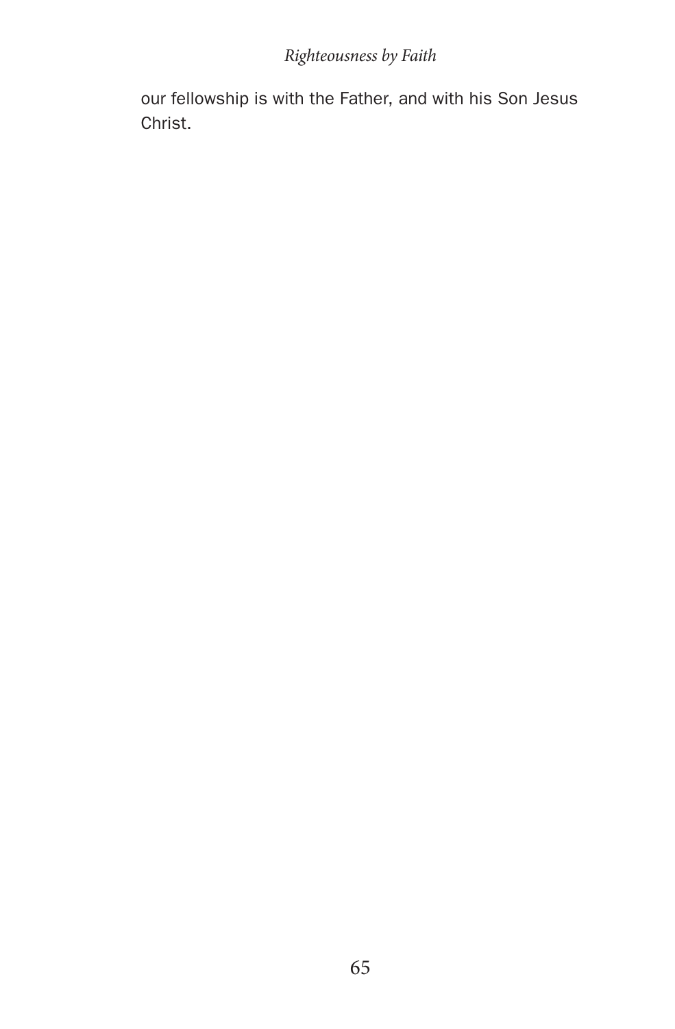our fellowship is with the Father, and with his Son Jesus Christ.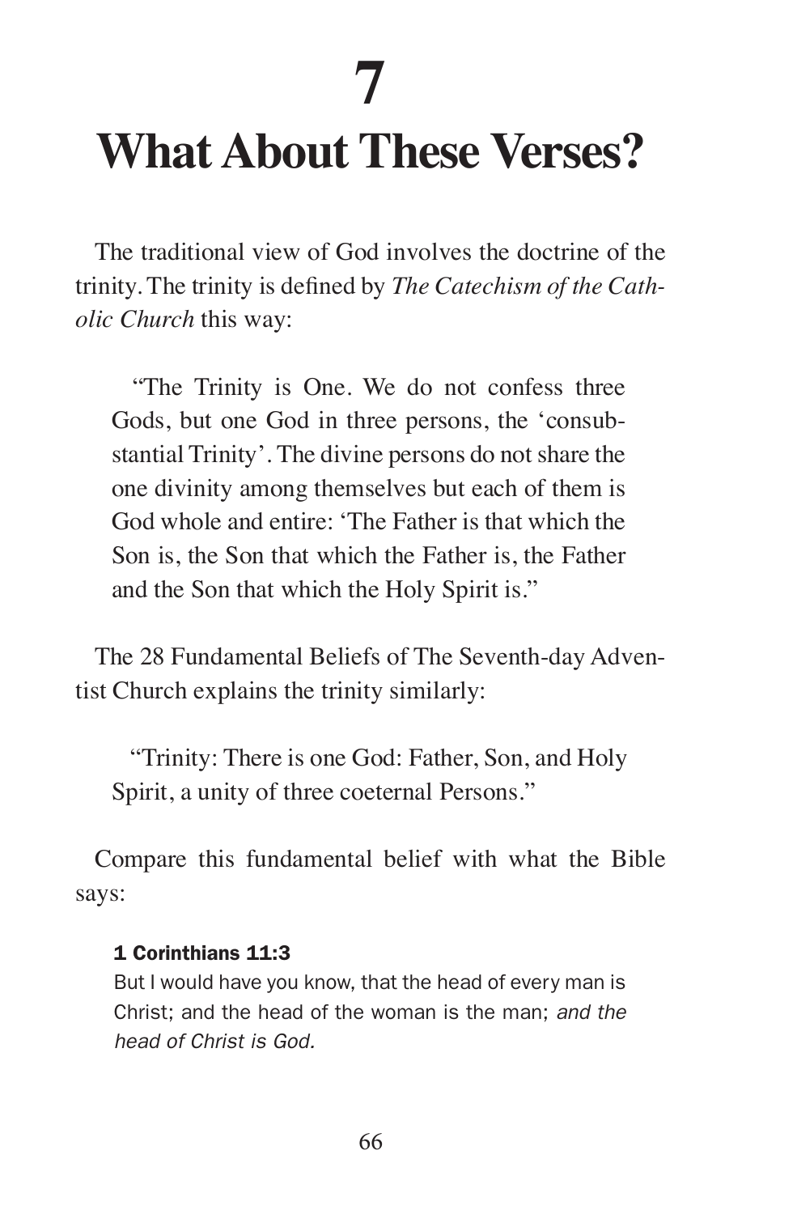# 7

# What About These Verses?

The traditional view of God involves the doctrine of the trinity. The trinity is defined by *The Catechism of the Catholic Church* this way:

> "The Trinity is One. We do not confess three Gods, but one God in three persons, the 'consubstantial Trinity'. The divine persons do not share the one divinity among themselves but each of them is God whole and entire: 'The Father is that which the Son is, the Son that which the Father is, the Father and the Son that which the Holy Spirit is."

The 28 Fundamental Beliefs of The Seventh-day Adventist Church explains the trinity similarly:

> "Trinity: There is one God: Father, Son, and Holy Spirit, a unity of three coeternal Persons."

Compare this fundamental belief with what the Bible says:

> **1 Corinthians 11:3**
> But I would have you know, that the head of every man is Christ; and the head of the woman is the man; *and the head of Christ is God.*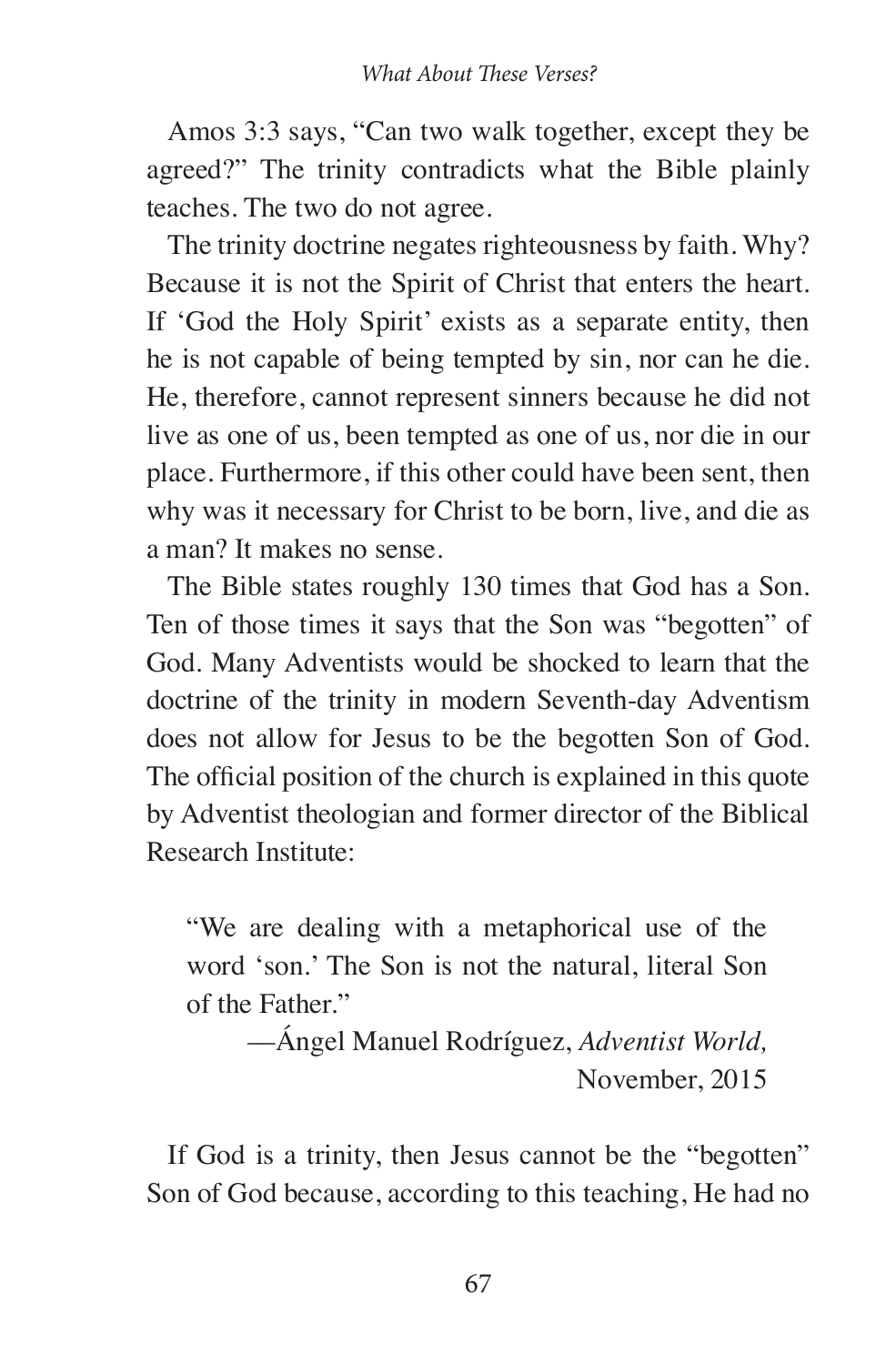Amos 3:3 says, "Can two walk together, except they be agreed?" The trinity contradicts what the Bible plainly teaches. The two do not agree.

The trinity doctrine negates righteousness by faith. Why? Because it is not the Spirit of Christ that enters the heart. If 'God the Holy Spirit' exists as a separate entity, then he is not capable of being tempted by sin, nor can he die. He, therefore, cannot represent sinners because he did not live as one of us, been tempted as one of us, nor die in our place. Furthermore, if this other could have been sent, then why was it necessary for Christ to be born, live, and die as a man? It makes no sense.

The Bible states roughly 130 times that God has a Son. Ten of those times it says that the Son was "begotten" of God. Many Adventists would be shocked to learn that the doctrine of the trinity in modern Seventh-day Adventism does not allow for Jesus to be the begotten Son of God. The official position of the church is explained in this quote by Adventist theologian and former director of the Biblical Research Institute:

> "We are dealing with a metaphorical use of the word 'son.' The Son is not the natural, literal Son of the Father."
>
> —Ángel Manuel Rodríguez, *Adventist World,* November, 2015

If God is a trinity, then Jesus cannot be the "begotten" Son of God because, according to this teaching, He had no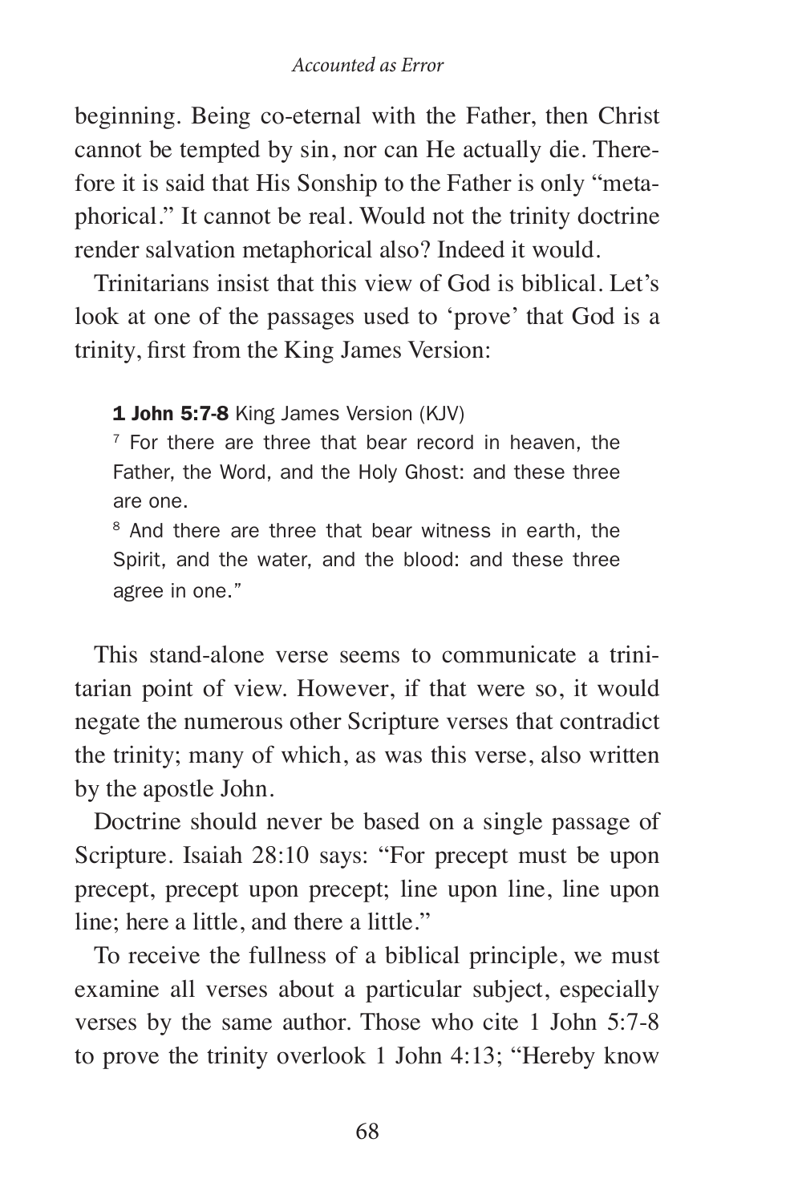beginning. Being co-eternal with the Father, then Christ cannot be tempted by sin, nor can He actually die. Therefore it is said that His Sonship to the Father is only "metaphorical." It cannot be real. Would not the trinity doctrine render salvation metaphorical also? Indeed it would.

Trinitarians insist that this view of God is biblical. Let's look at one of the passages used to 'prove' that God is a trinity, first from the King James Version:

> **1 John 5:7-8** King James Version (KJV)
>
> [7] For there are three that bear record in heaven, the Father, the Word, and the Holy Ghost: and these three are one.
>
> [8] And there are three that bear witness in earth, the Spirit, and the water, and the blood: and these three agree in one."

This stand-alone verse seems to communicate a trinitarian point of view. However, if that were so, it would negate the numerous other Scripture verses that contradict the trinity; many of which, as was this verse, also written by the apostle John.

Doctrine should never be based on a single passage of Scripture. Isaiah 28:10 says: "For precept must be upon precept, precept upon precept; line upon line, line upon line; here a little, and there a little."

To receive the fullness of a biblical principle, we must examine all verses about a particular subject, especially verses by the same author. Those who cite 1 John 5:7-8 to prove the trinity overlook 1 John 4:13; "Hereby know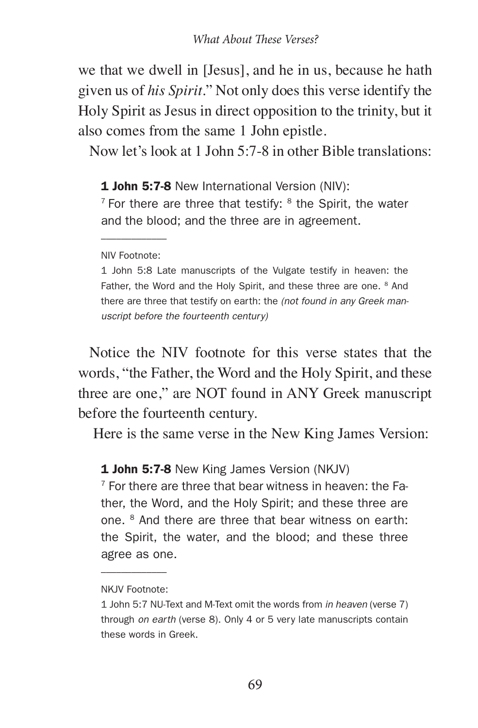we that we dwell in [Jesus], and he in us, because he hath given us of *his Spirit*." Not only does this verse identify the Holy Spirit as Jesus in direct opposition to the trinity, but it also comes from the same 1 John epistle.

Now let's look at 1 John 5:7-8 in other Bible translations:

> **1 John 5:7-8** New International Version (NIV):
> [7] For there are three that testify: [8] the Spirit, the water and the blood; and the three are in agreement.
>
> ---
>
> NIV Footnote:
>
> 1 John 5:8 Late manuscripts of the Vulgate testify in heaven: the Father, the Word and the Holy Spirit, and these three are one. [8] And there are three that testify on earth: the *(not found in any Greek manuscript before the fourteenth century)*

Notice the NIV footnote for this verse states that the words, "the Father, the Word and the Holy Spirit, and these three are one," are NOT found in ANY Greek manuscript before the fourteenth century.

Here is the same verse in the New King James Version:

> **1 John 5:7-8** New King James Version (NKJV)
> [7] For there are three that bear witness in heaven: the Father, the Word, and the Holy Spirit; and these three are one. [8] And there are three that bear witness on earth: the Spirit, the water, and the blood; and these three agree as one.
>
> ---
>
> NKJV Footnote:
>
> 1 John 5:7 NU-Text and M-Text omit the words from *in heaven* (verse 7) through *on earth* (verse 8). Only 4 or 5 very late manuscripts contain these words in Greek.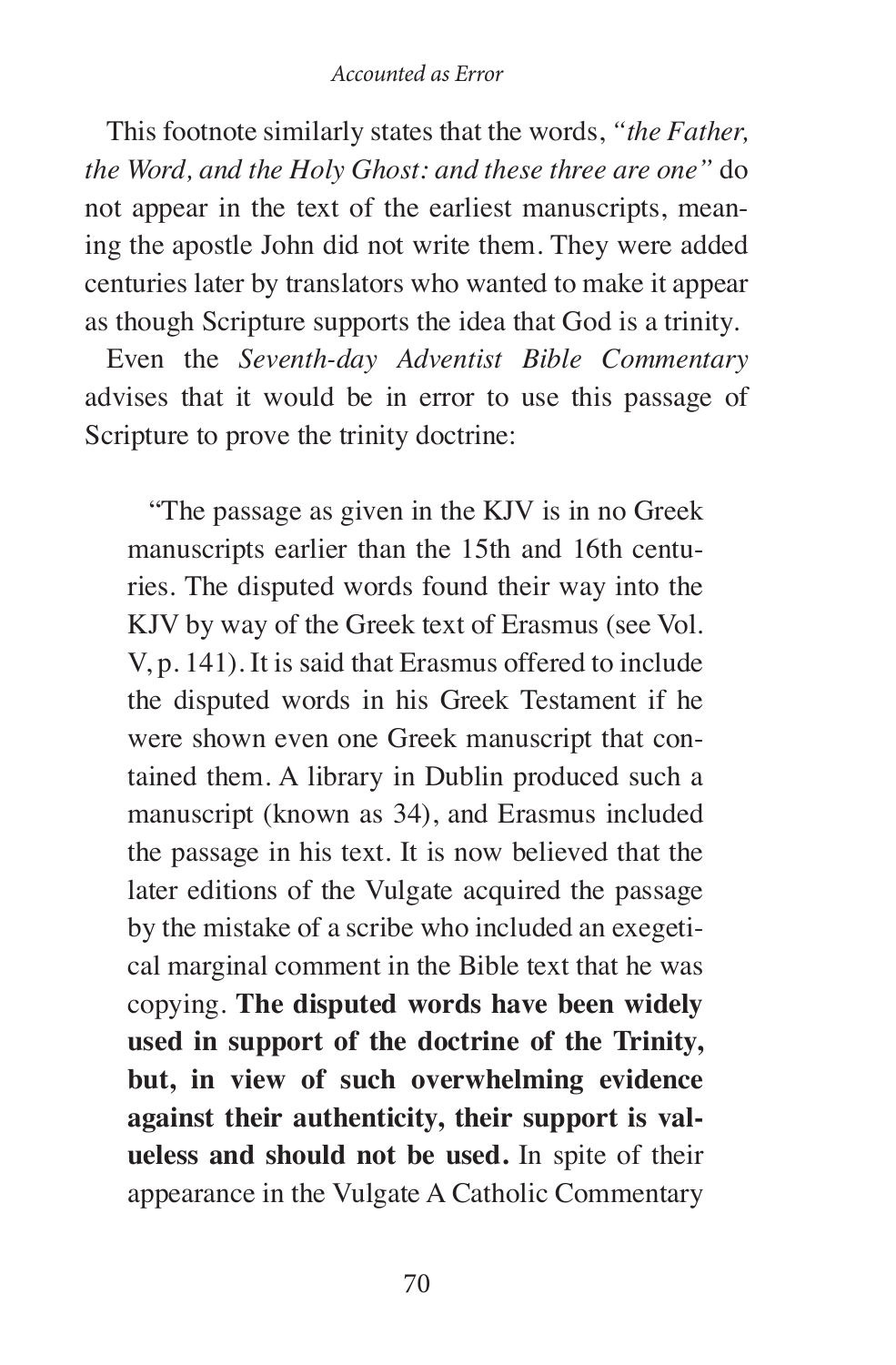This footnote similarly states that the words, *"the Father, the Word, and the Holy Ghost: and these three are one"* do not appear in the text of the earliest manuscripts, meaning the apostle John did not write them. They were added centuries later by translators who wanted to make it appear as though Scripture supports the idea that God is a trinity.

Even the *Seventh-day Adventist Bible Commentary* advises that it would be in error to use this passage of Scripture to prove the trinity doctrine:

> "The passage as given in the KJV is in no Greek manuscripts earlier than the 15th and 16th centuries. The disputed words found their way into the KJV by way of the Greek text of Erasmus (see Vol. V, p. 141). It is said that Erasmus offered to include the disputed words in his Greek Testament if he were shown even one Greek manuscript that contained them. A library in Dublin produced such a manuscript (known as 34), and Erasmus included the passage in his text. It is now believed that the later editions of the Vulgate acquired the passage by the mistake of a scribe who included an exegetical marginal comment in the Bible text that he was copying. **The disputed words have been widely used in support of the doctrine of the Trinity, but, in view of such overwhelming evidence against their authenticity, their support is valueless and should not be used.** In spite of their appearance in the Vulgate A Catholic Commentary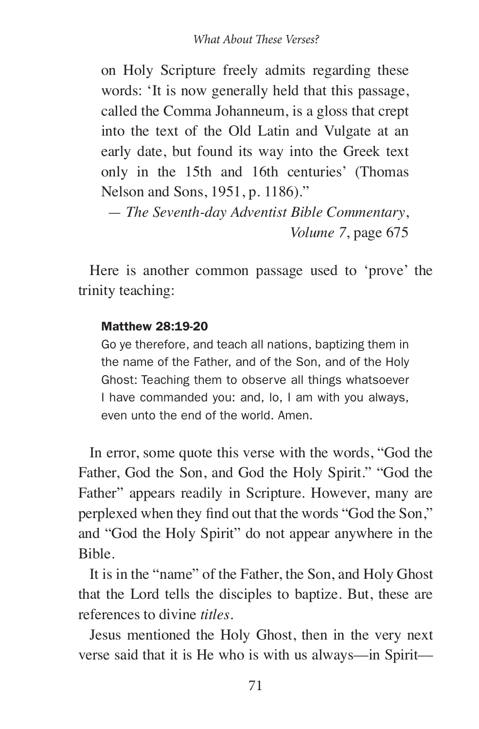on Holy Scripture freely admits regarding these words: 'It is now generally held that this passage, called the Comma Johanneum, is a gloss that crept into the text of the Old Latin and Vulgate at an early date, but found its way into the Greek text only in the 15th and 16th centuries' (Thomas Nelson and Sons, 1951, p. 1186)."

— *The Seventh-day Adventist Bible Commentary*, *Volume 7*, page 675

Here is another common passage used to 'prove' the trinity teaching:

**Matthew 28:19-20**

Go ye therefore, and teach all nations, baptizing them in the name of the Father, and of the Son, and of the Holy Ghost: Teaching them to observe all things whatsoever I have commanded you: and, lo, I am with you always, even unto the end of the world. Amen.

In error, some quote this verse with the words, "God the Father, God the Son, and God the Holy Spirit." "God the Father" appears readily in Scripture. However, many are perplexed when they find out that the words "God the Son," and "God the Holy Spirit" do not appear anywhere in the Bible.

It is in the "name" of the Father, the Son, and Holy Ghost that the Lord tells the disciples to baptize. But, these are references to divine *titles*.

Jesus mentioned the Holy Ghost, then in the very next verse said that it is He who is with us always—in Spirit—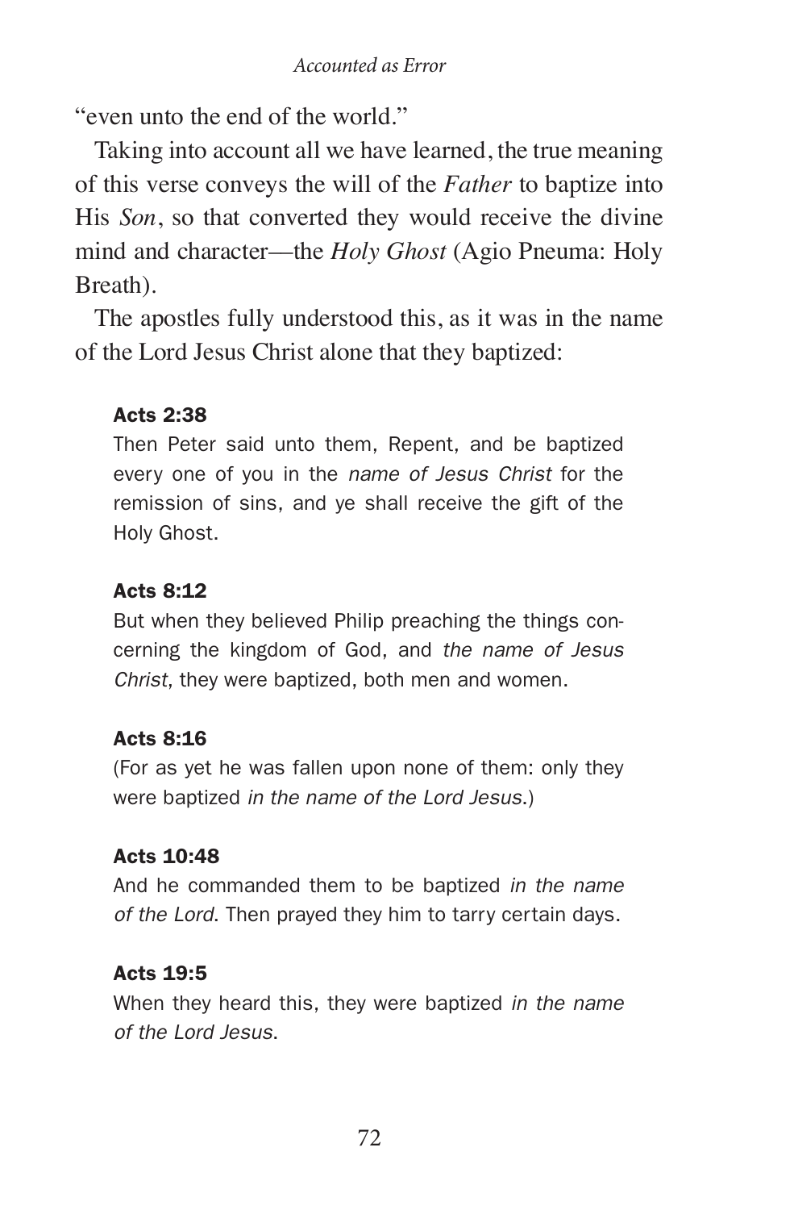"even unto the end of the world."

Taking into account all we have learned, the true meaning of this verse conveys the will of the *Father* to baptize into His *Son*, so that converted they would receive the divine mind and character—the *Holy Ghost* (Agio Pneuma: Holy Breath).

The apostles fully understood this, as it was in the name of the Lord Jesus Christ alone that they baptized:

> **Acts 2:38**
> Then Peter said unto them, Repent, and be baptized every one of you in the *name of Jesus Christ* for the remission of sins, and ye shall receive the gift of the Holy Ghost.
>
> **Acts 8:12**
> But when they believed Philip preaching the things concerning the kingdom of God, and *the name of Jesus Christ*, they were baptized, both men and women.
>
> **Acts 8:16**
> (For as yet he was fallen upon none of them: only they were baptized *in the name of the Lord Jesus*.)
>
> **Acts 10:48**
> And he commanded them to be baptized *in the name of the Lord*. Then prayed they him to tarry certain days.
>
> **Acts 19:5**
> When they heard this, they were baptized *in the name of the Lord Jesus*.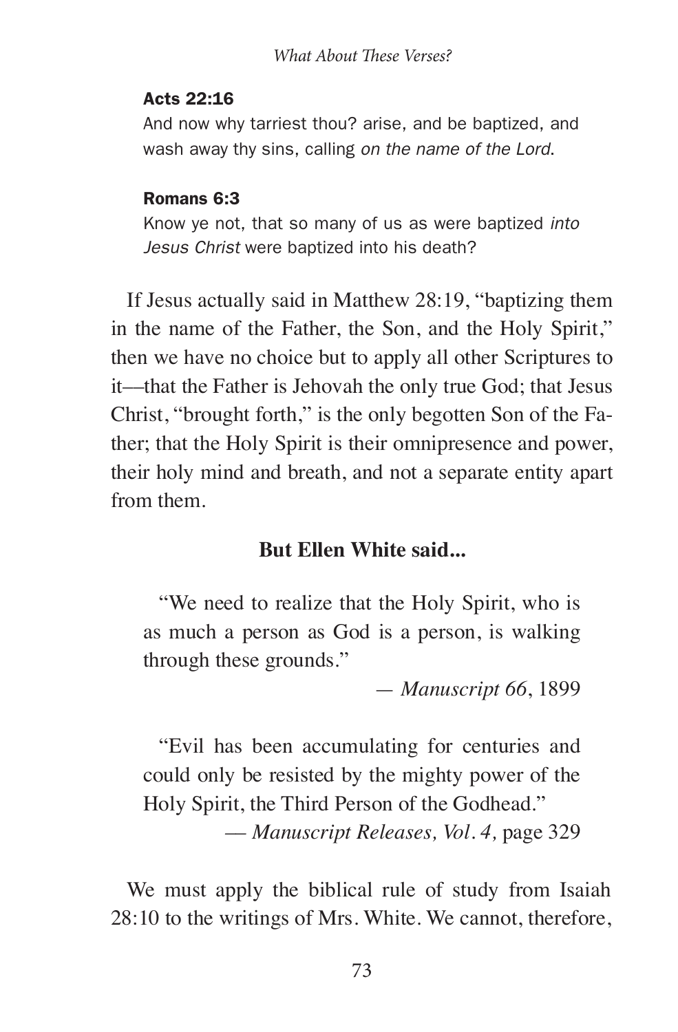**Acts 22:16**

And now why tarriest thou? arise, and be baptized, and wash away thy sins, calling *on the name of the Lord.*

**Romans 6:3**

Know ye not, that so many of us as were baptized *into Jesus Christ* were baptized into his death?

If Jesus actually said in Matthew 28:19, "baptizing them in the name of the Father, the Son, and the Holy Spirit," then we have no choice but to apply all other Scriptures to it—that the Father is Jehovah the only true God; that Jesus Christ, "brought forth," is the only begotten Son of the Father; that the Holy Spirit is their omnipresence and power, their holy mind and breath, and not a separate entity apart from them.

**But Ellen White said...**

> "We need to realize that the Holy Spirit, who is as much a person as God is a person, is walking through these grounds."
>
> — *Manuscript 66*, 1899

> "Evil has been accumulating for centuries and could only be resisted by the mighty power of the Holy Spirit, the Third Person of the Godhead."
>
> — *Manuscript Releases, Vol. 4,* page 329

We must apply the biblical rule of study from Isaiah 28:10 to the writings of Mrs. White. We cannot, therefore,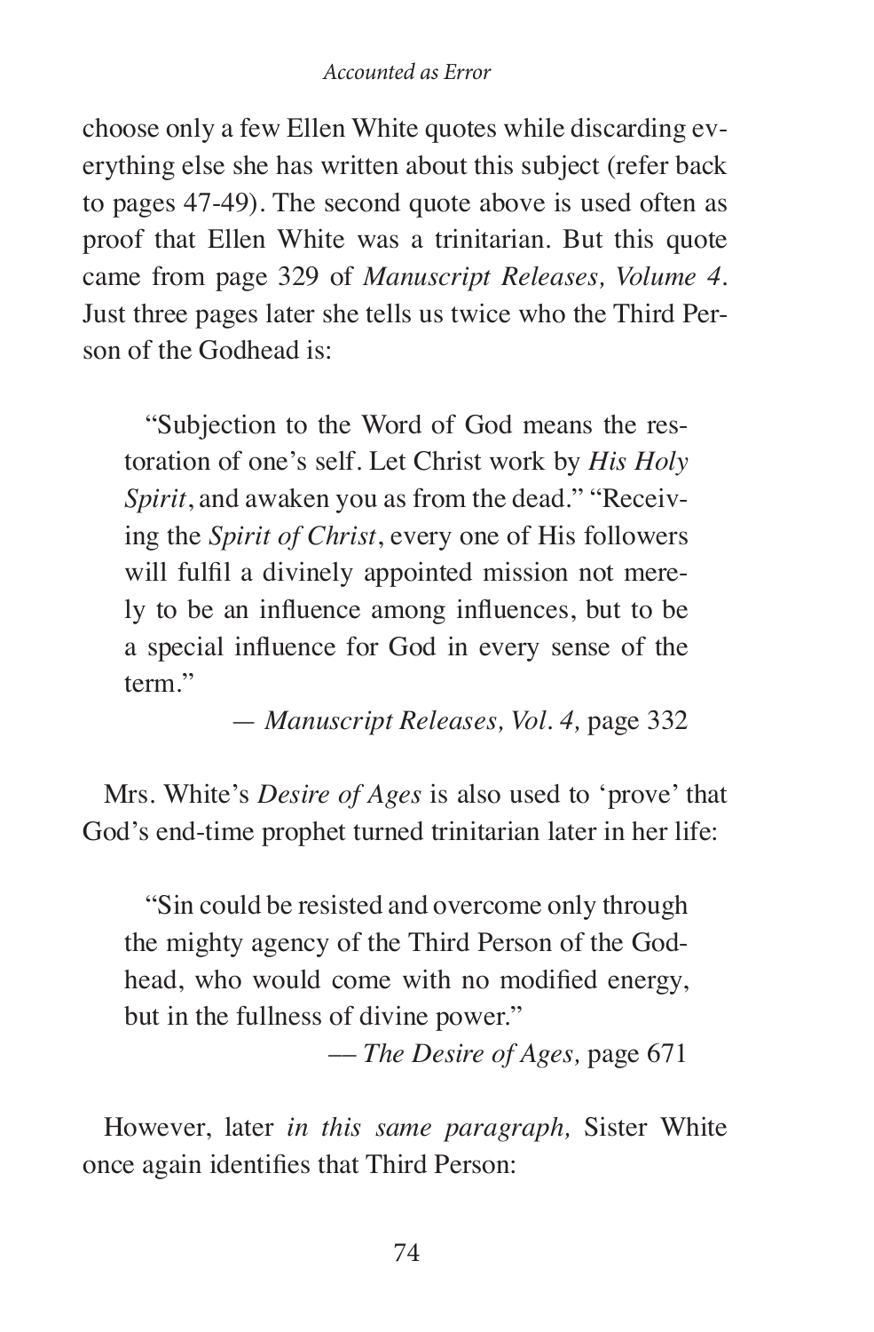choose only a few Ellen White quotes while discarding everything else she has written about this subject (refer back to pages 47-49). The second quote above is used often as proof that Ellen White was a trinitarian. But this quote came from page 329 of *Manuscript Releases, Volume 4*. Just three pages later she tells us twice who the Third Person of the Godhead is:

> "Subjection to the Word of God means the restoration of one's self. Let Christ work by *His Holy Spirit*, and awaken you as from the dead." "Receiving the *Spirit of Christ*, every one of His followers will fulfil a divinely appointed mission not merely to be an influence among influences, but to be a special influence for God in every sense of the term."
>
> — *Manuscript Releases, Vol. 4,* page 332

Mrs. White's *Desire of Ages* is also used to 'prove' that God's end-time prophet turned trinitarian later in her life:

> "Sin could be resisted and overcome only through the mighty agency of the Third Person of the Godhead, who would come with no modified energy, but in the fullness of divine power."
>
> — *The Desire of Ages,* page 671

However, later *in this same paragraph,* Sister White once again identifies that Third Person: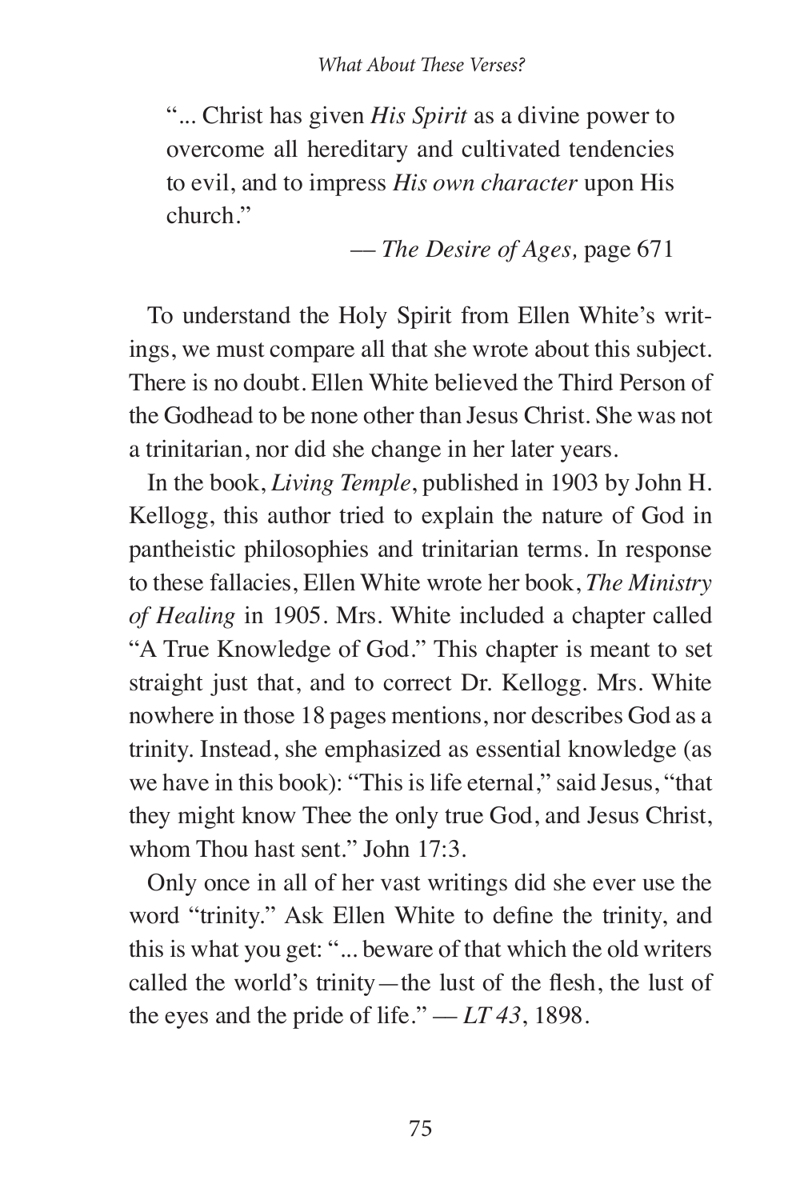"... Christ has given *His Spirit* as a divine power to overcome all hereditary and cultivated tendencies to evil, and to impress *His own character* upon His church."

— *The Desire of Ages,* page 671

To understand the Holy Spirit from Ellen White's writings, we must compare all that she wrote about this subject. There is no doubt. Ellen White believed the Third Person of the Godhead to be none other than Jesus Christ. She was not a trinitarian, nor did she change in her later years.

In the book, *Living Temple*, published in 1903 by John H. Kellogg, this author tried to explain the nature of God in pantheistic philosophies and trinitarian terms. In response to these fallacies, Ellen White wrote her book, *The Ministry of Healing* in 1905. Mrs. White included a chapter called "A True Knowledge of God." This chapter is meant to set straight just that, and to correct Dr. Kellogg. Mrs. White nowhere in those 18 pages mentions, nor describes God as a trinity. Instead, she emphasized as essential knowledge (as we have in this book): "This is life eternal," said Jesus, "that they might know Thee the only true God, and Jesus Christ, whom Thou hast sent." John 17:3.

Only once in all of her vast writings did she ever use the word "trinity." Ask Ellen White to define the trinity, and this is what you get: "... beware of that which the old writers called the world's trinity—the lust of the flesh, the lust of the eyes and the pride of life." — *LT 43*, 1898.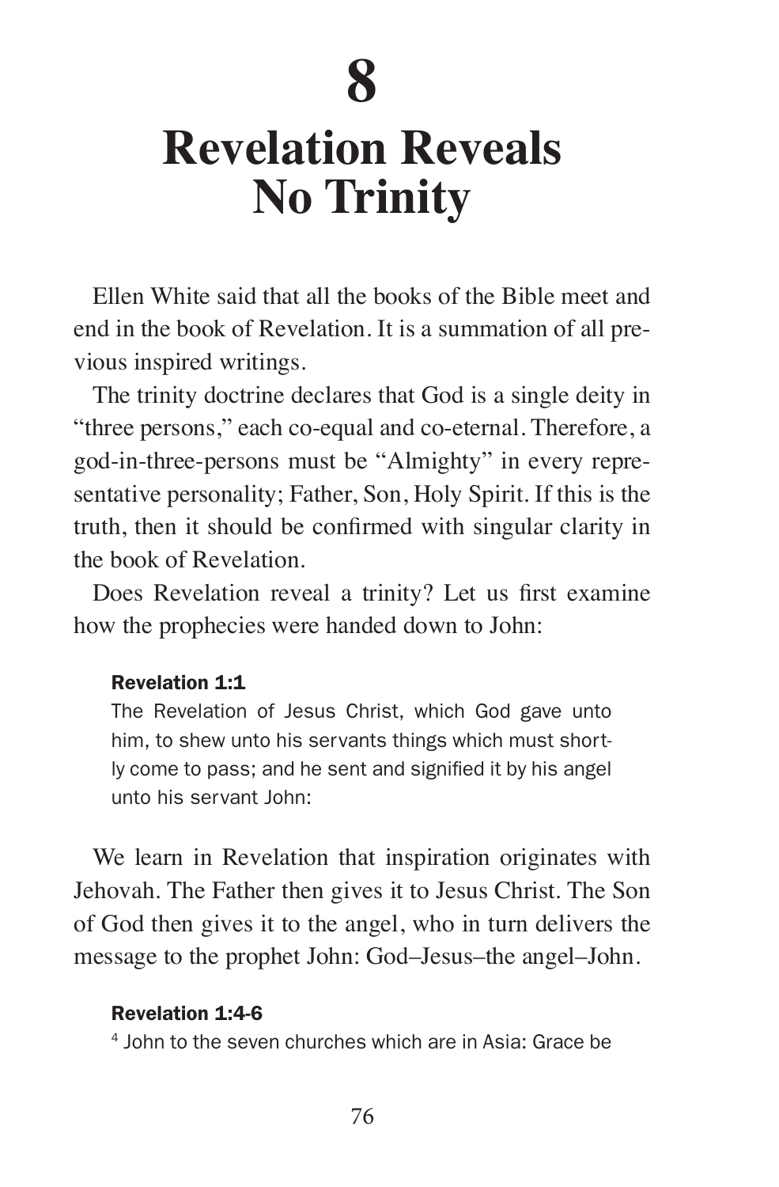# 8

# Revelation Reveals No Trinity

Ellen White said that all the books of the Bible meet and end in the book of Revelation. It is a summation of all previous inspired writings.

The trinity doctrine declares that God is a single deity in "three persons," each co-equal and co-eternal. Therefore, a god-in-three-persons must be "Almighty" in every representative personality; Father, Son, Holy Spirit. If this is the truth, then it should be confirmed with singular clarity in the book of Revelation.

Does Revelation reveal a trinity? Let us first examine how the prophecies were handed down to John:

> **Revelation 1:1**
> The Revelation of Jesus Christ, which God gave unto him, to shew unto his servants things which must shortly come to pass; and he sent and signified it by his angel unto his servant John:

We learn in Revelation that inspiration originates with Jehovah. The Father then gives it to Jesus Christ. The Son of God then gives it to the angel, who in turn delivers the message to the prophet John: God–Jesus–the angel–John.

> **Revelation 1:4-6**
> [4] John to the seven churches which are in Asia: Grace be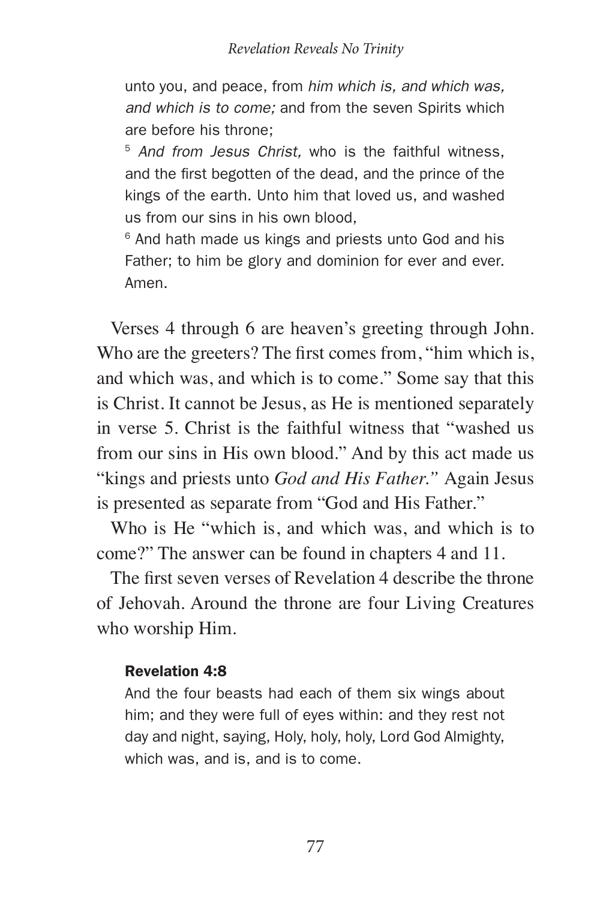unto you, and peace, from *him which is, and which was, and which is to come;* and from the seven Spirits which are before his throne;

[5] *And from Jesus Christ,* who is the faithful witness, and the first begotten of the dead, and the prince of the kings of the earth. Unto him that loved us, and washed us from our sins in his own blood,

[6] And hath made us kings and priests unto God and his Father; to him be glory and dominion for ever and ever. Amen.

Verses 4 through 6 are heaven's greeting through John. Who are the greeters? The first comes from, "him which is, and which was, and which is to come." Some say that this is Christ. It cannot be Jesus, as He is mentioned separately in verse 5. Christ is the faithful witness that "washed us from our sins in His own blood." And by this act made us "kings and priests unto *God and His Father.*" Again Jesus is presented as separate from "God and His Father."

Who is He "which is, and which was, and which is to come?" The answer can be found in chapters 4 and 11.

The first seven verses of Revelation 4 describe the throne of Jehovah. Around the throne are four Living Creatures who worship Him.

**Revelation 4:8**

And the four beasts had each of them six wings about him; and they were full of eyes within: and they rest not day and night, saying, Holy, holy, holy, Lord God Almighty, which was, and is, and is to come.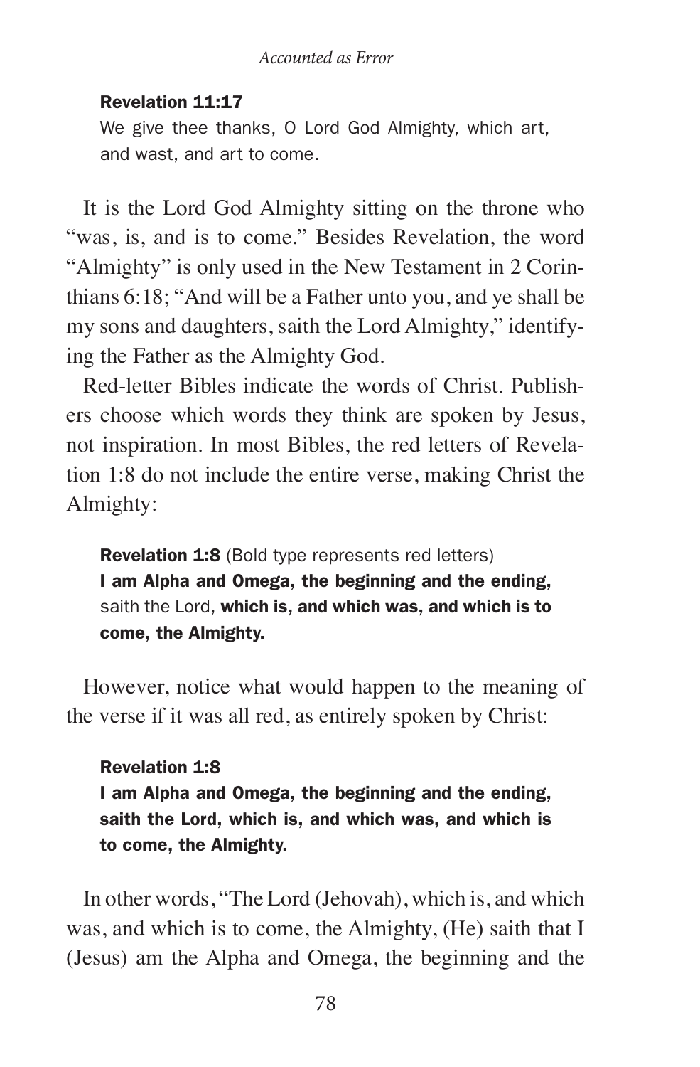**Revelation 11:17**

We give thee thanks, O Lord God Almighty, which art, and wast, and art to come.

It is the Lord God Almighty sitting on the throne who "was, is, and is to come." Besides Revelation, the word "Almighty" is only used in the New Testament in 2 Corinthians 6:18; "And will be a Father unto you, and ye shall be my sons and daughters, saith the Lord Almighty," identifying the Father as the Almighty God.

Red-letter Bibles indicate the words of Christ. Publishers choose which words they think are spoken by Jesus, not inspiration. In most Bibles, the red letters of Revelation 1:8 do not include the entire verse, making Christ the Almighty:

**Revelation 1:8** (Bold type represents red letters)
**I am Alpha and Omega, the beginning and the ending,** saith the Lord, **which is, and which was, and which is to come, the Almighty.**

However, notice what would happen to the meaning of the verse if it was all red, as entirely spoken by Christ:

**Revelation 1:8**
**I am Alpha and Omega, the beginning and the ending, saith the Lord, which is, and which was, and which is to come, the Almighty.**

In other words, "The Lord (Jehovah), which is, and which was, and which is to come, the Almighty, (He) saith that I (Jesus) am the Alpha and Omega, the beginning and the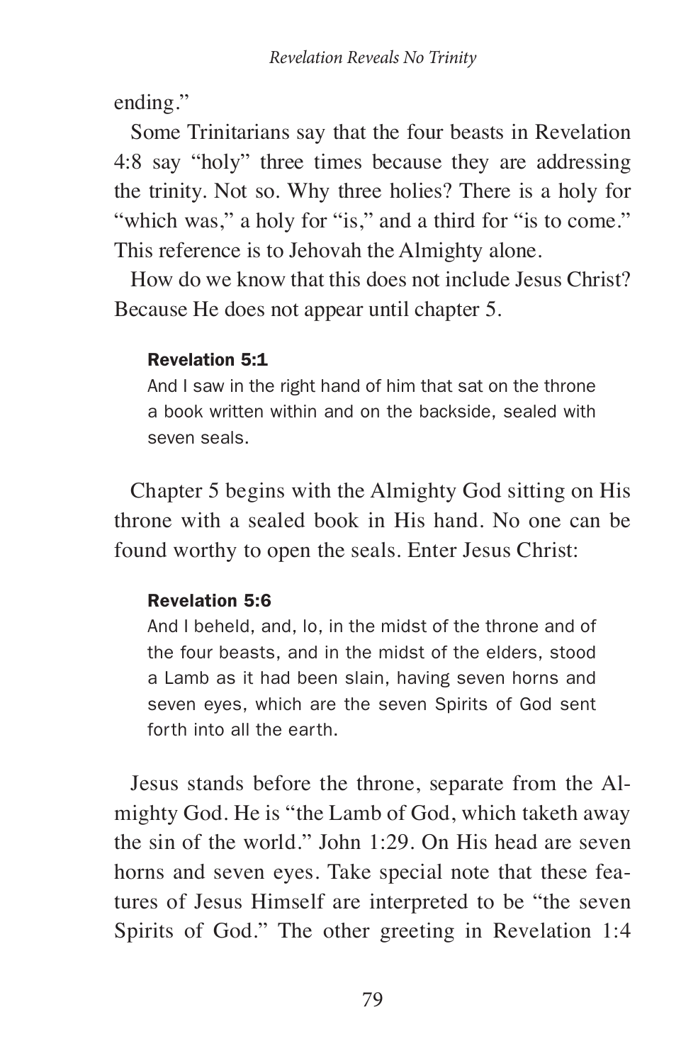ending."

Some Trinitarians say that the four beasts in Revelation 4:8 say "holy" three times because they are addressing the trinity. Not so. Why three holies? There is a holy for "which was," a holy for "is," and a third for "is to come." This reference is to Jehovah the Almighty alone.

How do we know that this does not include Jesus Christ? Because He does not appear until chapter 5.

> **Revelation 5:1**
> And I saw in the right hand of him that sat on the throne a book written within and on the backside, sealed with seven seals.

Chapter 5 begins with the Almighty God sitting on His throne with a sealed book in His hand. No one can be found worthy to open the seals. Enter Jesus Christ:

> **Revelation 5:6**
> And I beheld, and, lo, in the midst of the throne and of the four beasts, and in the midst of the elders, stood a Lamb as it had been slain, having seven horns and seven eyes, which are the seven Spirits of God sent forth into all the earth.

Jesus stands before the throne, separate from the Almighty God. He is "the Lamb of God, which taketh away the sin of the world." John 1:29. On His head are seven horns and seven eyes. Take special note that these features of Jesus Himself are interpreted to be "the seven Spirits of God." The other greeting in Revelation 1:4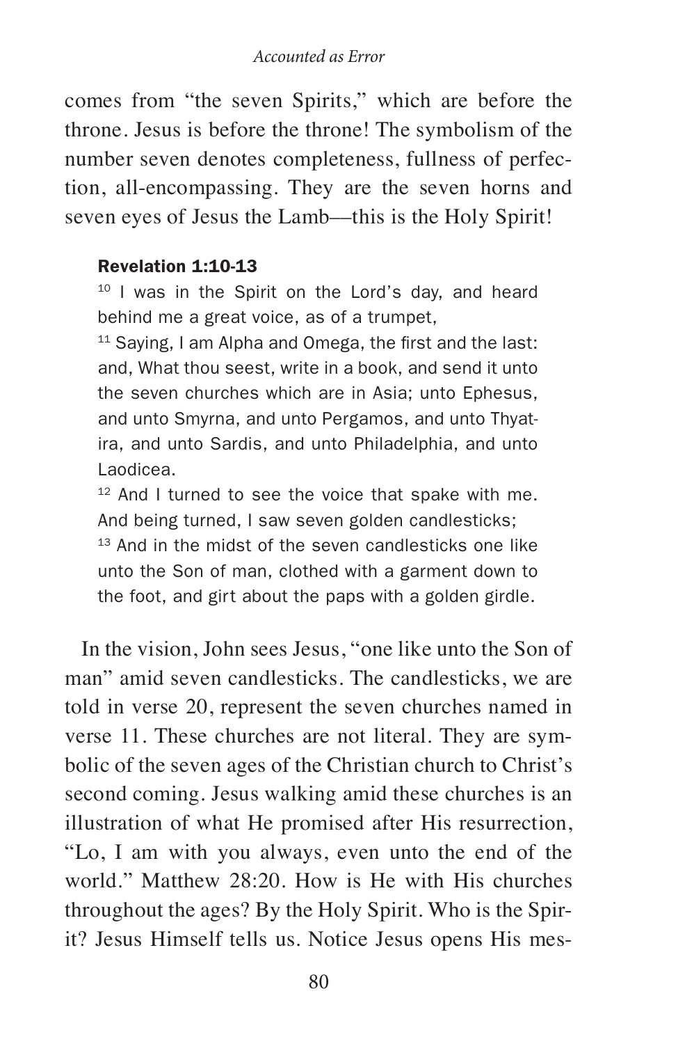comes from "the seven Spirits," which are before the throne. Jesus is before the throne! The symbolism of the number seven denotes completeness, fullness of perfection, all-encompassing. They are the seven horns and seven eyes of Jesus the Lamb—this is the Holy Spirit!

**Revelation 1:10-13**

[10] I was in the Spirit on the Lord's day, and heard behind me a great voice, as of a trumpet,
[11] Saying, I am Alpha and Omega, the first and the last: and, What thou seest, write in a book, and send it unto the seven churches which are in Asia; unto Ephesus, and unto Smyrna, and unto Pergamos, and unto Thyatira, and unto Sardis, and unto Philadelphia, and unto Laodicea.
[12] And I turned to see the voice that spake with me. And being turned, I saw seven golden candlesticks;
[13] And in the midst of the seven candlesticks one like unto the Son of man, clothed with a garment down to the foot, and girt about the paps with a golden girdle.

In the vision, John sees Jesus, "one like unto the Son of man" amid seven candlesticks. The candlesticks, we are told in verse 20, represent the seven churches named in verse 11. These churches are not literal. They are symbolic of the seven ages of the Christian church to Christ's second coming. Jesus walking amid these churches is an illustration of what He promised after His resurrection, "Lo, I am with you always, even unto the end of the world." Matthew 28:20. How is He with His churches throughout the ages? By the Holy Spirit. Who is the Spirit? Jesus Himself tells us. Notice Jesus opens His mes-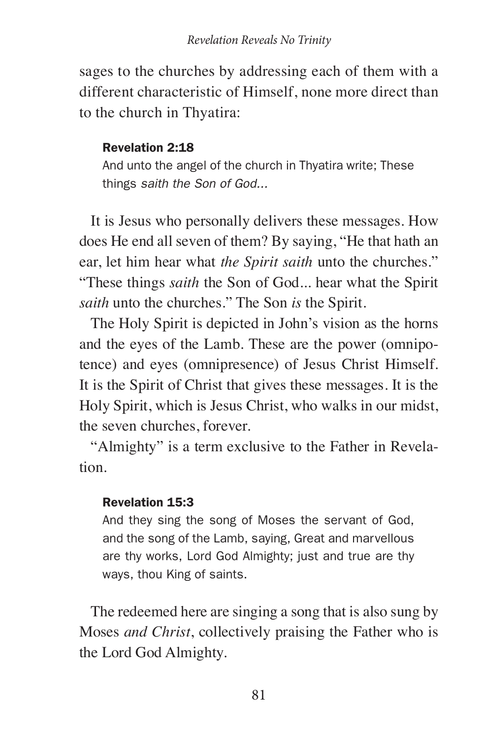sages to the churches by addressing each of them with a different characteristic of Himself, none more direct than to the church in Thyatira:

> **Revelation 2:18**
> And unto the angel of the church in Thyatira write; These things *saith the Son of God...*

It is Jesus who personally delivers these messages. How does He end all seven of them? By saying, "He that hath an ear, let him hear what *the Spirit saith* unto the churches." "These things *saith* the Son of God... hear what the Spirit *saith* unto the churches." The Son *is* the Spirit.

The Holy Spirit is depicted in John's vision as the horns and the eyes of the Lamb. These are the power (omnipotence) and eyes (omnipresence) of Jesus Christ Himself. It is the Spirit of Christ that gives these messages. It is the Holy Spirit, which is Jesus Christ, who walks in our midst, the seven churches, forever.

"Almighty" is a term exclusive to the Father in Revelation.

> **Revelation 15:3**
> And they sing the song of Moses the servant of God, and the song of the Lamb, saying, Great and marvellous are thy works, Lord God Almighty; just and true are thy ways, thou King of saints.

The redeemed here are singing a song that is also sung by Moses *and Christ*, collectively praising the Father who is the Lord God Almighty.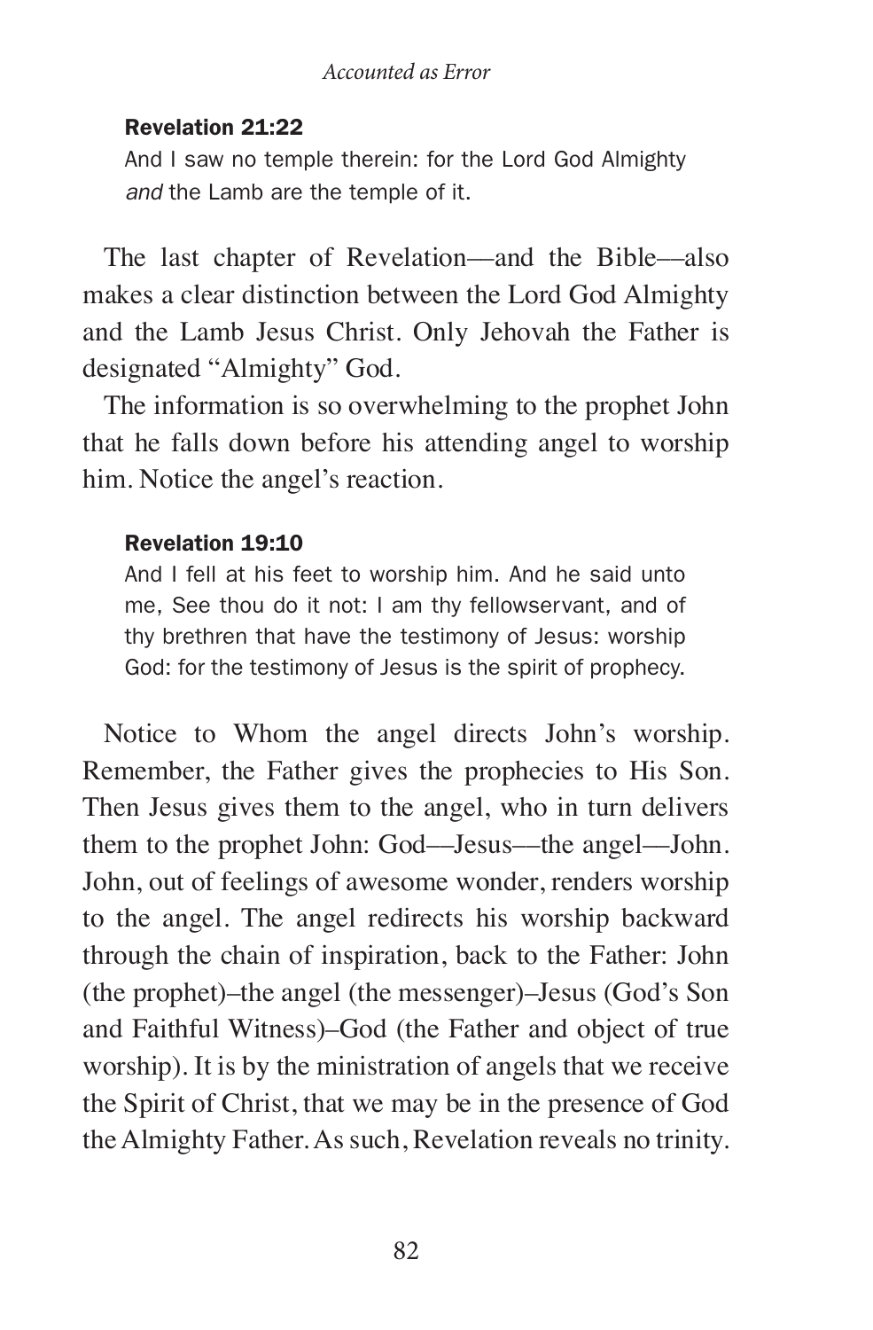**Revelation 21:22**

> And I saw no temple therein: for the Lord God Almighty *and* the Lamb are the temple of it.

The last chapter of Revelation—and the Bible—also makes a clear distinction between the Lord God Almighty and the Lamb Jesus Christ. Only Jehovah the Father is designated "Almighty" God.

The information is so overwhelming to the prophet John that he falls down before his attending angel to worship him. Notice the angel's reaction.

**Revelation 19:10**

> And I fell at his feet to worship him. And he said unto me, See thou do it not: I am thy fellowservant, and of thy brethren that have the testimony of Jesus: worship God: for the testimony of Jesus is the spirit of prophecy.

Notice to Whom the angel directs John's worship. Remember, the Father gives the prophecies to His Son. Then Jesus gives them to the angel, who in turn delivers them to the prophet John: God—Jesus—the angel—John. John, out of feelings of awesome wonder, renders worship to the angel. The angel redirects his worship backward through the chain of inspiration, back to the Father: John (the prophet)–the angel (the messenger)–Jesus (God's Son and Faithful Witness)–God (the Father and object of true worship). It is by the ministration of angels that we receive the Spirit of Christ, that we may be in the presence of God the Almighty Father. As such, Revelation reveals no trinity.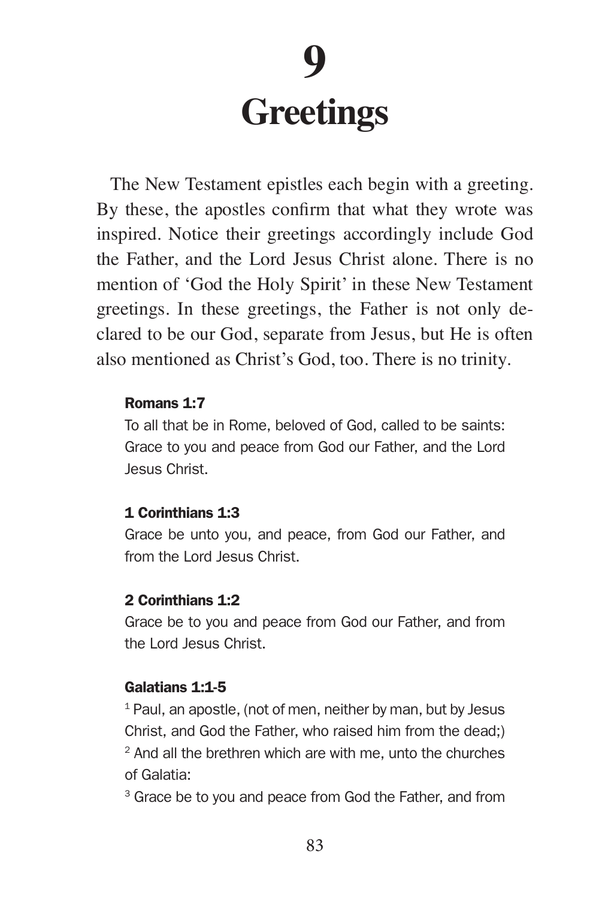# 9

# Greetings

The New Testament epistles each begin with a greeting. By these, the apostles confirm that what they wrote was inspired. Notice their greetings accordingly include God the Father, and the Lord Jesus Christ alone. There is no mention of 'God the Holy Spirit' in these New Testament greetings. In these greetings, the Father is not only declared to be our God, separate from Jesus, but He is often also mentioned as Christ's God, too. There is no trinity.

**Romans 1:7**

To all that be in Rome, beloved of God, called to be saints: Grace to you and peace from God our Father, and the Lord Jesus Christ.

**1 Corinthians 1:3**

Grace be unto you, and peace, from God our Father, and from the Lord Jesus Christ.

**2 Corinthians 1:2**

Grace be to you and peace from God our Father, and from the Lord Jesus Christ.

**Galatians 1:1-5**

1 Paul, an apostle, (not of men, neither by man, but by Jesus Christ, and God the Father, who raised him from the dead;)
2 And all the brethren which are with me, unto the churches of Galatia:
3 Grace be to you and peace from God the Father, and from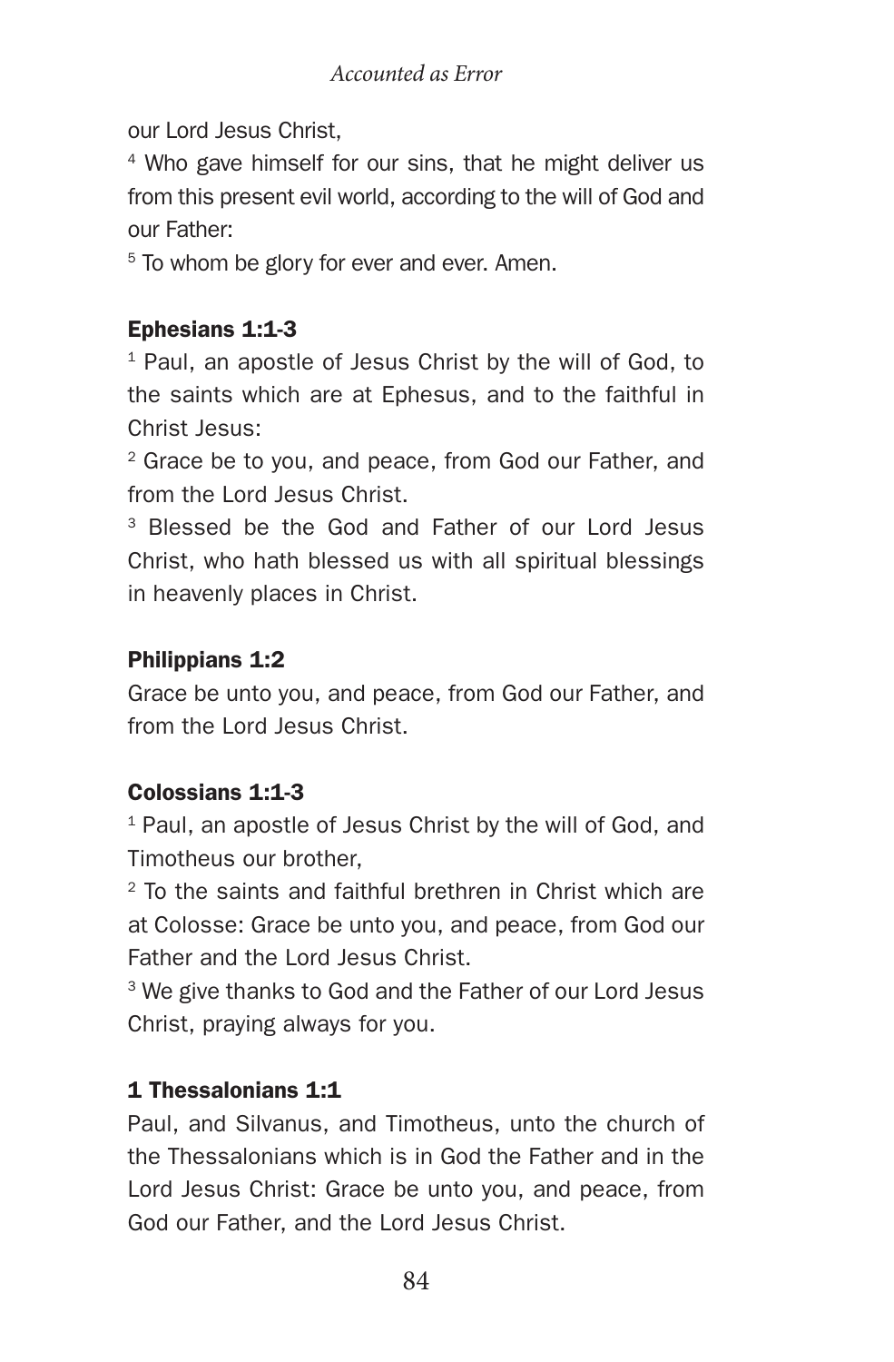our Lord Jesus Christ,

[4] Who gave himself for our sins, that he might deliver us from this present evil world, according to the will of God and our Father:

[5] To whom be glory for ever and ever. Amen.

### Ephesians 1:1-3

[1] Paul, an apostle of Jesus Christ by the will of God, to the saints which are at Ephesus, and to the faithful in Christ Jesus:

[2] Grace be to you, and peace, from God our Father, and from the Lord Jesus Christ.

[3] Blessed be the God and Father of our Lord Jesus Christ, who hath blessed us with all spiritual blessings in heavenly places in Christ.

### Philippians 1:2

Grace be unto you, and peace, from God our Father, and from the Lord Jesus Christ.

### Colossians 1:1-3

[1] Paul, an apostle of Jesus Christ by the will of God, and Timotheus our brother,

[2] To the saints and faithful brethren in Christ which are at Colosse: Grace be unto you, and peace, from God our Father and the Lord Jesus Christ.

[3] We give thanks to God and the Father of our Lord Jesus Christ, praying always for you.

### 1 Thessalonians 1:1

Paul, and Silvanus, and Timotheus, unto the church of the Thessalonians which is in God the Father and in the Lord Jesus Christ: Grace be unto you, and peace, from God our Father, and the Lord Jesus Christ.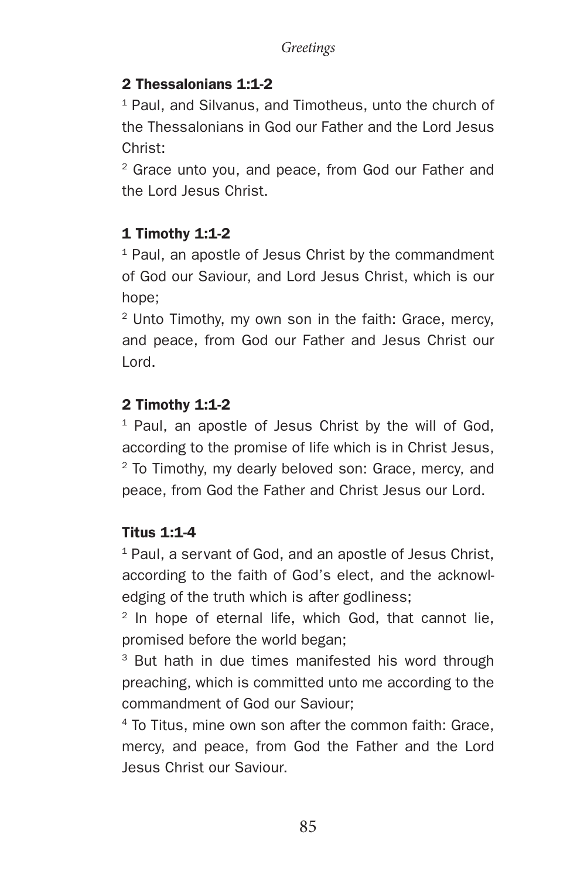### 2 Thessalonians 1:1-2

[1] Paul, and Silvanus, and Timotheus, unto the church of the Thessalonians in God our Father and the Lord Jesus Christ:

[2] Grace unto you, and peace, from God our Father and the Lord Jesus Christ.

### 1 Timothy 1:1-2

[1] Paul, an apostle of Jesus Christ by the commandment of God our Saviour, and Lord Jesus Christ, which is our hope;

[2] Unto Timothy, my own son in the faith: Grace, mercy, and peace, from God our Father and Jesus Christ our Lord.

### 2 Timothy 1:1-2

[1] Paul, an apostle of Jesus Christ by the will of God, according to the promise of life which is in Christ Jesus,
[2] To Timothy, my dearly beloved son: Grace, mercy, and peace, from God the Father and Christ Jesus our Lord.

### Titus 1:1-4

[1] Paul, a servant of God, and an apostle of Jesus Christ, according to the faith of God's elect, and the acknowledging of the truth which is after godliness;

[2] In hope of eternal life, which God, that cannot lie, promised before the world began;

[3] But hath in due times manifested his word through preaching, which is committed unto me according to the commandment of God our Saviour;

[4] To Titus, mine own son after the common faith: Grace, mercy, and peace, from God the Father and the Lord Jesus Christ our Saviour.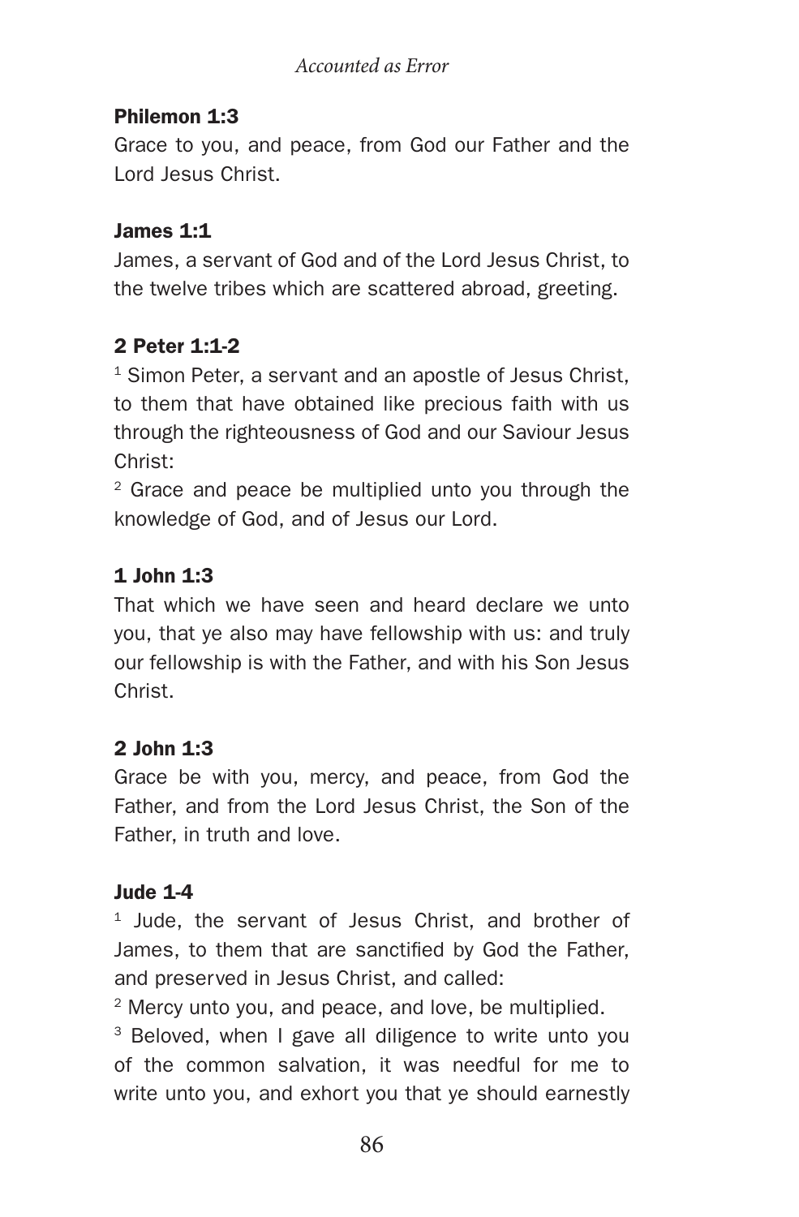**Philemon 1:3**

Grace to you, and peace, from God our Father and the Lord Jesus Christ.

**James 1:1**

James, a servant of God and of the Lord Jesus Christ, to the twelve tribes which are scattered abroad, greeting.

**2 Peter 1:1-2**

[1] Simon Peter, a servant and an apostle of Jesus Christ, to them that have obtained like precious faith with us through the righteousness of God and our Saviour Jesus Christ:

[2] Grace and peace be multiplied unto you through the knowledge of God, and of Jesus our Lord.

**1 John 1:3**

That which we have seen and heard declare we unto you, that ye also may have fellowship with us: and truly our fellowship is with the Father, and with his Son Jesus Christ.

**2 John 1:3**

Grace be with you, mercy, and peace, from God the Father, and from the Lord Jesus Christ, the Son of the Father, in truth and love.

**Jude 1-4**

[1] Jude, the servant of Jesus Christ, and brother of James, to them that are sanctified by God the Father, and preserved in Jesus Christ, and called:

[2] Mercy unto you, and peace, and love, be multiplied.

[3] Beloved, when I gave all diligence to write unto you of the common salvation, it was needful for me to write unto you, and exhort you that ye should earnestly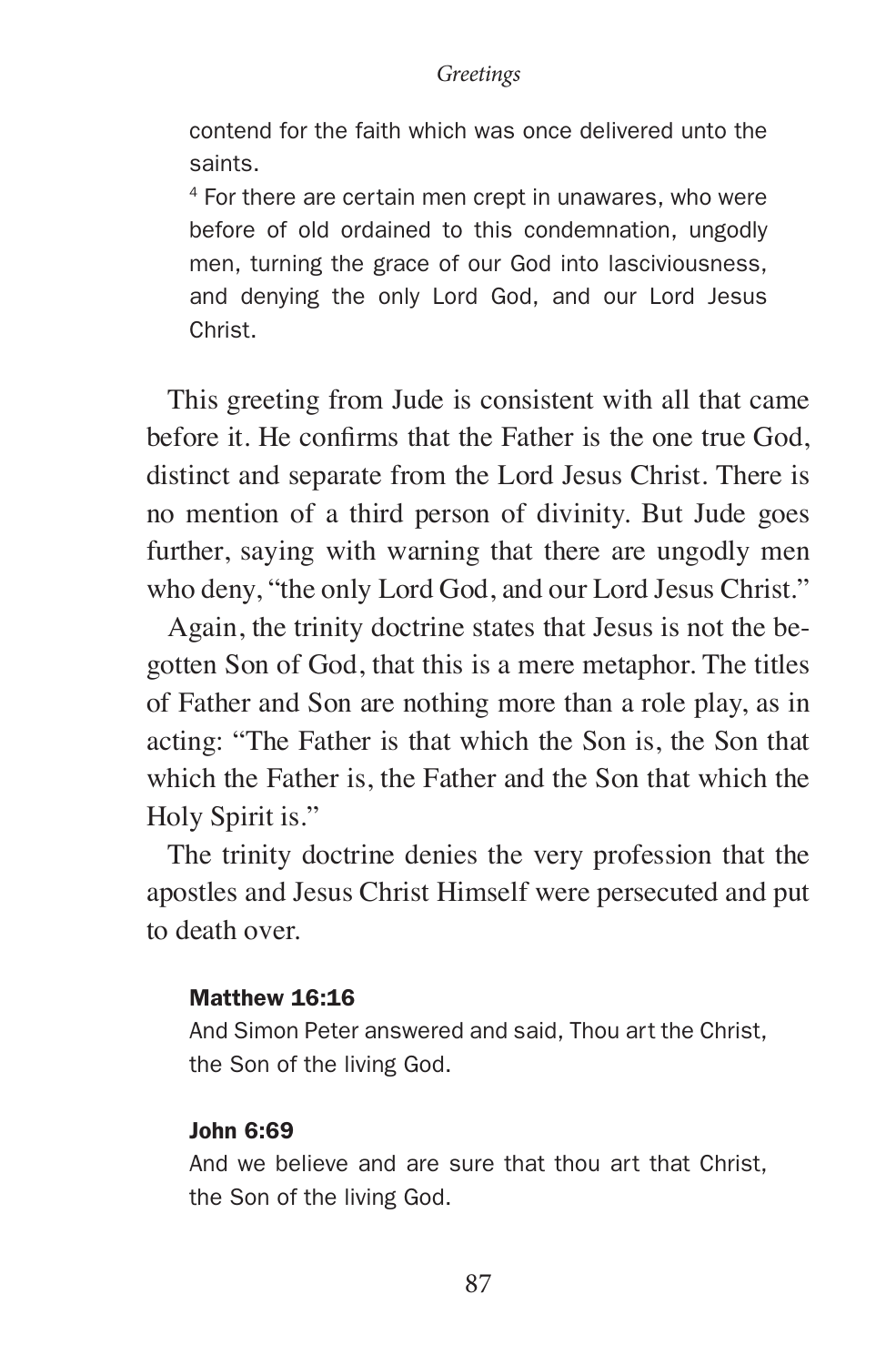> contend for the faith which was once delivered unto the saints.
>
> [4] For there are certain men crept in unawares, who were before of old ordained to this condemnation, ungodly men, turning the grace of our God into lasciviousness, and denying the only Lord God, and our Lord Jesus Christ.

This greeting from Jude is consistent with all that came before it. He confirms that the Father is the one true God, distinct and separate from the Lord Jesus Christ. There is no mention of a third person of divinity. But Jude goes further, saying with warning that there are ungodly men who deny, "the only Lord God, and our Lord Jesus Christ."

Again, the trinity doctrine states that Jesus is not the begotten Son of God, that this is a mere metaphor. The titles of Father and Son are nothing more than a role play, as in acting: "The Father is that which the Son is, the Son that which the Father is, the Father and the Son that which the Holy Spirit is."

The trinity doctrine denies the very profession that the apostles and Jesus Christ Himself were persecuted and put to death over.

> **Matthew 16:16**
>
> And Simon Peter answered and said, Thou art the Christ, the Son of the living God.

> **John 6:69**
>
> And we believe and are sure that thou art that Christ, the Son of the living God.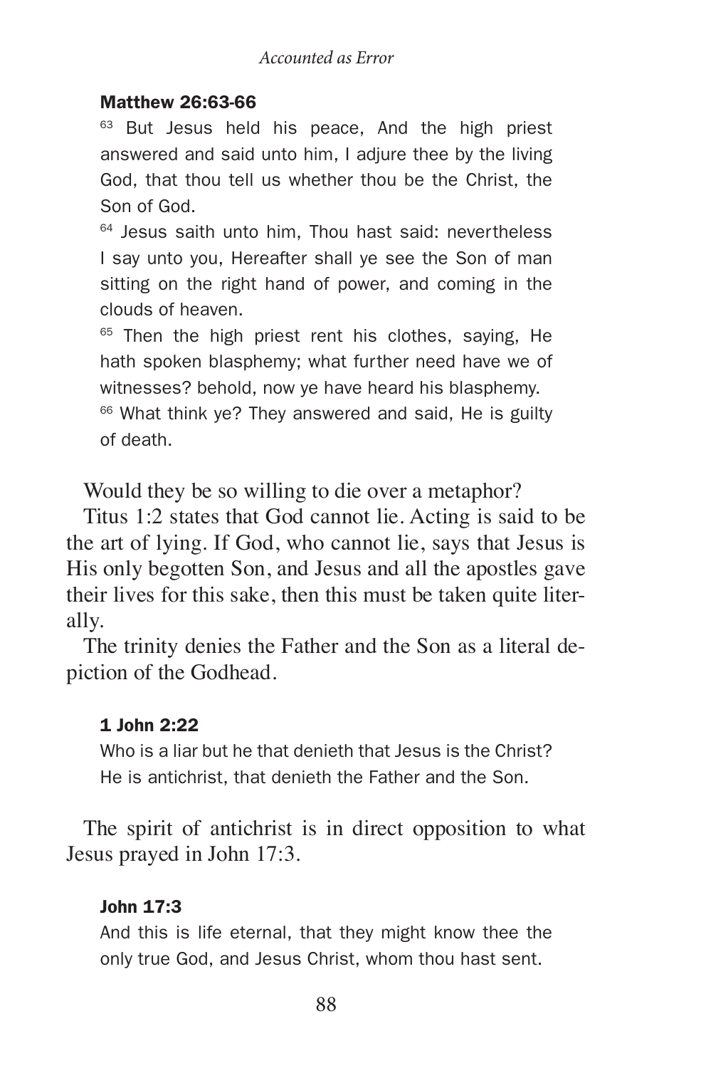**Matthew 26:63-66**

[63] But Jesus held his peace, And the high priest answered and said unto him, I adjure thee by the living God, that thou tell us whether thou be the Christ, the Son of God.

[64] Jesus saith unto him, Thou hast said: nevertheless I say unto you, Hereafter shall ye see the Son of man sitting on the right hand of power, and coming in the clouds of heaven.

[65] Then the high priest rent his clothes, saying, He hath spoken blasphemy; what further need have we of witnesses? behold, now ye have heard his blasphemy.

[66] What think ye? They answered and said, He is guilty of death.

Would they be so willing to die over a metaphor?

Titus 1:2 states that God cannot lie. Acting is said to be the art of lying. If God, who cannot lie, says that Jesus is His only begotten Son, and Jesus and all the apostles gave their lives for this sake, then this must be taken quite literally.

The trinity denies the Father and the Son as a literal depiction of the Godhead.

**1 John 2:22**

Who is a liar but he that denieth that Jesus is the Christ? He is antichrist, that denieth the Father and the Son.

The spirit of antichrist is in direct opposition to what Jesus prayed in John 17:3.

**John 17:3**

And this is life eternal, that they might know thee the only true God, and Jesus Christ, whom thou hast sent.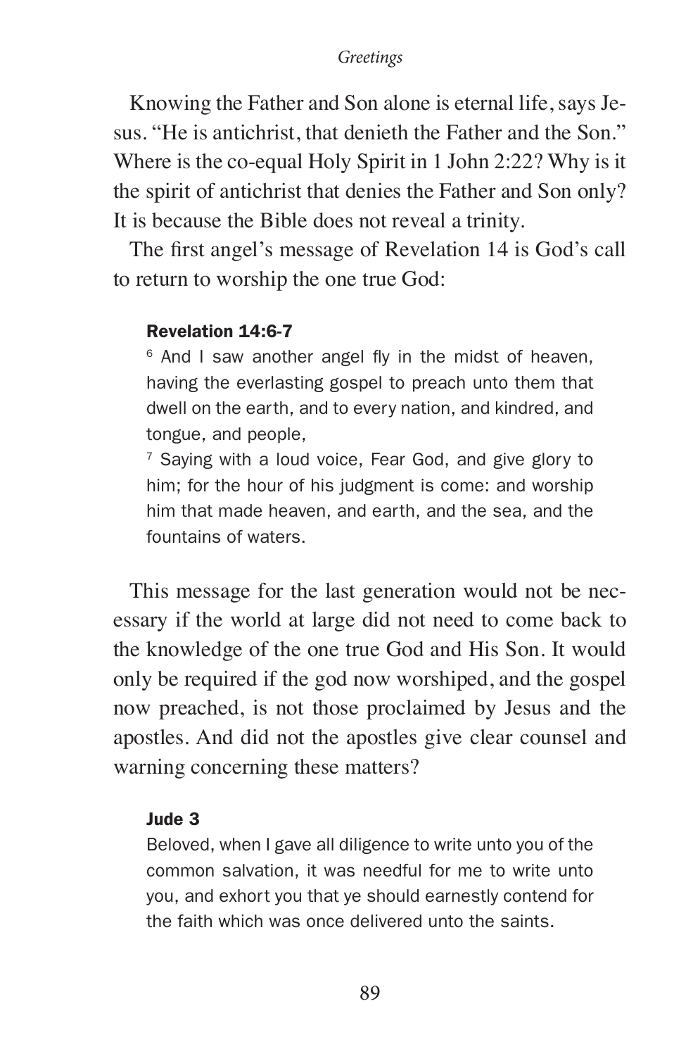Knowing the Father and Son alone is eternal life, says Jesus. "He is antichrist, that denieth the Father and the Son." Where is the co-equal Holy Spirit in 1 John 2:22? Why is it the spirit of antichrist that denies the Father and Son only? It is because the Bible does not reveal a trinity.

The first angel's message of Revelation 14 is God's call to return to worship the one true God:

> **Revelation 14:6-7**
>
> [6] And I saw another angel fly in the midst of heaven, having the everlasting gospel to preach unto them that dwell on the earth, and to every nation, and kindred, and tongue, and people,
>
> [7] Saying with a loud voice, Fear God, and give glory to him; for the hour of his judgment is come: and worship him that made heaven, and earth, and the sea, and the fountains of waters.

This message for the last generation would not be necessary if the world at large did not need to come back to the knowledge of the one true God and His Son. It would only be required if the god now worshiped, and the gospel now preached, is not those proclaimed by Jesus and the apostles. And did not the apostles give clear counsel and warning concerning these matters?

> **Jude 3**
>
> Beloved, when I gave all diligence to write unto you of the common salvation, it was needful for me to write unto you, and exhort you that ye should earnestly contend for the faith which was once delivered unto the saints.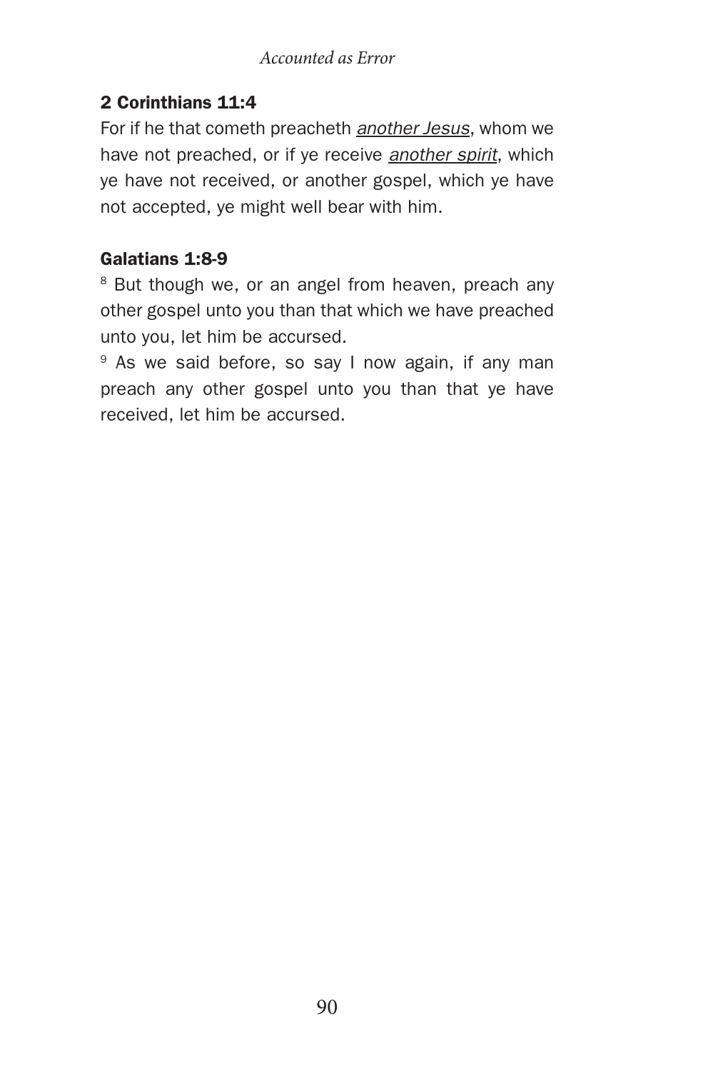### 2 Corinthians 11:4

For if he that cometh preacheth _another Jesus_, whom we have not preached, or if ye receive _another spirit_, which ye have not received, or another gospel, which ye have not accepted, ye might well bear with him.

### Galatians 1:8-9

[8] But though we, or an angel from heaven, preach any other gospel unto you than that which we have preached unto you, let him be accursed.

[9] As we said before, so say I now again, if any man preach any other gospel unto you than that ye have received, let him be accursed.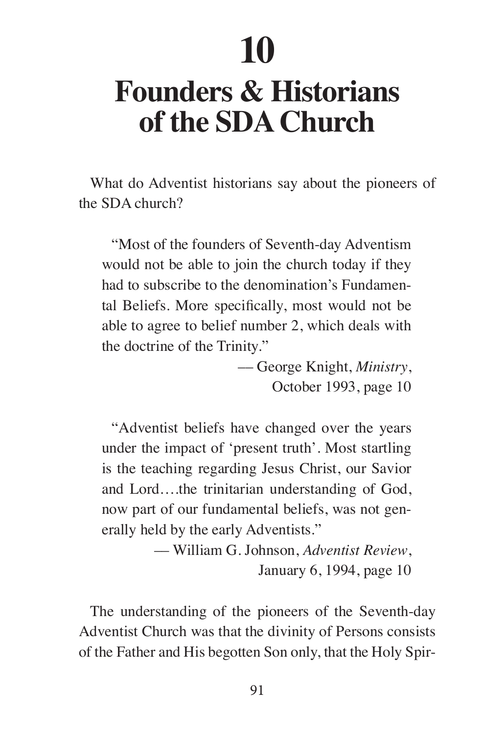# 10

# Founders & Historians of the SDA Church

What do Adventist historians say about the pioneers of the SDA church?

> "Most of the founders of Seventh-day Adventism would not be able to join the church today if they had to subscribe to the denomination's Fundamental Beliefs. More specifically, most would not be able to agree to belief number 2, which deals with the doctrine of the Trinity."
>
> — George Knight, *Ministry*, October 1993, page 10

> "Adventist beliefs have changed over the years under the impact of 'present truth'. Most startling is the teaching regarding Jesus Christ, our Savior and Lord….the trinitarian understanding of God, now part of our fundamental beliefs, was not generally held by the early Adventists."
>
> — William G. Johnson, *Adventist Review*, January 6, 1994, page 10

The understanding of the pioneers of the Seventh-day Adventist Church was that the divinity of Persons consists of the Father and His begotten Son only, that the Holy Spir-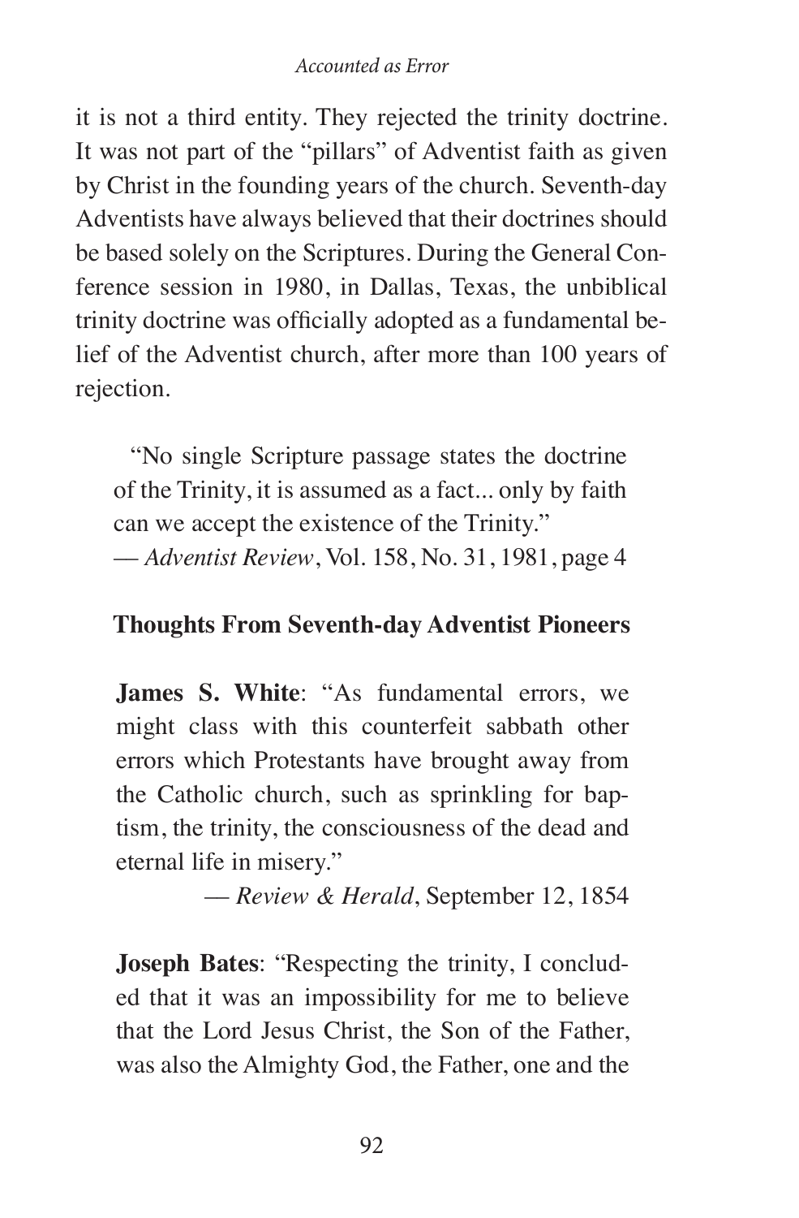it is not a third entity. They rejected the trinity doctrine. It was not part of the "pillars" of Adventist faith as given by Christ in the founding years of the church. Seventh-day Adventists have always believed that their doctrines should be based solely on the Scriptures. During the General Conference session in 1980, in Dallas, Texas, the unbiblical trinity doctrine was officially adopted as a fundamental belief of the Adventist church, after more than 100 years of rejection.

> "No single Scripture passage states the doctrine of the Trinity, it is assumed as a fact... only by faith can we accept the existence of the Trinity."
> — *Adventist Review*, Vol. 158, No. 31, 1981, page 4

**Thoughts From Seventh-day Adventist Pioneers**

**James S. White**: "As fundamental errors, we might class with this counterfeit sabbath other errors which Protestants have brought away from the Catholic church, such as sprinkling for baptism, the trinity, the consciousness of the dead and eternal life in misery."

— *Review & Herald*, September 12, 1854

**Joseph Bates**: "Respecting the trinity, I concluded that it was an impossibility for me to believe that the Lord Jesus Christ, the Son of the Father, was also the Almighty God, the Father, one and the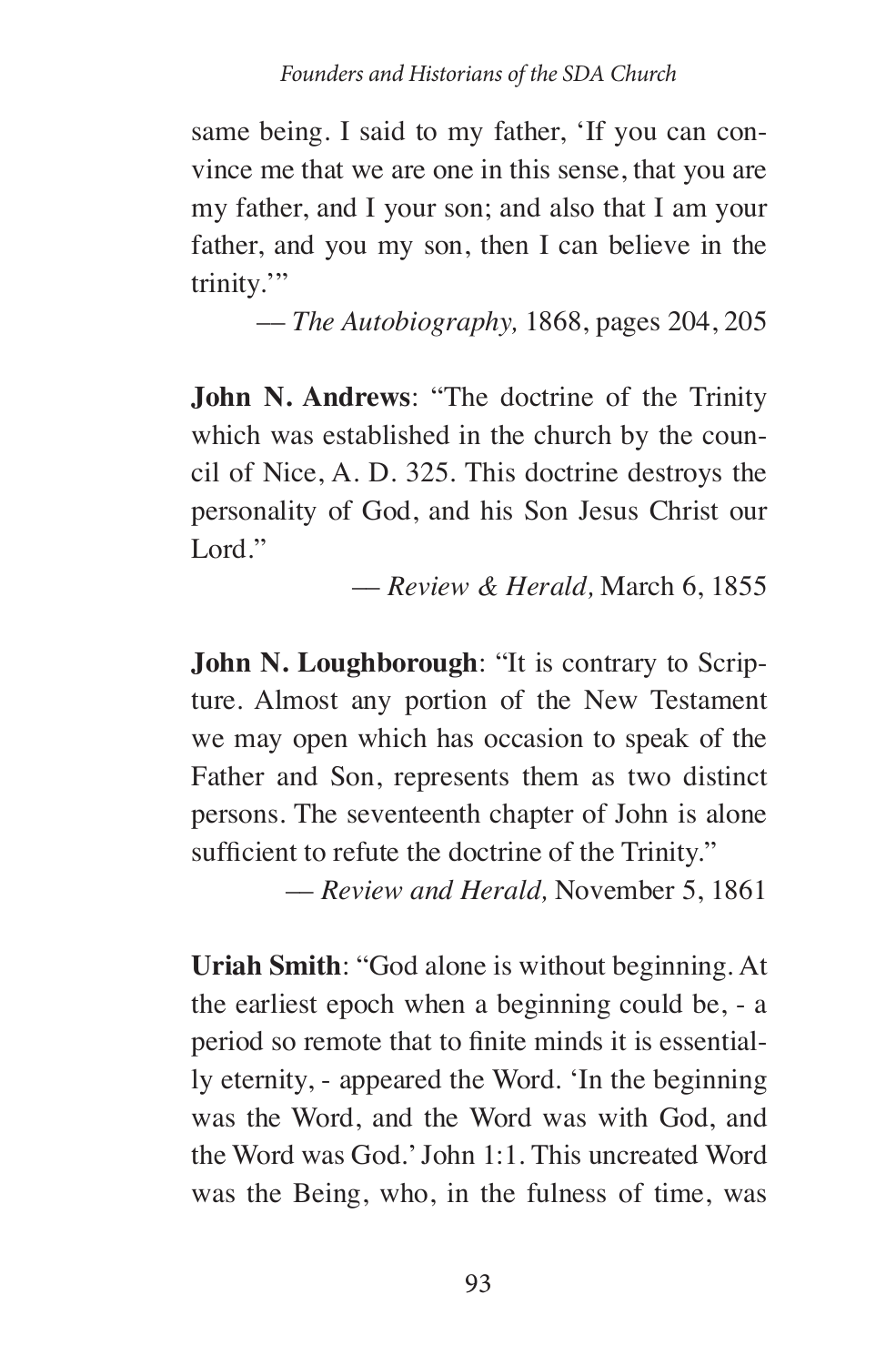same being. I said to my father, 'If you can convince me that we are one in this sense, that you are my father, and I your son; and also that I am your father, and you my son, then I can believe in the trinity.'"

— *The Autobiography,* 1868, pages 204, 205

**John N. Andrews**: "The doctrine of the Trinity which was established in the church by the council of Nice, A. D. 325. This doctrine destroys the personality of God, and his Son Jesus Christ our Lord."

— *Review & Herald,* March 6, 1855

**John N. Loughborough**: "It is contrary to Scripture. Almost any portion of the New Testament we may open which has occasion to speak of the Father and Son, represents them as two distinct persons. The seventeenth chapter of John is alone sufficient to refute the doctrine of the Trinity."

— *Review and Herald,* November 5, 1861

**Uriah Smith**: "God alone is without beginning. At the earliest epoch when a beginning could be, - a period so remote that to finite minds it is essentially eternity, - appeared the Word. 'In the beginning was the Word, and the Word was with God, and the Word was God.' John 1:1. This uncreated Word was the Being, who, in the fulness of time, was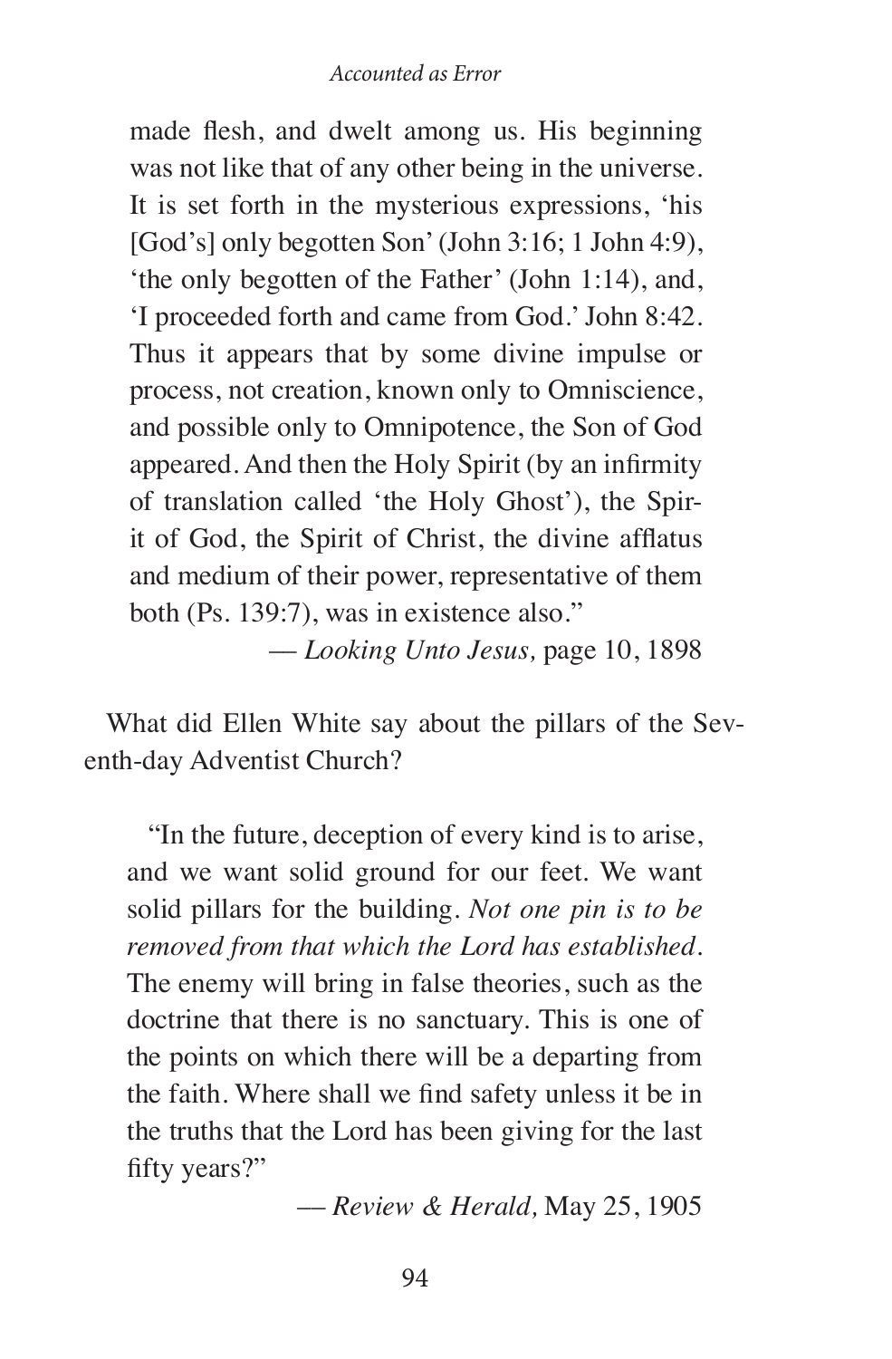> made flesh, and dwelt among us. His beginning was not like that of any other being in the universe. It is set forth in the mysterious expressions, 'his [God's] only begotten Son' (John 3:16; 1 John 4:9), 'the only begotten of the Father' (John 1:14), and, 'I proceeded forth and came from God.' John 8:42. Thus it appears that by some divine impulse or process, not creation, known only to Omniscience, and possible only to Omnipotence, the Son of God appeared. And then the Holy Spirit (by an infirmity of translation called 'the Holy Ghost'), the Spirit of God, the Spirit of Christ, the divine afflatus and medium of their power, representative of them both (Ps. 139:7), was in existence also."
>
> — *Looking Unto Jesus,* page 10, 1898

What did Ellen White say about the pillars of the Seventh-day Adventist Church?

> "In the future, deception of every kind is to arise, and we want solid ground for our feet. We want solid pillars for the building. *Not one pin is to be removed from that which the Lord has established.* The enemy will bring in false theories, such as the doctrine that there is no sanctuary. This is one of the points on which there will be a departing from the faith. Where shall we find safety unless it be in the truths that the Lord has been giving for the last fifty years?"
>
> — *Review & Herald,* May 25, 1905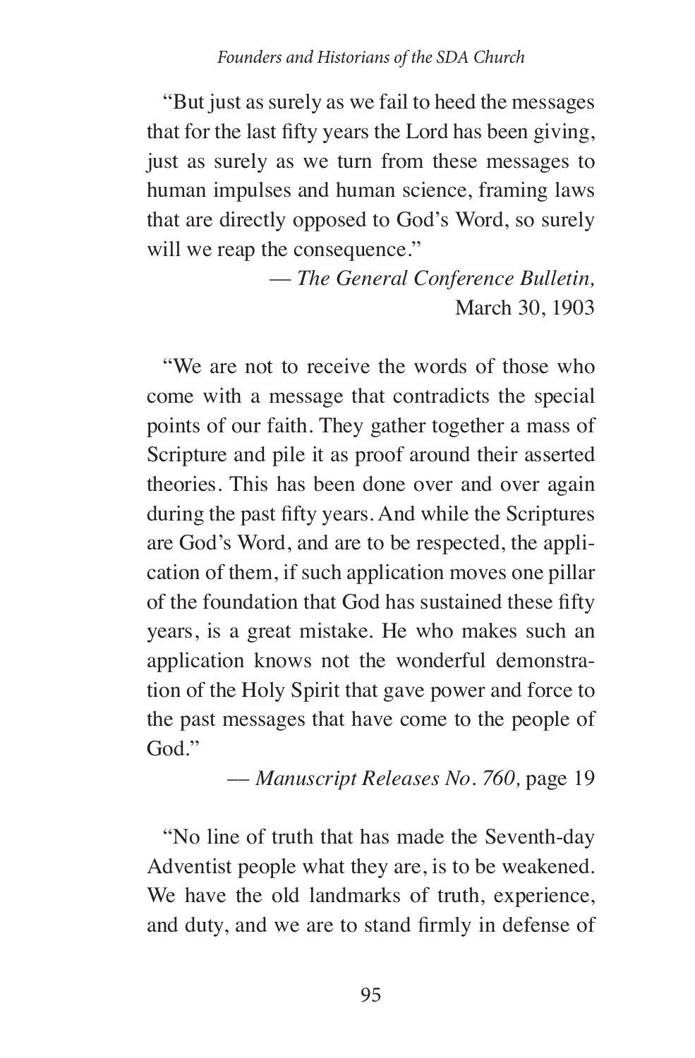"But just as surely as we fail to heed the messages that for the last fifty years the Lord has been giving, just as surely as we turn from these messages to human impulses and human science, framing laws that are directly opposed to God's Word, so surely will we reap the consequence."

— *The General Conference Bulletin,* March 30, 1903

"We are not to receive the words of those who come with a message that contradicts the special points of our faith. They gather together a mass of Scripture and pile it as proof around their asserted theories. This has been done over and over again during the past fifty years. And while the Scriptures are God's Word, and are to be respected, the application of them, if such application moves one pillar of the foundation that God has sustained these fifty years, is a great mistake. He who makes such an application knows not the wonderful demonstration of the Holy Spirit that gave power and force to the past messages that have come to the people of God."

— *Manuscript Releases No. 760,* page 19

"No line of truth that has made the Seventh-day Adventist people what they are, is to be weakened. We have the old landmarks of truth, experience, and duty, and we are to stand firmly in defense of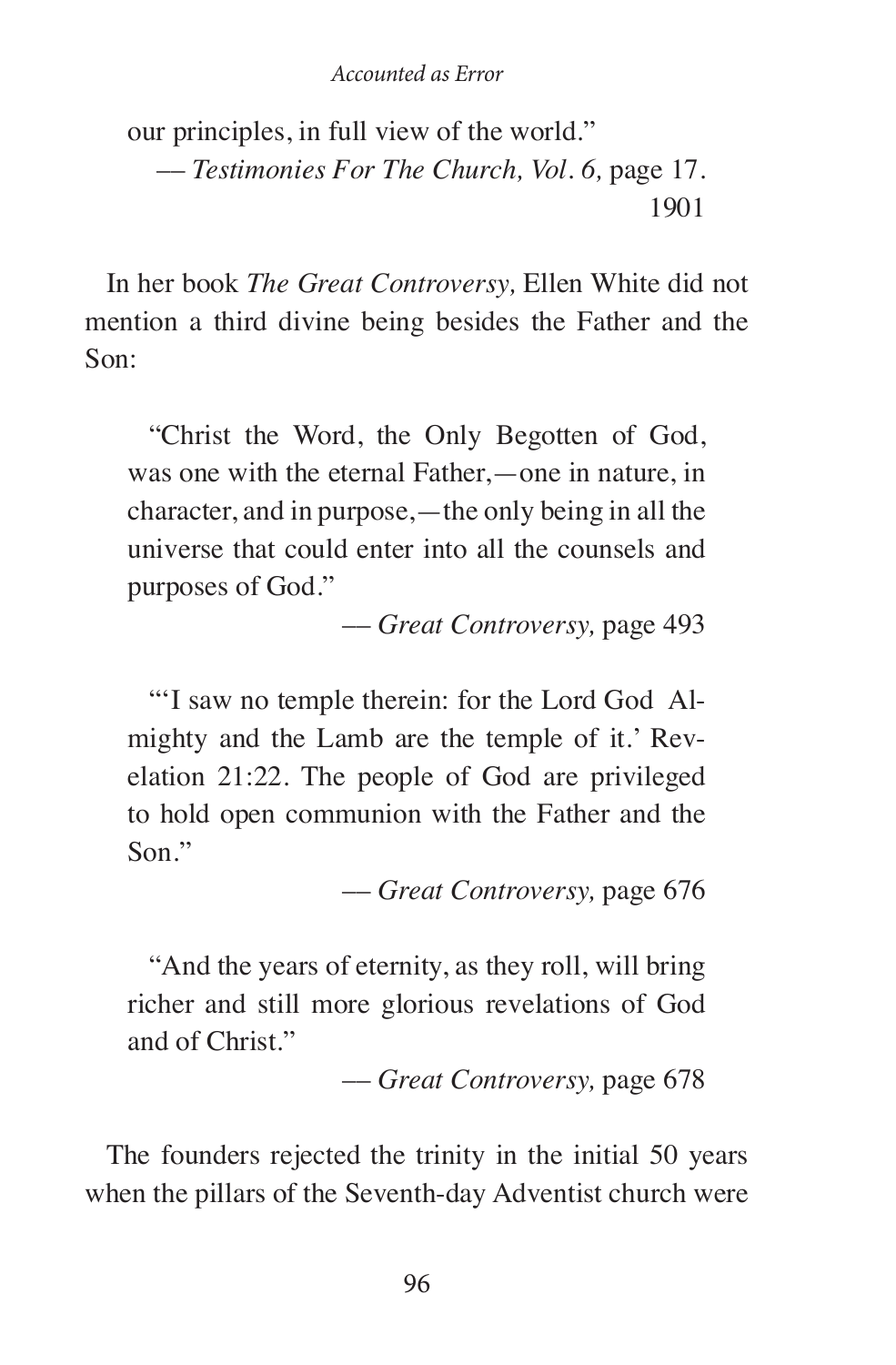> our principles, in full view of the world."
>
> — *Testimonies For The Church, Vol. 6,* page 17. 1901

In her book *The Great Controversy,* Ellen White did not mention a third divine being besides the Father and the Son:

> "Christ the Word, the Only Begotten of God, was one with the eternal Father,—one in nature, in character, and in purpose,—the only being in all the universe that could enter into all the counsels and purposes of God."
>
> — *Great Controversy,* page 493

> "'I saw no temple therein: for the Lord God Almighty and the Lamb are the temple of it.' Revelation 21:22. The people of God are privileged to hold open communion with the Father and the Son."
>
> — *Great Controversy,* page 676

> "And the years of eternity, as they roll, will bring richer and still more glorious revelations of God and of Christ."
>
> — *Great Controversy,* page 678

The founders rejected the trinity in the initial 50 years when the pillars of the Seventh-day Adventist church were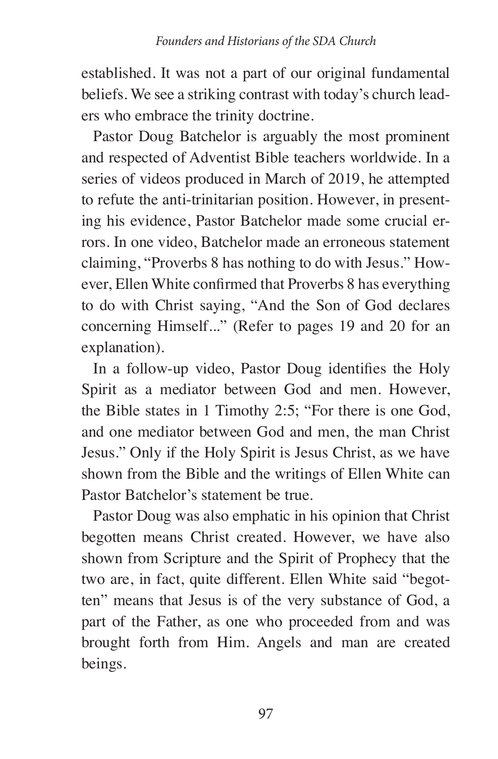established. It was not a part of our original fundamental beliefs. We see a striking contrast with today's church leaders who embrace the trinity doctrine.

Pastor Doug Batchelor is arguably the most prominent and respected of Adventist Bible teachers worldwide. In a series of videos produced in March of 2019, he attempted to refute the anti-trinitarian position. However, in presenting his evidence, Pastor Batchelor made some crucial errors. In one video, Batchelor made an erroneous statement claiming, "Proverbs 8 has nothing to do with Jesus." However, Ellen White confirmed that Proverbs 8 has everything to do with Christ saying, "And the Son of God declares concerning Himself..." (Refer to pages 19 and 20 for an explanation).

In a follow-up video, Pastor Doug identifies the Holy Spirit as a mediator between God and men. However, the Bible states in 1 Timothy 2:5; "For there is one God, and one mediator between God and men, the man Christ Jesus." Only if the Holy Spirit is Jesus Christ, as we have shown from the Bible and the writings of Ellen White can Pastor Batchelor's statement be true.

Pastor Doug was also emphatic in his opinion that Christ begotten means Christ created. However, we have also shown from Scripture and the Spirit of Prophecy that the two are, in fact, quite different. Ellen White said "begotten" means that Jesus is of the very substance of God, a part of the Father, as one who proceeded from and was brought forth from Him. Angels and man are created beings.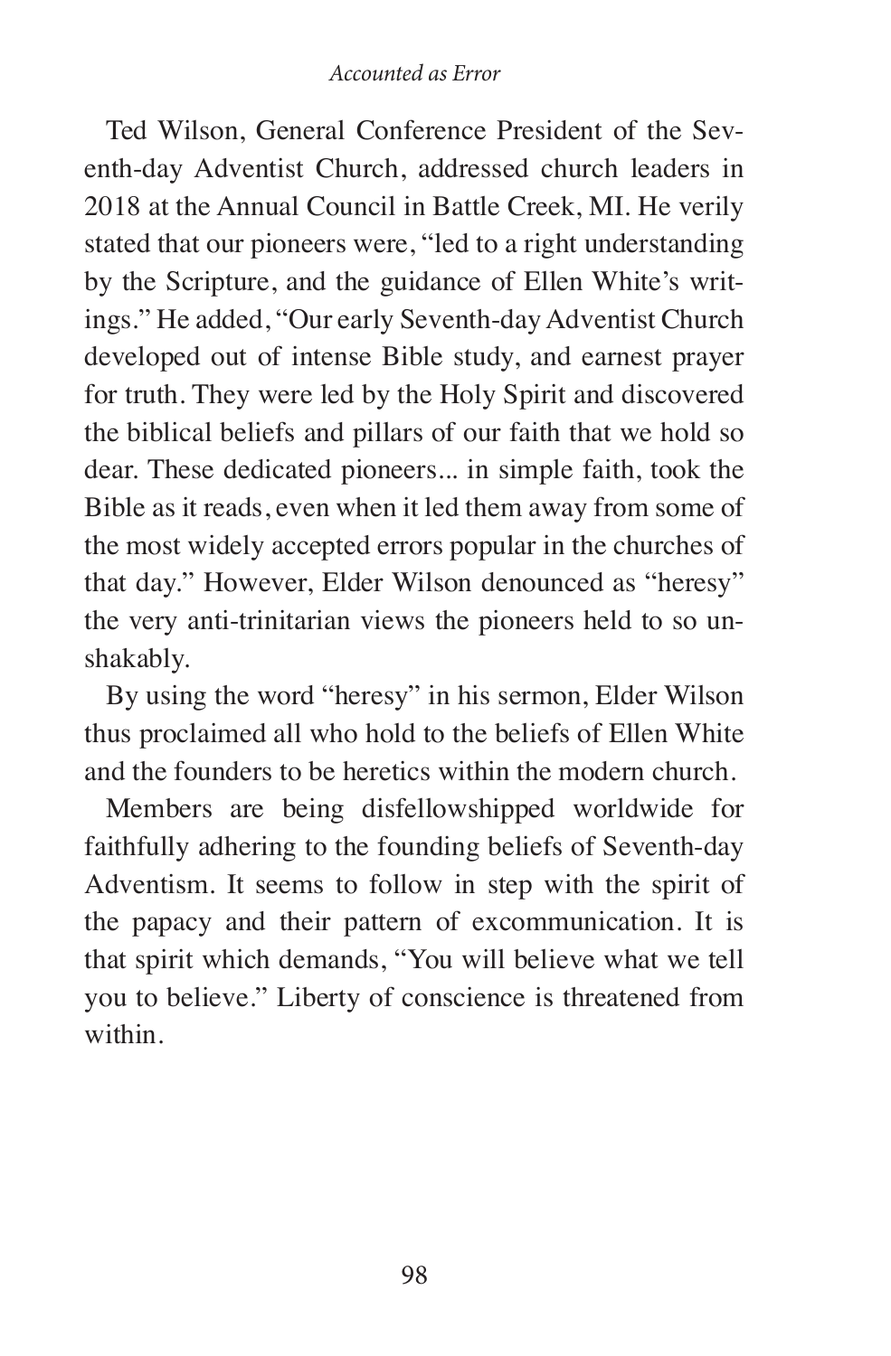Ted Wilson, General Conference President of the Seventh-day Adventist Church, addressed church leaders in 2018 at the Annual Council in Battle Creek, MI. He verily stated that our pioneers were, "led to a right understanding by the Scripture, and the guidance of Ellen White's writings." He added, "Our early Seventh-day Adventist Church developed out of intense Bible study, and earnest prayer for truth. They were led by the Holy Spirit and discovered the biblical beliefs and pillars of our faith that we hold so dear. These dedicated pioneers... in simple faith, took the Bible as it reads, even when it led them away from some of the most widely accepted errors popular in the churches of that day." However, Elder Wilson denounced as "heresy" the very anti-trinitarian views the pioneers held to so unshakably.

By using the word "heresy" in his sermon, Elder Wilson thus proclaimed all who hold to the beliefs of Ellen White and the founders to be heretics within the modern church.

Members are being disfellowshipped worldwide for faithfully adhering to the founding beliefs of Seventh-day Adventism. It seems to follow in step with the spirit of the papacy and their pattern of excommunication. It is that spirit which demands, "You will believe what we tell you to believe." Liberty of conscience is threatened from within.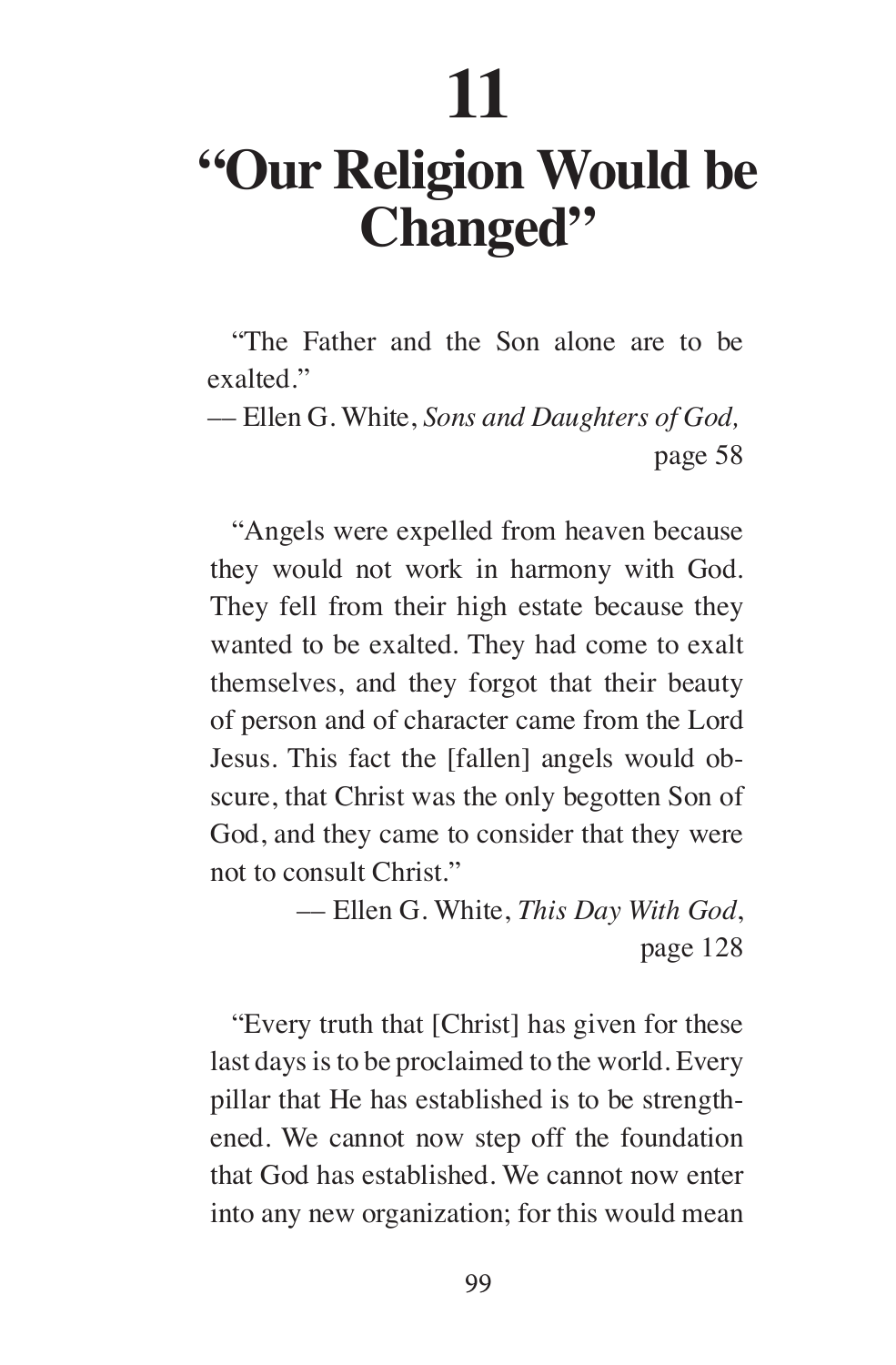# 11

# "Our Religion Would be Changed"

"The Father and the Son alone are to be exalted."

— Ellen G. White, *Sons and Daughters of God,* page 58

"Angels were expelled from heaven because they would not work in harmony with God. They fell from their high estate because they wanted to be exalted. They had come to exalt themselves, and they forgot that their beauty of person and of character came from the Lord Jesus. This fact the [fallen] angels would obscure, that Christ was the only begotten Son of God, and they came to consider that they were not to consult Christ."

— Ellen G. White, *This Day With God*, page 128

"Every truth that [Christ] has given for these last days is to be proclaimed to the world. Every pillar that He has established is to be strengthened. We cannot now step off the foundation that God has established. We cannot now enter into any new organization; for this would mean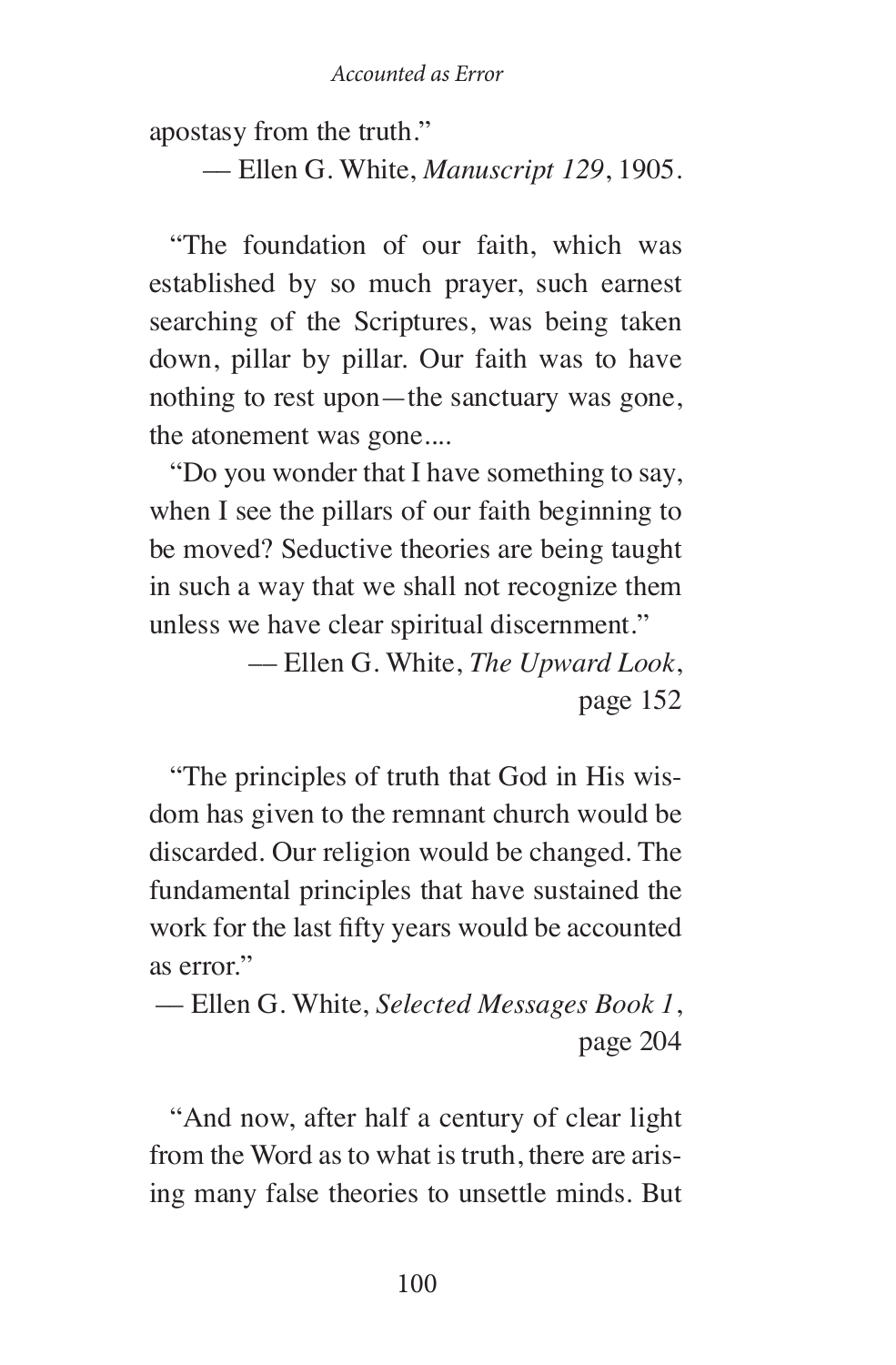apostasy from the truth."

— Ellen G. White, *Manuscript 129*, 1905.

"The foundation of our faith, which was established by so much prayer, such earnest searching of the Scriptures, was being taken down, pillar by pillar. Our faith was to have nothing to rest upon—the sanctuary was gone, the atonement was gone....

"Do you wonder that I have something to say, when I see the pillars of our faith beginning to be moved? Seductive theories are being taught in such a way that we shall not recognize them unless we have clear spiritual discernment."

— Ellen G. White, *The Upward Look*, page 152

"The principles of truth that God in His wisdom has given to the remnant church would be discarded. Our religion would be changed. The fundamental principles that have sustained the work for the last fifty years would be accounted as error."

— Ellen G. White, *Selected Messages Book 1*, page 204

"And now, after half a century of clear light from the Word as to what is truth, there are arising many false theories to unsettle minds. But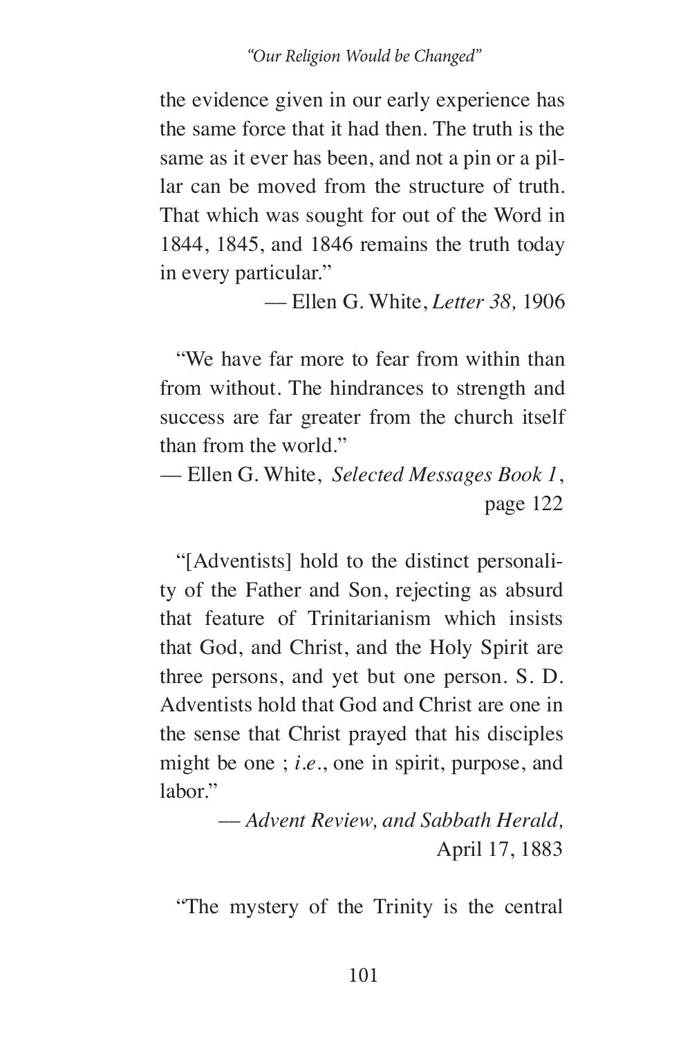the evidence given in our early experience has the same force that it had then. The truth is the same as it ever has been, and not a pin or a pillar can be moved from the structure of truth. That which was sought for out of the Word in 1844, 1845, and 1846 remains the truth today in every particular."

— Ellen G. White, *Letter 38,* 1906

"We have far more to fear from within than from without. The hindrances to strength and success are far greater from the church itself than from the world."

— Ellen G. White, *Selected Messages Book 1*, page 122

"[Adventists] hold to the distinct personality of the Father and Son, rejecting as absurd that feature of Trinitarianism which insists that God, and Christ, and the Holy Spirit are three persons, and yet but one person. S. D. Adventists hold that God and Christ are one in the sense that Christ prayed that his disciples might be one ; *i.e.*, one in spirit, purpose, and labor."

— *Advent Review, and Sabbath Herald,* April 17, 1883

"The mystery of the Trinity is the central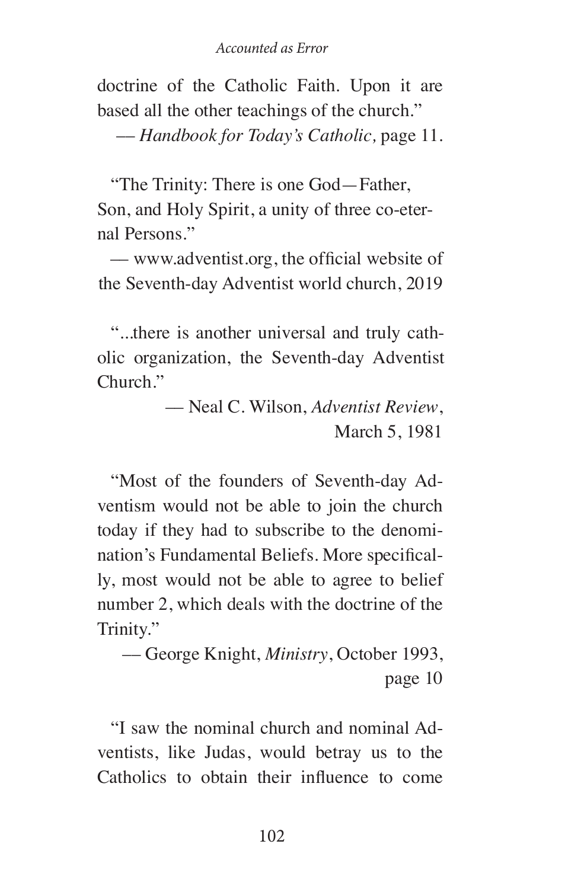doctrine of the Catholic Faith. Upon it are based all the other teachings of the church."

— *Handbook for Today's Catholic,* page 11.

"The Trinity: There is one God—Father, Son, and Holy Spirit, a unity of three co-eternal Persons."

— www.adventist.org, the official website of the Seventh-day Adventist world church, 2019

"...there is another universal and truly catholic organization, the Seventh-day Adventist Church."

— Neal C. Wilson, *Adventist Review*, March 5, 1981

"Most of the founders of Seventh-day Adventism would not be able to join the church today if they had to subscribe to the denomination's Fundamental Beliefs. More specifically, most would not be able to agree to belief number 2, which deals with the doctrine of the Trinity."

— George Knight, *Ministry*, October 1993, page 10

"I saw the nominal church and nominal Adventists, like Judas, would betray us to the Catholics to obtain their influence to come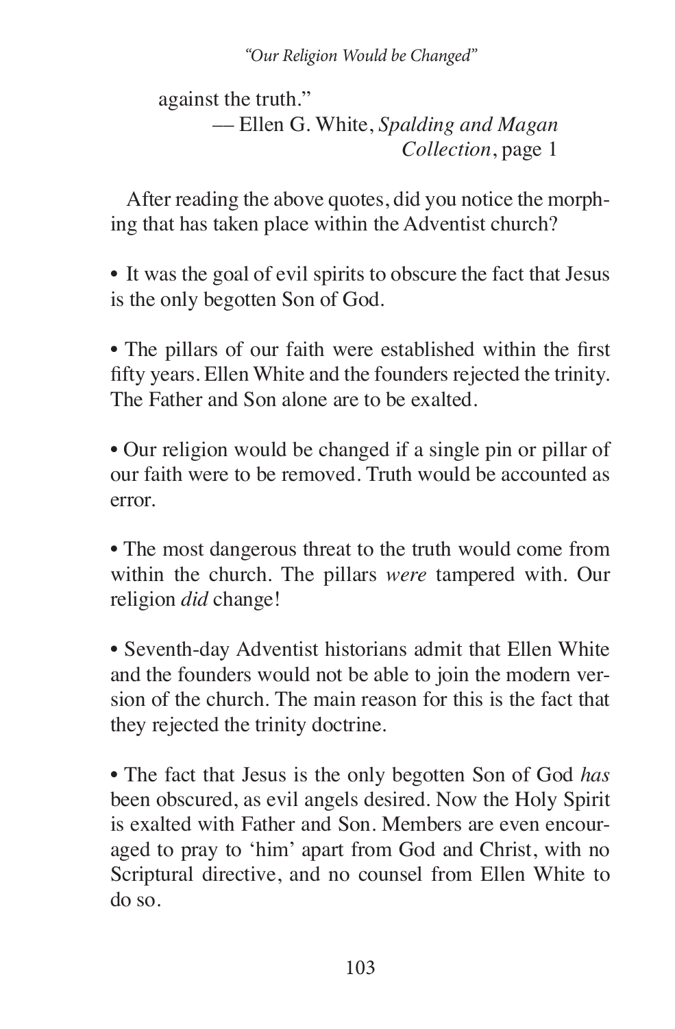against the truth."

— Ellen G. White, *Spalding and Magan Collection*, page 1

After reading the above quotes, did you notice the morphing that has taken place within the Adventist church?

- It was the goal of evil spirits to obscure the fact that Jesus is the only begotten Son of God.

- The pillars of our faith were established within the first fifty years. Ellen White and the founders rejected the trinity. The Father and Son alone are to be exalted.

- Our religion would be changed if a single pin or pillar of our faith were to be removed. Truth would be accounted as error.

- The most dangerous threat to the truth would come from within the church. The pillars *were* tampered with. Our religion *did* change!

- Seventh-day Adventist historians admit that Ellen White and the founders would not be able to join the modern version of the church. The main reason for this is the fact that they rejected the trinity doctrine.

- The fact that Jesus is the only begotten Son of God *has* been obscured, as evil angels desired. Now the Holy Spirit is exalted with Father and Son. Members are even encouraged to pray to 'him' apart from God and Christ, with no Scriptural directive, and no counsel from Ellen White to do so.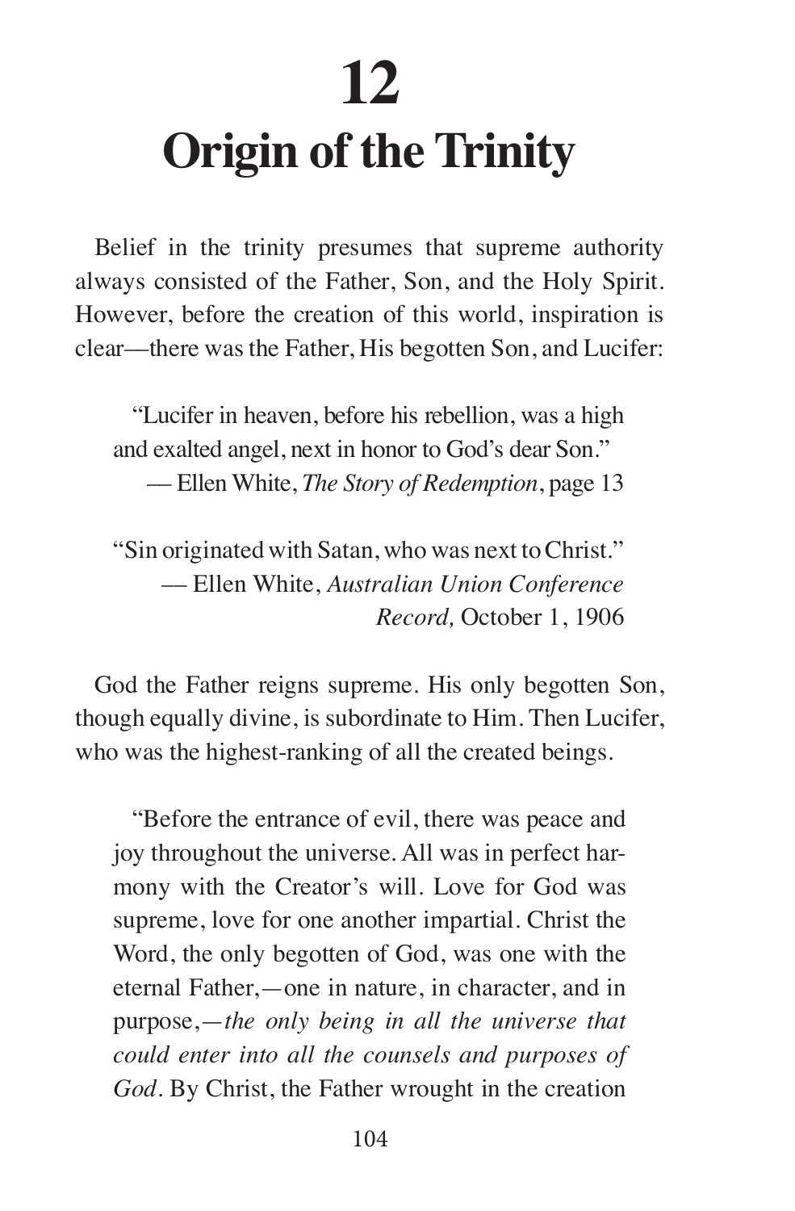# 12
# Origin of the Trinity

Belief in the trinity presumes that supreme authority always consisted of the Father, Son, and the Holy Spirit. However, before the creation of this world, inspiration is clear—there was the Father, His begotten Son, and Lucifer:

> "Lucifer in heaven, before his rebellion, was a high and exalted angel, next in honor to God's dear Son."
> — Ellen White, *The Story of Redemption*, page 13

> "Sin originated with Satan, who was next to Christ."
> — Ellen White, *Australian Union Conference Record,* October 1, 1906

God the Father reigns supreme. His only begotten Son, though equally divine, is subordinate to Him. Then Lucifer, who was the highest-ranking of all the created beings.

> "Before the entrance of evil, there was peace and joy throughout the universe. All was in perfect harmony with the Creator's will. Love for God was supreme, love for one another impartial. Christ the Word, the only begotten of God, was one with the eternal Father,—one in nature, in character, and in purpose,—*the only being in all the universe that could enter into all the counsels and purposes of God*. By Christ, the Father wrought in the creation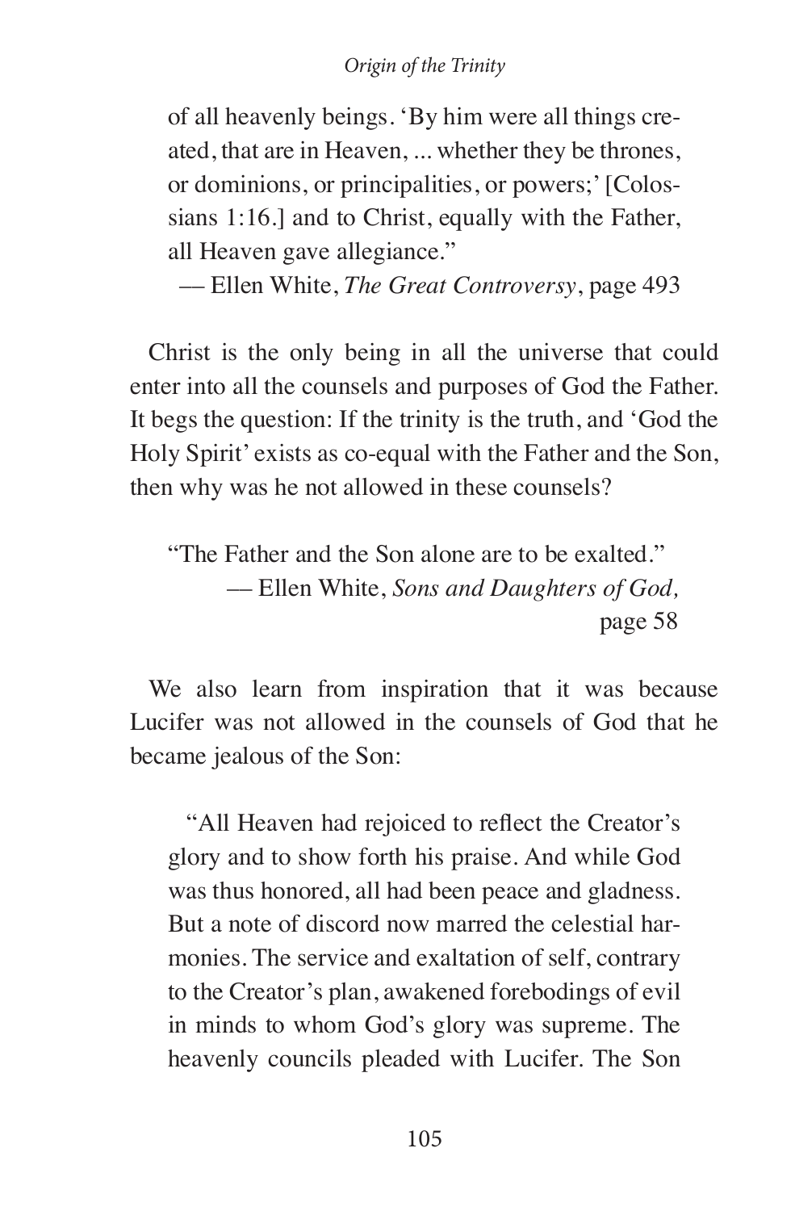> of all heavenly beings. 'By him were all things created, that are in Heaven, ... whether they be thrones, or dominions, or principalities, or powers;' [Colossians 1:16.] and to Christ, equally with the Father, all Heaven gave allegiance."
>
> — Ellen White, *The Great Controversy*, page 493

Christ is the only being in all the universe that could enter into all the counsels and purposes of God the Father. It begs the question: If the trinity is the truth, and 'God the Holy Spirit' exists as co-equal with the Father and the Son, then why was he not allowed in these counsels?

> "The Father and the Son alone are to be exalted."
>
> — Ellen White, *Sons and Daughters of God,* page 58

We also learn from inspiration that it was because Lucifer was not allowed in the counsels of God that he became jealous of the Son:

> "All Heaven had rejoiced to reflect the Creator's glory and to show forth his praise. And while God was thus honored, all had been peace and gladness. But a note of discord now marred the celestial harmonies. The service and exaltation of self, contrary to the Creator's plan, awakened forebodings of evil in minds to whom God's glory was supreme. The heavenly councils pleaded with Lucifer. The Son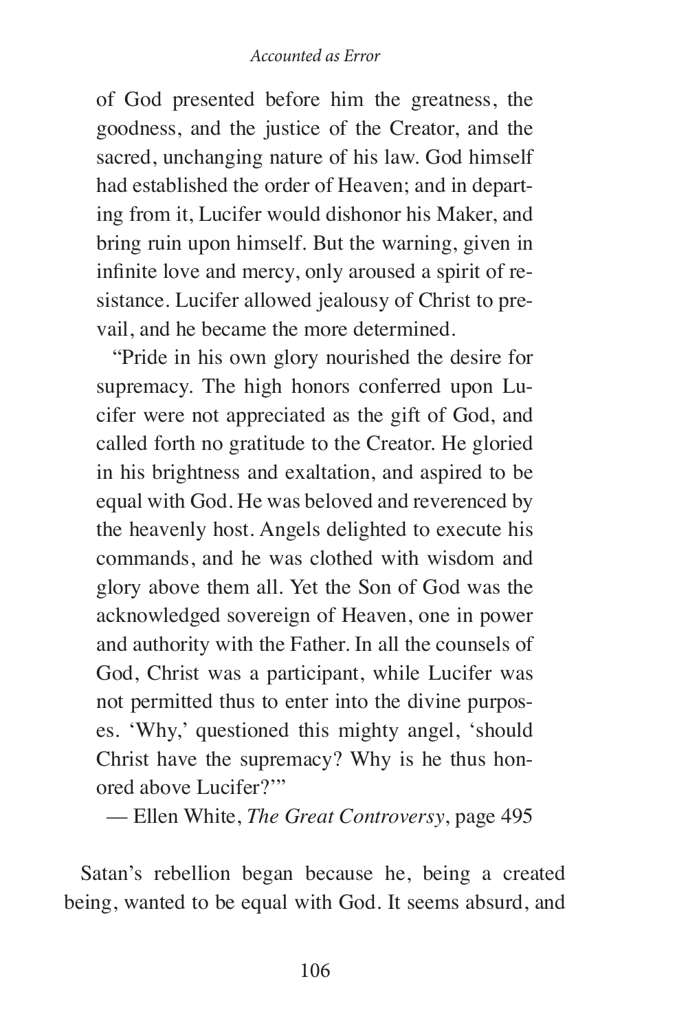of God presented before him the greatness, the goodness, and the justice of the Creator, and the sacred, unchanging nature of his law. God himself had established the order of Heaven; and in departing from it, Lucifer would dishonor his Maker, and bring ruin upon himself. But the warning, given in infinite love and mercy, only aroused a spirit of resistance. Lucifer allowed jealousy of Christ to prevail, and he became the more determined.

> "Pride in his own glory nourished the desire for supremacy. The high honors conferred upon Lucifer were not appreciated as the gift of God, and called forth no gratitude to the Creator. He gloried in his brightness and exaltation, and aspired to be equal with God. He was beloved and reverenced by the heavenly host. Angels delighted to execute his commands, and he was clothed with wisdom and glory above them all. Yet the Son of God was the acknowledged sovereign of Heaven, one in power and authority with the Father. In all the counsels of God, Christ was a participant, while Lucifer was not permitted thus to enter into the divine purposes. 'Why,' questioned this mighty angel, 'should Christ have the supremacy? Why is he thus honored above Lucifer?'"
>
> — Ellen White, *The Great Controversy*, page 495

Satan's rebellion began because he, being a created being, wanted to be equal with God. It seems absurd, and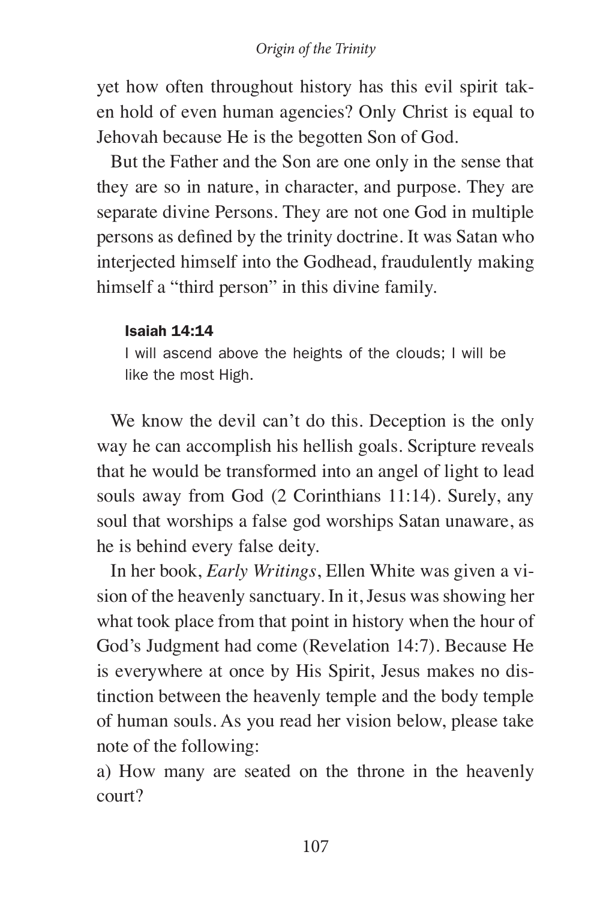yet how often throughout history has this evil spirit taken hold of even human agencies? Only Christ is equal to Jehovah because He is the begotten Son of God.

But the Father and the Son are one only in the sense that they are so in nature, in character, and purpose. They are separate divine Persons. They are not one God in multiple persons as defined by the trinity doctrine. It was Satan who interjected himself into the Godhead, fraudulently making himself a "third person" in this divine family.

> **Isaiah 14:14**
> I will ascend above the heights of the clouds; I will be like the most High.

We know the devil can't do this. Deception is the only way he can accomplish his hellish goals. Scripture reveals that he would be transformed into an angel of light to lead souls away from God (2 Corinthians 11:14). Surely, any soul that worships a false god worships Satan unaware, as he is behind every false deity.

In her book, *Early Writings*, Ellen White was given a vision of the heavenly sanctuary. In it, Jesus was showing her what took place from that point in history when the hour of God's Judgment had come (Revelation 14:7). Because He is everywhere at once by His Spirit, Jesus makes no distinction between the heavenly temple and the body temple of human souls. As you read her vision below, please take note of the following:

a) How many are seated on the throne in the heavenly court?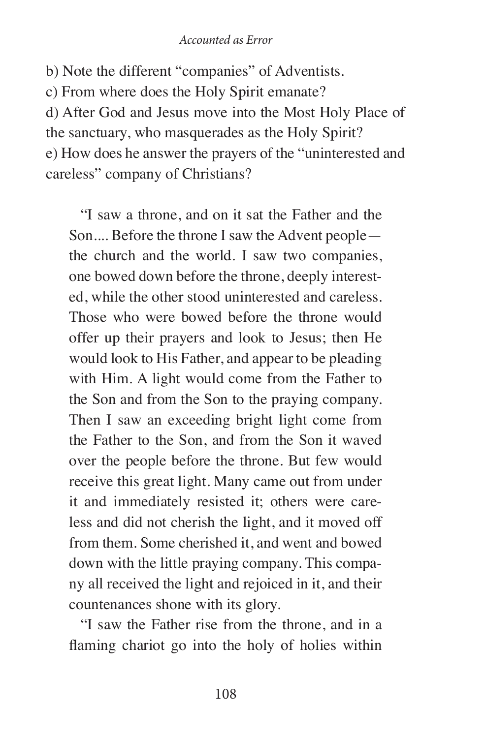b) Note the different "companies" of Adventists.

c) From where does the Holy Spirit emanate?

d) After God and Jesus move into the Most Holy Place of the sanctuary, who masquerades as the Holy Spirit?

e) How does he answer the prayers of the "uninterested and careless" company of Christians?

> "I saw a throne, and on it sat the Father and the Son.... Before the throne I saw the Advent people—the church and the world. I saw two companies, one bowed down before the throne, deeply interested, while the other stood uninterested and careless. Those who were bowed before the throne would offer up their prayers and look to Jesus; then He would look to His Father, and appear to be pleading with Him. A light would come from the Father to the Son and from the Son to the praying company. Then I saw an exceeding bright light come from the Father to the Son, and from the Son it waved over the people before the throne. But few would receive this great light. Many came out from under it and immediately resisted it; others were careless and did not cherish the light, and it moved off from them. Some cherished it, and went and bowed down with the little praying company. This company all received the light and rejoiced in it, and their countenances shone with its glory.
>
> "I saw the Father rise from the throne, and in a flaming chariot go into the holy of holies within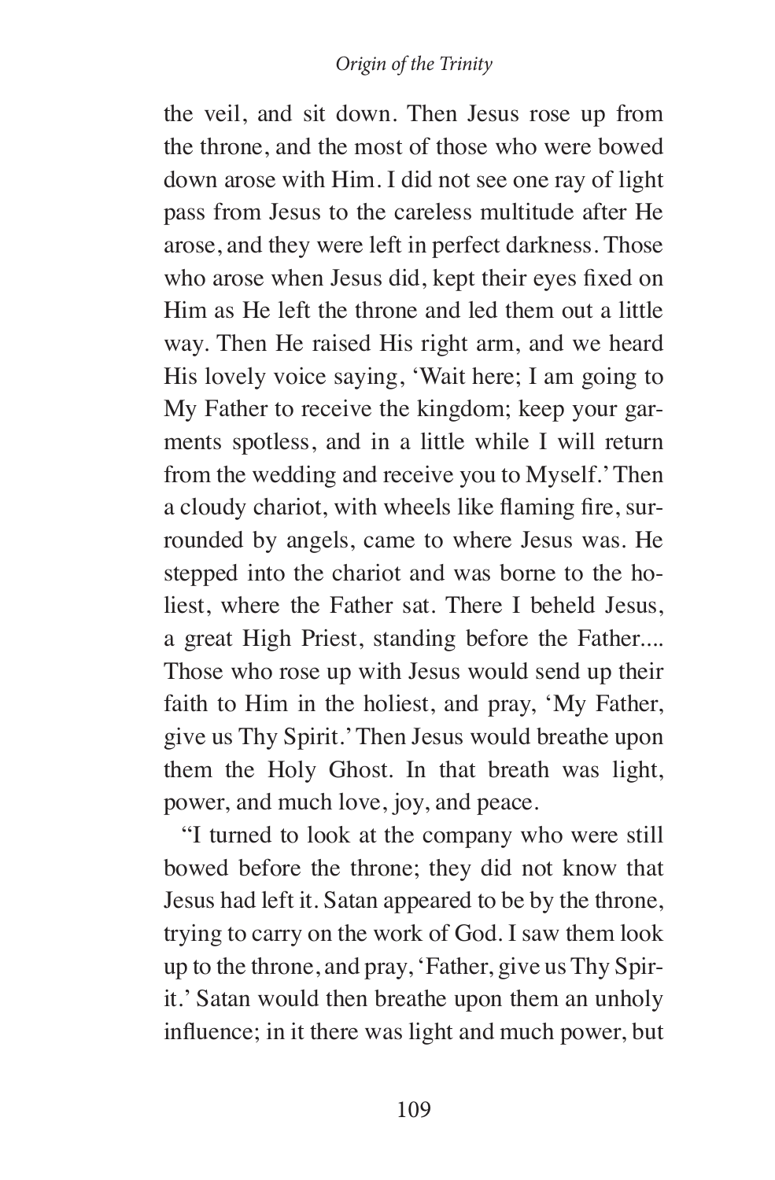the veil, and sit down. Then Jesus rose up from the throne, and the most of those who were bowed down arose with Him. I did not see one ray of light pass from Jesus to the careless multitude after He arose, and they were left in perfect darkness. Those who arose when Jesus did, kept their eyes fixed on Him as He left the throne and led them out a little way. Then He raised His right arm, and we heard His lovely voice saying, 'Wait here; I am going to My Father to receive the kingdom; keep your garments spotless, and in a little while I will return from the wedding and receive you to Myself.' Then a cloudy chariot, with wheels like flaming fire, surrounded by angels, came to where Jesus was. He stepped into the chariot and was borne to the holiest, where the Father sat. There I beheld Jesus, a great High Priest, standing before the Father.... Those who rose up with Jesus would send up their faith to Him in the holiest, and pray, 'My Father, give us Thy Spirit.' Then Jesus would breathe upon them the Holy Ghost. In that breath was light, power, and much love, joy, and peace.

"I turned to look at the company who were still bowed before the throne; they did not know that Jesus had left it. Satan appeared to be by the throne, trying to carry on the work of God. I saw them look up to the throne, and pray, 'Father, give us Thy Spirit.' Satan would then breathe upon them an unholy influence; in it there was light and much power, but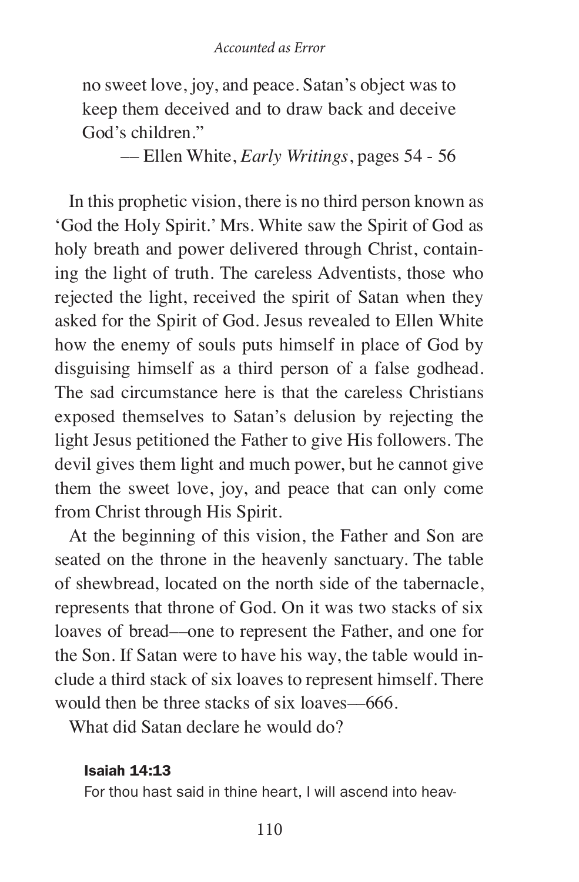no sweet love, joy, and peace. Satan's object was to keep them deceived and to draw back and deceive God's children."

— Ellen White, *Early Writings*, pages 54 - 56

In this prophetic vision, there is no third person known as 'God the Holy Spirit.' Mrs. White saw the Spirit of God as holy breath and power delivered through Christ, containing the light of truth. The careless Adventists, those who rejected the light, received the spirit of Satan when they asked for the Spirit of God. Jesus revealed to Ellen White how the enemy of souls puts himself in place of God by disguising himself as a third person of a false godhead. The sad circumstance here is that the careless Christians exposed themselves to Satan's delusion by rejecting the light Jesus petitioned the Father to give His followers. The devil gives them light and much power, but he cannot give them the sweet love, joy, and peace that can only come from Christ through His Spirit.

At the beginning of this vision, the Father and Son are seated on the throne in the heavenly sanctuary. The table of shewbread, located on the north side of the tabernacle, represents that throne of God. On it was two stacks of six loaves of bread—one to represent the Father, and one for the Son. If Satan were to have his way, the table would include a third stack of six loaves to represent himself. There would then be three stacks of six loaves—666.

What did Satan declare he would do?

**Isaiah 14:13**

For thou hast said in thine heart, I will ascend into heav-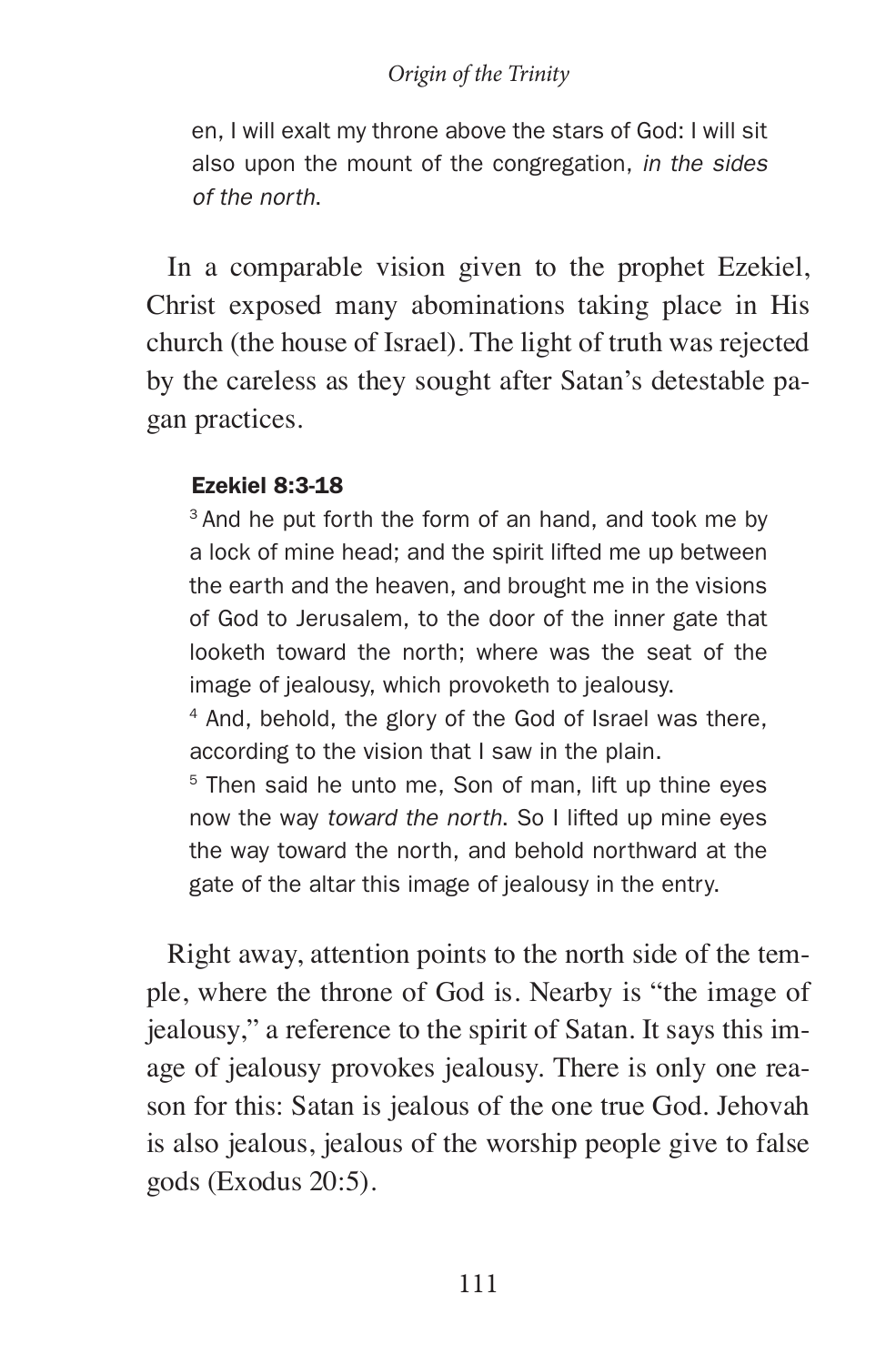> en, I will exalt my throne above the stars of God: I will sit also upon the mount of the congregation, *in the sides of the north*.

In a comparable vision given to the prophet Ezekiel, Christ exposed many abominations taking place in His church (the house of Israel). The light of truth was rejected by the careless as they sought after Satan's detestable pagan practices.

> **Ezekiel 8:3-18**
>
> [3] And he put forth the form of an hand, and took me by a lock of mine head; and the spirit lifted me up between the earth and the heaven, and brought me in the visions of God to Jerusalem, to the door of the inner gate that looketh toward the north; where was the seat of the image of jealousy, which provoketh to jealousy.
>
> [4] And, behold, the glory of the God of Israel was there, according to the vision that I saw in the plain.
>
> [5] Then said he unto me, Son of man, lift up thine eyes now the way *toward the north*. So I lifted up mine eyes the way toward the north, and behold northward at the gate of the altar this image of jealousy in the entry.

Right away, attention points to the north side of the temple, where the throne of God is. Nearby is "the image of jealousy," a reference to the spirit of Satan. It says this image of jealousy provokes jealousy. There is only one reason for this: Satan is jealous of the one true God. Jehovah is also jealous, jealous of the worship people give to false gods (Exodus 20:5).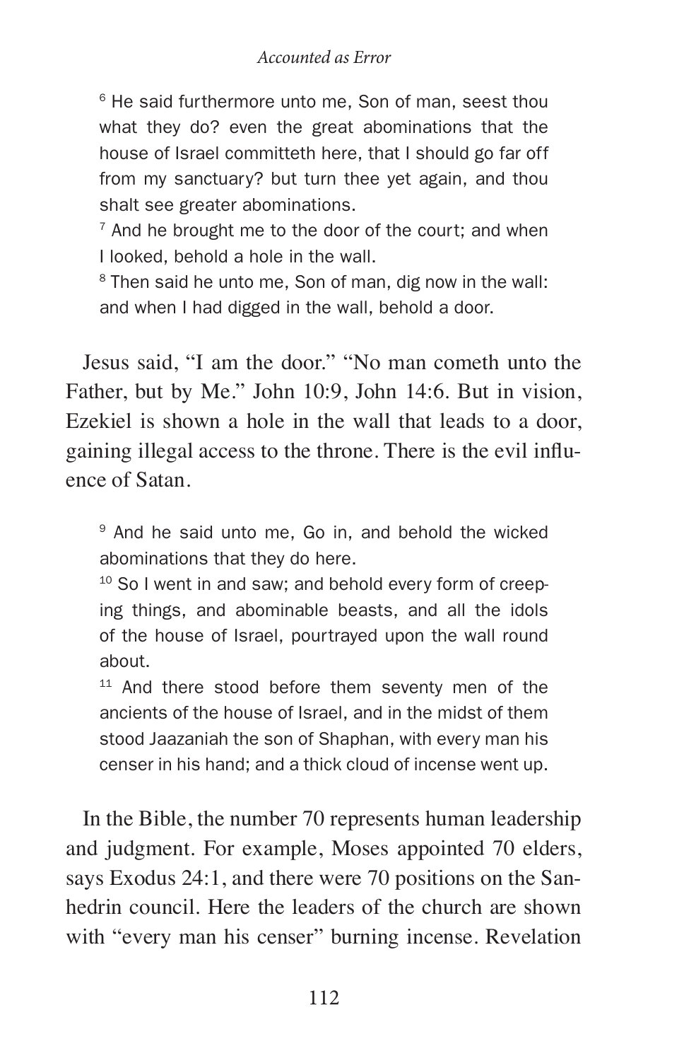> [6] He said furthermore unto me, Son of man, seest thou what they do? even the great abominations that the house of Israel committeth here, that I should go far off from my sanctuary? but turn thee yet again, and thou shalt see greater abominations.
> [7] And he brought me to the door of the court; and when I looked, behold a hole in the wall.
> [8] Then said he unto me, Son of man, dig now in the wall: and when I had digged in the wall, behold a door.

Jesus said, "I am the door." "No man cometh unto the Father, but by Me." John 10:9, John 14:6. But in vision, Ezekiel is shown a hole in the wall that leads to a door, gaining illegal access to the throne. There is the evil influence of Satan.

> [9] And he said unto me, Go in, and behold the wicked abominations that they do here.
> [10] So I went in and saw; and behold every form of creeping things, and abominable beasts, and all the idols of the house of Israel, pourtrayed upon the wall round about.
> [11] And there stood before them seventy men of the ancients of the house of Israel, and in the midst of them stood Jaazaniah the son of Shaphan, with every man his censer in his hand; and a thick cloud of incense went up.

In the Bible, the number 70 represents human leadership and judgment. For example, Moses appointed 70 elders, says Exodus 24:1, and there were 70 positions on the Sanhedrin council. Here the leaders of the church are shown with "every man his censer" burning incense. Revelation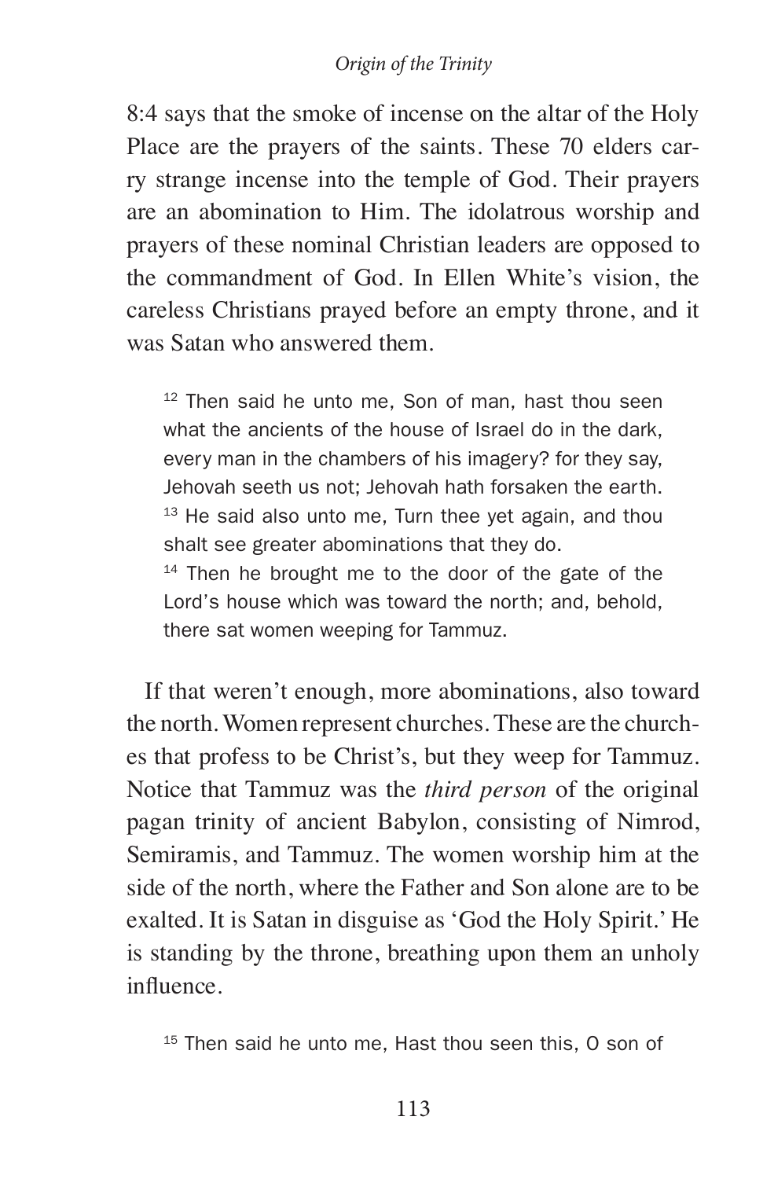8:4 says that the smoke of incense on the altar of the Holy Place are the prayers of the saints. These 70 elders carry strange incense into the temple of God. Their prayers are an abomination to Him. The idolatrous worship and prayers of these nominal Christian leaders are opposed to the commandment of God. In Ellen White's vision, the careless Christians prayed before an empty throne, and it was Satan who answered them.

> [12] Then said he unto me, Son of man, hast thou seen what the ancients of the house of Israel do in the dark, every man in the chambers of his imagery? for they say, Jehovah seeth us not; Jehovah hath forsaken the earth.
> [13] He said also unto me, Turn thee yet again, and thou shalt see greater abominations that they do.
> [14] Then he brought me to the door of the gate of the Lord's house which was toward the north; and, behold, there sat women weeping for Tammuz.

If that weren't enough, more abominations, also toward the north. Women represent churches. These are the churches that profess to be Christ's, but they weep for Tammuz. Notice that Tammuz was the *third person* of the original pagan trinity of ancient Babylon, consisting of Nimrod, Semiramis, and Tammuz. The women worship him at the side of the north, where the Father and Son alone are to be exalted. It is Satan in disguise as 'God the Holy Spirit.' He is standing by the throne, breathing upon them an unholy influence.

> [15] Then said he unto me, Hast thou seen this, O son of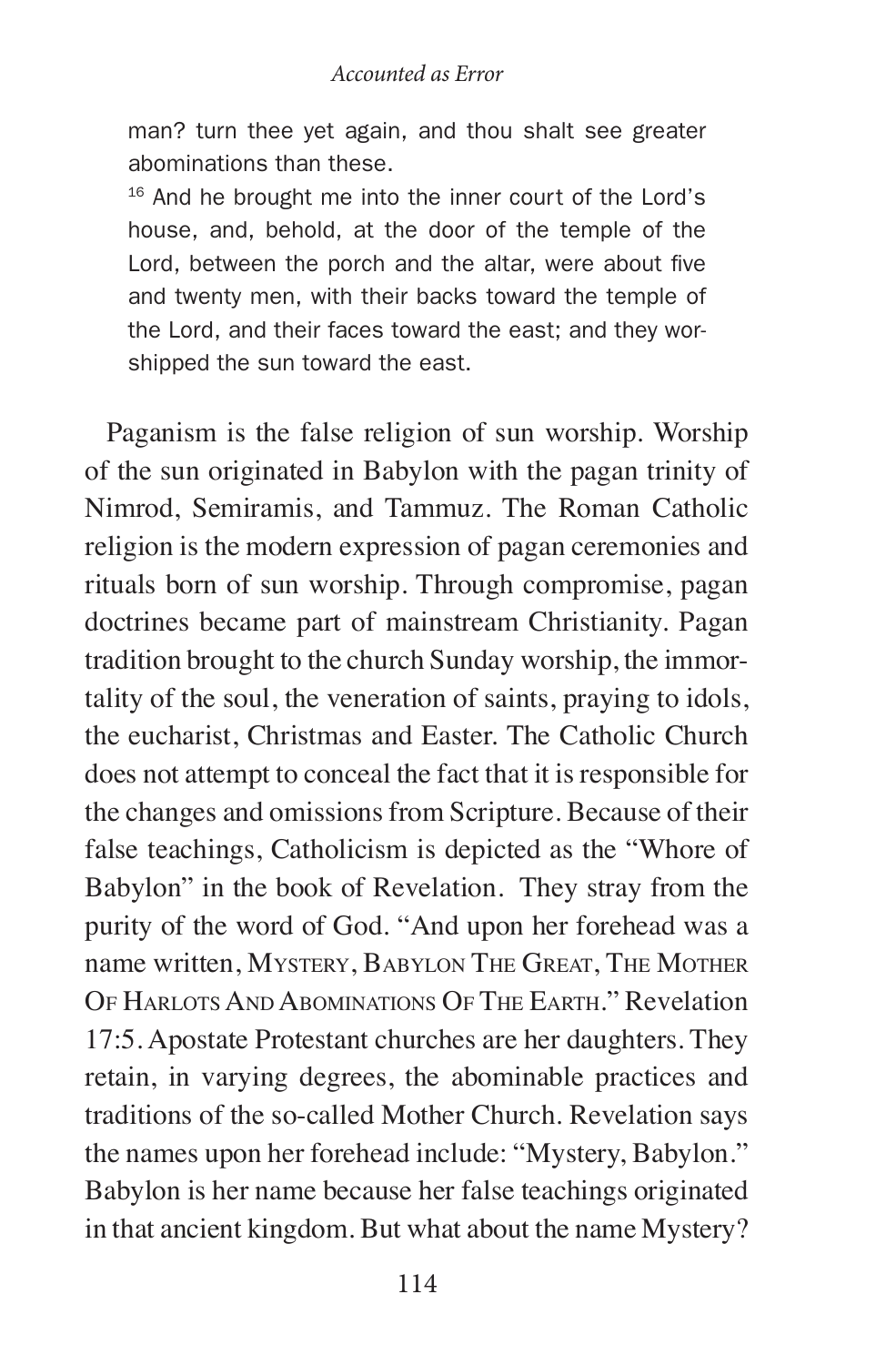> man? turn thee yet again, and thou shalt see greater abominations than these.
>
> [16] And he brought me into the inner court of the Lord's house, and, behold, at the door of the temple of the Lord, between the porch and the altar, were about five and twenty men, with their backs toward the temple of the Lord, and their faces toward the east; and they worshipped the sun toward the east.

Paganism is the false religion of sun worship. Worship of the sun originated in Babylon with the pagan trinity of Nimrod, Semiramis, and Tammuz. The Roman Catholic religion is the modern expression of pagan ceremonies and rituals born of sun worship. Through compromise, pagan doctrines became part of mainstream Christianity. Pagan tradition brought to the church Sunday worship, the immortality of the soul, the veneration of saints, praying to idols, the eucharist, Christmas and Easter. The Catholic Church does not attempt to conceal the fact that it is responsible for the changes and omissions from Scripture. Because of their false teachings, Catholicism is depicted as the "Whore of Babylon" in the book of Revelation. They stray from the purity of the word of God. "And upon her forehead was a name written, MYSTERY, BABYLON THE GREAT, THE MOTHER OF HARLOTS AND ABOMINATIONS OF THE EARTH." Revelation 17:5. Apostate Protestant churches are her daughters. They retain, in varying degrees, the abominable practices and traditions of the so-called Mother Church. Revelation says the names upon her forehead include: "Mystery, Babylon." Babylon is her name because her false teachings originated in that ancient kingdom. But what about the name Mystery?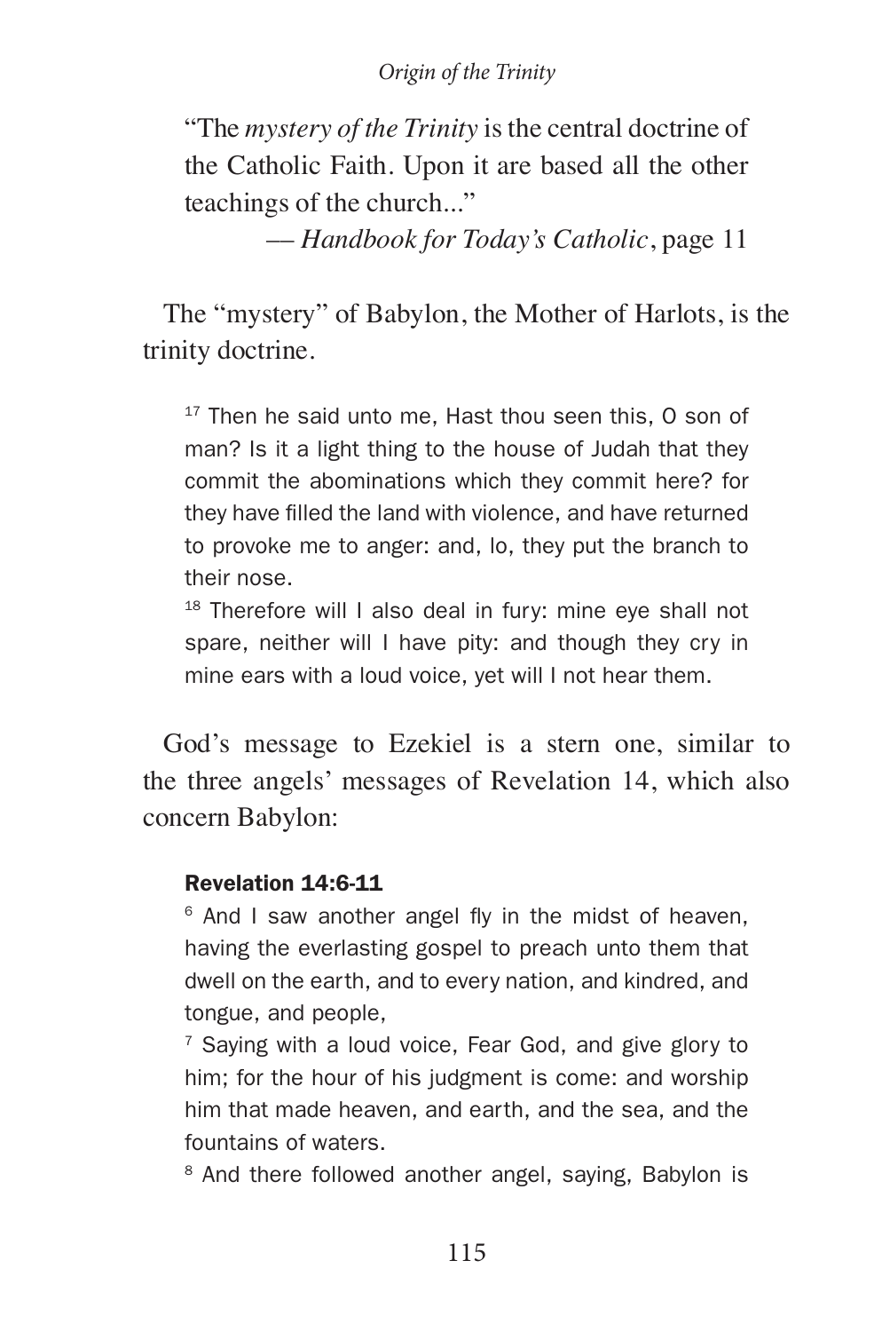"The *mystery of the Trinity* is the central doctrine of the Catholic Faith. Upon it are based all the other teachings of the church..."

— *Handbook for Today's Catholic*, page 11

The "mystery" of Babylon, the Mother of Harlots, is the trinity doctrine.

> [17] Then he said unto me, Hast thou seen this, O son of man? Is it a light thing to the house of Judah that they commit the abominations which they commit here? for they have filled the land with violence, and have returned to provoke me to anger: and, lo, they put the branch to their nose.
>
> [18] Therefore will I also deal in fury: mine eye shall not spare, neither will I have pity: and though they cry in mine ears with a loud voice, yet will I not hear them.

God's message to Ezekiel is a stern one, similar to the three angels' messages of Revelation 14, which also concern Babylon:

> **Revelation 14:6-11**
>
> [6] And I saw another angel fly in the midst of heaven, having the everlasting gospel to preach unto them that dwell on the earth, and to every nation, and kindred, and tongue, and people,
>
> [7] Saying with a loud voice, Fear God, and give glory to him; for the hour of his judgment is come: and worship him that made heaven, and earth, and the sea, and the fountains of waters.
>
> [8] And there followed another angel, saying, Babylon is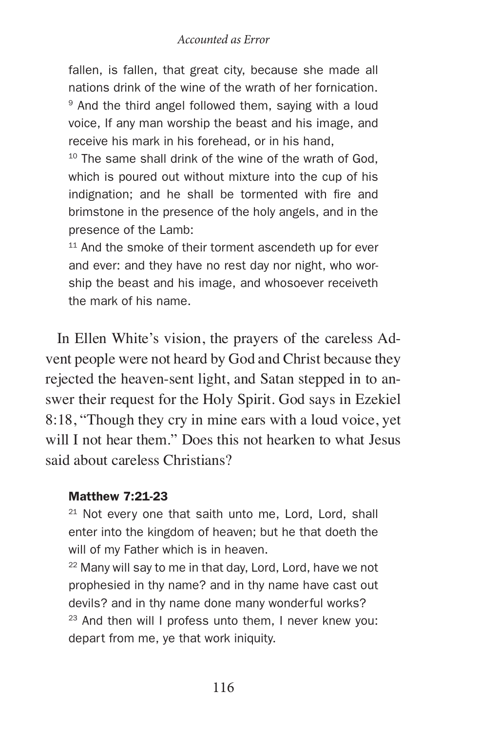fallen, is fallen, that great city, because she made all nations drink of the wine of the wrath of her fornication.

[9] And the third angel followed them, saying with a loud voice, If any man worship the beast and his image, and receive his mark in his forehead, or in his hand,

[10] The same shall drink of the wine of the wrath of God, which is poured out without mixture into the cup of his indignation; and he shall be tormented with fire and brimstone in the presence of the holy angels, and in the presence of the Lamb:

[11] And the smoke of their torment ascendeth up for ever and ever: and they have no rest day nor night, who worship the beast and his image, and whosoever receiveth the mark of his name.

In Ellen White's vision, the prayers of the careless Advent people were not heard by God and Christ because they rejected the heaven-sent light, and Satan stepped in to answer their request for the Holy Spirit. God says in Ezekiel 8:18, "Though they cry in mine ears with a loud voice, yet will I not hear them." Does this not hearken to what Jesus said about careless Christians?

**Matthew 7:21-23**

[21] Not every one that saith unto me, Lord, Lord, shall enter into the kingdom of heaven; but he that doeth the will of my Father which is in heaven.

[22] Many will say to me in that day, Lord, Lord, have we not prophesied in thy name? and in thy name have cast out devils? and in thy name done many wonderful works?

[23] And then will I profess unto them, I never knew you: depart from me, ye that work iniquity.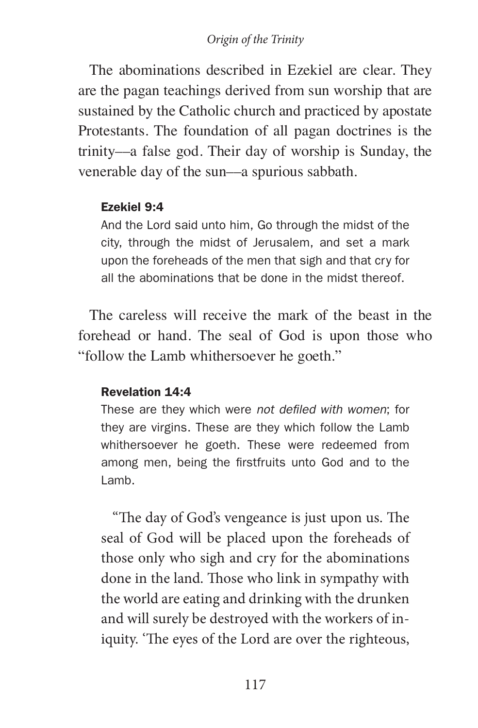The abominations described in Ezekiel are clear. They are the pagan teachings derived from sun worship that are sustained by the Catholic church and practiced by apostate Protestants. The foundation of all pagan doctrines is the trinity—a false god. Their day of worship is Sunday, the venerable day of the sun—a spurious sabbath.

> **Ezekiel 9:4**
> And the Lord said unto him, Go through the midst of the city, through the midst of Jerusalem, and set a mark upon the foreheads of the men that sigh and that cry for all the abominations that be done in the midst thereof.

The careless will receive the mark of the beast in the forehead or hand. The seal of God is upon those who "follow the Lamb whithersoever he goeth."

> **Revelation 14:4**
> These are they which were *not defiled with women*; for they are virgins. These are they which follow the Lamb whithersoever he goeth. These were redeemed from among men, being the firstfruits unto God and to the Lamb.

> "The day of God's vengeance is just upon us. The seal of God will be placed upon the foreheads of those only who sigh and cry for the abominations done in the land. Those who link in sympathy with the world are eating and drinking with the drunken and will surely be destroyed with the workers of iniquity. 'The eyes of the Lord are over the righteous,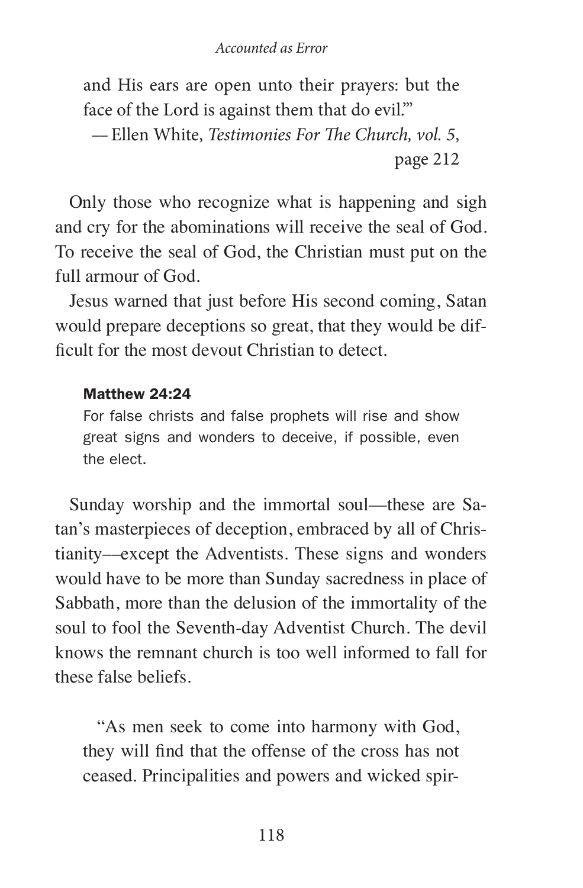> and His ears are open unto their prayers: but the face of the Lord is against them that do evil.'"
>
> — Ellen White, *Testimonies For The Church, vol. 5*, page 212

Only those who recognize what is happening and sigh and cry for the abominations will receive the seal of God. To receive the seal of God, the Christian must put on the full armour of God.

Jesus warned that just before His second coming, Satan would prepare deceptions so great, that they would be difficult for the most devout Christian to detect.

> **Matthew 24:24**
>
> For false christs and false prophets will rise and show great signs and wonders to deceive, if possible, even the elect.

Sunday worship and the immortal soul—these are Satan's masterpieces of deception, embraced by all of Christianity—except the Adventists. These signs and wonders would have to be more than Sunday sacredness in place of Sabbath, more than the delusion of the immortality of the soul to fool the Seventh-day Adventist Church. The devil knows the remnant church is too well informed to fall for these false beliefs.

> "As men seek to come into harmony with God, they will find that the offense of the cross has not ceased. Principalities and powers and wicked spir-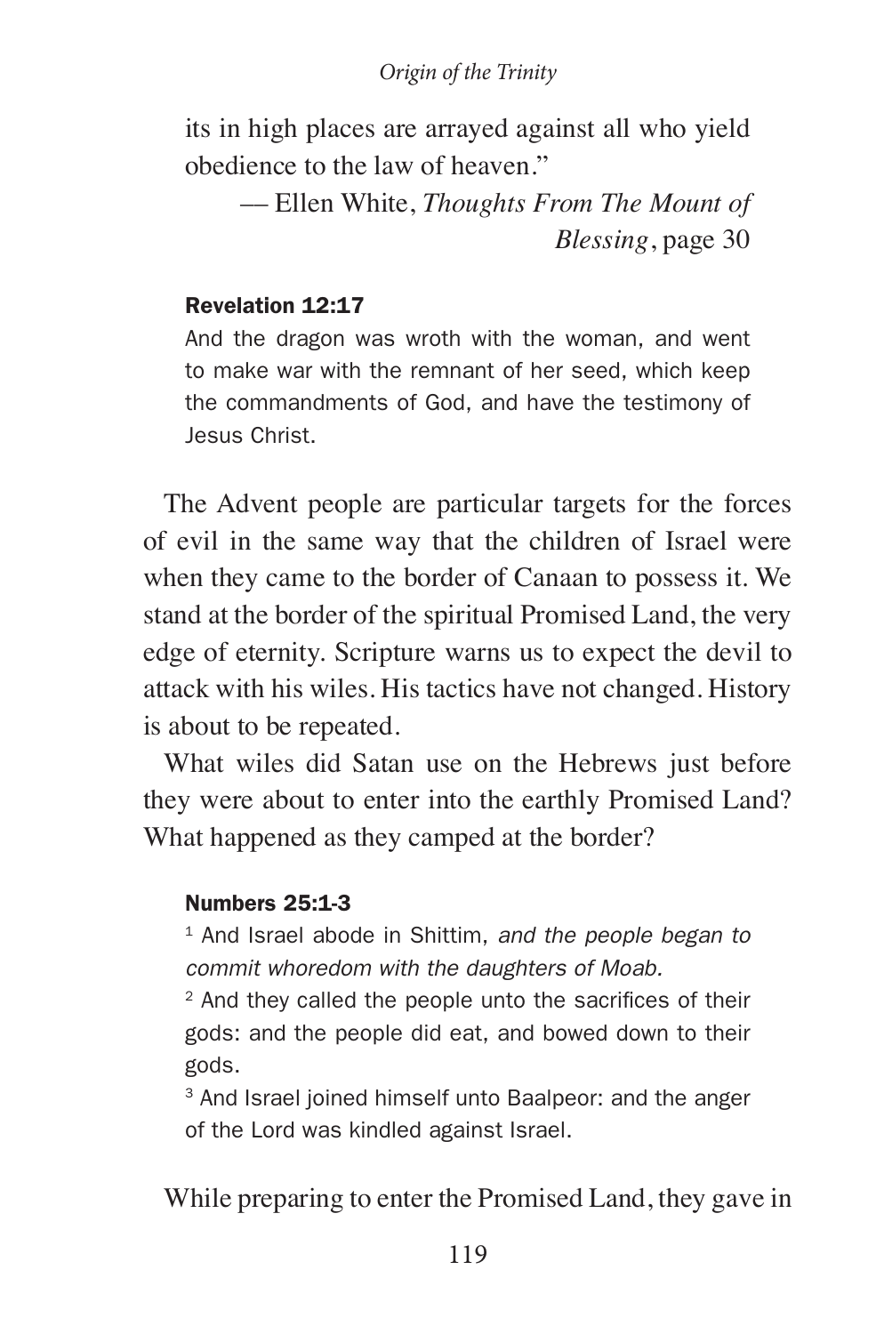its in high places are arrayed against all who yield obedience to the law of heaven."

— Ellen White, *Thoughts From The Mount of Blessing*, page 30

**Revelation 12:17**

And the dragon was wroth with the woman, and went to make war with the remnant of her seed, which keep the commandments of God, and have the testimony of Jesus Christ.

The Advent people are particular targets for the forces of evil in the same way that the children of Israel were when they came to the border of Canaan to possess it. We stand at the border of the spiritual Promised Land, the very edge of eternity. Scripture warns us to expect the devil to attack with his wiles. His tactics have not changed. History is about to be repeated.

What wiles did Satan use on the Hebrews just before they were about to enter into the earthly Promised Land? What happened as they camped at the border?

**Numbers 25:1-3**

[1] And Israel abode in Shittim, *and the people began to commit whoredom with the daughters of Moab.*

[2] And they called the people unto the sacrifices of their gods: and the people did eat, and bowed down to their gods.

[3] And Israel joined himself unto Baalpeor: and the anger of the Lord was kindled against Israel.

While preparing to enter the Promised Land, they gave in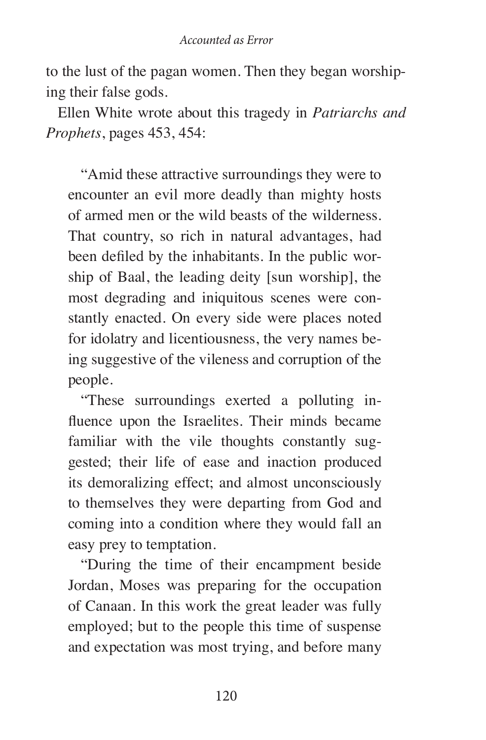to the lust of the pagan women. Then they began worshiping their false gods.

Ellen White wrote about this tragedy in *Patriarchs and Prophets*, pages 453, 454:

> "Amid these attractive surroundings they were to encounter an evil more deadly than mighty hosts of armed men or the wild beasts of the wilderness. That country, so rich in natural advantages, had been defiled by the inhabitants. In the public worship of Baal, the leading deity [sun worship], the most degrading and iniquitous scenes were constantly enacted. On every side were places noted for idolatry and licentiousness, the very names being suggestive of the vileness and corruption of the people.
>
> "These surroundings exerted a polluting influence upon the Israelites. Their minds became familiar with the vile thoughts constantly suggested; their life of ease and inaction produced its demoralizing effect; and almost unconsciously to themselves they were departing from God and coming into a condition where they would fall an easy prey to temptation.
>
> "During the time of their encampment beside Jordan, Moses was preparing for the occupation of Canaan. In this work the great leader was fully employed; but to the people this time of suspense and expectation was most trying, and before many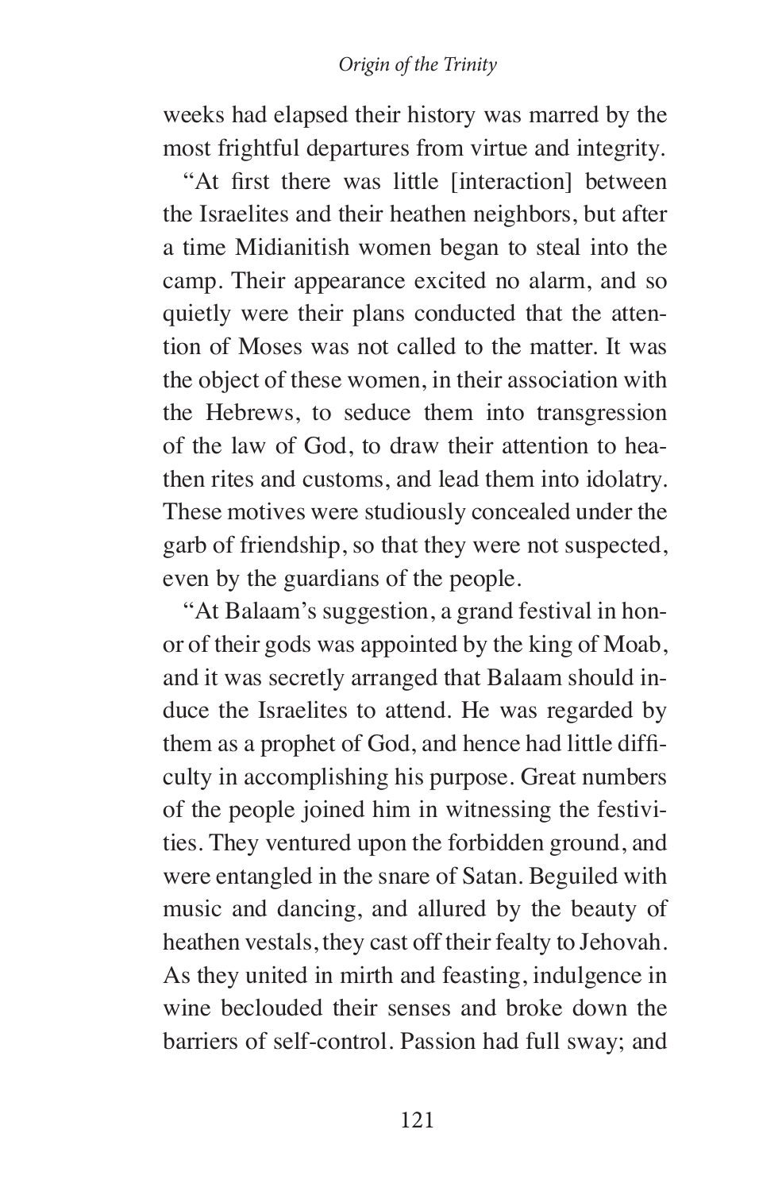weeks had elapsed their history was marred by the most frightful departures from virtue and integrity.

"At first there was little [interaction] between the Israelites and their heathen neighbors, but after a time Midianitish women began to steal into the camp. Their appearance excited no alarm, and so quietly were their plans conducted that the attention of Moses was not called to the matter. It was the object of these women, in their association with the Hebrews, to seduce them into transgression of the law of God, to draw their attention to heathen rites and customs, and lead them into idolatry. These motives were studiously concealed under the garb of friendship, so that they were not suspected, even by the guardians of the people.

"At Balaam's suggestion, a grand festival in honor of their gods was appointed by the king of Moab, and it was secretly arranged that Balaam should induce the Israelites to attend. He was regarded by them as a prophet of God, and hence had little difficulty in accomplishing his purpose. Great numbers of the people joined him in witnessing the festivities. They ventured upon the forbidden ground, and were entangled in the snare of Satan. Beguiled with music and dancing, and allured by the beauty of heathen vestals, they cast off their fealty to Jehovah. As they united in mirth and feasting, indulgence in wine beclouded their senses and broke down the barriers of self-control. Passion had full sway; and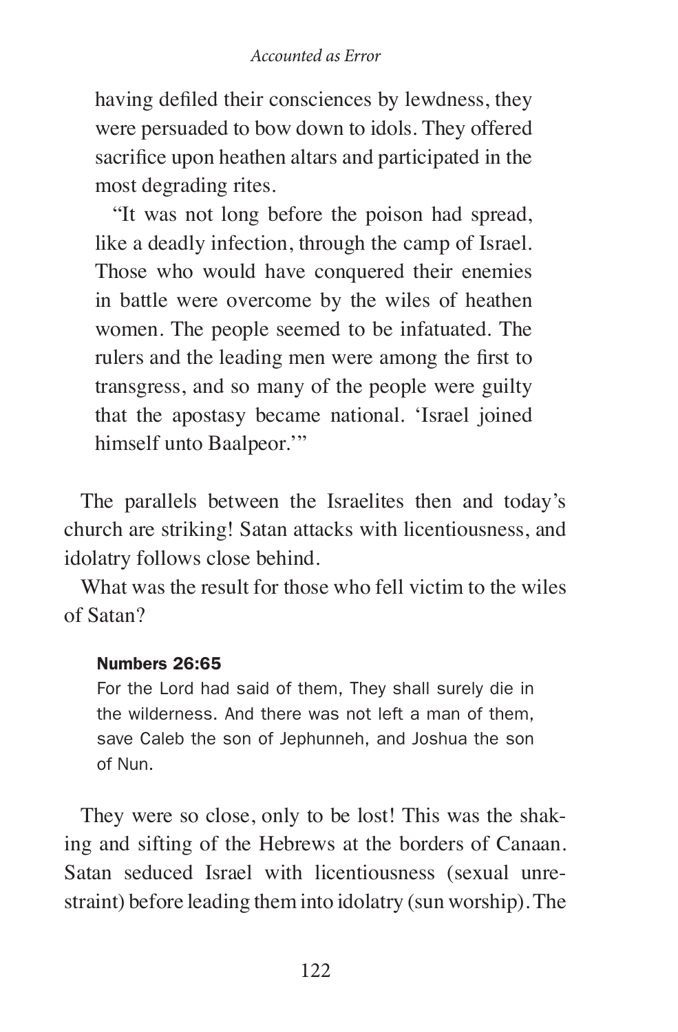> having defiled their consciences by lewdness, they were persuaded to bow down to idols. They offered sacrifice upon heathen altars and participated in the most degrading rites.
>
> "It was not long before the poison had spread, like a deadly infection, through the camp of Israel. Those who would have conquered their enemies in battle were overcome by the wiles of heathen women. The people seemed to be infatuated. The rulers and the leading men were among the first to transgress, and so many of the people were guilty that the apostasy became national. 'Israel joined himself unto Baalpeor.'"

The parallels between the Israelites then and today's church are striking! Satan attacks with licentiousness, and idolatry follows close behind.

What was the result for those who fell victim to the wiles of Satan?

> **Numbers 26:65**
>
> For the Lord had said of them, They shall surely die in the wilderness. And there was not left a man of them, save Caleb the son of Jephunneh, and Joshua the son of Nun.

They were so close, only to be lost! This was the shaking and sifting of the Hebrews at the borders of Canaan. Satan seduced Israel with licentiousness (sexual unrestraint) before leading them into idolatry (sun worship). The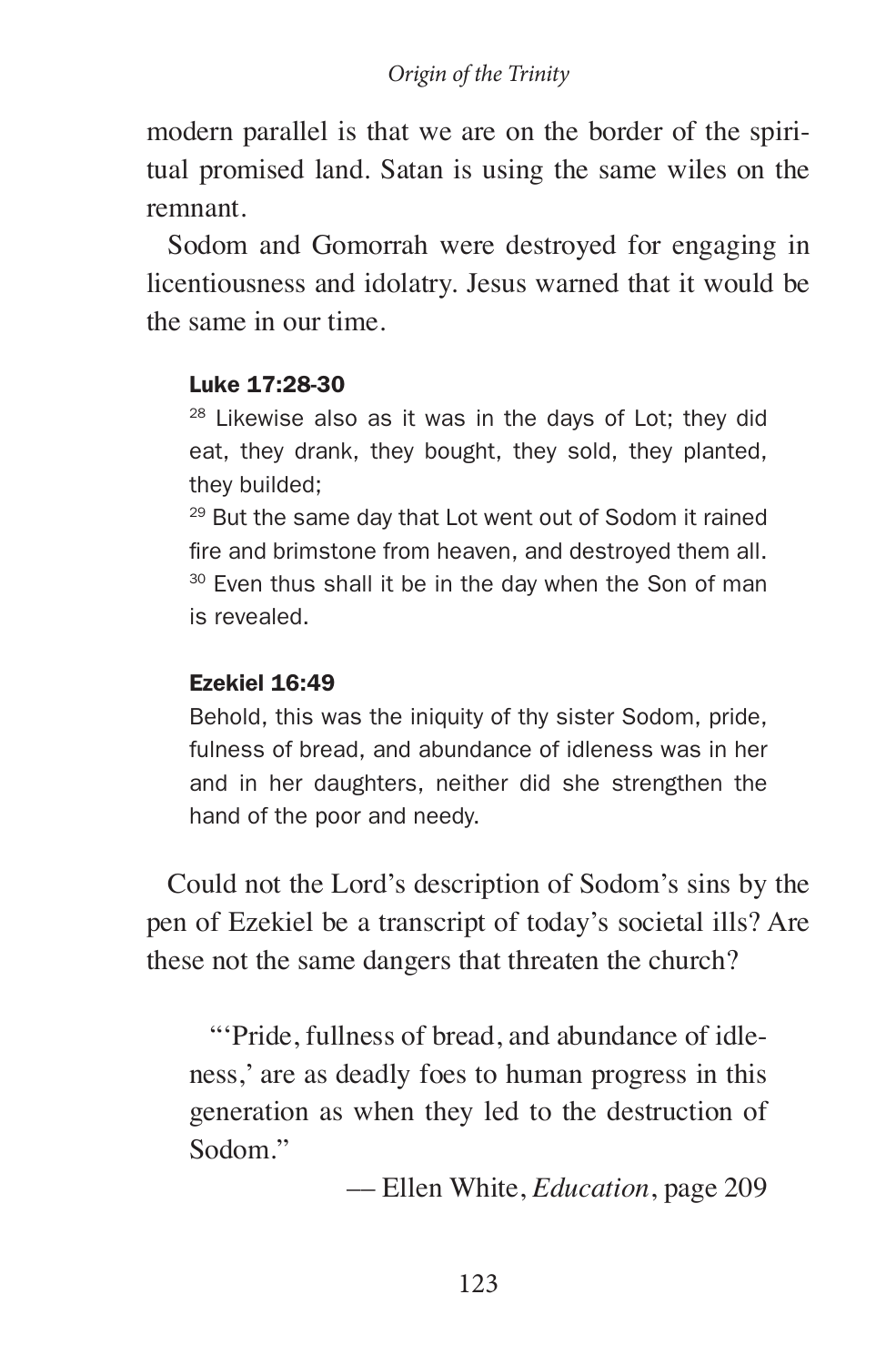modern parallel is that we are on the border of the spiritual promised land. Satan is using the same wiles on the remnant.

Sodom and Gomorrah were destroyed for engaging in licentiousness and idolatry. Jesus warned that it would be the same in our time.

> **Luke 17:28-30**
>
> [28] Likewise also as it was in the days of Lot; they did eat, they drank, they bought, they sold, they planted, they builded;
>
> [29] But the same day that Lot went out of Sodom it rained fire and brimstone from heaven, and destroyed them all.
>
> [30] Even thus shall it be in the day when the Son of man is revealed.

> **Ezekiel 16:49**
>
> Behold, this was the iniquity of thy sister Sodom, pride, fulness of bread, and abundance of idleness was in her and in her daughters, neither did she strengthen the hand of the poor and needy.

Could not the Lord's description of Sodom's sins by the pen of Ezekiel be a transcript of today's societal ills? Are these not the same dangers that threaten the church?

> "'Pride, fullness of bread, and abundance of idleness,' are as deadly foes to human progress in this generation as when they led to the destruction of Sodom."
>
> — Ellen White, *Education*, page 209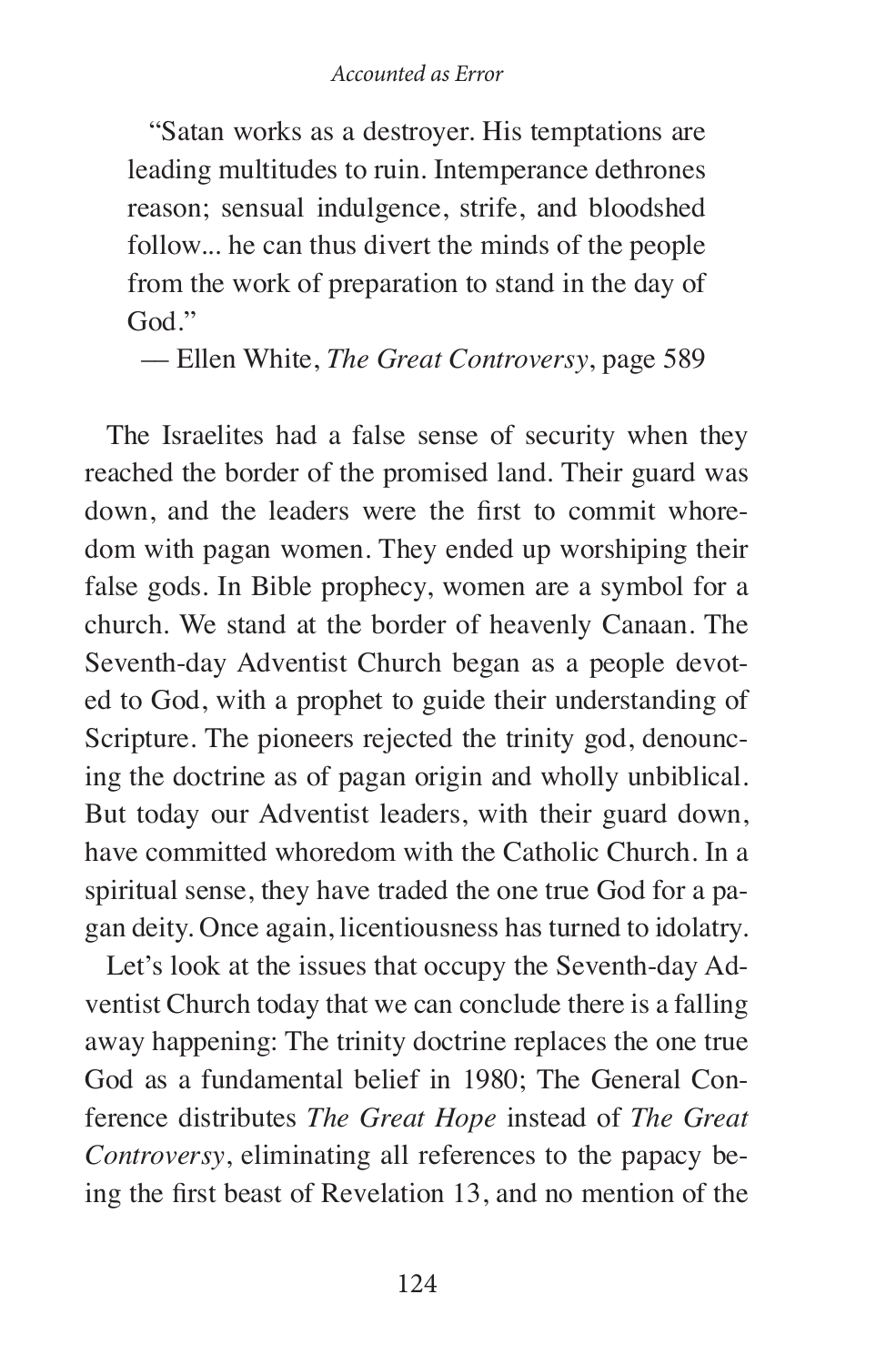> "Satan works as a destroyer. His temptations are leading multitudes to ruin. Intemperance dethrones reason; sensual indulgence, strife, and bloodshed follow... he can thus divert the minds of the people from the work of preparation to stand in the day of God."
>
> — Ellen White, *The Great Controversy*, page 589

The Israelites had a false sense of security when they reached the border of the promised land. Their guard was down, and the leaders were the first to commit whoredom with pagan women. They ended up worshiping their false gods. In Bible prophecy, women are a symbol for a church. We stand at the border of heavenly Canaan. The Seventh-day Adventist Church began as a people devoted to God, with a prophet to guide their understanding of Scripture. The pioneers rejected the trinity god, denouncing the doctrine as of pagan origin and wholly unbiblical. But today our Adventist leaders, with their guard down, have committed whoredom with the Catholic Church. In a spiritual sense, they have traded the one true God for a pagan deity. Once again, licentiousness has turned to idolatry.

Let's look at the issues that occupy the Seventh-day Adventist Church today that we can conclude there is a falling away happening: The trinity doctrine replaces the one true God as a fundamental belief in 1980; The General Conference distributes *The Great Hope* instead of *The Great Controversy*, eliminating all references to the papacy being the first beast of Revelation 13, and no mention of the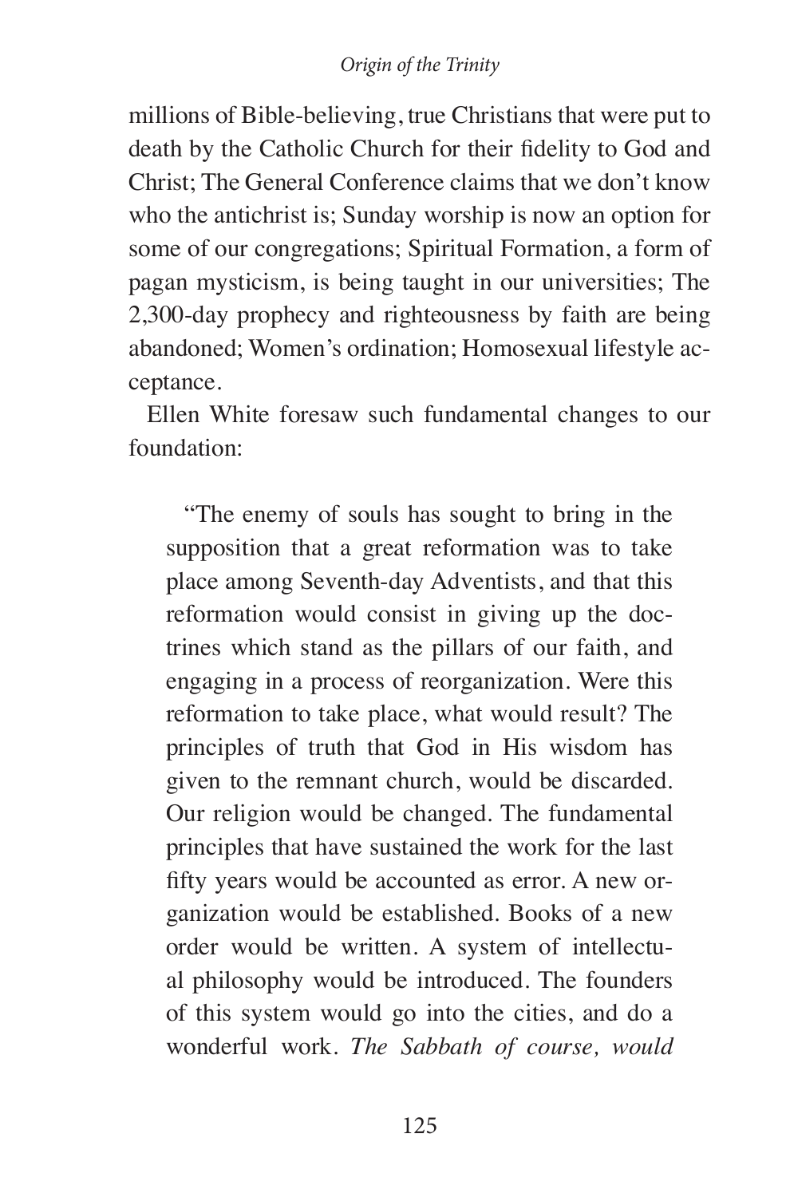millions of Bible-believing, true Christians that were put to death by the Catholic Church for their fidelity to God and Christ; The General Conference claims that we don't know who the antichrist is; Sunday worship is now an option for some of our congregations; Spiritual Formation, a form of pagan mysticism, is being taught in our universities; The 2,300-day prophecy and righteousness by faith are being abandoned; Women's ordination; Homosexual lifestyle acceptance.

Ellen White foresaw such fundamental changes to our foundation:

> "The enemy of souls has sought to bring in the supposition that a great reformation was to take place among Seventh-day Adventists, and that this reformation would consist in giving up the doctrines which stand as the pillars of our faith, and engaging in a process of reorganization. Were this reformation to take place, what would result? The principles of truth that God in His wisdom has given to the remnant church, would be discarded. Our religion would be changed. The fundamental principles that have sustained the work for the last fifty years would be accounted as error. A new organization would be established. Books of a new order would be written. A system of intellectual philosophy would be introduced. The founders of this system would go into the cities, and do a wonderful work. *The Sabbath of course, would*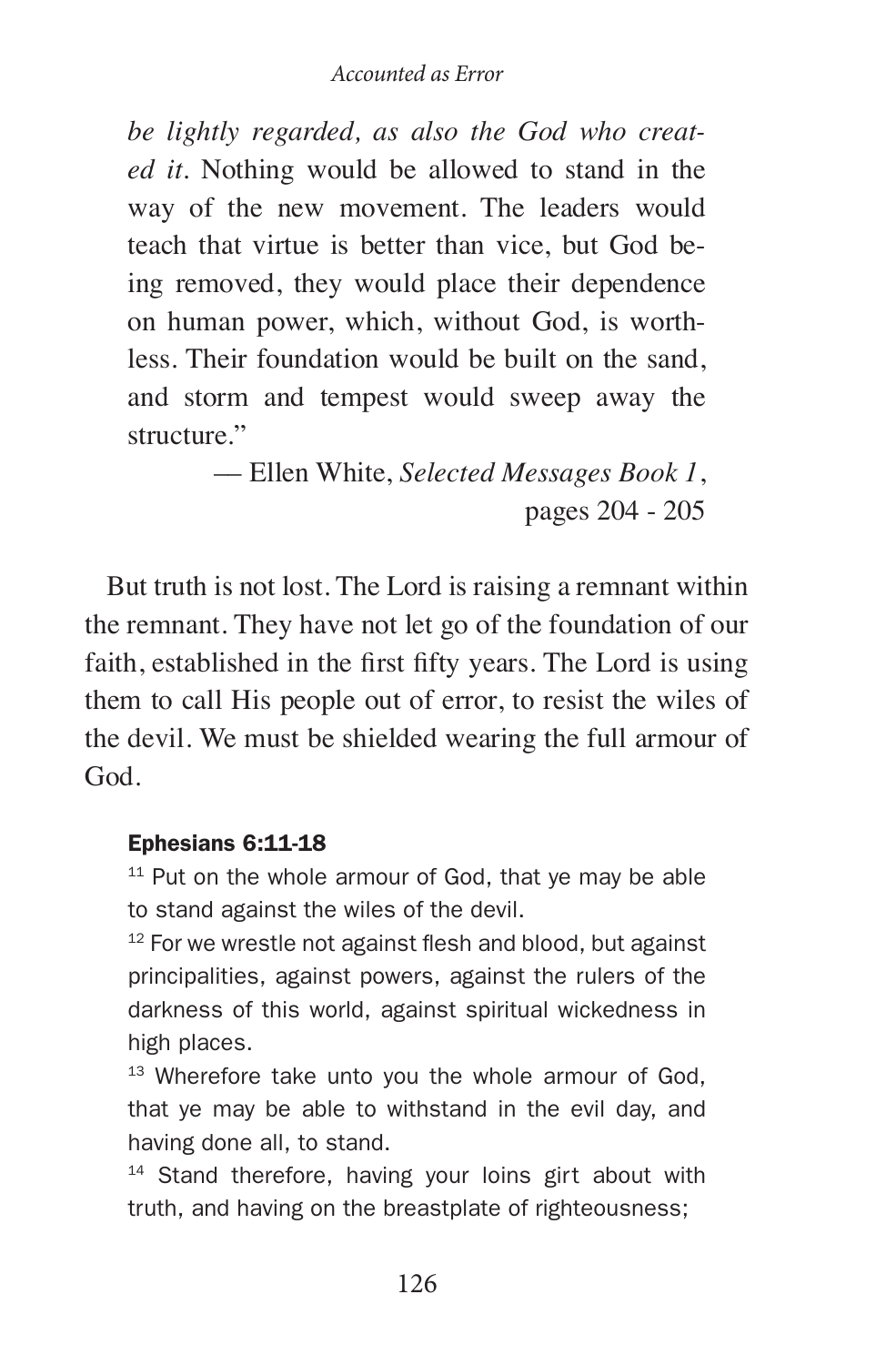> *be lightly regarded, as also the God who created it.* Nothing would be allowed to stand in the way of the new movement. The leaders would teach that virtue is better than vice, but God being removed, they would place their dependence on human power, which, without God, is worthless. Their foundation would be built on the sand, and storm and tempest would sweep away the structure."
>
> — Ellen White, *Selected Messages Book 1*, pages 204 - 205

But truth is not lost. The Lord is raising a remnant within the remnant. They have not let go of the foundation of our faith, established in the first fifty years. The Lord is using them to call His people out of error, to resist the wiles of the devil. We must be shielded wearing the full armour of God.

**Ephesians 6:11-18**

[11] Put on the whole armour of God, that ye may be able to stand against the wiles of the devil.

[12] For we wrestle not against flesh and blood, but against principalities, against powers, against the rulers of the darkness of this world, against spiritual wickedness in high places.

[13] Wherefore take unto you the whole armour of God, that ye may be able to withstand in the evil day, and having done all, to stand.

[14] Stand therefore, having your loins girt about with truth, and having on the breastplate of righteousness;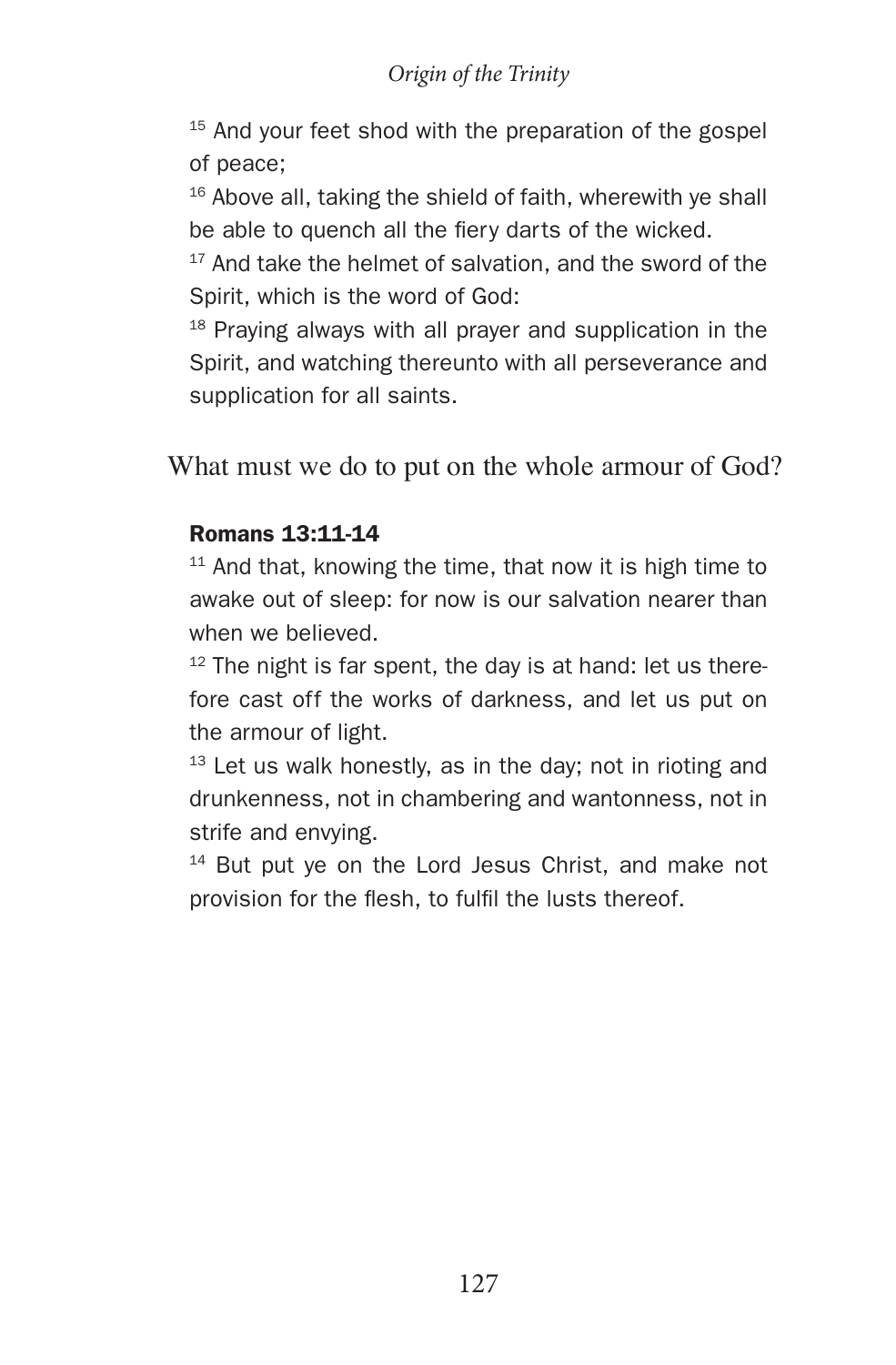[15] And your feet shod with the preparation of the gospel of peace;

[16] Above all, taking the shield of faith, wherewith ye shall be able to quench all the fiery darts of the wicked.

[17] And take the helmet of salvation, and the sword of the Spirit, which is the word of God:

[18] Praying always with all prayer and supplication in the Spirit, and watching thereunto with all perseverance and supplication for all saints.

What must we do to put on the whole armour of God?

**Romans 13:11-14**

[11] And that, knowing the time, that now it is high time to awake out of sleep: for now is our salvation nearer than when we believed.

[12] The night is far spent, the day is at hand: let us therefore cast off the works of darkness, and let us put on the armour of light.

[13] Let us walk honestly, as in the day; not in rioting and drunkenness, not in chambering and wantonness, not in strife and envying.

[14] But put ye on the Lord Jesus Christ, and make not provision for the flesh, to fulfil the lusts thereof.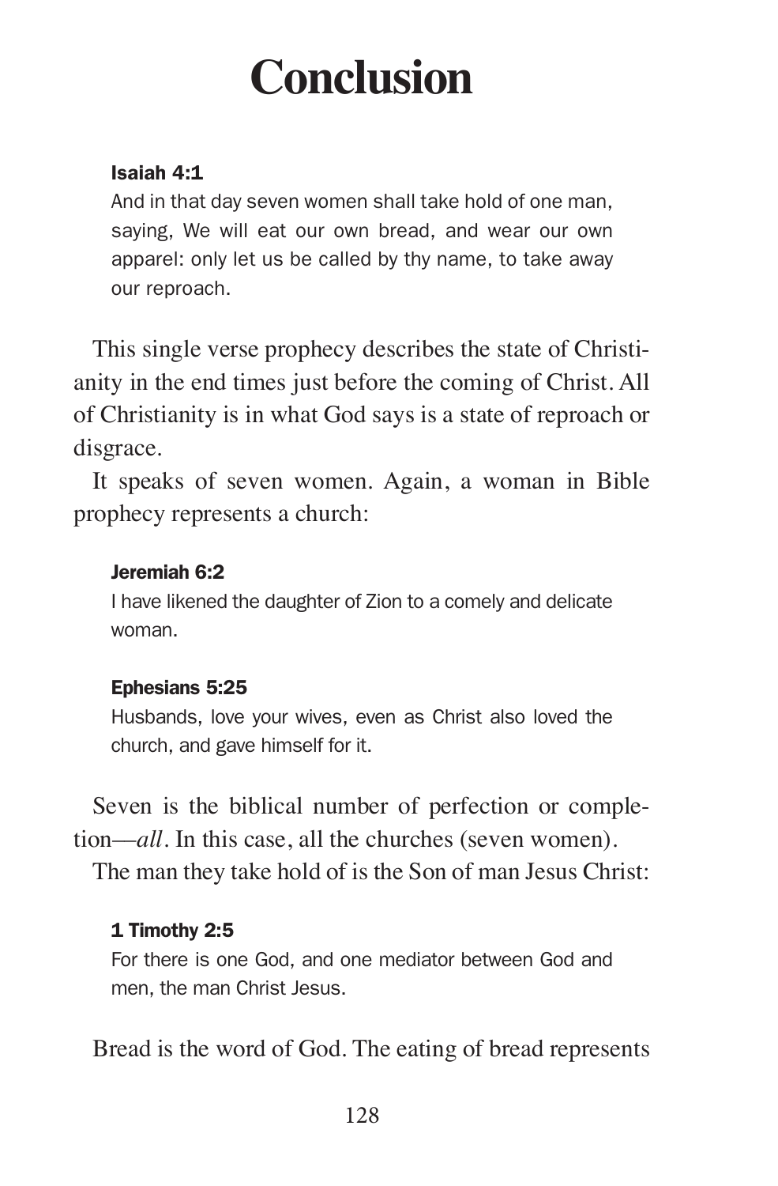# Conclusion

**Isaiah 4:1**

And in that day seven women shall take hold of one man, saying, We will eat our own bread, and wear our own apparel: only let us be called by thy name, to take away our reproach.

This single verse prophecy describes the state of Christianity in the end times just before the coming of Christ. All of Christianity is in what God says is a state of reproach or disgrace.

It speaks of seven women. Again, a woman in Bible prophecy represents a church:

**Jeremiah 6:2**

I have likened the daughter of Zion to a comely and delicate woman.

**Ephesians 5:25**

Husbands, love your wives, even as Christ also loved the church, and gave himself for it.

Seven is the biblical number of perfection or completion—*all*. In this case, all the churches (seven women).

The man they take hold of is the Son of man Jesus Christ:

**1 Timothy 2:5**

For there is one God, and one mediator between God and men, the man Christ Jesus.

Bread is the word of God. The eating of bread represents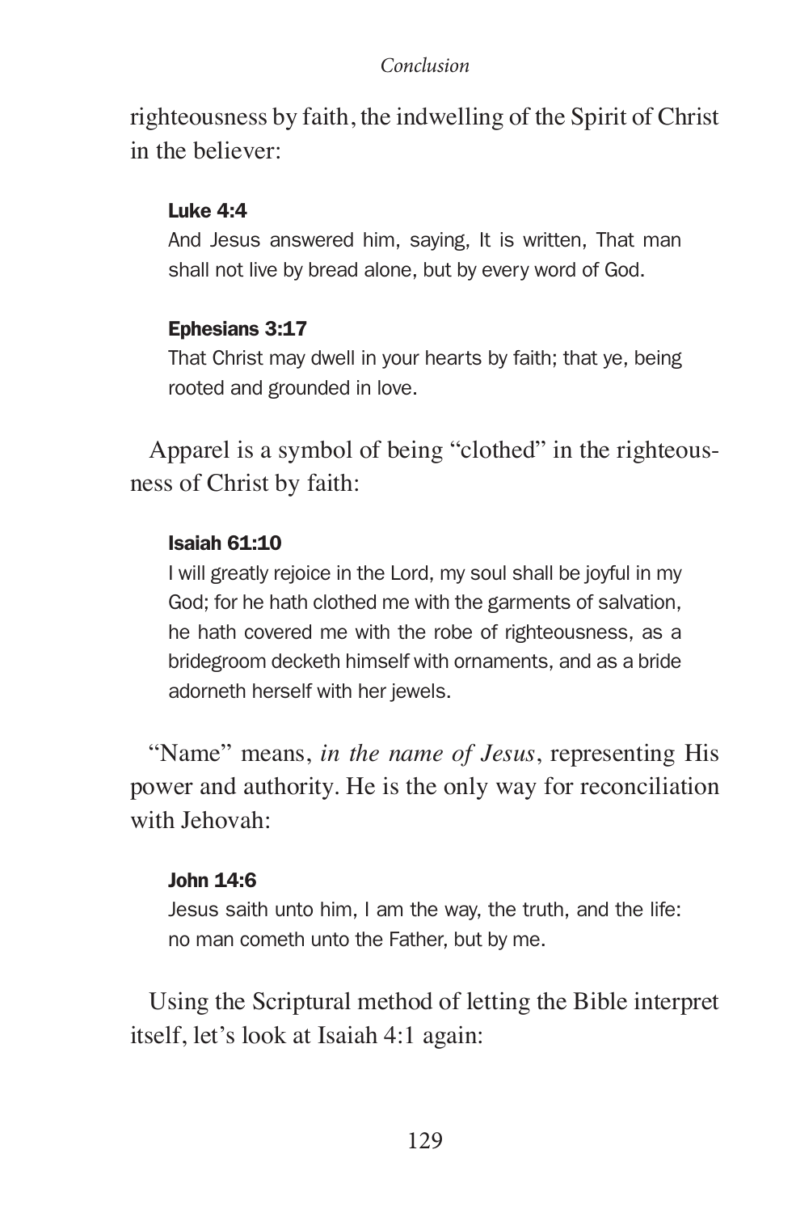righteousness by faith, the indwelling of the Spirit of Christ in the believer:

> **Luke 4:4**
> And Jesus answered him, saying, It is written, That man shall not live by bread alone, but by every word of God.

> **Ephesians 3:17**
> That Christ may dwell in your hearts by faith; that ye, being rooted and grounded in love.

Apparel is a symbol of being "clothed" in the righteousness of Christ by faith:

> **Isaiah 61:10**
> I will greatly rejoice in the Lord, my soul shall be joyful in my God; for he hath clothed me with the garments of salvation, he hath covered me with the robe of righteousness, as a bridegroom decketh himself with ornaments, and as a bride adorneth herself with her jewels.

"Name" means, *in the name of Jesus*, representing His power and authority. He is the only way for reconciliation with Jehovah:

> **John 14:6**
> Jesus saith unto him, I am the way, the truth, and the life: no man cometh unto the Father, but by me.

Using the Scriptural method of letting the Bible interpret itself, let's look at Isaiah 4:1 again: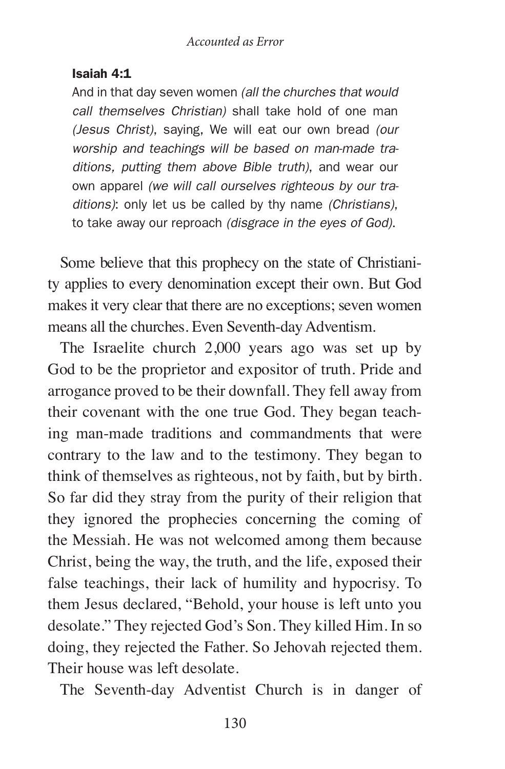**Isaiah 4:1**

> And in that day seven women *(all the churches that would call themselves Christian)* shall take hold of one man *(Jesus Christ)*, saying, We will eat our own bread *(our worship and teachings will be based on man-made traditions, putting them above Bible truth)*, and wear our own apparel *(we will call ourselves righteous by our traditions)*: only let us be called by thy name *(Christians)*, to take away our reproach *(disgrace in the eyes of God)*.

Some believe that this prophecy on the state of Christianity applies to every denomination except their own. But God makes it very clear that there are no exceptions; seven women means all the churches. Even Seventh-day Adventism.

The Israelite church 2,000 years ago was set up by God to be the proprietor and expositor of truth. Pride and arrogance proved to be their downfall. They fell away from their covenant with the one true God. They began teaching man-made traditions and commandments that were contrary to the law and to the testimony. They began to think of themselves as righteous, not by faith, but by birth. So far did they stray from the purity of their religion that they ignored the prophecies concerning the coming of the Messiah. He was not welcomed among them because Christ, being the way, the truth, and the life, exposed their false teachings, their lack of humility and hypocrisy. To them Jesus declared, "Behold, your house is left unto you desolate." They rejected God's Son. They killed Him. In so doing, they rejected the Father. So Jehovah rejected them. Their house was left desolate.

The Seventh-day Adventist Church is in danger of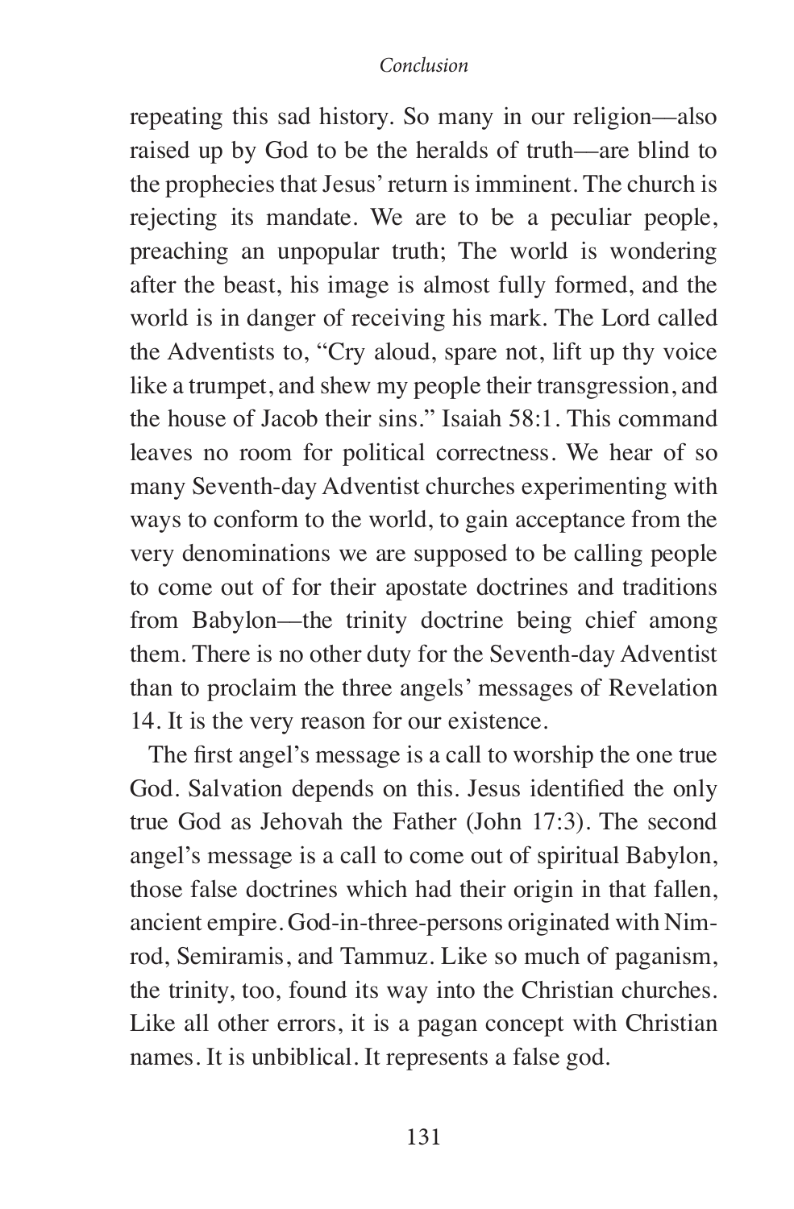repeating this sad history. So many in our religion—also raised up by God to be the heralds of truth—are blind to the prophecies that Jesus' return is imminent. The church is rejecting its mandate. We are to be a peculiar people, preaching an unpopular truth; The world is wondering after the beast, his image is almost fully formed, and the world is in danger of receiving his mark. The Lord called the Adventists to, "Cry aloud, spare not, lift up thy voice like a trumpet, and shew my people their transgression, and the house of Jacob their sins." Isaiah 58:1. This command leaves no room for political correctness. We hear of so many Seventh-day Adventist churches experimenting with ways to conform to the world, to gain acceptance from the very denominations we are supposed to be calling people to come out of for their apostate doctrines and traditions from Babylon—the trinity doctrine being chief among them. There is no other duty for the Seventh-day Adventist than to proclaim the three angels' messages of Revelation 14. It is the very reason for our existence.

The first angel's message is a call to worship the one true God. Salvation depends on this. Jesus identified the only true God as Jehovah the Father (John 17:3). The second angel's message is a call to come out of spiritual Babylon, those false doctrines which had their origin in that fallen, ancient empire. God-in-three-persons originated with Nimrod, Semiramis, and Tammuz. Like so much of paganism, the trinity, too, found its way into the Christian churches. Like all other errors, it is a pagan concept with Christian names. It is unbiblical. It represents a false god.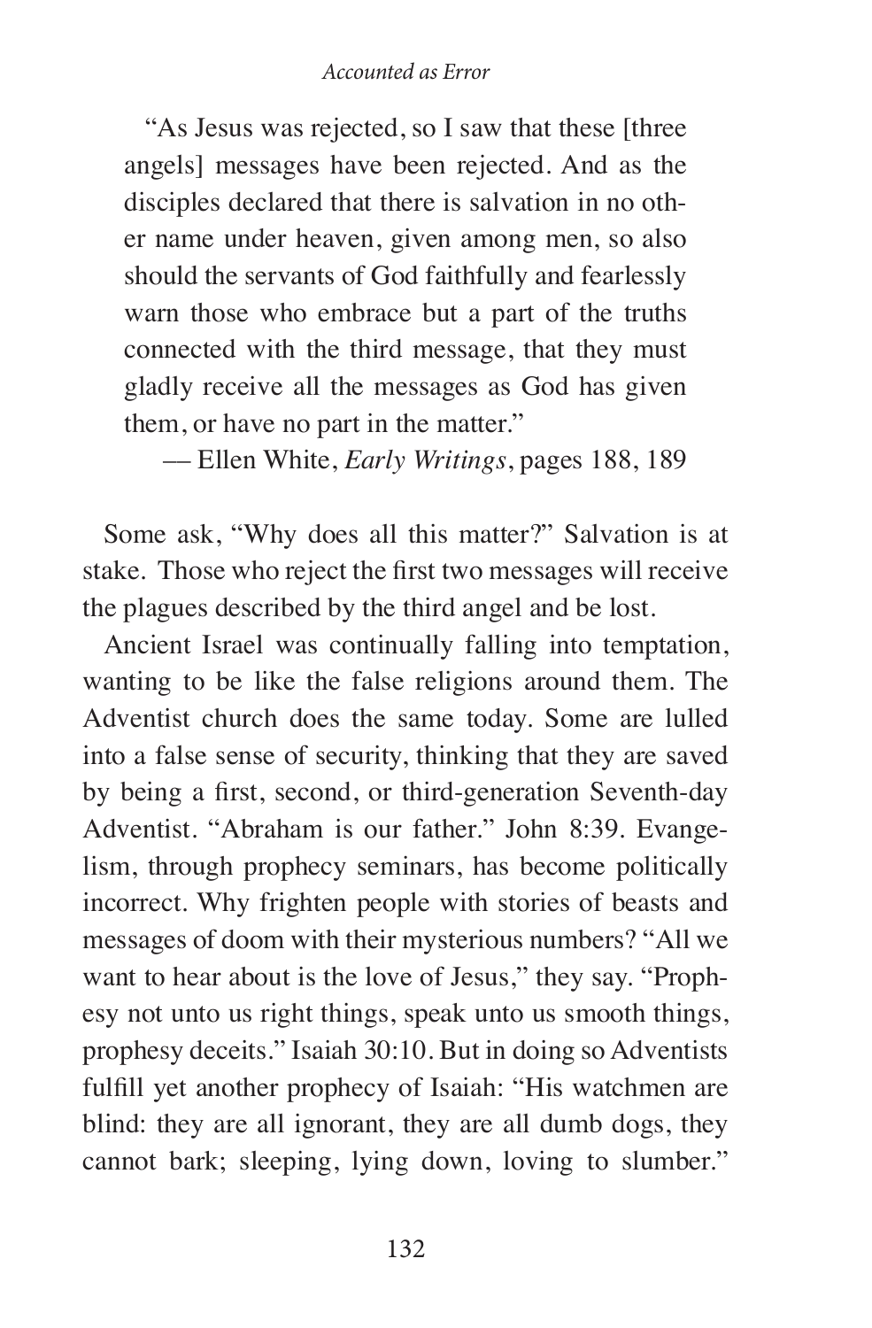> "As Jesus was rejected, so I saw that these [three angels] messages have been rejected. And as the disciples declared that there is salvation in no other name under heaven, given among men, so also should the servants of God faithfully and fearlessly warn those who embrace but a part of the truths connected with the third message, that they must gladly receive all the messages as God has given them, or have no part in the matter."
>
> — Ellen White, *Early Writings*, pages 188, 189

Some ask, "Why does all this matter?" Salvation is at stake. Those who reject the first two messages will receive the plagues described by the third angel and be lost.

Ancient Israel was continually falling into temptation, wanting to be like the false religions around them. The Adventist church does the same today. Some are lulled into a false sense of security, thinking that they are saved by being a first, second, or third-generation Seventh-day Adventist. "Abraham is our father." John 8:39. Evangelism, through prophecy seminars, has become politically incorrect. Why frighten people with stories of beasts and messages of doom with their mysterious numbers? "All we want to hear about is the love of Jesus," they say. "Prophesy not unto us right things, speak unto us smooth things, prophesy deceits." Isaiah 30:10. But in doing so Adventists fulfill yet another prophecy of Isaiah: "His watchmen are blind: they are all ignorant, they are all dumb dogs, they cannot bark; sleeping, lying down, loving to slumber."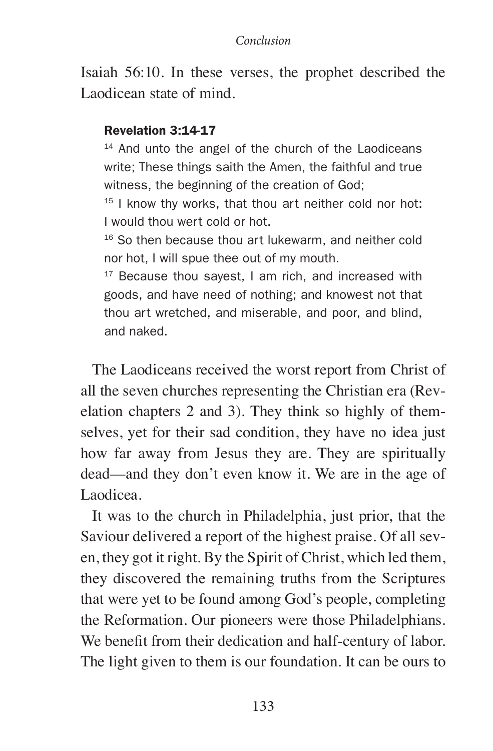Isaiah 56:10. In these verses, the prophet described the Laodicean state of mind.

> **Revelation 3:14-17**
>
> [14] And unto the angel of the church of the Laodiceans write; These things saith the Amen, the faithful and true witness, the beginning of the creation of God;
>
> [15] I know thy works, that thou art neither cold nor hot: I would thou wert cold or hot.
>
> [16] So then because thou art lukewarm, and neither cold nor hot, I will spue thee out of my mouth.
>
> [17] Because thou sayest, I am rich, and increased with goods, and have need of nothing; and knowest not that thou art wretched, and miserable, and poor, and blind, and naked.

The Laodiceans received the worst report from Christ of all the seven churches representing the Christian era (Revelation chapters 2 and 3). They think so highly of themselves, yet for their sad condition, they have no idea just how far away from Jesus they are. They are spiritually dead—and they don't even know it. We are in the age of Laodicea.

It was to the church in Philadelphia, just prior, that the Saviour delivered a report of the highest praise. Of all seven, they got it right. By the Spirit of Christ, which led them, they discovered the remaining truths from the Scriptures that were yet to be found among God's people, completing the Reformation. Our pioneers were those Philadelphians. We benefit from their dedication and half-century of labor. The light given to them is our foundation. It can be ours to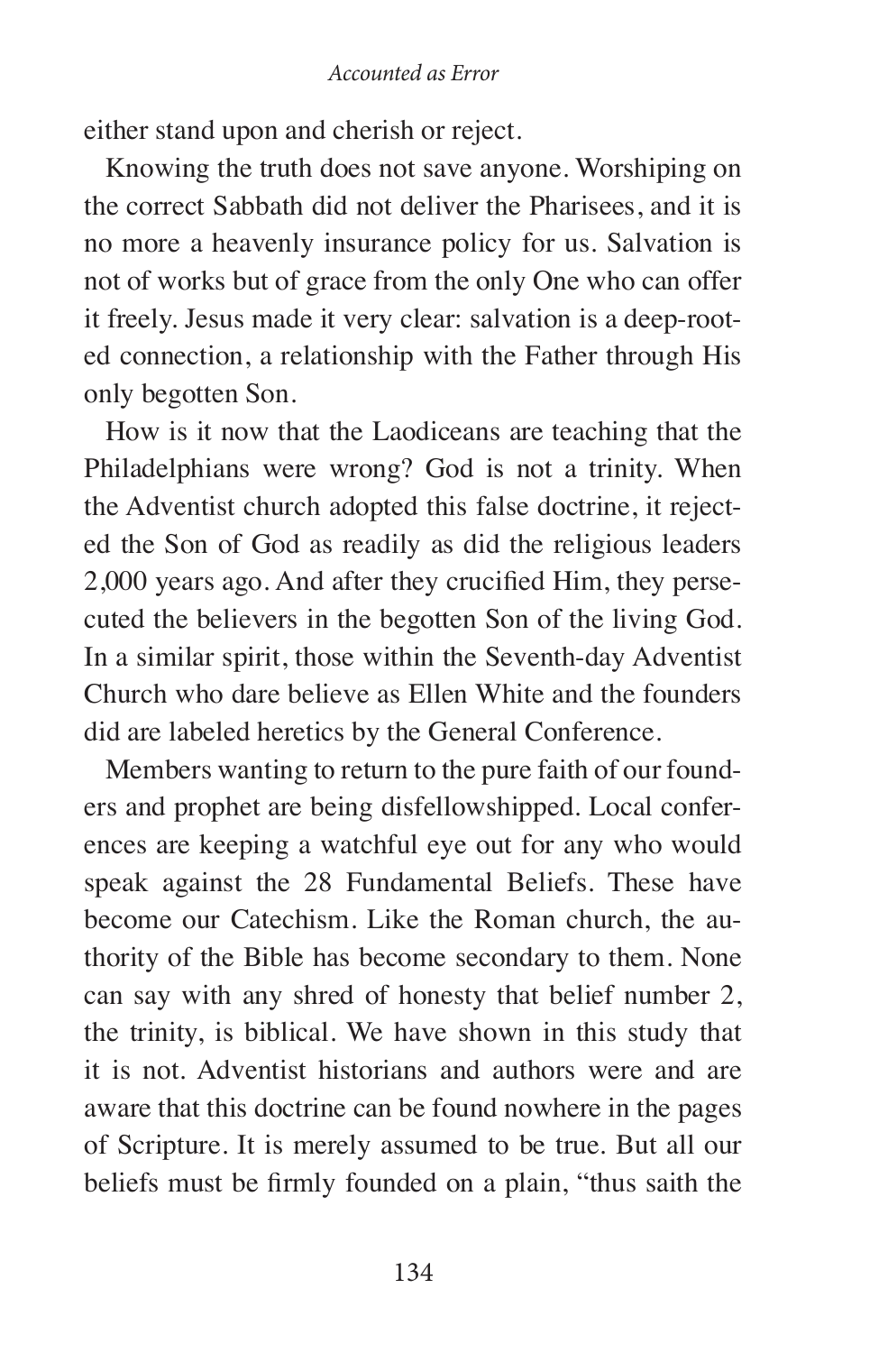either stand upon and cherish or reject.

Knowing the truth does not save anyone. Worshiping on the correct Sabbath did not deliver the Pharisees, and it is no more a heavenly insurance policy for us. Salvation is not of works but of grace from the only One who can offer it freely. Jesus made it very clear: salvation is a deep-rooted connection, a relationship with the Father through His only begotten Son.

How is it now that the Laodiceans are teaching that the Philadelphians were wrong? God is not a trinity. When the Adventist church adopted this false doctrine, it rejected the Son of God as readily as did the religious leaders 2,000 years ago. And after they crucified Him, they persecuted the believers in the begotten Son of the living God. In a similar spirit, those within the Seventh-day Adventist Church who dare believe as Ellen White and the founders did are labeled heretics by the General Conference.

Members wanting to return to the pure faith of our founders and prophet are being disfellowshipped. Local conferences are keeping a watchful eye out for any who would speak against the 28 Fundamental Beliefs. These have become our Catechism. Like the Roman church, the authority of the Bible has become secondary to them. None can say with any shred of honesty that belief number 2, the trinity, is biblical. We have shown in this study that it is not. Adventist historians and authors were and are aware that this doctrine can be found nowhere in the pages of Scripture. It is merely assumed to be true. But all our beliefs must be firmly founded on a plain, "thus saith the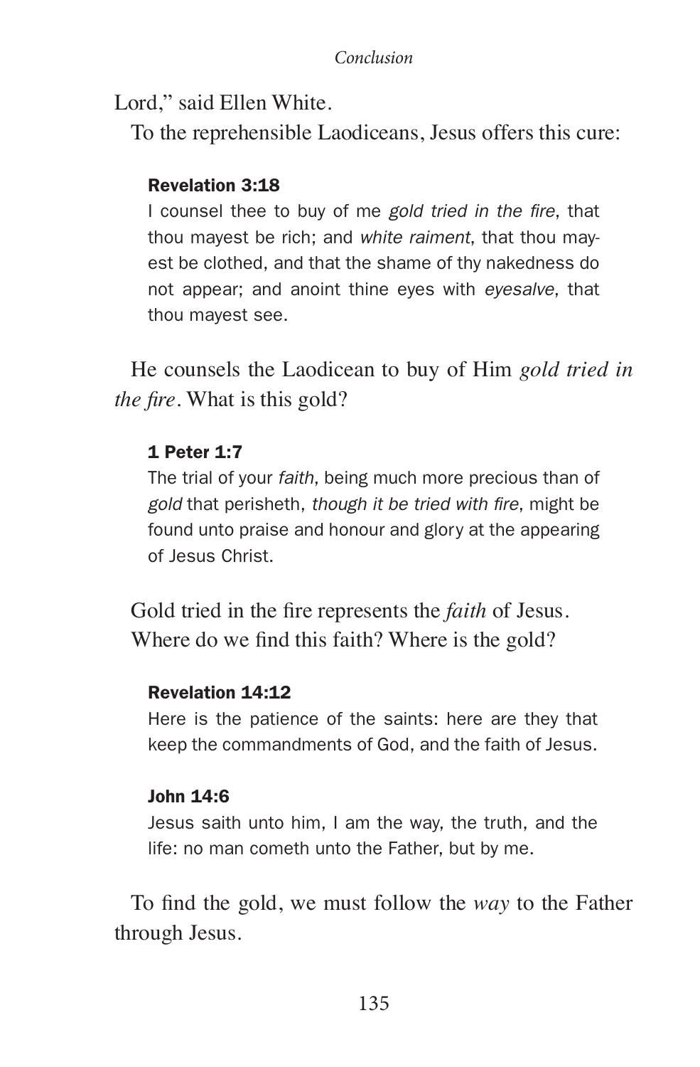Lord," said Ellen White.

To the reprehensible Laodiceans, Jesus offers this cure:

> **Revelation 3:18**
>
> I counsel thee to buy of me *gold tried in the fire,* that thou mayest be rich; and *white raiment*, that thou mayest be clothed, and that the shame of thy nakedness do not appear; and anoint thine eyes with *eyesalve*, that thou mayest see.

He counsels the Laodicean to buy of Him *gold tried in the fire*. What is this gold?

> **1 Peter 1:7**
>
> The trial of your *faith*, being much more precious than of *gold* that perisheth, *though it be tried with fire*, might be found unto praise and honour and glory at the appearing of Jesus Christ.

Gold tried in the fire represents the *faith* of Jesus. Where do we find this faith? Where is the gold?

> **Revelation 14:12**
>
> Here is the patience of the saints: here are they that keep the commandments of God, and the faith of Jesus.

> **John 14:6**
>
> Jesus saith unto him, I am the way, the truth, and the life: no man cometh unto the Father, but by me.

To find the gold, we must follow the *way* to the Father through Jesus.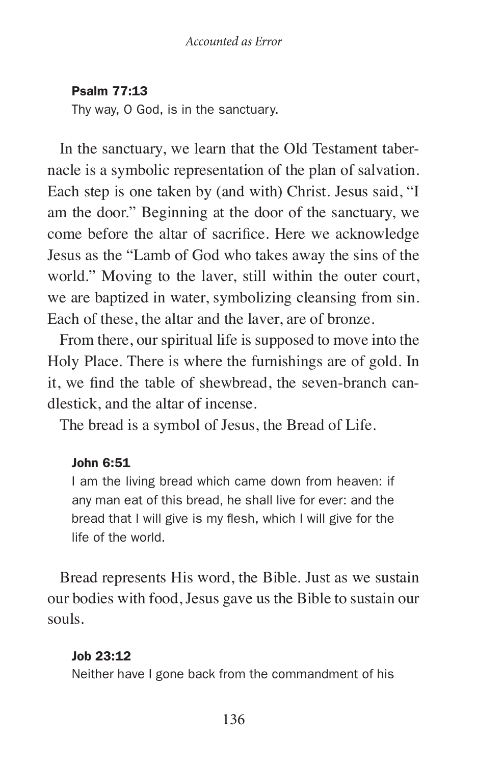**Psalm 77:13**
Thy way, O God, is in the sanctuary.

In the sanctuary, we learn that the Old Testament tabernacle is a symbolic representation of the plan of salvation. Each step is one taken by (and with) Christ. Jesus said, "I am the door." Beginning at the door of the sanctuary, we come before the altar of sacrifice. Here we acknowledge Jesus as the "Lamb of God who takes away the sins of the world." Moving to the laver, still within the outer court, we are baptized in water, symbolizing cleansing from sin. Each of these, the altar and the laver, are of bronze.

From there, our spiritual life is supposed to move into the Holy Place. There is where the furnishings are of gold. In it, we find the table of shewbread, the seven-branch candlestick, and the altar of incense.

The bread is a symbol of Jesus, the Bread of Life.

**John 6:51**
I am the living bread which came down from heaven: if any man eat of this bread, he shall live for ever: and the bread that I will give is my flesh, which I will give for the life of the world.

Bread represents His word, the Bible. Just as we sustain our bodies with food, Jesus gave us the Bible to sustain our souls.

**Job 23:12**
Neither have I gone back from the commandment of his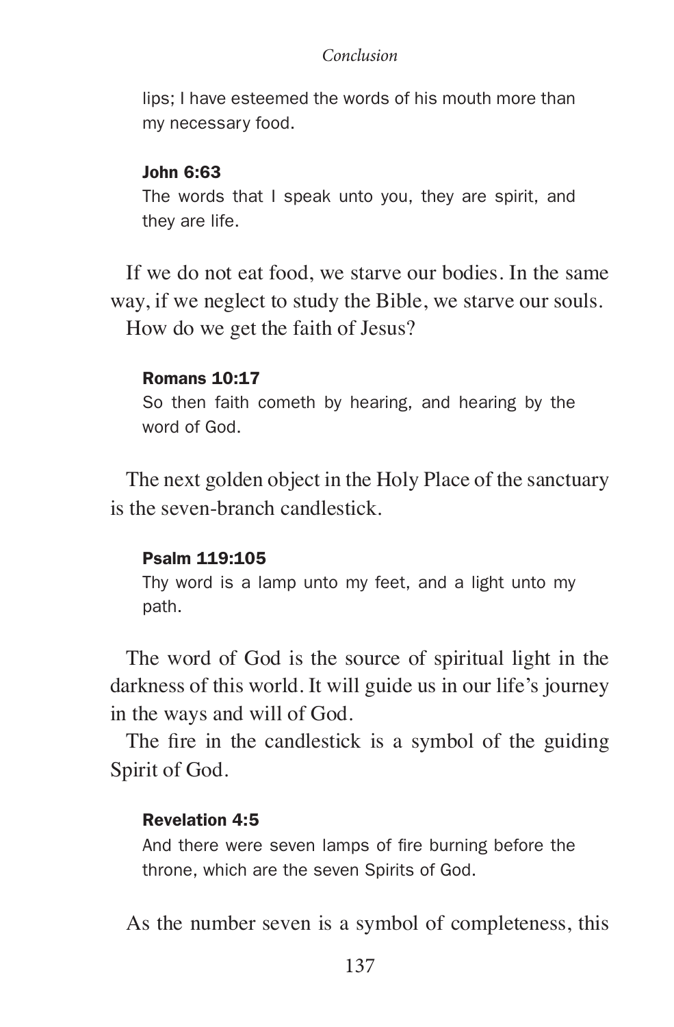lips; I have esteemed the words of his mouth more than my necessary food.

**John 6:63**

The words that I speak unto you, they are spirit, and they are life.

If we do not eat food, we starve our bodies. In the same way, if we neglect to study the Bible, we starve our souls.

How do we get the faith of Jesus?

**Romans 10:17**

So then faith cometh by hearing, and hearing by the word of God.

The next golden object in the Holy Place of the sanctuary is the seven-branch candlestick.

**Psalm 119:105**

Thy word is a lamp unto my feet, and a light unto my path.

The word of God is the source of spiritual light in the darkness of this world. It will guide us in our life's journey in the ways and will of God.

The fire in the candlestick is a symbol of the guiding Spirit of God.

**Revelation 4:5**

And there were seven lamps of fire burning before the throne, which are the seven Spirits of God.

As the number seven is a symbol of completeness, this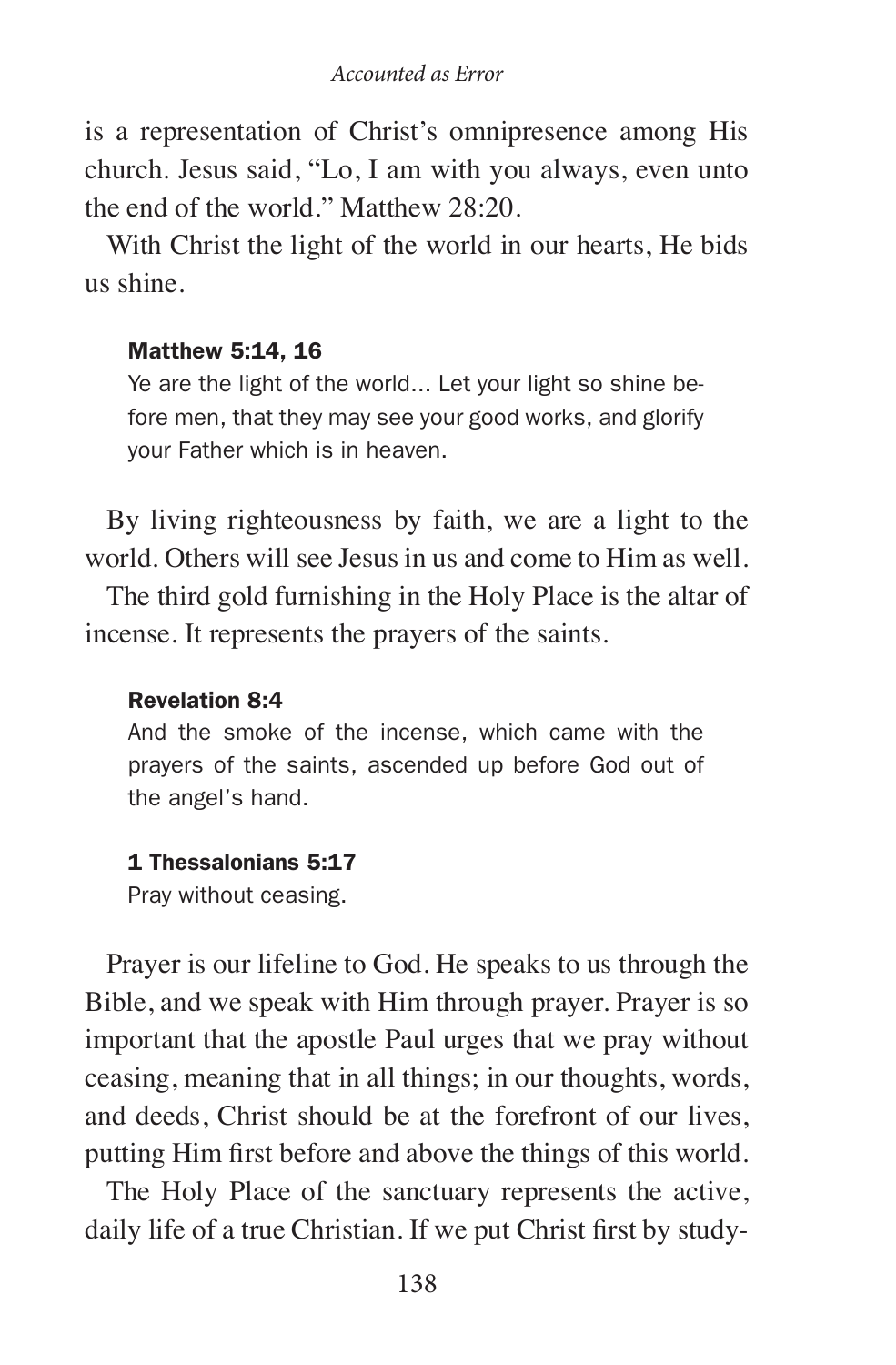is a representation of Christ's omnipresence among His church. Jesus said, "Lo, I am with you always, even unto the end of the world." Matthew 28:20.

With Christ the light of the world in our hearts, He bids us shine.

> **Matthew 5:14, 16**
> Ye are the light of the world... Let your light so shine before men, that they may see your good works, and glorify your Father which is in heaven.

By living righteousness by faith, we are a light to the world. Others will see Jesus in us and come to Him as well.

The third gold furnishing in the Holy Place is the altar of incense. It represents the prayers of the saints.

> **Revelation 8:4**
> And the smoke of the incense, which came with the prayers of the saints, ascended up before God out of the angel's hand.

> **1 Thessalonians 5:17**
> Pray without ceasing.

Prayer is our lifeline to God. He speaks to us through the Bible, and we speak with Him through prayer. Prayer is so important that the apostle Paul urges that we pray without ceasing, meaning that in all things; in our thoughts, words, and deeds, Christ should be at the forefront of our lives, putting Him first before and above the things of this world.

The Holy Place of the sanctuary represents the active, daily life of a true Christian. If we put Christ first by study-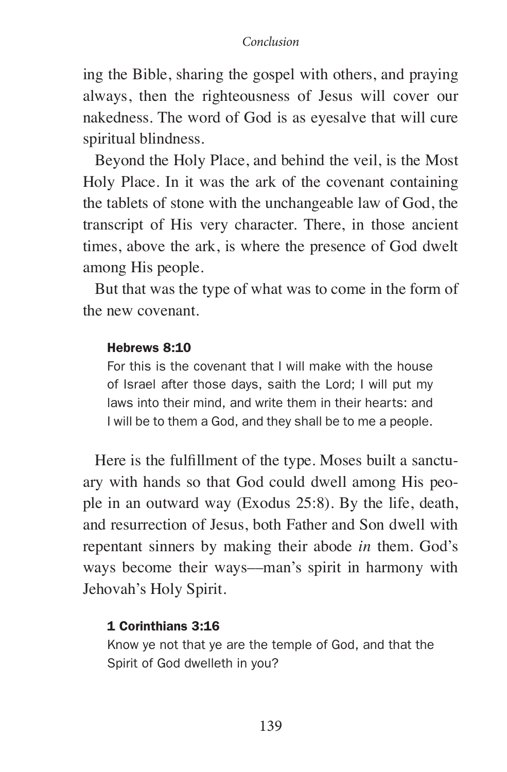ing the Bible, sharing the gospel with others, and praying always, then the righteousness of Jesus will cover our nakedness. The word of God is as eyesalve that will cure spiritual blindness.

Beyond the Holy Place, and behind the veil, is the Most Holy Place. In it was the ark of the covenant containing the tablets of stone with the unchangeable law of God, the transcript of His very character. There, in those ancient times, above the ark, is where the presence of God dwelt among His people.

But that was the type of what was to come in the form of the new covenant.

> **Hebrews 8:10**
> For this is the covenant that I will make with the house of Israel after those days, saith the Lord; I will put my laws into their mind, and write them in their hearts: and I will be to them a God, and they shall be to me a people.

Here is the fulfillment of the type. Moses built a sanctuary with hands so that God could dwell among His people in an outward way (Exodus 25:8). By the life, death, and resurrection of Jesus, both Father and Son dwell with repentant sinners by making their abode *in* them. God's ways become their ways—man's spirit in harmony with Jehovah's Holy Spirit.

> **1 Corinthians 3:16**
> Know ye not that ye are the temple of God, and that the Spirit of God dwelleth in you?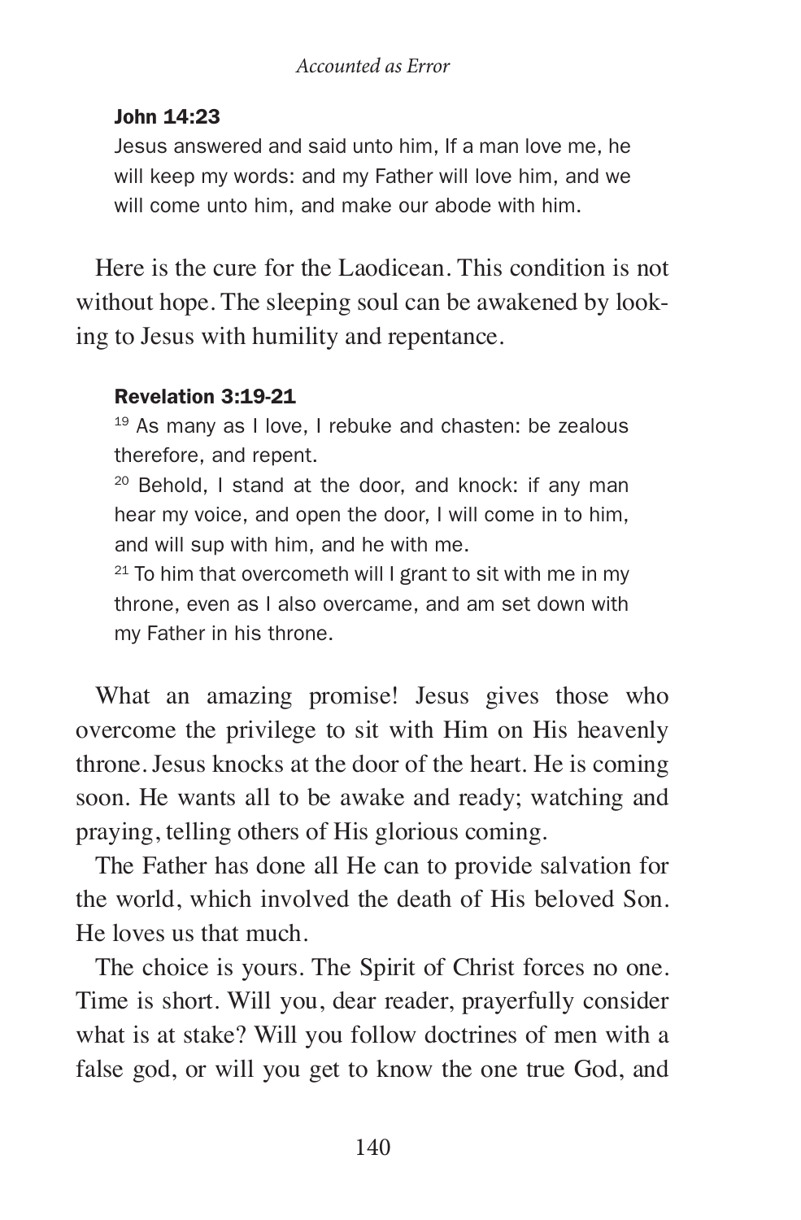**John 14:23**

Jesus answered and said unto him, If a man love me, he will keep my words: and my Father will love him, and we will come unto him, and make our abode with him.

Here is the cure for the Laodicean. This condition is not without hope. The sleeping soul can be awakened by looking to Jesus with humility and repentance.

**Revelation 3:19-21**

[19] As many as I love, I rebuke and chasten: be zealous therefore, and repent.
[20] Behold, I stand at the door, and knock: if any man hear my voice, and open the door, I will come in to him, and will sup with him, and he with me.
[21] To him that overcometh will I grant to sit with me in my throne, even as I also overcame, and am set down with my Father in his throne.

What an amazing promise! Jesus gives those who overcome the privilege to sit with Him on His heavenly throne. Jesus knocks at the door of the heart. He is coming soon. He wants all to be awake and ready; watching and praying, telling others of His glorious coming.

The Father has done all He can to provide salvation for the world, which involved the death of His beloved Son. He loves us that much.

The choice is yours. The Spirit of Christ forces no one. Time is short. Will you, dear reader, prayerfully consider what is at stake? Will you follow doctrines of men with a false god, or will you get to know the one true God, and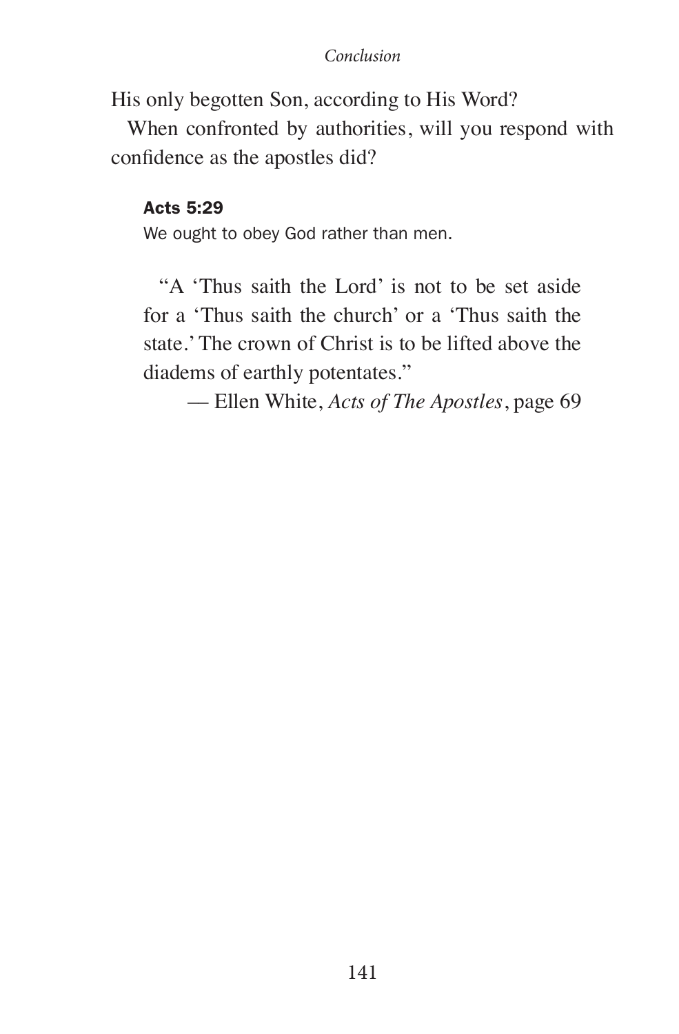His only begotten Son, according to His Word?

When confronted by authorities, will you respond with confidence as the apostles did?

> **Acts 5:29**
> We ought to obey God rather than men.

> "A 'Thus saith the Lord' is not to be set aside for a 'Thus saith the church' or a 'Thus saith the state.' The crown of Christ is to be lifted above the diadems of earthly potentates."
>
> — Ellen White, *Acts of The Apostles*, page 69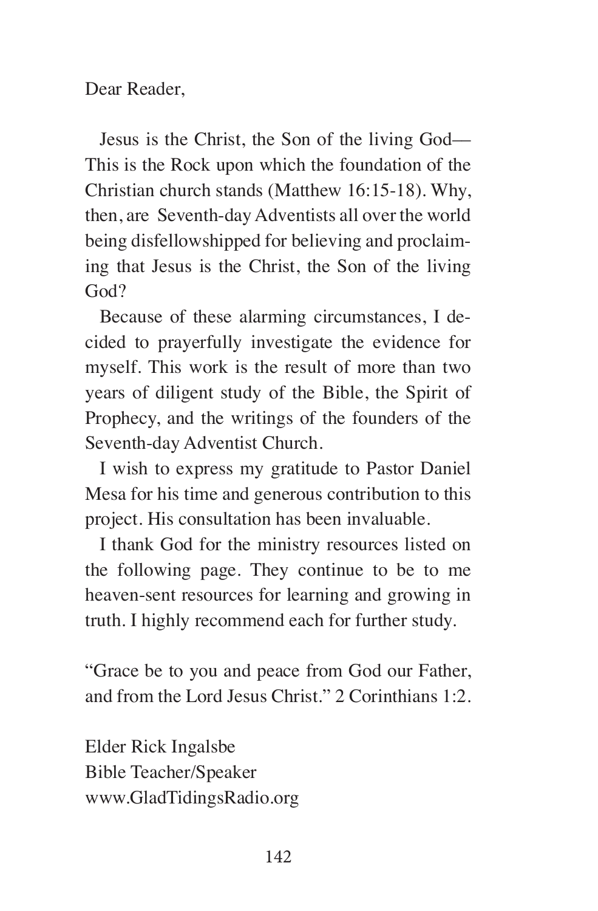Dear Reader,

Jesus is the Christ, the Son of the living God—This is the Rock upon which the foundation of the Christian church stands (Matthew 16:15-18). Why, then, are Seventh-day Adventists all over the world being disfellowshipped for believing and proclaiming that Jesus is the Christ, the Son of the living God?

Because of these alarming circumstances, I decided to prayerfully investigate the evidence for myself. This work is the result of more than two years of diligent study of the Bible, the Spirit of Prophecy, and the writings of the founders of the Seventh-day Adventist Church.

I wish to express my gratitude to Pastor Daniel Mesa for his time and generous contribution to this project. His consultation has been invaluable.

I thank God for the ministry resources listed on the following page. They continue to be to me heaven-sent resources for learning and growing in truth. I highly recommend each for further study.

"Grace be to you and peace from God our Father, and from the Lord Jesus Christ." 2 Corinthians 1:2.

Elder Rick Ingalsbe
Bible Teacher/Speaker
www.GladTidingsRadio.org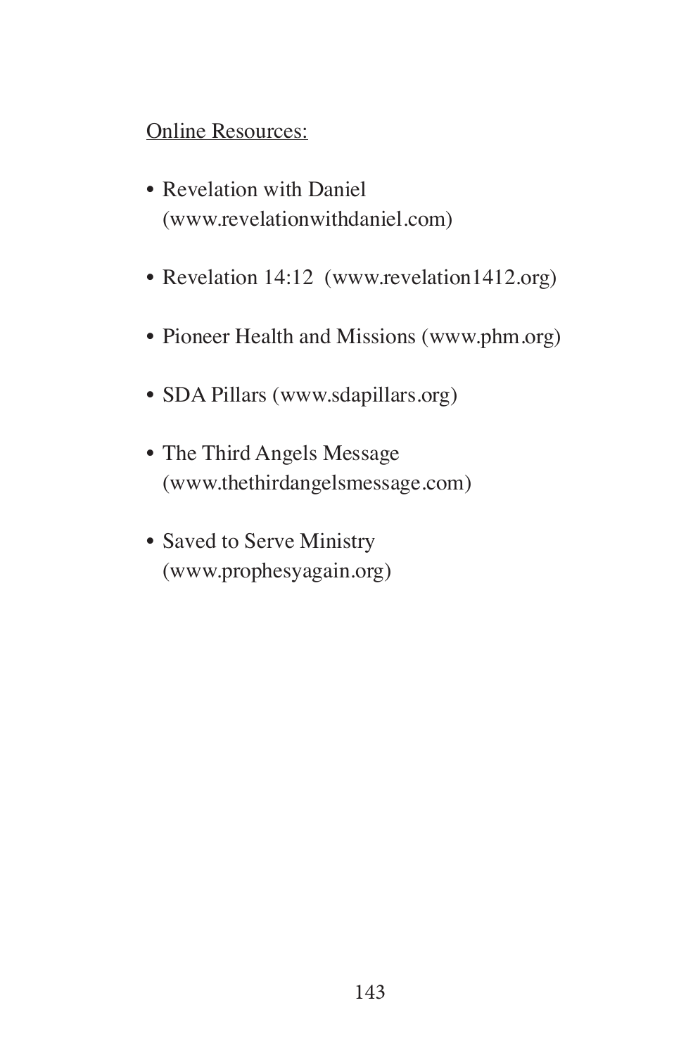Online Resources:

- Revelation with Daniel (www.revelationwithdaniel.com)
- Revelation 14:12 (www.revelation1412.org)
- Pioneer Health and Missions (www.phm.org)
- SDA Pillars (www.sdapillars.org)
- The Third Angels Message (www.thethirdangelsmessage.com)
- Saved to Serve Ministry (www.prophesyagain.org)